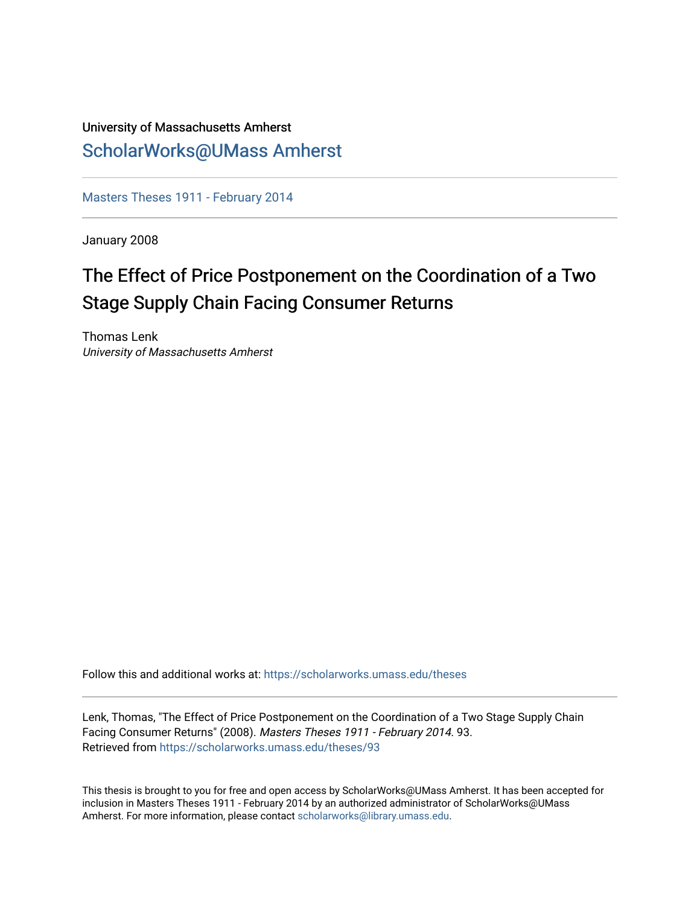University of Massachusetts Amherst

ScholarWorks@UMass Amherst

Masters Theses 1911 - February 2014

January 2008

# The Effect of Price Postponement on the Coordination of a Two Stage Supply Chain Facing Consumer Returns

Thomas Lenk
*University of Massachusetts Amherst*

Follow this and additional works at: https://scholarworks.umass.edu/theses

Lenk, Thomas, "The Effect of Price Postponement on the Coordination of a Two Stage Supply Chain Facing Consumer Returns" (2008). *Masters Theses 1911 - February 2014*. 93.
Retrieved from https://scholarworks.umass.edu/theses/93

This thesis is brought to you for free and open access by ScholarWorks@UMass Amherst. It has been accepted for inclusion in Masters Theses 1911 - February 2014 by an authorized administrator of ScholarWorks@UMass Amherst. For more information, please contact scholarworks@library.umass.edu.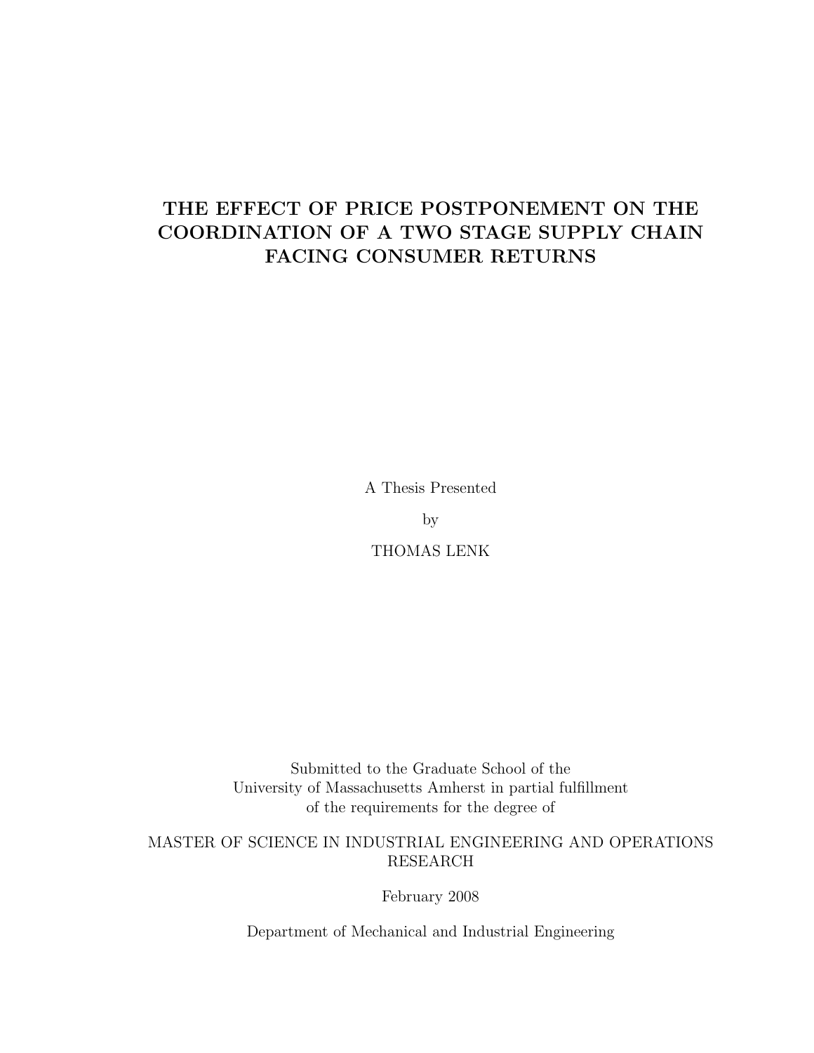# THE EFFECT OF PRICE POSTPONEMENT ON THE COORDINATION OF A TWO STAGE SUPPLY CHAIN FACING CONSUMER RETURNS

A Thesis Presented

by

THOMAS LENK

Submitted to the Graduate School of the
University of Massachusetts Amherst in partial fulfillment
of the requirements for the degree of

MASTER OF SCIENCE IN INDUSTRIAL ENGINEERING AND OPERATIONS RESEARCH

February 2008

Department of Mechanical and Industrial Engineering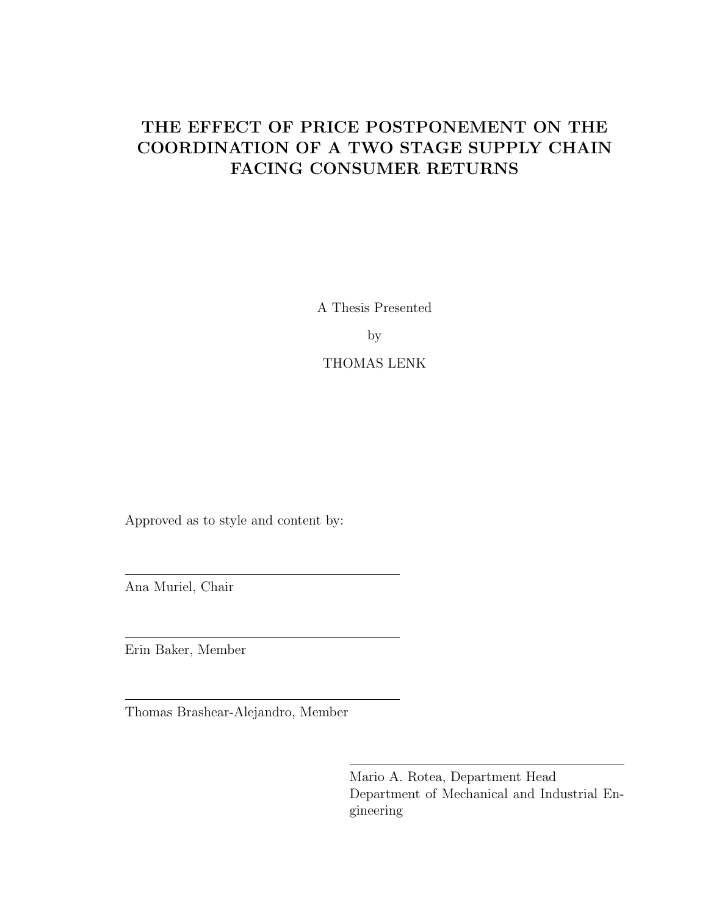# THE EFFECT OF PRICE POSTPONEMENT ON THE COORDINATION OF A TWO STAGE SUPPLY CHAIN FACING CONSUMER RETURNS

A Thesis Presented

by

THOMAS LENK

Approved as to style and content by:

---

Ana Muriel, Chair

---

Erin Baker, Member

---

Thomas Brashear-Alejandro, Member

---

Mario A. Rotea, Department Head
Department of Mechanical and Industrial Engineering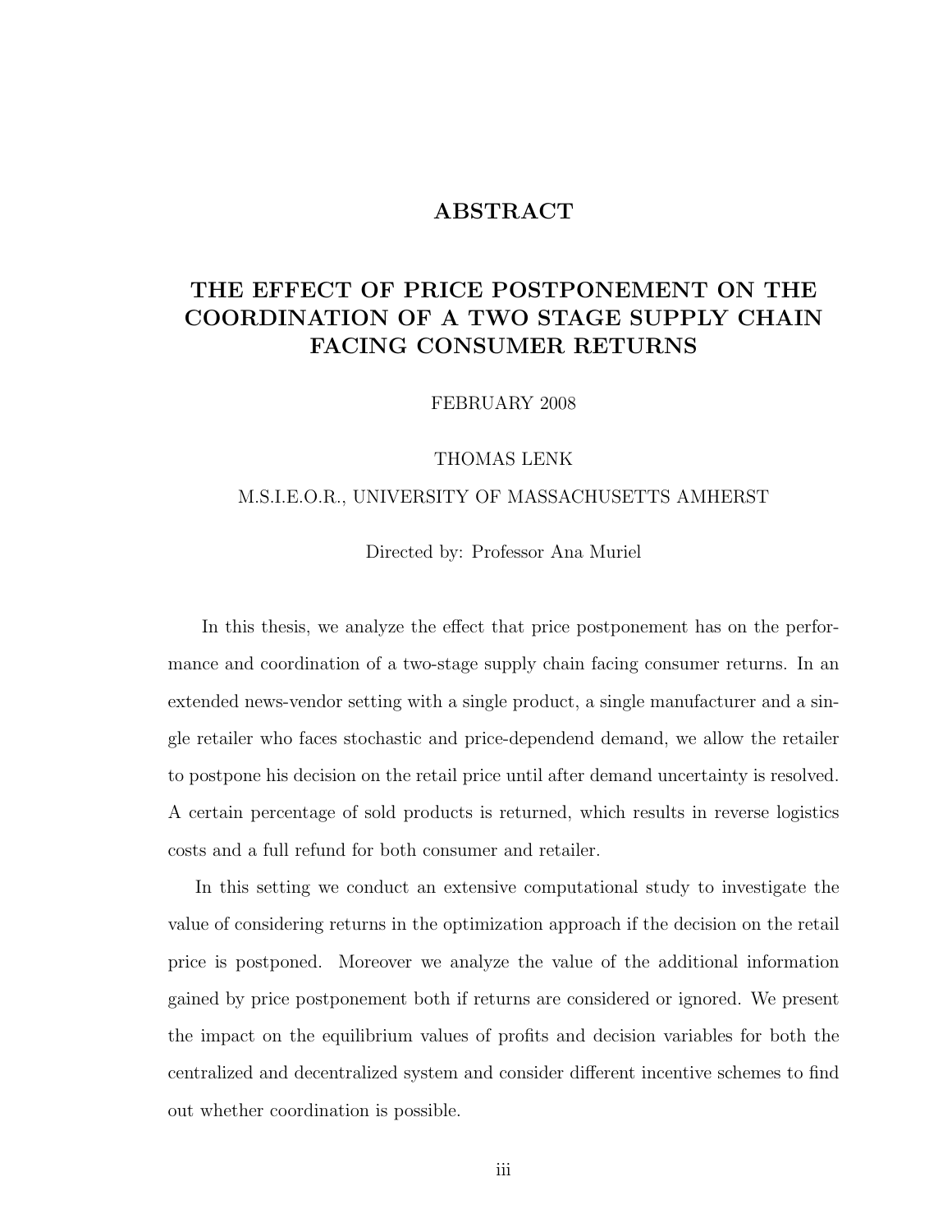# ABSTRACT

## THE EFFECT OF PRICE POSTPONEMENT ON THE COORDINATION OF A TWO STAGE SUPPLY CHAIN FACING CONSUMER RETURNS

FEBRUARY 2008

THOMAS LENK

M.S.I.E.O.R., UNIVERSITY OF MASSACHUSETTS AMHERST

Directed by: Professor Ana Muriel

In this thesis, we analyze the effect that price postponement has on the performance and coordination of a two-stage supply chain facing consumer returns. In an extended news-vendor setting with a single product, a single manufacturer and a single retailer who faces stochastic and price-dependend demand, we allow the retailer to postpone his decision on the retail price until after demand uncertainty is resolved. A certain percentage of sold products is returned, which results in reverse logistics costs and a full refund for both consumer and retailer.

In this setting we conduct an extensive computational study to investigate the value of considering returns in the optimization approach if the decision on the retail price is postponed. Moreover we analyze the value of the additional information gained by price postponement both if returns are considered or ignored. We present the impact on the equilibrium values of profits and decision variables for both the centralized and decentralized system and consider different incentive schemes to find out whether coordination is possible.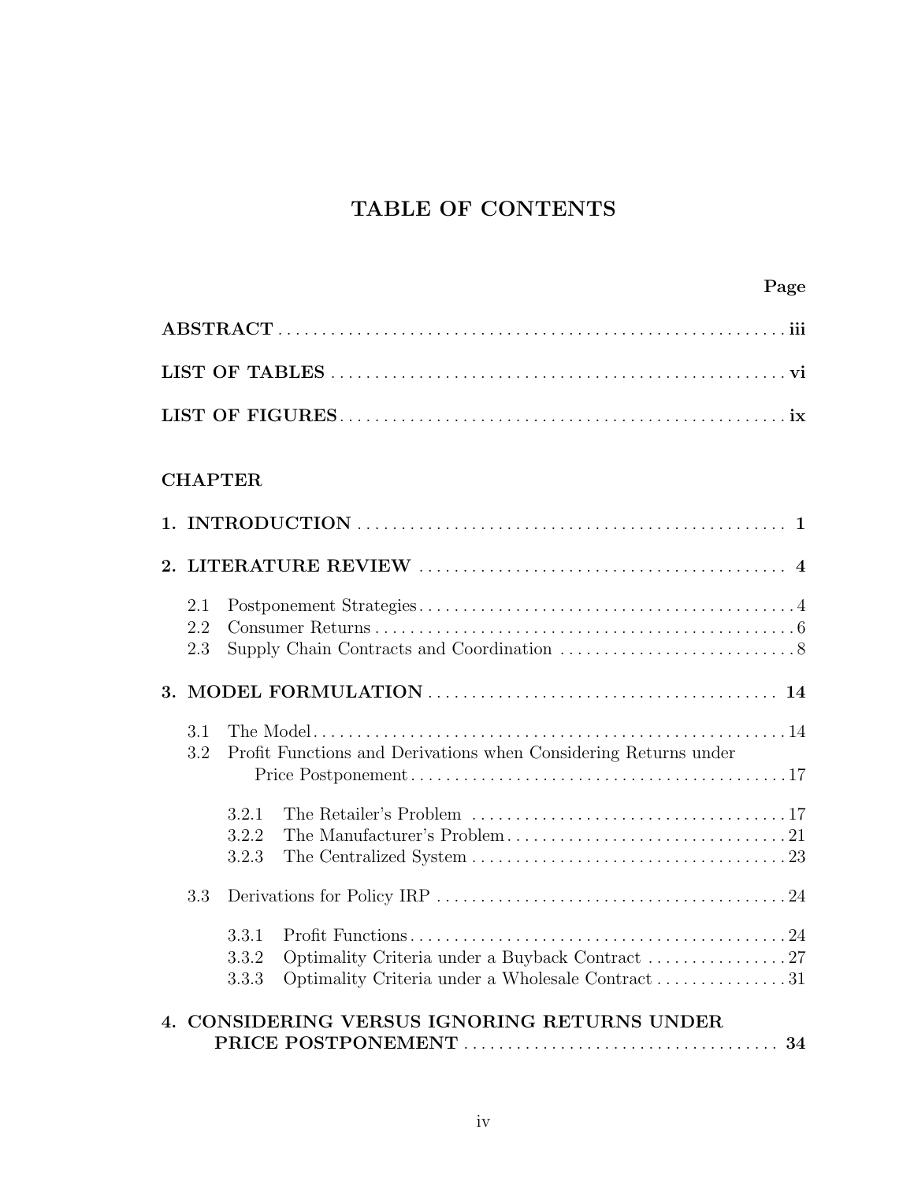# TABLE OF CONTENTS

**Page**

**ABSTRACT** . . . . . . . . . . . . . . . . . . . . . . . . . . . . . . . . . . . . . . . . . . . . . . . . . . . . . . . . . **iii**

**LIST OF TABLES** . . . . . . . . . . . . . . . . . . . . . . . . . . . . . . . . . . . . . . . . . . . . . . . . . . . . . **vi**

**LIST OF FIGURES** . . . . . . . . . . . . . . . . . . . . . . . . . . . . . . . . . . . . . . . . . . . . . . . . . . . . **ix**

**CHAPTER**

**1. INTRODUCTION** . . . . . . . . . . . . . . . . . . . . . . . . . . . . . . . . . . . . . . . . . . . . . . . . . . **1**

**2. LITERATURE REVIEW** . . . . . . . . . . . . . . . . . . . . . . . . . . . . . . . . . . . . . . . . . . . **4**

- 2.1 Postponement Strategies . . . . . . . . . . . . . . . . . . . . . . . . . . . . . . . . . . . . . . . . . . 4
- 2.2 Consumer Returns . . . . . . . . . . . . . . . . . . . . . . . . . . . . . . . . . . . . . . . . . . . . . . . . 6
- 2.3 Supply Chain Contracts and Coordination . . . . . . . . . . . . . . . . . . . . . . . . . . . 8

**3. MODEL FORMULATION** . . . . . . . . . . . . . . . . . . . . . . . . . . . . . . . . . . . . . . . . . . **14**

- 3.1 The Model . . . . . . . . . . . . . . . . . . . . . . . . . . . . . . . . . . . . . . . . . . . . . . . . . . . . . . 14
- 3.2 Profit Functions and Derivations when Considering Returns under Price Postponement . . . . . . . . . . . . . . . . . . . . . . . . . . . . . . . . . . . . . . . . . . . 17
  - 3.2.1 The Retailer's Problem . . . . . . . . . . . . . . . . . . . . . . . . . . . . . . . . . . . . . 17
  - 3.2.2 The Manufacturer's Problem . . . . . . . . . . . . . . . . . . . . . . . . . . . . . . . . 21
  - 3.2.3 The Centralized System . . . . . . . . . . . . . . . . . . . . . . . . . . . . . . . . . . . . 23
- 3.3 Derivations for Policy IRP . . . . . . . . . . . . . . . . . . . . . . . . . . . . . . . . . . . . . . . 24
  - 3.3.1 Profit Functions . . . . . . . . . . . . . . . . . . . . . . . . . . . . . . . . . . . . . . . . . . . 24
  - 3.3.2 Optimality Criteria under a Buyback Contract . . . . . . . . . . . . . . . . 27
  - 3.3.3 Optimality Criteria under a Wholesale Contract . . . . . . . . . . . . . . . 31

**4. CONSIDERING VERSUS IGNORING RETURNS UNDER PRICE POSTPONEMENT** . . . . . . . . . . . . . . . . . . . . . . . . . . . . . . . . . . . . **34**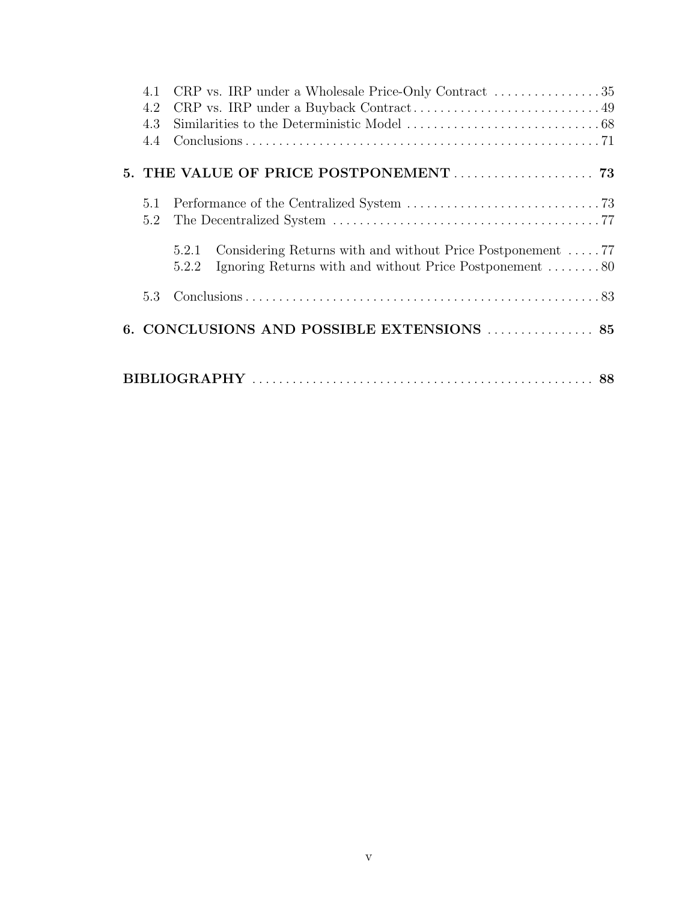4.1 CRP vs. IRP under a Wholesale Price-Only Contract ................ 35
4.2 CRP vs. IRP under a Buyback Contract ................ 49
4.3 Similarities to the Deterministic Model ................ 68
4.4 Conclusions ................ 71

**5. THE VALUE OF PRICE POSTPONEMENT ................ 73**

5.1 Performance of the Centralized System ................ 73
5.2 The Decentralized System ................ 77

5.2.1 Considering Returns with and without Price Postponement ................ 77
5.2.2 Ignoring Returns with and without Price Postponement ................ 80

5.3 Conclusions ................ 83

**6. CONCLUSIONS AND POSSIBLE EXTENSIONS ................ 85**

**BIBLIOGRAPHY ................ 88**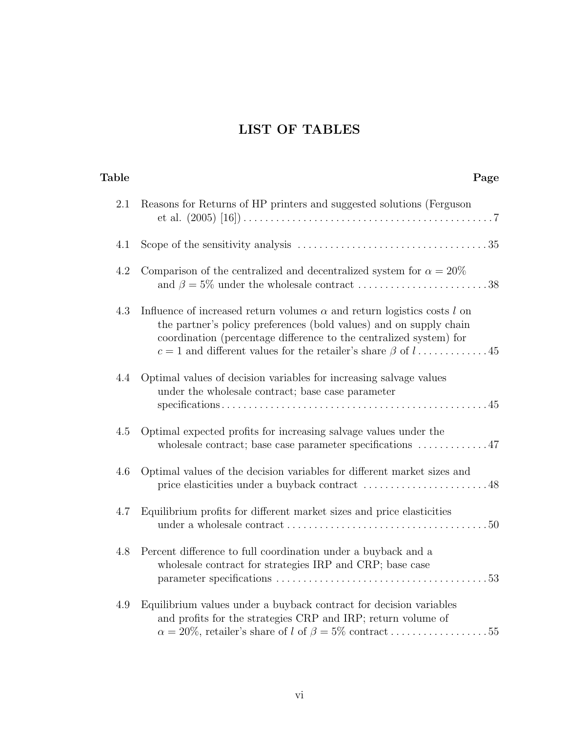# LIST OF TABLES

| Table | | Page |
|---|---|---|
| 2.1 | Reasons for Returns of HP printers and suggested solutions (Ferguson et al. (2005) [16]) | 7 |
| 4.1 | Scope of the sensitivity analysis | 35 |
| 4.2 | Comparison of the centralized and decentralized system for $\alpha = 20\%$ and $\beta = 5\%$ under the wholesale contract | 38 |
| 4.3 | Influence of increased return volumes $\alpha$ and return logistics costs $l$ on the partner's policy preferences (bold values) and on supply chain coordination (percentage difference to the centralized system) for $c = 1$ and different values for the retailer's share $\beta$ of $l$ | 45 |
| 4.4 | Optimal values of decision variables for increasing salvage values under the wholesale contract; base case parameter specifications | 45 |
| 4.5 | Optimal expected profits for increasing salvage values under the wholesale contract; base case parameter specifications | 47 |
| 4.6 | Optimal values of the decision variables for different market sizes and price elasticities under a buyback contract | 48 |
| 4.7 | Equilibrium profits for different market sizes and price elasticities under a wholesale contract | 50 |
| 4.8 | Percent difference to full coordination under a buyback and a wholesale contract for strategies IRP and CRP; base case parameter specifications | 53 |
| 4.9 | Equilibrium values under a buyback contract for decision variables and profits for the strategies CRP and IRP; return volume of $\alpha = 20\%$, retailer's share of $l$ of $\beta = 5\%$ contract | 55 |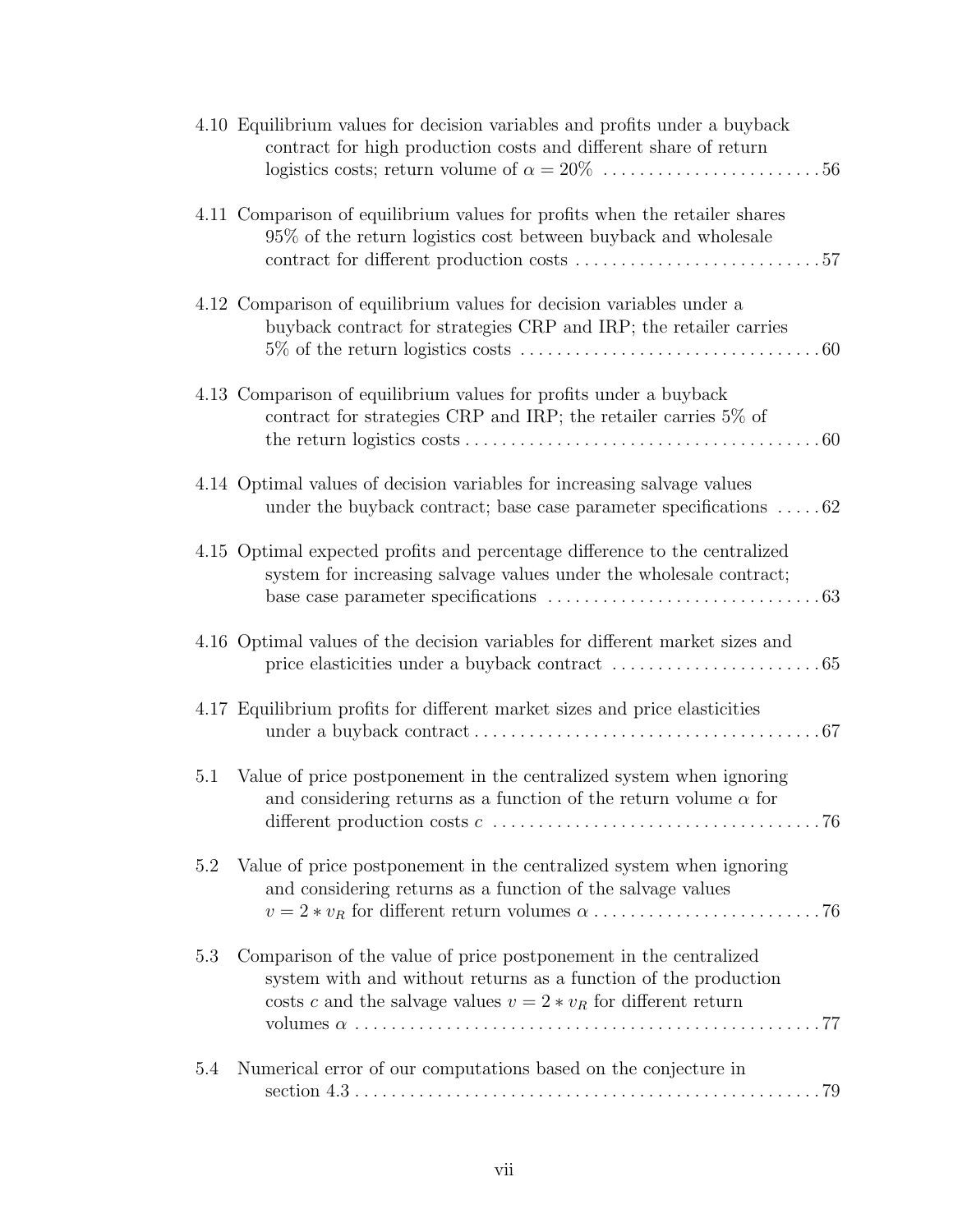4.10 Equilibrium values for decision variables and profits under a buyback contract for high production costs and different share of return logistics costs; return volume of $\alpha = 20\%$ . . . . . . . . . . . . . . . . . . . . . . . . 56

4.11 Comparison of equilibrium values for profits when the retailer shares 95% of the return logistics cost between buyback and wholesale contract for different production costs . . . . . . . . . . . . . . . . . . . . . . . . . . . 57

4.12 Comparison of equilibrium values for decision variables under a buyback contract for strategies CRP and IRP; the retailer carries 5% of the return logistics costs . . . . . . . . . . . . . . . . . . . . . . . . . . . . . . . . 60

4.13 Comparison of equilibrium values for profits under a buyback contract for strategies CRP and IRP; the retailer carries 5% of the return logistics costs . . . . . . . . . . . . . . . . . . . . . . . . . . . . . . . . . . . . . . 60

4.14 Optimal values of decision variables for increasing salvage values under the buyback contract; base case parameter specifications . . . . . 62

4.15 Optimal expected profits and percentage difference to the centralized system for increasing salvage values under the wholesale contract; base case parameter specifications . . . . . . . . . . . . . . . . . . . . . . . . . . . . . 63

4.16 Optimal values of the decision variables for different market sizes and price elasticities under a buyback contract . . . . . . . . . . . . . . . . . . . . . . . 65

4.17 Equilibrium profits for different market sizes and price elasticities under a buyback contract . . . . . . . . . . . . . . . . . . . . . . . . . . . . . . . . . . . . . . 67

5.1 Value of price postponement in the centralized system when ignoring and considering returns as a function of the return volume $\alpha$ for different production costs $c$ . . . . . . . . . . . . . . . . . . . . . . . . . . . . . . . . . . . 76

5.2 Value of price postponement in the centralized system when ignoring and considering returns as a function of the salvage values $v = 2 * v_R$ for different return volumes $\alpha$ . . . . . . . . . . . . . . . . . . . . . . . . . 76

5.3 Comparison of the value of price postponement in the centralized system with and without returns as a function of the production costs $c$ and the salvage values $v = 2 * v_R$ for different return volumes $\alpha$ . . . . . . . . . . . . . . . . . . . . . . . . . . . . . . . . . . . . . . . . . . . . . . . . . . 77

5.4 Numerical error of our computations based on the conjecture in section 4.3 . . . . . . . . . . . . . . . . . . . . . . . . . . . . . . . . . . . . . . . . . . . . . . . . . . 79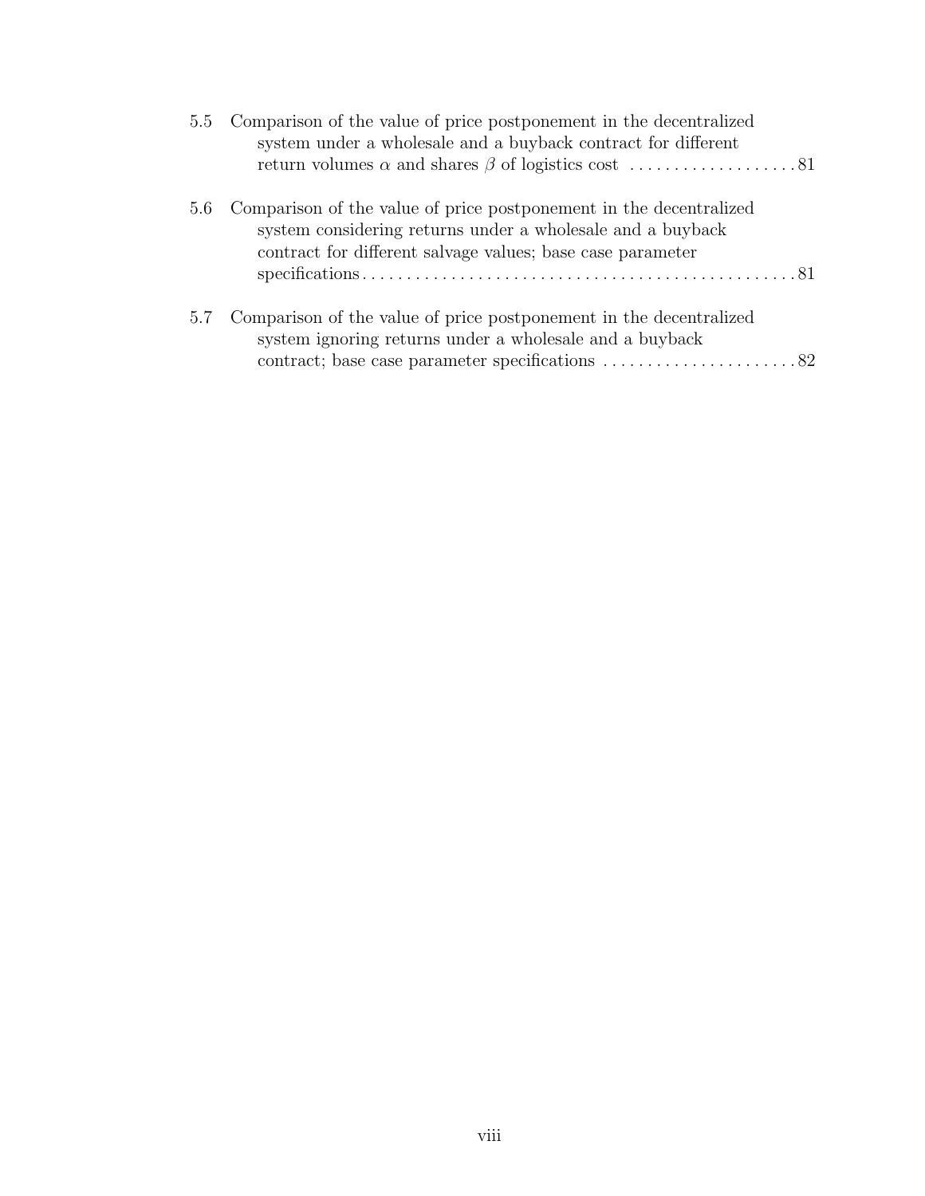5.5 Comparison of the value of price postponement in the decentralized system under a wholesale and a buyback contract for different return volumes $\alpha$ and shares $\beta$ of logistics cost . . . . . . . . . . . . . . . . . . . 81

5.6 Comparison of the value of price postponement in the decentralized system considering returns under a wholesale and a buyback contract for different salvage values; base case parameter specifications . . . . . . . . . . . . . . . . . . . . . . . . . . . . . . . . . . . . . . . . . . . . . . . . . 81

5.7 Comparison of the value of price postponement in the decentralized system ignoring returns under a wholesale and a buyback contract; base case parameter specifications . . . . . . . . . . . . . . . . . . . . . . 82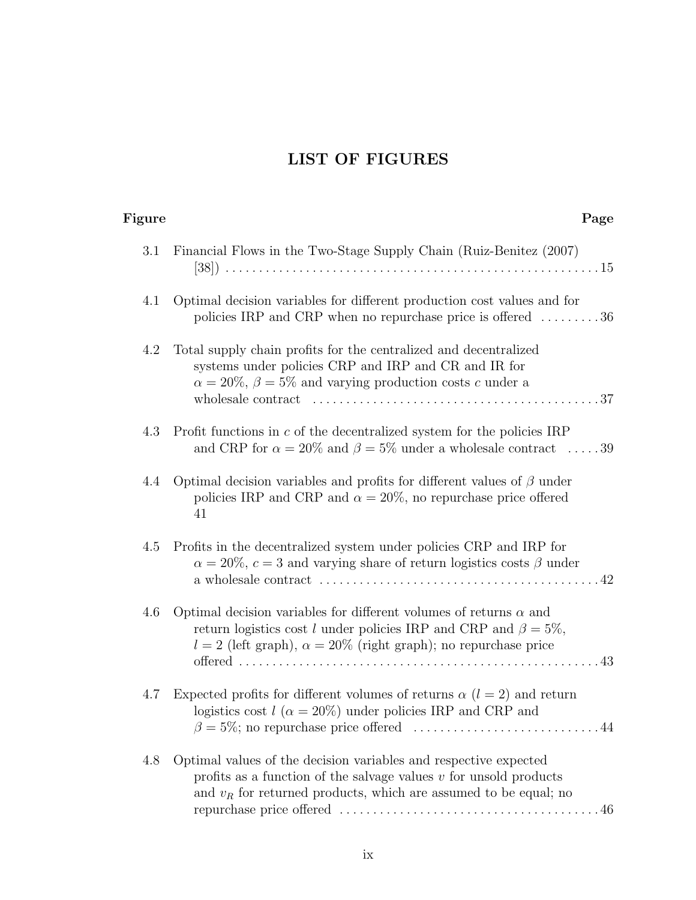# LIST OF FIGURES

| Figure | | Page |
|---|---|---|
| 3.1 | Financial Flows in the Two-Stage Supply Chain (Ruiz-Benitez (2007) [38]) | 15 |
| 4.1 | Optimal decision variables for different production cost values and for policies IRP and CRP when no repurchase price is offered | 36 |
| 4.2 | Total supply chain profits for the centralized and decentralized systems under policies CRP and IRP and CR and IR for $\alpha = 20\%$, $\beta = 5\%$ and varying production costs $c$ under a wholesale contract | 37 |
| 4.3 | Profit functions in $c$ of the decentralized system for the policies IRP and CRP for $\alpha = 20\%$ and $\beta = 5\%$ under a wholesale contract | 39 |
| 4.4 | Optimal decision variables and profits for different values of $\beta$ under policies IRP and CRP and $\alpha = 20\%$, no repurchase price offered | 41 |
| 4.5 | Profits in the decentralized system under policies CRP and IRP for $\alpha = 20\%$, $c = 3$ and varying share of return logistics costs $\beta$ under a wholesale contract | 42 |
| 4.6 | Optimal decision variables for different volumes of returns $\alpha$ and return logistics cost $l$ under policies IRP and CRP and $\beta = 5\%$, $l = 2$ (left graph), $\alpha = 20\%$ (right graph); no repurchase price offered | 43 |
| 4.7 | Expected profits for different volumes of returns $\alpha$ ($l = 2$) and return logistics cost $l$ ($\alpha = 20\%$) under policies IRP and CRP and $\beta = 5\%$; no repurchase price offered | 44 |
| 4.8 | Optimal values of the decision variables and respective expected profits as a function of the salvage values $v$ for unsold products and $v_R$ for returned products, which are assumed to be equal; no repurchase price offered | 46 |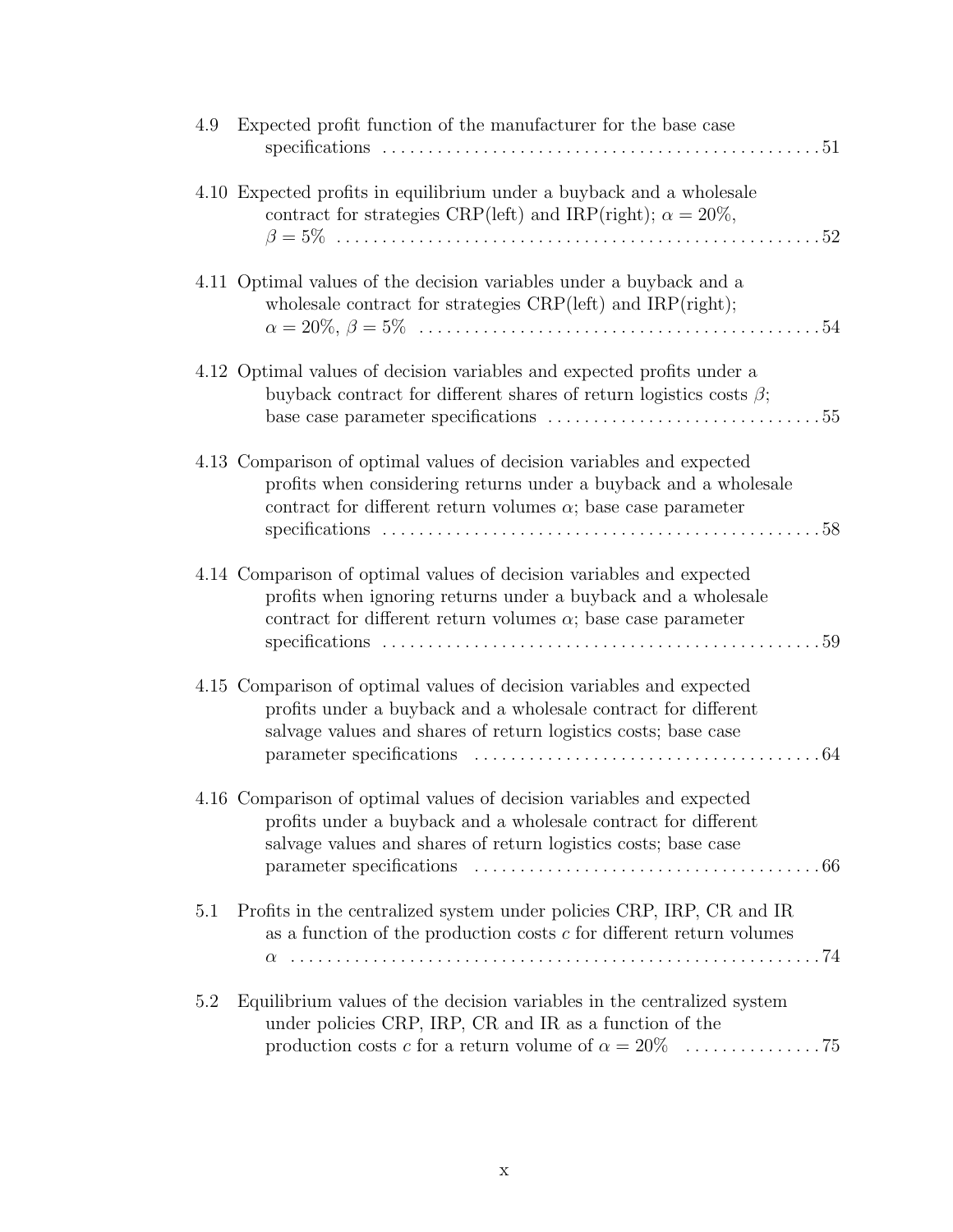4.9 Expected profit function of the manufacturer for the base case specifications . . . . . . . . . . 51

4.10 Expected profits in equilibrium under a buyback and a wholesale contract for strategies CRP(left) and IRP(right); $\alpha = 20\%$, $\beta = 5\%$ . . . . . . . . . . 52

4.11 Optimal values of the decision variables under a buyback and a wholesale contract for strategies CRP(left) and IRP(right); $\alpha = 20\%$, $\beta = 5\%$ . . . . . . . . . . 54

4.12 Optimal values of decision variables and expected profits under a buyback contract for different shares of return logistics costs $\beta$; base case parameter specifications . . . . . . . . . . 55

4.13 Comparison of optimal values of decision variables and expected profits when considering returns under a buyback and a wholesale contract for different return volumes $\alpha$; base case parameter specifications . . . . . . . . . . 58

4.14 Comparison of optimal values of decision variables and expected profits when ignoring returns under a buyback and a wholesale contract for different return volumes $\alpha$; base case parameter specifications . . . . . . . . . . 59

4.15 Comparison of optimal values of decision variables and expected profits under a buyback and a wholesale contract for different salvage values and shares of return logistics costs; base case parameter specifications . . . . . . . . . . 64

4.16 Comparison of optimal values of decision variables and expected profits under a buyback and a wholesale contract for different salvage values and shares of return logistics costs; base case parameter specifications . . . . . . . . . . 66

5.1 Profits in the centralized system under policies CRP, IRP, CR and IR as a function of the production costs $c$ for different return volumes $\alpha$ . . . . . . . . . . 74

5.2 Equilibrium values of the decision variables in the centralized system under policies CRP, IRP, CR and IR as a function of the production costs $c$ for a return volume of $\alpha = 20\%$ . . . . . . . . . . 75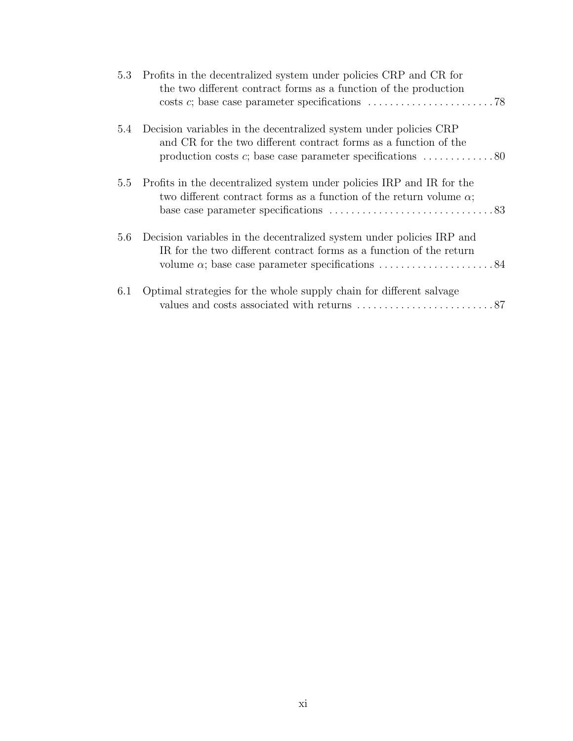5.3 Profits in the decentralized system under policies CRP and CR for the two different contract forms as a function of the production costs $c$; base case parameter specifications . . . . . . . . . . . . . . . . . . . . . . . . 78

5.4 Decision variables in the decentralized system under policies CRP and CR for the two different contract forms as a function of the production costs $c$; base case parameter specifications . . . . . . . . . . . . . 80

5.5 Profits in the decentralized system under policies IRP and IR for the two different contract forms as a function of the return volume $\alpha$; base case parameter specifications . . . . . . . . . . . . . . . . . . . . . . . . . . . . . . . 83

5.6 Decision variables in the decentralized system under policies IRP and IR for the two different contract forms as a function of the return volume $\alpha$; base case parameter specifications . . . . . . . . . . . . . . . . . . . . . 84

6.1 Optimal strategies for the whole supply chain for different salvage values and costs associated with returns . . . . . . . . . . . . . . . . . . . . . . . . . . 87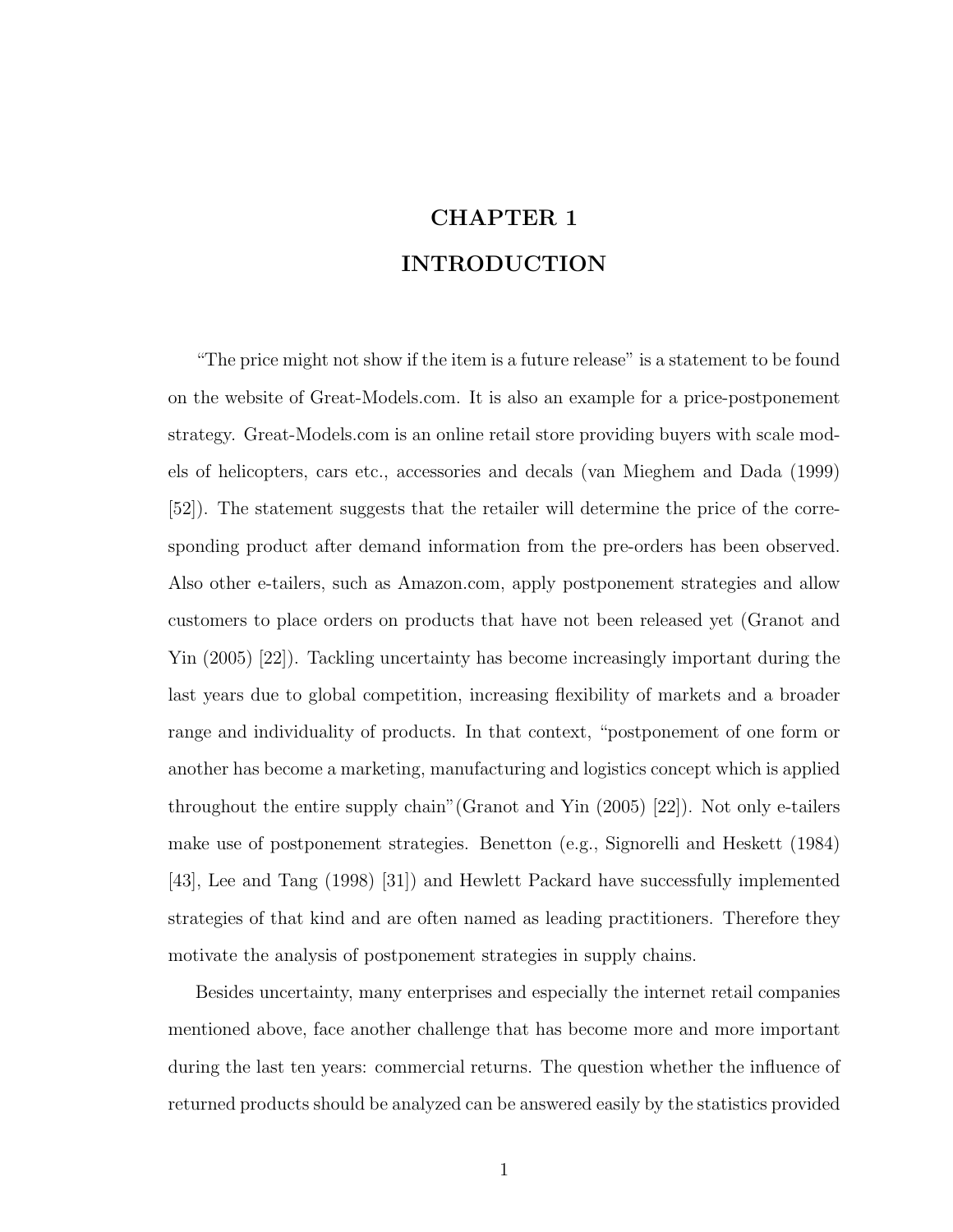# CHAPTER 1
# INTRODUCTION

"The price might not show if the item is a future release" is a statement to be found on the website of Great-Models.com. It is also an example for a price-postponement strategy. Great-Models.com is an online retail store providing buyers with scale models of helicopters, cars etc., accessories and decals (van Mieghem and Dada (1999) [52]). The statement suggests that the retailer will determine the price of the corresponding product after demand information from the pre-orders has been observed. Also other e-tailers, such as Amazon.com, apply postponement strategies and allow customers to place orders on products that have not been released yet (Granot and Yin (2005) [22]). Tackling uncertainty has become increasingly important during the last years due to global competition, increasing flexibility of markets and a broader range and individuality of products. In that context, "postponement of one form or another has become a marketing, manufacturing and logistics concept which is applied throughout the entire supply chain"(Granot and Yin (2005) [22]). Not only e-tailers make use of postponement strategies. Benetton (e.g., Signorelli and Heskett (1984) [43], Lee and Tang (1998) [31]) and Hewlett Packard have successfully implemented strategies of that kind and are often named as leading practitioners. Therefore they motivate the analysis of postponement strategies in supply chains.

Besides uncertainty, many enterprises and especially the internet retail companies mentioned above, face another challenge that has become more and more important during the last ten years: commercial returns. The question whether the influence of returned products should be analyzed can be answered easily by the statistics provided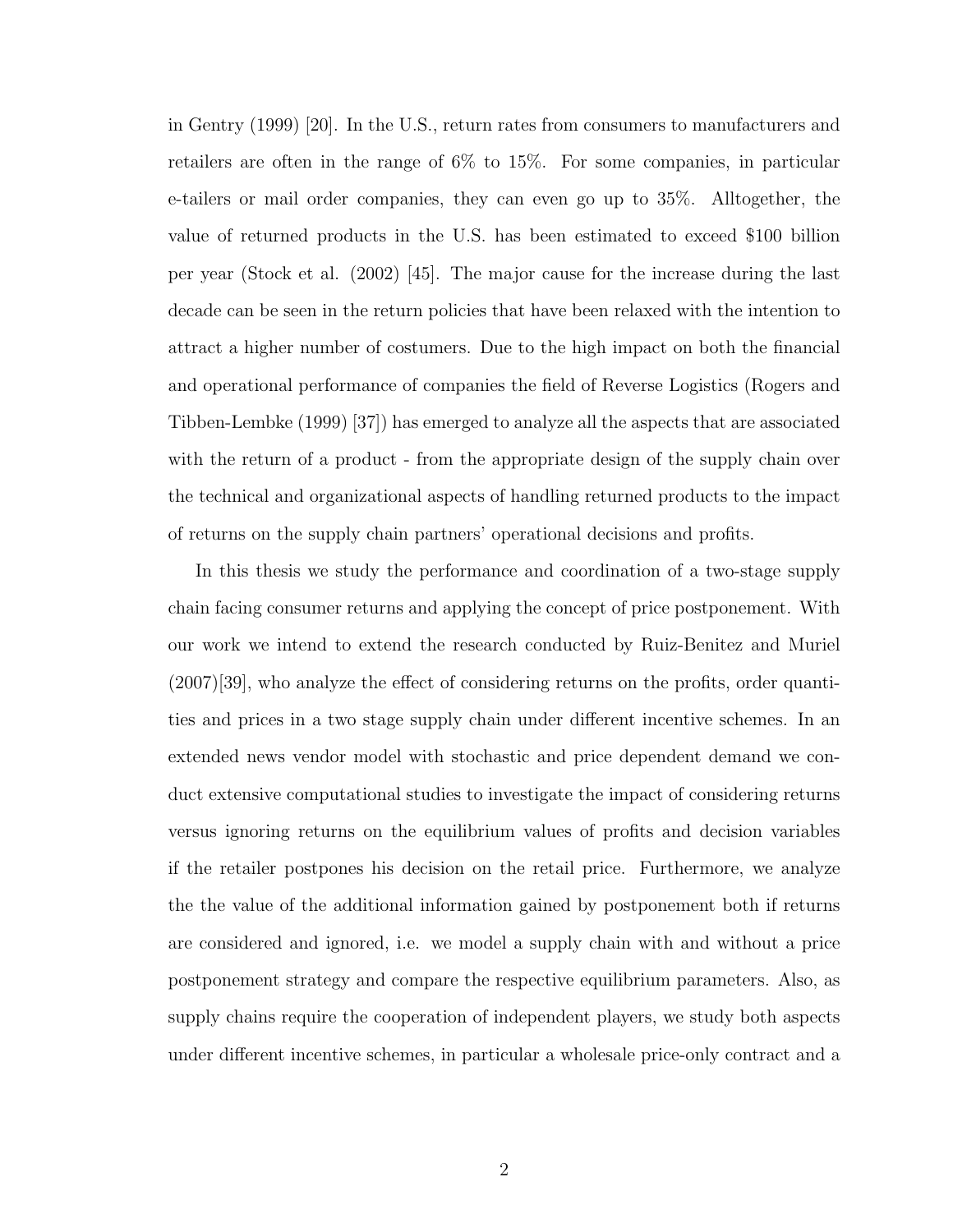in Gentry (1999) [20]. In the U.S., return rates from consumers to manufacturers and retailers are often in the range of 6% to 15%. For some companies, in particular e-tailers or mail order companies, they can even go up to 35%. Alltogether, the value of returned products in the U.S. has been estimated to exceed $100 billion per year (Stock et al. (2002) [45]. The major cause for the increase during the last decade can be seen in the return policies that have been relaxed with the intention to attract a higher number of costumers. Due to the high impact on both the financial and operational performance of companies the field of Reverse Logistics (Rogers and Tibben-Lembke (1999) [37]) has emerged to analyze all the aspects that are associated with the return of a product - from the appropriate design of the supply chain over the technical and organizational aspects of handling returned products to the impact of returns on the supply chain partners' operational decisions and profits.

In this thesis we study the performance and coordination of a two-stage supply chain facing consumer returns and applying the concept of price postponement. With our work we intend to extend the research conducted by Ruiz-Benitez and Muriel (2007)[39], who analyze the effect of considering returns on the profits, order quantities and prices in a two stage supply chain under different incentive schemes. In an extended news vendor model with stochastic and price dependent demand we conduct extensive computational studies to investigate the impact of considering returns versus ignoring returns on the equilibrium values of profits and decision variables if the retailer postpones his decision on the retail price. Furthermore, we analyze the the value of the additional information gained by postponement both if returns are considered and ignored, i.e. we model a supply chain with and without a price postponement strategy and compare the respective equilibrium parameters. Also, as supply chains require the cooperation of independent players, we study both aspects under different incentive schemes, in particular a wholesale price-only contract and a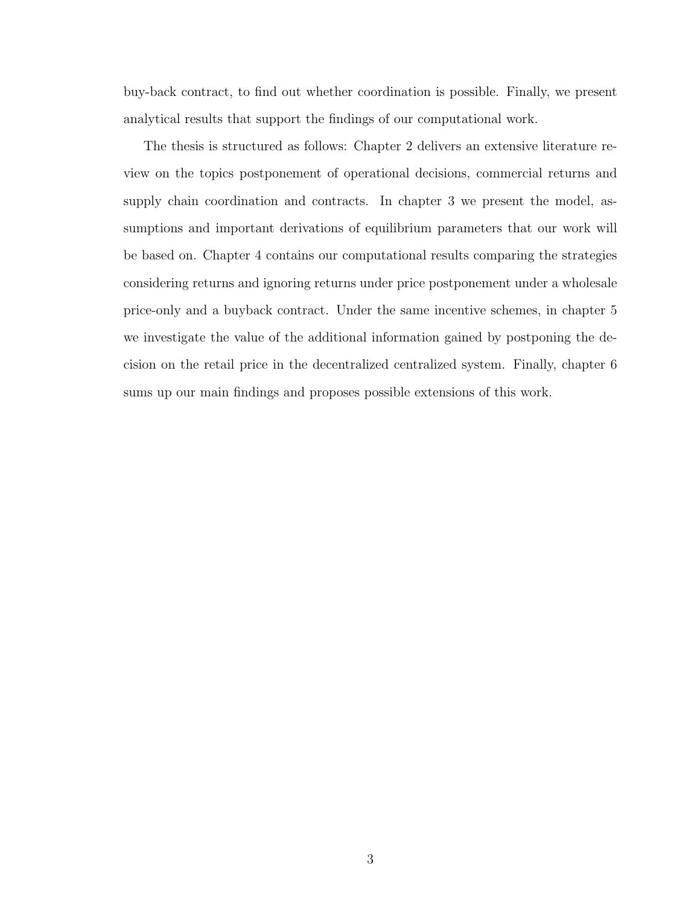buy-back contract, to find out whether coordination is possible. Finally, we present analytical results that support the findings of our computational work.

The thesis is structured as follows: Chapter 2 delivers an extensive literature review on the topics postponement of operational decisions, commercial returns and supply chain coordination and contracts. In chapter 3 we present the model, assumptions and important derivations of equilibrium parameters that our work will be based on. Chapter 4 contains our computational results comparing the strategies considering returns and ignoring returns under price postponement under a wholesale price-only and a buyback contract. Under the same incentive schemes, in chapter 5 we investigate the value of the additional information gained by postponing the decision on the retail price in the decentralized centralized system. Finally, chapter 6 sums up our main findings and proposes possible extensions of this work.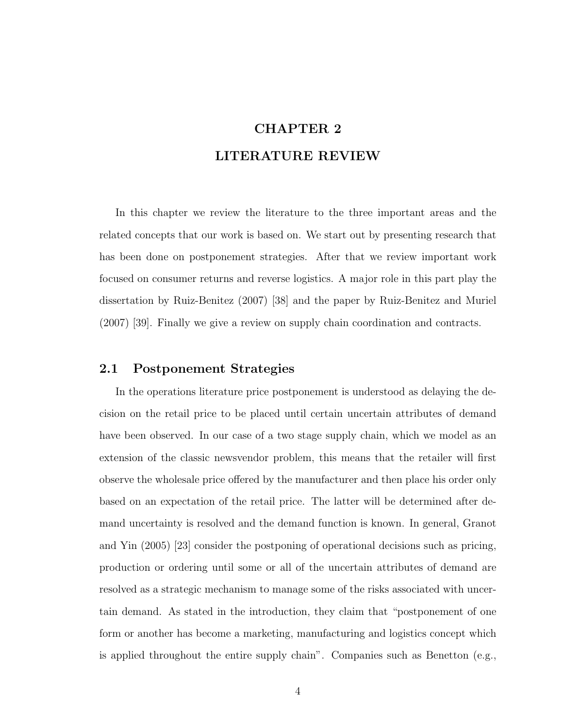# CHAPTER 2
# LITERATURE REVIEW

In this chapter we review the literature to the three important areas and the related concepts that our work is based on. We start out by presenting research that has been done on postponement strategies. After that we review important work focused on consumer returns and reverse logistics. A major role in this part play the dissertation by Ruiz-Benitez (2007) [38] and the paper by Ruiz-Benitez and Muriel (2007) [39]. Finally we give a review on supply chain coordination and contracts.

## 2.1 Postponement Strategies

In the operations literature price postponement is understood as delaying the decision on the retail price to be placed until certain uncertain attributes of demand have been observed. In our case of a two stage supply chain, which we model as an extension of the classic newsvendor problem, this means that the retailer will first observe the wholesale price offered by the manufacturer and then place his order only based on an expectation of the retail price. The latter will be determined after demand uncertainty is resolved and the demand function is known. In general, Granot and Yin (2005) [23] consider the postponing of operational decisions such as pricing, production or ordering until some or all of the uncertain attributes of demand are resolved as a strategic mechanism to manage some of the risks associated with uncertain demand. As stated in the introduction, they claim that "postponement of one form or another has become a marketing, manufacturing and logistics concept which is applied throughout the entire supply chain". Companies such as Benetton (e.g.,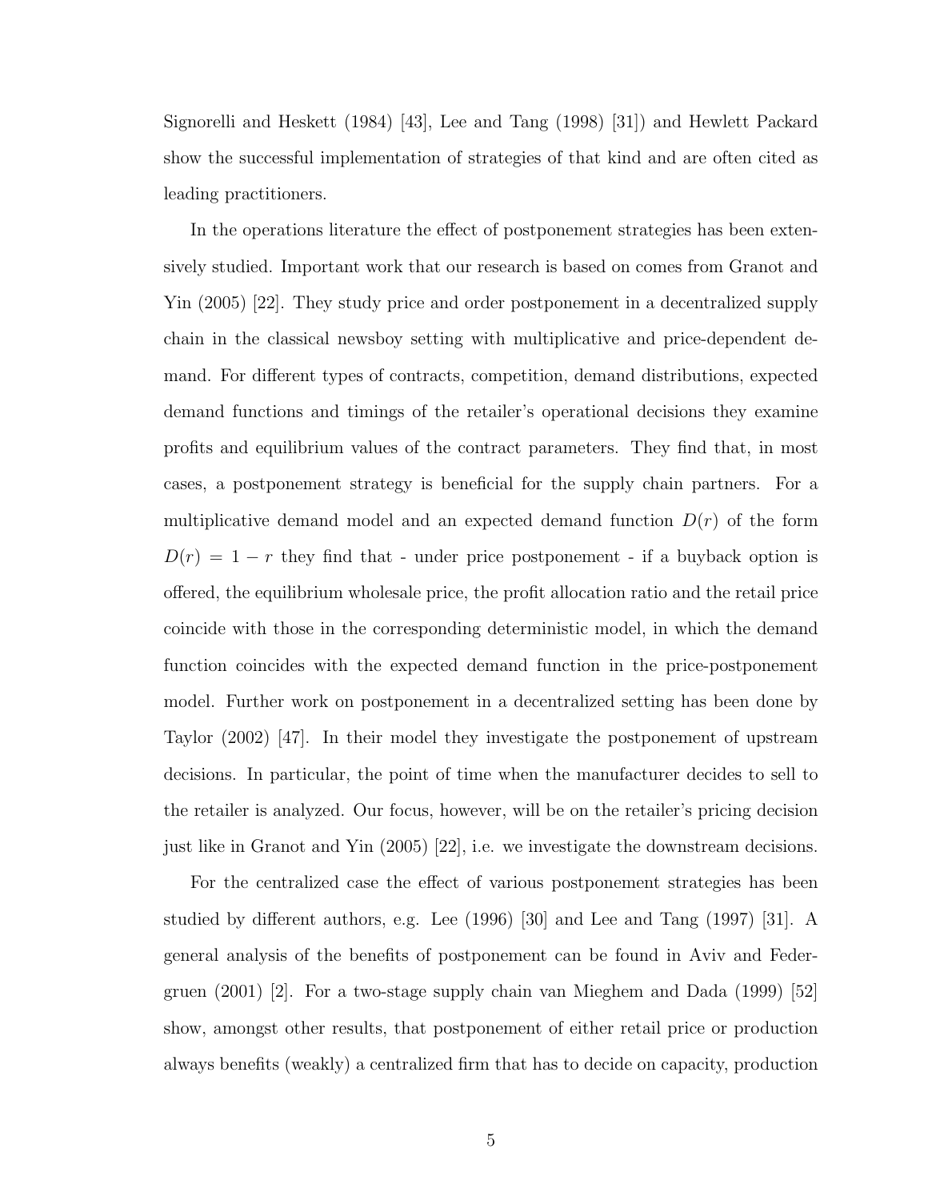Signorelli and Heskett (1984) [43], Lee and Tang (1998) [31]) and Hewlett Packard show the successful implementation of strategies of that kind and are often cited as leading practitioners.

In the operations literature the effect of postponement strategies has been extensively studied. Important work that our research is based on comes from Granot and Yin (2005) [22]. They study price and order postponement in a decentralized supply chain in the classical newsboy setting with multiplicative and price-dependent demand. For different types of contracts, competition, demand distributions, expected demand functions and timings of the retailer's operational decisions they examine profits and equilibrium values of the contract parameters. They find that, in most cases, a postponement strategy is beneficial for the supply chain partners. For a multiplicative demand model and an expected demand function $D(r)$ of the form $D(r) = 1 - r$ they find that - under price postponement - if a buyback option is offered, the equilibrium wholesale price, the profit allocation ratio and the retail price coincide with those in the corresponding deterministic model, in which the demand function coincides with the expected demand function in the price-postponement model. Further work on postponement in a decentralized setting has been done by Taylor (2002) [47]. In their model they investigate the postponement of upstream decisions. In particular, the point of time when the manufacturer decides to sell to the retailer is analyzed. Our focus, however, will be on the retailer's pricing decision just like in Granot and Yin (2005) [22], i.e. we investigate the downstream decisions.

For the centralized case the effect of various postponement strategies has been studied by different authors, e.g. Lee (1996) [30] and Lee and Tang (1997) [31]. A general analysis of the benefits of postponement can be found in Aviv and Federgruen (2001) [2]. For a two-stage supply chain van Mieghem and Dada (1999) [52] show, amongst other results, that postponement of either retail price or production always benefits (weakly) a centralized firm that has to decide on capacity, production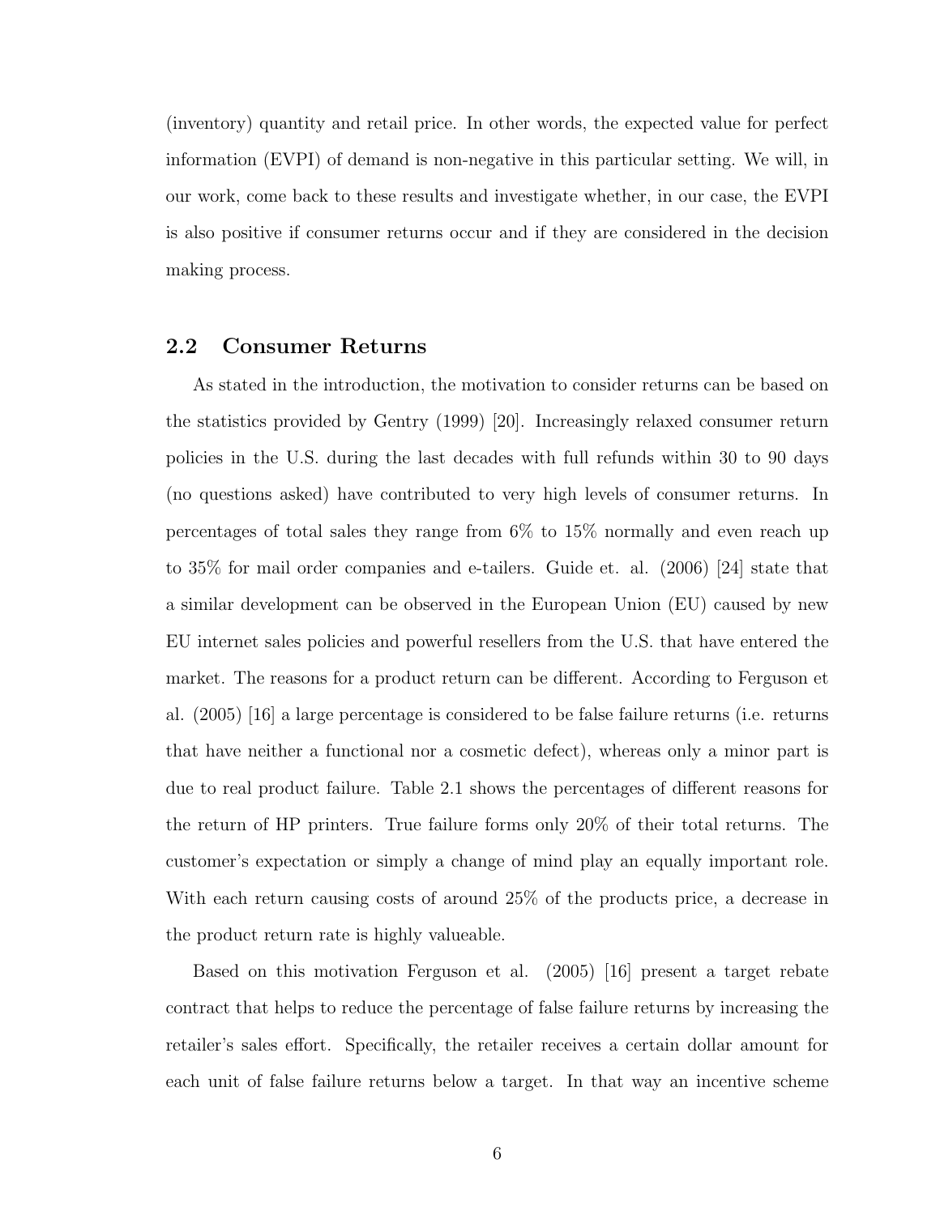(inventory) quantity and retail price. In other words, the expected value for perfect information (EVPI) of demand is non-negative in this particular setting. We will, in our work, come back to these results and investigate whether, in our case, the EVPI is also positive if consumer returns occur and if they are considered in the decision making process.

## 2.2 Consumer Returns

As stated in the introduction, the motivation to consider returns can be based on the statistics provided by Gentry (1999) [20]. Increasingly relaxed consumer return policies in the U.S. during the last decades with full refunds within 30 to 90 days (no questions asked) have contributed to very high levels of consumer returns. In percentages of total sales they range from 6% to 15% normally and even reach up to 35% for mail order companies and e-tailers. Guide et. al. (2006) [24] state that a similar development can be observed in the European Union (EU) caused by new EU internet sales policies and powerful resellers from the U.S. that have entered the market. The reasons for a product return can be different. According to Ferguson et al. (2005) [16] a large percentage is considered to be false failure returns (i.e. returns that have neither a functional nor a cosmetic defect), whereas only a minor part is due to real product failure. Table 2.1 shows the percentages of different reasons for the return of HP printers. True failure forms only 20% of their total returns. The customer's expectation or simply a change of mind play an equally important role. With each return causing costs of around 25% of the products price, a decrease in the product return rate is highly valueable.

Based on this motivation Ferguson et al. (2005) [16] present a target rebate contract that helps to reduce the percentage of false failure returns by increasing the retailer's sales effort. Specifically, the retailer receives a certain dollar amount for each unit of false failure returns below a target. In that way an incentive scheme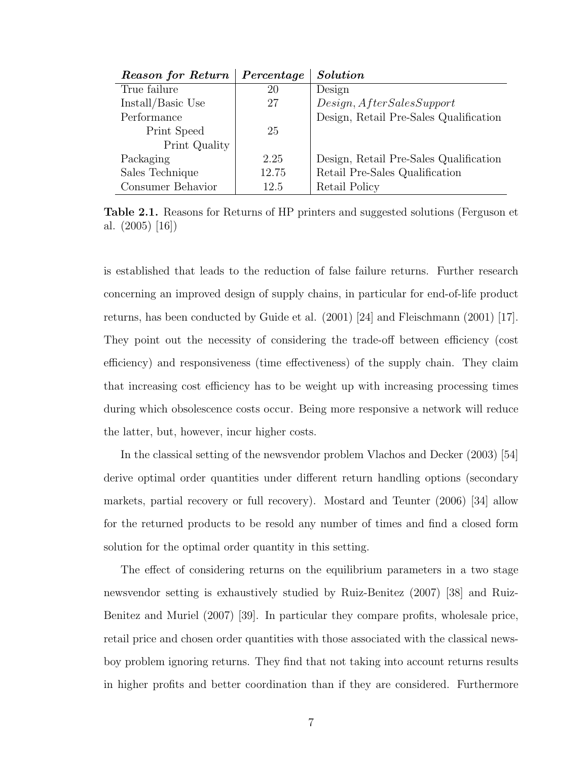| ***Reason for Return*** | ***Percentage*** | ***Solution*** |
|---|---|---|
| True failure | 20 | Design |
| Install/Basic Use | 27 | $Design, AfterSalesSupport$ |
| Performance | | Design, Retail Pre-Sales Qualification |
| Print Speed | 25 | |
| Print Quality | | |
| Packaging | 2.25 | Design, Retail Pre-Sales Qualification |
| Sales Technique | 12.75 | Retail Pre-Sales Qualification |
| Consumer Behavior | 12.5 | Retail Policy |

**Table 2.1.** Reasons for Returns of HP printers and suggested solutions (Ferguson et al. (2005) [16])

is established that leads to the reduction of false failure returns. Further research concerning an improved design of supply chains, in particular for end-of-life product returns, has been conducted by Guide et al. (2001) [24] and Fleischmann (2001) [17]. They point out the necessity of considering the trade-off between efficiency (cost efficiency) and responsiveness (time effectiveness) of the supply chain. They claim that increasing cost efficiency has to be weight up with increasing processing times during which obsolescence costs occur. Being more responsive a network will reduce the latter, but, however, incur higher costs.

In the classical setting of the newsvendor problem Vlachos and Decker (2003) [54] derive optimal order quantities under different return handling options (secondary markets, partial recovery or full recovery). Mostard and Teunter (2006) [34] allow for the returned products to be resold any number of times and find a closed form solution for the optimal order quantity in this setting.

The effect of considering returns on the equilibrium parameters in a two stage newsvendor setting is exhaustively studied by Ruiz-Benitez (2007) [38] and Ruiz-Benitez and Muriel (2007) [39]. In particular they compare profits, wholesale price, retail price and chosen order quantities with those associated with the classical newsboy problem ignoring returns. They find that not taking into account returns results in higher profits and better coordination than if they are considered. Furthermore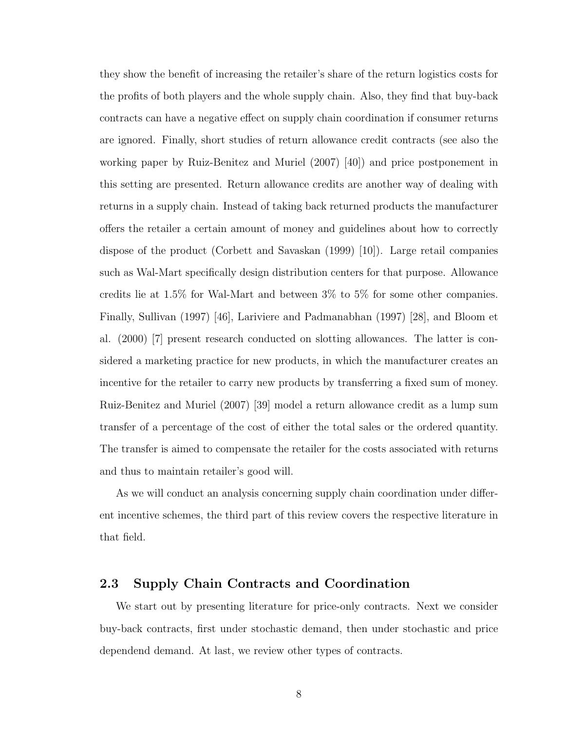they show the benefit of increasing the retailer's share of the return logistics costs for the profits of both players and the whole supply chain. Also, they find that buy-back contracts can have a negative effect on supply chain coordination if consumer returns are ignored. Finally, short studies of return allowance credit contracts (see also the working paper by Ruiz-Benitez and Muriel (2007) [40]) and price postponement in this setting are presented. Return allowance credits are another way of dealing with returns in a supply chain. Instead of taking back returned products the manufacturer offers the retailer a certain amount of money and guidelines about how to correctly dispose of the product (Corbett and Savaskan (1999) [10]). Large retail companies such as Wal-Mart specifically design distribution centers for that purpose. Allowance credits lie at 1.5% for Wal-Mart and between 3% to 5% for some other companies. Finally, Sullivan (1997) [46], Lariviere and Padmanabhan (1997) [28], and Bloom et al. (2000) [7] present research conducted on slotting allowances. The latter is considered a marketing practice for new products, in which the manufacturer creates an incentive for the retailer to carry new products by transferring a fixed sum of money. Ruiz-Benitez and Muriel (2007) [39] model a return allowance credit as a lump sum transfer of a percentage of the cost of either the total sales or the ordered quantity. The transfer is aimed to compensate the retailer for the costs associated with returns and thus to maintain retailer's good will.

As we will conduct an analysis concerning supply chain coordination under different incentive schemes, the third part of this review covers the respective literature in that field.

## 2.3 Supply Chain Contracts and Coordination

We start out by presenting literature for price-only contracts. Next we consider buy-back contracts, first under stochastic demand, then under stochastic and price dependend demand. At last, we review other types of contracts.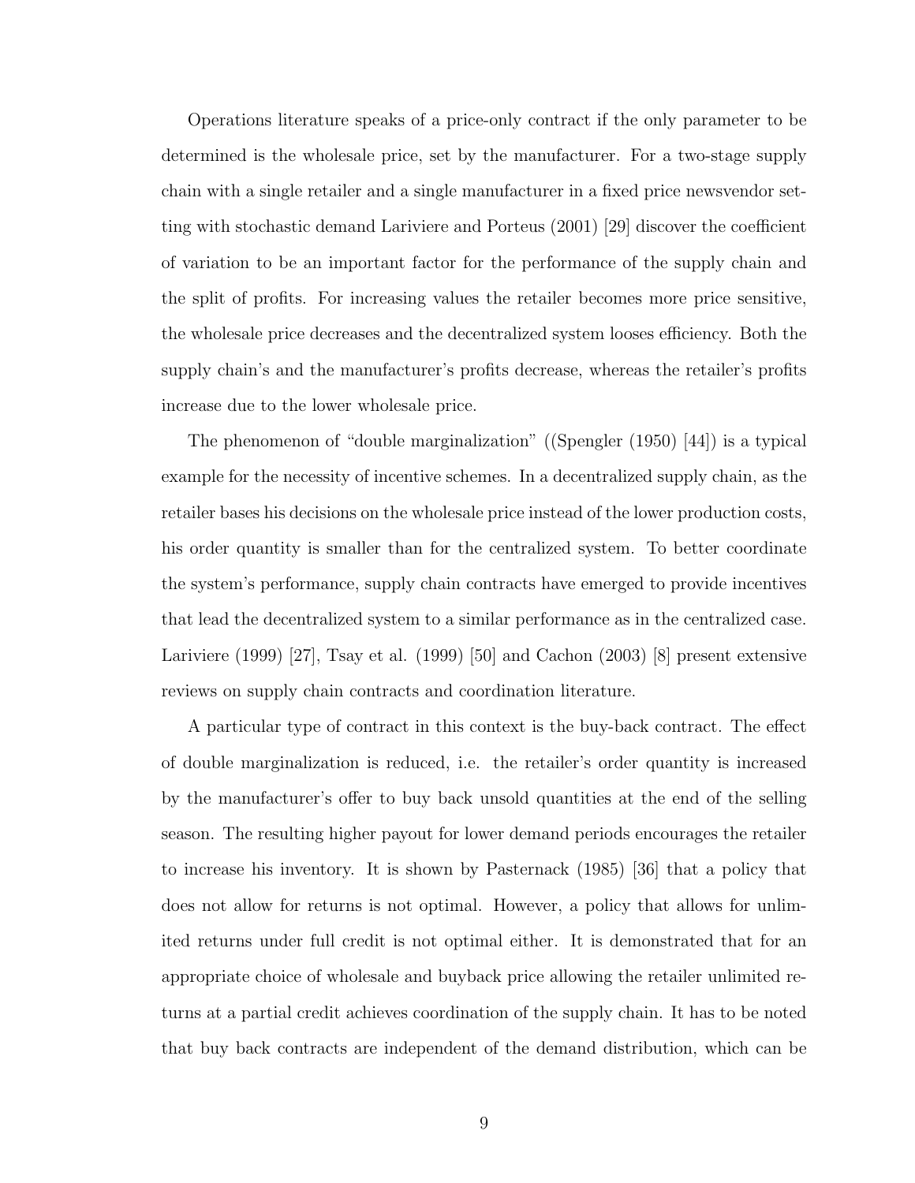Operations literature speaks of a price-only contract if the only parameter to be determined is the wholesale price, set by the manufacturer. For a two-stage supply chain with a single retailer and a single manufacturer in a fixed price newsvendor setting with stochastic demand Lariviere and Porteus (2001) [29] discover the coefficient of variation to be an important factor for the performance of the supply chain and the split of profits. For increasing values the retailer becomes more price sensitive, the wholesale price decreases and the decentralized system looses efficiency. Both the supply chain's and the manufacturer's profits decrease, whereas the retailer's profits increase due to the lower wholesale price.

The phenomenon of "double marginalization" ((Spengler (1950) [44]) is a typical example for the necessity of incentive schemes. In a decentralized supply chain, as the retailer bases his decisions on the wholesale price instead of the lower production costs, his order quantity is smaller than for the centralized system. To better coordinate the system's performance, supply chain contracts have emerged to provide incentives that lead the decentralized system to a similar performance as in the centralized case. Lariviere (1999) [27], Tsay et al. (1999) [50] and Cachon (2003) [8] present extensive reviews on supply chain contracts and coordination literature.

A particular type of contract in this context is the buy-back contract. The effect of double marginalization is reduced, i.e. the retailer's order quantity is increased by the manufacturer's offer to buy back unsold quantities at the end of the selling season. The resulting higher payout for lower demand periods encourages the retailer to increase his inventory. It is shown by Pasternack (1985) [36] that a policy that does not allow for returns is not optimal. However, a policy that allows for unlimited returns under full credit is not optimal either. It is demonstrated that for an appropriate choice of wholesale and buyback price allowing the retailer unlimited returns at a partial credit achieves coordination of the supply chain. It has to be noted that buy back contracts are independent of the demand distribution, which can be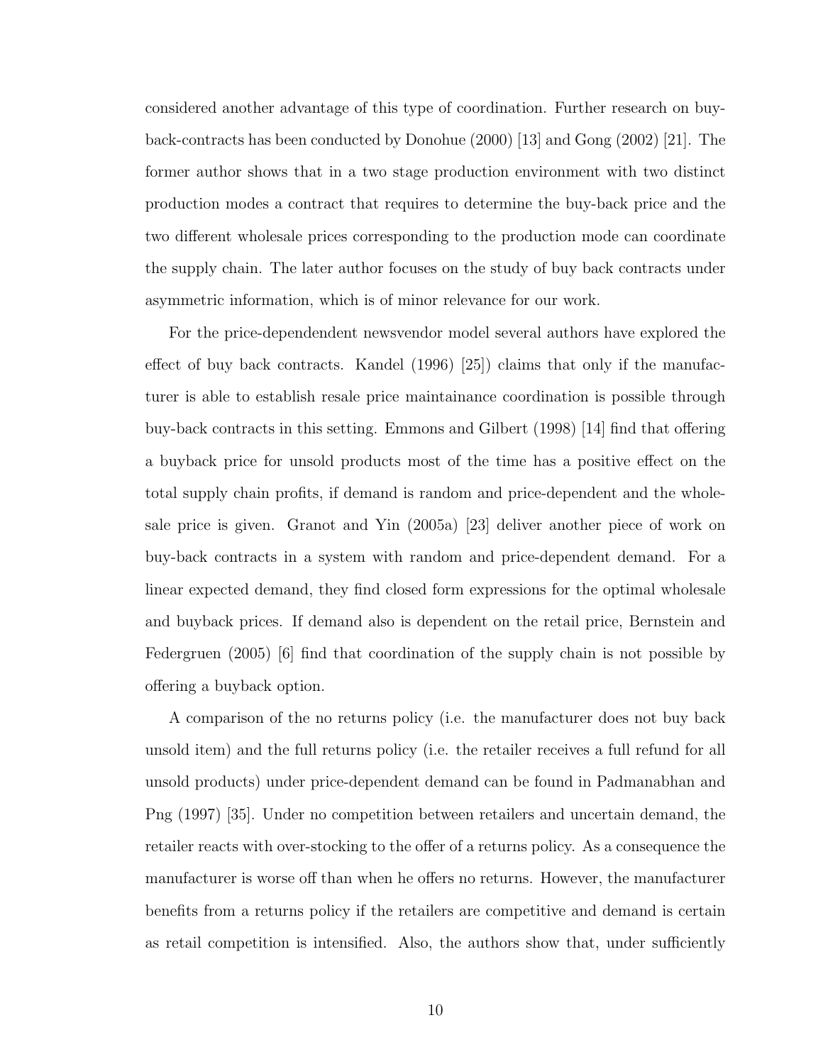considered another advantage of this type of coordination. Further research on buy-back-contracts has been conducted by Donohue (2000) [13] and Gong (2002) [21]. The former author shows that in a two stage production environment with two distinct production modes a contract that requires to determine the buy-back price and the two different wholesale prices corresponding to the production mode can coordinate the supply chain. The later author focuses on the study of buy back contracts under asymmetric information, which is of minor relevance for our work.

For the price-dependendent newsvendor model several authors have explored the effect of buy back contracts. Kandel (1996) [25]) claims that only if the manufacturer is able to establish resale price maintainance coordination is possible through buy-back contracts in this setting. Emmons and Gilbert (1998) [14] find that offering a buyback price for unsold products most of the time has a positive effect on the total supply chain profits, if demand is random and price-dependent and the wholesale price is given. Granot and Yin (2005a) [23] deliver another piece of work on buy-back contracts in a system with random and price-dependent demand. For a linear expected demand, they find closed form expressions for the optimal wholesale and buyback prices. If demand also is dependent on the retail price, Bernstein and Federgruen (2005) [6] find that coordination of the supply chain is not possible by offering a buyback option.

A comparison of the no returns policy (i.e. the manufacturer does not buy back unsold item) and the full returns policy (i.e. the retailer receives a full refund for all unsold products) under price-dependent demand can be found in Padmanabhan and Png (1997) [35]. Under no competition between retailers and uncertain demand, the retailer reacts with over-stocking to the offer of a returns policy. As a consequence the manufacturer is worse off than when he offers no returns. However, the manufacturer benefits from a returns policy if the retailers are competitive and demand is certain as retail competition is intensified. Also, the authors show that, under sufficiently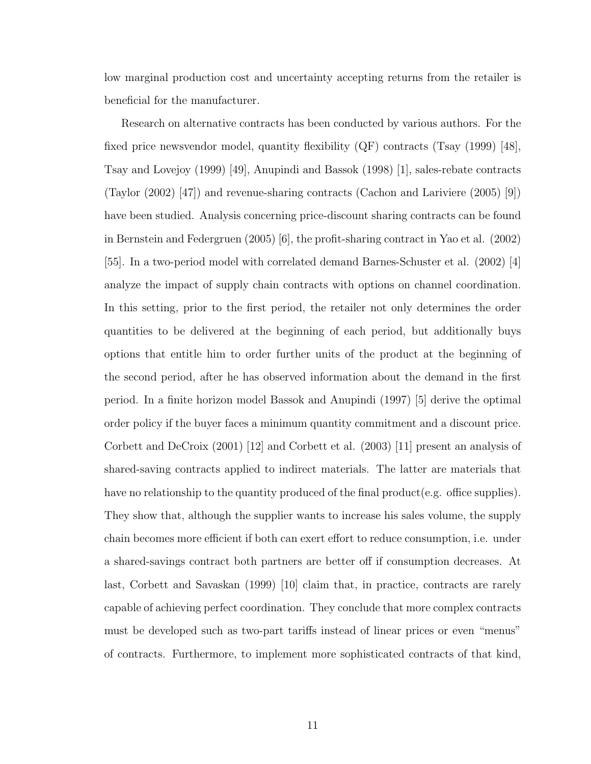low marginal production cost and uncertainty accepting returns from the retailer is beneficial for the manufacturer.

Research on alternative contracts has been conducted by various authors. For the fixed price newsvendor model, quantity flexibility (QF) contracts (Tsay (1999) [48], Tsay and Lovejoy (1999) [49], Anupindi and Bassok (1998) [1], sales-rebate contracts (Taylor (2002) [47]) and revenue-sharing contracts (Cachon and Lariviere (2005) [9]) have been studied. Analysis concerning price-discount sharing contracts can be found in Bernstein and Federgruen (2005) [6], the profit-sharing contract in Yao et al. (2002) [55]. In a two-period model with correlated demand Barnes-Schuster et al. (2002) [4] analyze the impact of supply chain contracts with options on channel coordination. In this setting, prior to the first period, the retailer not only determines the order quantities to be delivered at the beginning of each period, but additionally buys options that entitle him to order further units of the product at the beginning of the second period, after he has observed information about the demand in the first period. In a finite horizon model Bassok and Anupindi (1997) [5] derive the optimal order policy if the buyer faces a minimum quantity commitment and a discount price. Corbett and DeCroix (2001) [12] and Corbett et al. (2003) [11] present an analysis of shared-saving contracts applied to indirect materials. The latter are materials that have no relationship to the quantity produced of the final product(e.g. office supplies). They show that, although the supplier wants to increase his sales volume, the supply chain becomes more efficient if both can exert effort to reduce consumption, i.e. under a shared-savings contract both partners are better off if consumption decreases. At last, Corbett and Savaskan (1999) [10] claim that, in practice, contracts are rarely capable of achieving perfect coordination. They conclude that more complex contracts must be developed such as two-part tariffs instead of linear prices or even "menus" of contracts. Furthermore, to implement more sophisticated contracts of that kind,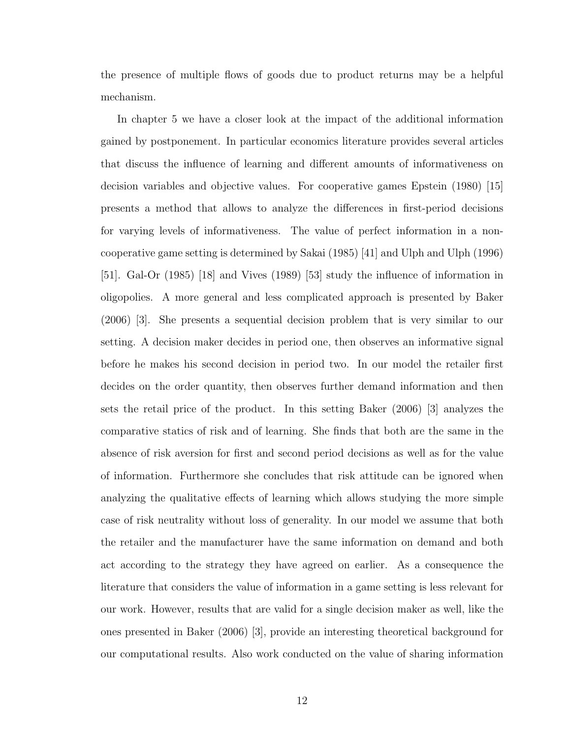the presence of multiple flows of goods due to product returns may be a helpful mechanism.

In chapter 5 we have a closer look at the impact of the additional information gained by postponement. In particular economics literature provides several articles that discuss the influence of learning and different amounts of informativeness on decision variables and objective values. For cooperative games Epstein (1980) [15] presents a method that allows to analyze the differences in first-period decisions for varying levels of informativeness. The value of perfect information in a non-cooperative game setting is determined by Sakai (1985) [41] and Ulph and Ulph (1996) [51]. Gal-Or (1985) [18] and Vives (1989) [53] study the influence of information in oligopolies. A more general and less complicated approach is presented by Baker (2006) [3]. She presents a sequential decision problem that is very similar to our setting. A decision maker decides in period one, then observes an informative signal before he makes his second decision in period two. In our model the retailer first decides on the order quantity, then observes further demand information and then sets the retail price of the product. In this setting Baker (2006) [3] analyzes the comparative statics of risk and of learning. She finds that both are the same in the absence of risk aversion for first and second period decisions as well as for the value of information. Furthermore she concludes that risk attitude can be ignored when analyzing the qualitative effects of learning which allows studying the more simple case of risk neutrality without loss of generality. In our model we assume that both the retailer and the manufacturer have the same information on demand and both act according to the strategy they have agreed on earlier. As a consequence the literature that considers the value of information in a game setting is less relevant for our work. However, results that are valid for a single decision maker as well, like the ones presented in Baker (2006) [3], provide an interesting theoretical background for our computational results. Also work conducted on the value of sharing information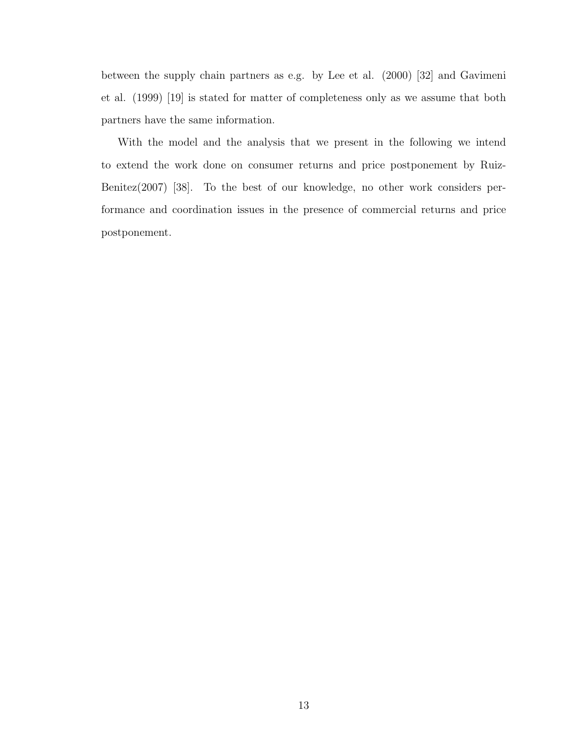between the supply chain partners as e.g. by Lee et al. (2000) [32] and Gavimeni et al. (1999) [19] is stated for matter of completeness only as we assume that both partners have the same information.

With the model and the analysis that we present in the following we intend to extend the work done on consumer returns and price postponement by Ruiz-Benitez(2007) [38]. To the best of our knowledge, no other work considers performance and coordination issues in the presence of commercial returns and price postponement.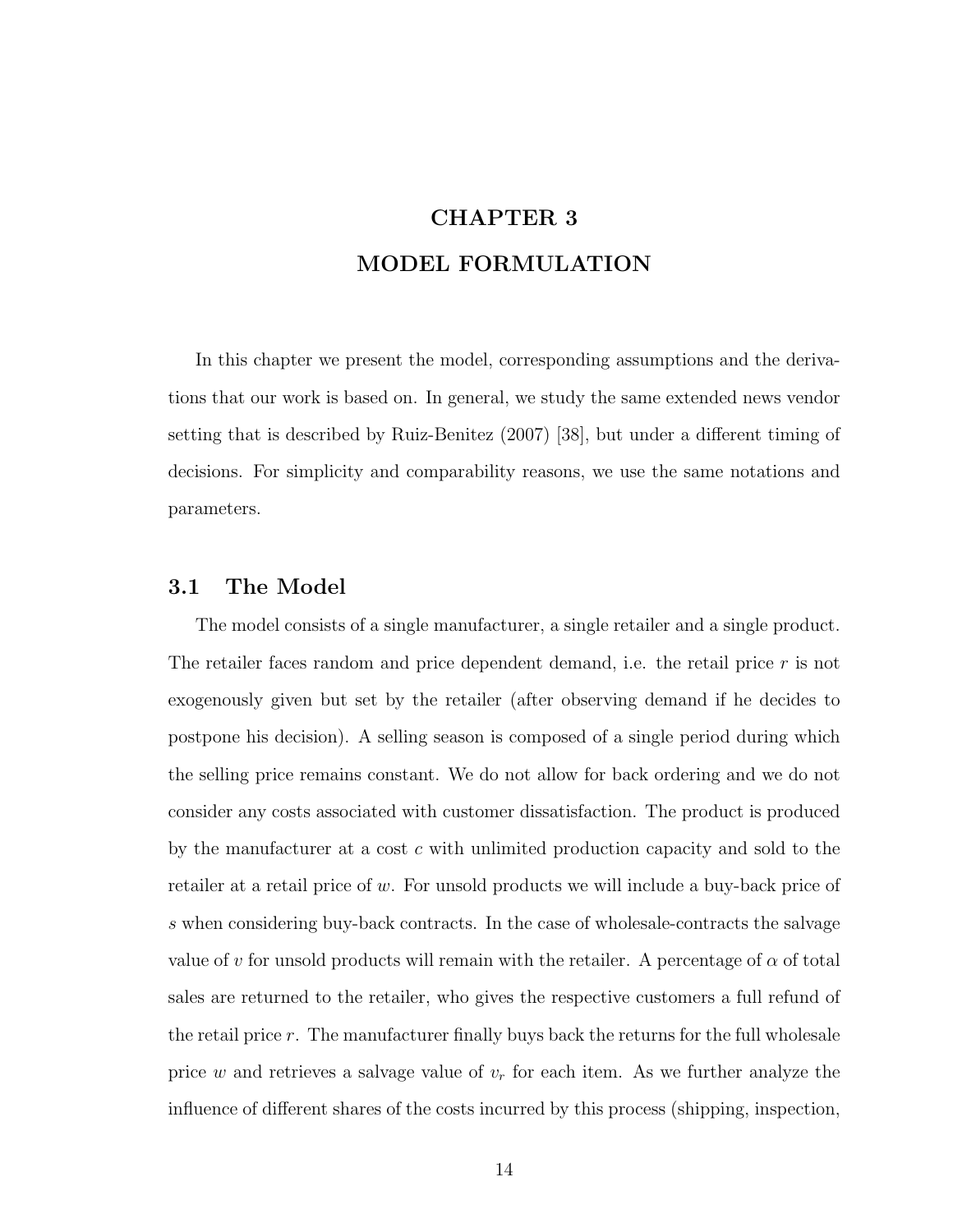# CHAPTER 3

# MODEL FORMULATION

In this chapter we present the model, corresponding assumptions and the derivations that our work is based on. In general, we study the same extended news vendor setting that is described by Ruiz-Benitez (2007) [38], but under a different timing of decisions. For simplicity and comparability reasons, we use the same notations and parameters.

## 3.1 The Model

The model consists of a single manufacturer, a single retailer and a single product. The retailer faces random and price dependent demand, i.e. the retail price $r$ is not exogenously given but set by the retailer (after observing demand if he decides to postpone his decision). A selling season is composed of a single period during which the selling price remains constant. We do not allow for back ordering and we do not consider any costs associated with customer dissatisfaction. The product is produced by the manufacturer at a cost $c$ with unlimited production capacity and sold to the retailer at a retail price of $w$. For unsold products we will include a buy-back price of $s$ when considering buy-back contracts. In the case of wholesale-contracts the salvage value of $v$ for unsold products will remain with the retailer. A percentage of $\alpha$ of total sales are returned to the retailer, who gives the respective customers a full refund of the retail price $r$. The manufacturer finally buys back the returns for the full wholesale price $w$ and retrieves a salvage value of $v_r$ for each item. As we further analyze the influence of different shares of the costs incurred by this process (shipping, inspection,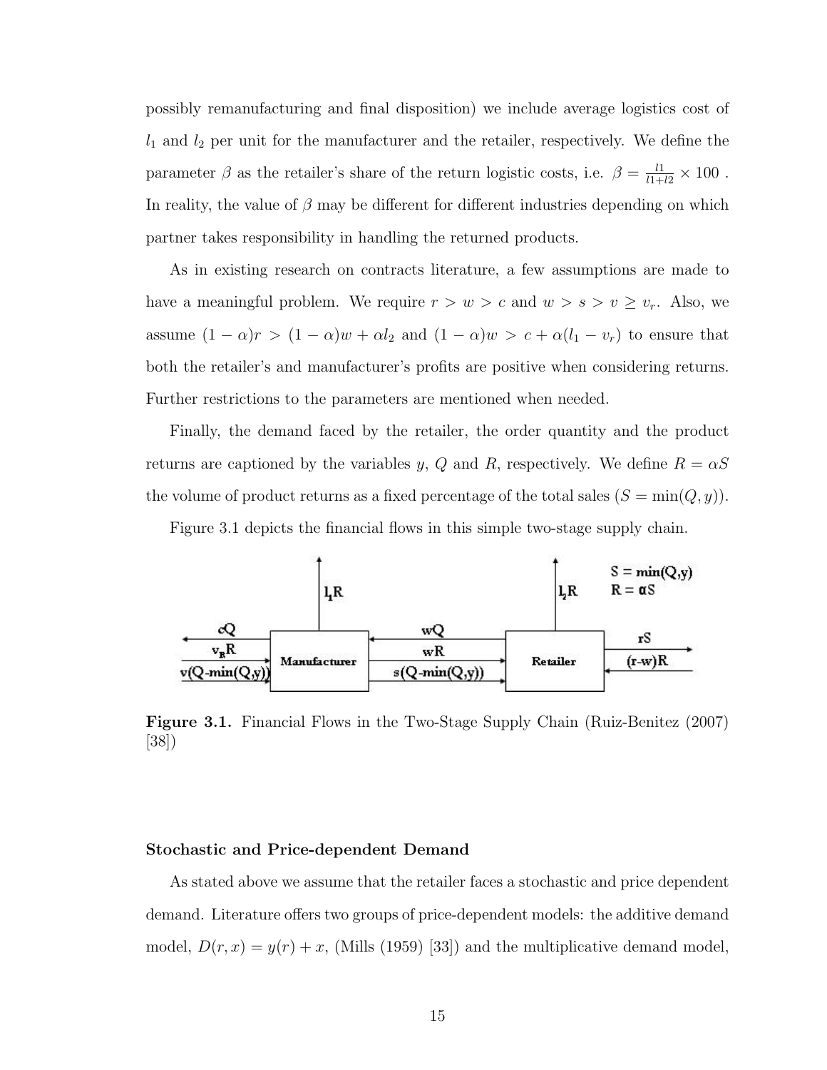possibly remanufacturing and final disposition) we include average logistics cost of $l_1$ and $l_2$ per unit for the manufacturer and the retailer, respectively. We define the parameter $\beta$ as the retailer's share of the return logistic costs, i.e. $\beta = \frac{l1}{l1+l2} \times 100$ . In reality, the value of $\beta$ may be different for different industries depending on which partner takes responsibility in handling the returned products.

As in existing research on contracts literature, a few assumptions are made to have a meaningful problem. We require $r > w > c$ and $w > s > v \geq v_r$. Also, we assume $(1-\alpha)r > (1-\alpha)w + \alpha l_2$ and $(1-\alpha)w > c + \alpha(l_1 - v_r)$ to ensure that both the retailer's and manufacturer's profits are positive when considering returns. Further restrictions to the parameters are mentioned when needed.

Finally, the demand faced by the retailer, the order quantity and the product returns are captioned by the variables $y$, $Q$ and $R$, respectively. We define $R = \alpha S$ the volume of product returns as a fixed percentage of the total sales ($S = \min(Q, y)$).

Figure 3.1 depicts the financial flows in this simple two-stage supply chain.

**Figure 3.1.** Financial Flows in the Two-Stage Supply Chain (Ruiz-Benitez (2007) [38])

### Stochastic and Price-dependent Demand

As stated above we assume that the retailer faces a stochastic and price dependent demand. Literature offers two groups of price-dependent models: the additive demand model, $D(r, x) = y(r) + x$, (Mills (1959) [33]) and the multiplicative demand model,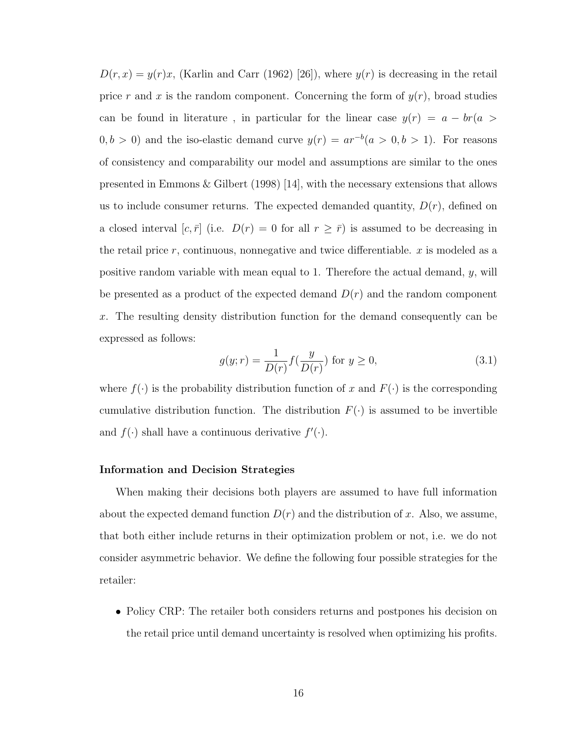$D(r, x) = y(r)x$, (Karlin and Carr (1962) [26]), where $y(r)$ is decreasing in the retail price $r$ and $x$ is the random component. Concerning the form of $y(r)$, broad studies can be found in literature , in particular for the linear case $y(r) = a - br(a > 0, b > 0)$ and the iso-elastic demand curve $y(r) = ar^{-b}(a > 0, b > 1)$. For reasons of consistency and comparability our model and assumptions are similar to the ones presented in Emmons & Gilbert (1998) [14], with the necessary extensions that allows us to include consumer returns. The expected demanded quantity, $D(r)$, defined on a closed interval $[c, \bar{r}]$ (i.e. $D(r) = 0$ for all $r \geq \bar{r}$) is assumed to be decreasing in the retail price $r$, continuous, nonnegative and twice differentiable. $x$ is modeled as a positive random variable with mean equal to 1. Therefore the actual demand, $y$, will be presented as a product of the expected demand $D(r)$ and the random component $x$. The resulting density distribution function for the demand consequently can be expressed as follows:

$$g(y; r) = \frac{1}{D(r)} f(\frac{y}{D(r)}) \text{ for } y \geq 0, \tag{3.1}$$

where $f(\cdot)$ is the probability distribution function of $x$ and $F(\cdot)$ is the corresponding cumulative distribution function. The distribution $F(\cdot)$ is assumed to be invertible and $f(\cdot)$ shall have a continuous derivative $f'(\cdot)$.

**Information and Decision Strategies**

When making their decisions both players are assumed to have full information about the expected demand function $D(r)$ and the distribution of $x$. Also, we assume, that both either include returns in their optimization problem or not, i.e. we do not consider asymmetric behavior. We define the following four possible strategies for the retailer:

- Policy CRP: The retailer both considers returns and postpones his decision on the retail price until demand uncertainty is resolved when optimizing his profits.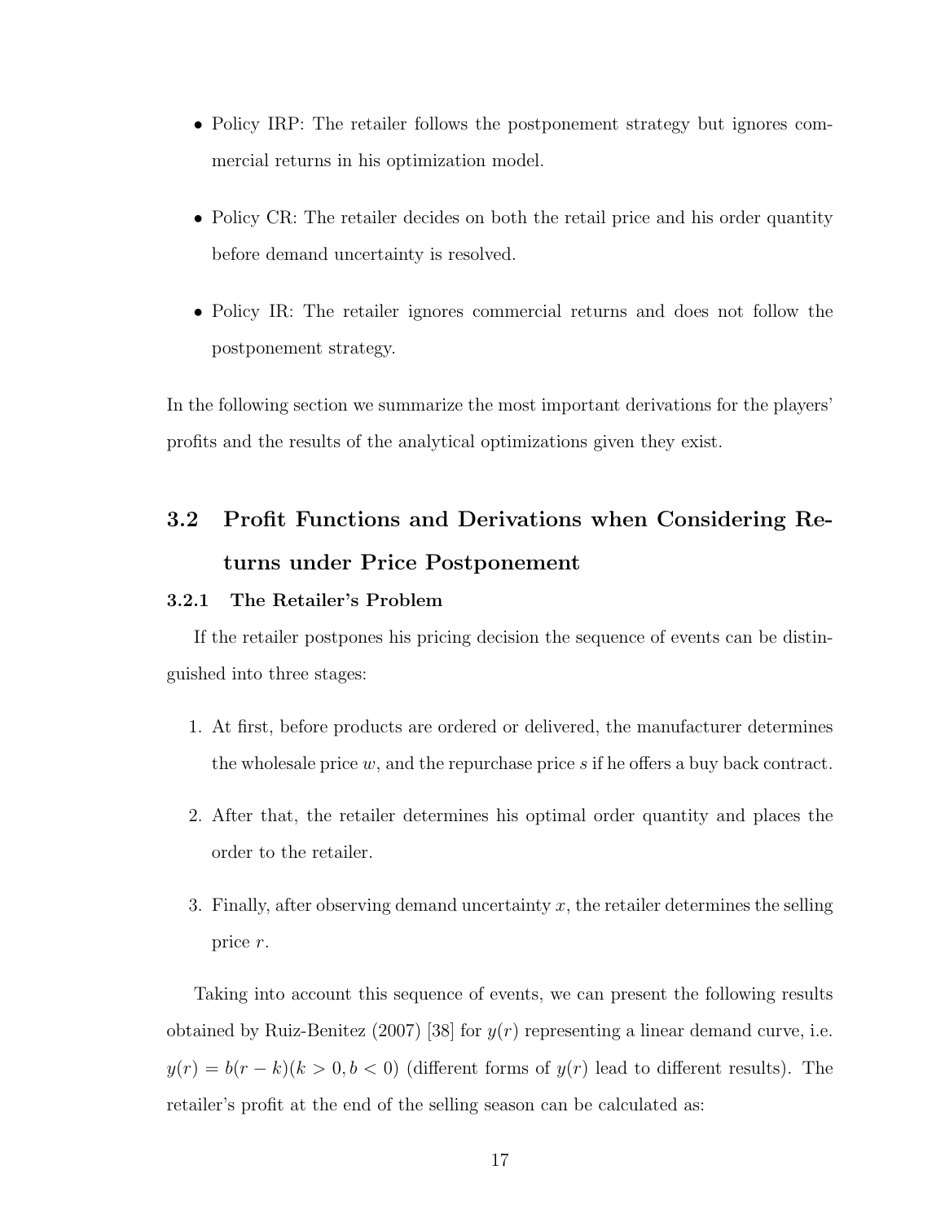- Policy IRP: The retailer follows the postponement strategy but ignores commercial returns in his optimization model.

- Policy CR: The retailer decides on both the retail price and his order quantity before demand uncertainty is resolved.

- Policy IR: The retailer ignores commercial returns and does not follow the postponement strategy.

In the following section we summarize the most important derivations for the players' profits and the results of the analytical optimizations given they exist.

## 3.2 Profit Functions and Derivations when Considering Returns under Price Postponement

### 3.2.1 The Retailer's Problem

If the retailer postpones his pricing decision the sequence of events can be distinguished into three stages:

1. At first, before products are ordered or delivered, the manufacturer determines the wholesale price $w$, and the repurchase price $s$ if he offers a buy back contract.

2. After that, the retailer determines his optimal order quantity and places the order to the retailer.

3. Finally, after observing demand uncertainty $x$, the retailer determines the selling price $r$.

Taking into account this sequence of events, we can present the following results obtained by Ruiz-Benitez (2007) [38] for $y(r)$ representing a linear demand curve, i.e. $y(r) = b(r - k)(k > 0, b < 0)$ (different forms of $y(r)$ lead to different results). The retailer's profit at the end of the selling season can be calculated as: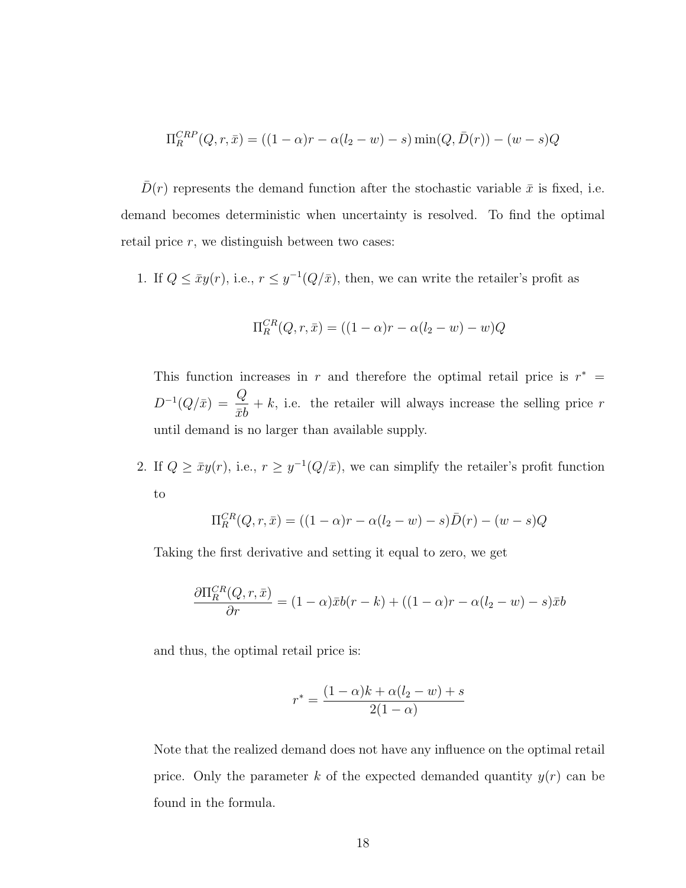$$\Pi_R^{CRP}(Q, r, \bar{x}) = ((1-\alpha)r - \alpha(l_2 - w) - s)\min(Q, \bar{D}(r)) - (w - s)Q$$

$\bar{D}(r)$ represents the demand function after the stochastic variable $\bar{x}$ is fixed, i.e. demand becomes deterministic when uncertainty is resolved. To find the optimal retail price $r$, we distinguish between two cases:

1. If $Q \leq \bar{x}y(r)$, i.e., $r \leq y^{-1}(Q/\bar{x})$, then, we can write the retailer's profit as

$$\Pi_R^{CR}(Q, r, \bar{x}) = ((1-\alpha)r - \alpha(l_2 - w) - w)Q$$

   This function increases in $r$ and therefore the optimal retail price is $r^* = D^{-1}(Q/\bar{x}) = \dfrac{Q}{\bar{x}b} + k$, i.e. the retailer will always increase the selling price $r$ until demand is no larger than available supply.

2. If $Q \geq \bar{x}y(r)$, i.e., $r \geq y^{-1}(Q/\bar{x})$, we can simplify the retailer's profit function to

$$\Pi_R^{CR}(Q, r, \bar{x}) = ((1-\alpha)r - \alpha(l_2 - w) - s)\bar{D}(r) - (w - s)Q$$

   Taking the first derivative and setting it equal to zero, we get

$$\frac{\partial \Pi_R^{CR}(Q, r, \bar{x})}{\partial r} = (1-\alpha)\bar{x}b(r-k) + ((1-\alpha)r - \alpha(l_2 - w) - s)\bar{x}b$$

   and thus, the optimal retail price is:

$$r^* = \frac{(1-\alpha)k + \alpha(l_2 - w) + s}{2(1-\alpha)}$$

   Note that the realized demand does not have any influence on the optimal retail price. Only the parameter $k$ of the expected demanded quantity $y(r)$ can be found in the formula.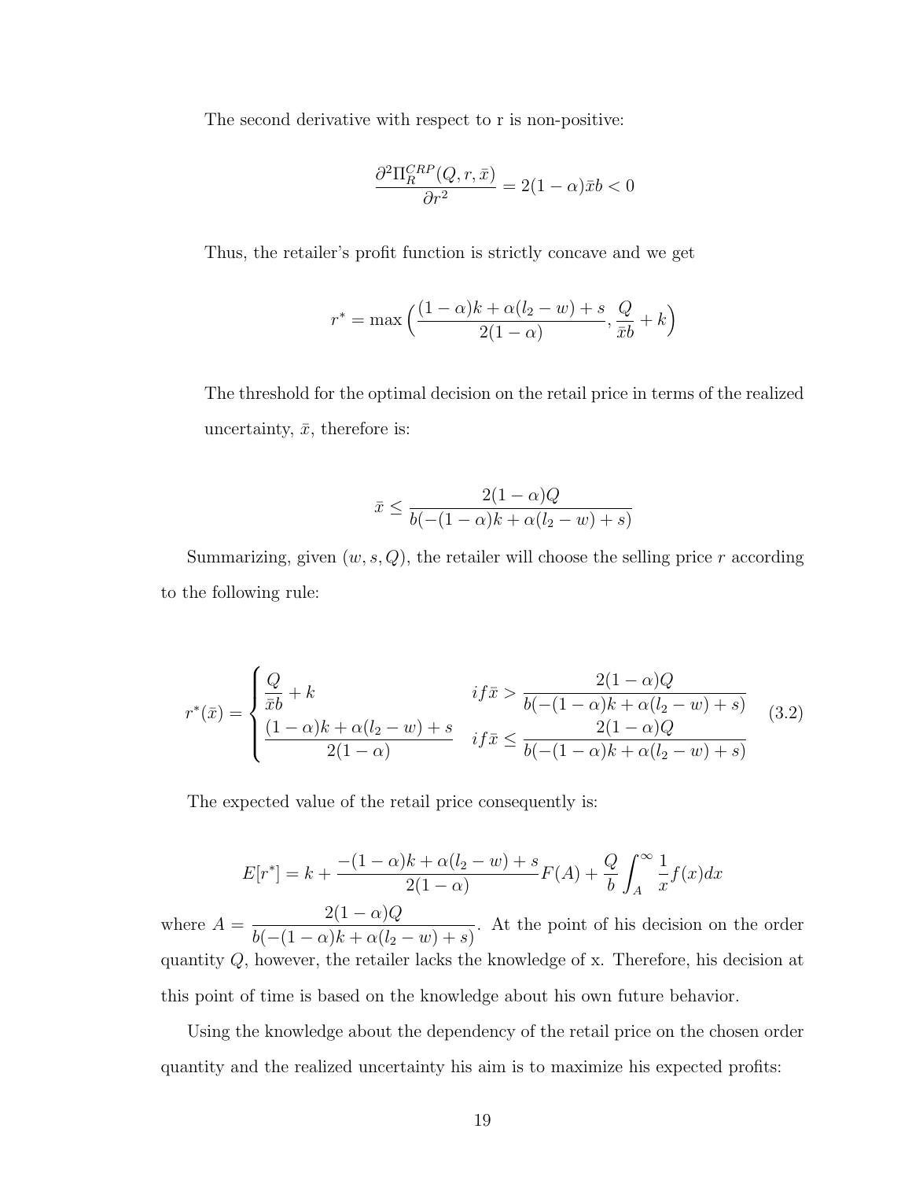The second derivative with respect to r is non-positive:

$$\frac{\partial^2 \Pi_R^{CRP}(Q, r, \bar{x})}{\partial r^2} = 2(1-\alpha)\bar{x}b < 0$$

Thus, the retailer's profit function is strictly concave and we get

$$r^* = \max\Big(\frac{(1-\alpha)k + \alpha(l_2 - w) + s}{2(1-\alpha)}, \frac{Q}{\bar{x}b} + k\Big)$$

The threshold for the optimal decision on the retail price in terms of the realized uncertainty, $\bar{x}$, therefore is:

$$\bar{x} \leq \frac{2(1-\alpha)Q}{b(-(1-\alpha)k + \alpha(l_2 - w) + s)}$$

Summarizing, given $(w, s, Q)$, the retailer will choose the selling price $r$ according to the following rule:

$$r^*(\bar{x}) = \begin{cases} \dfrac{Q}{\bar{x}b} + k & if \bar{x} > \dfrac{2(1-\alpha)Q}{b(-(1-\alpha)k + \alpha(l_2 - w) + s)} \\ \dfrac{(1-\alpha)k + \alpha(l_2 - w) + s}{2(1-\alpha)} & if \bar{x} \leq \dfrac{2(1-\alpha)Q}{b(-(1-\alpha)k + \alpha(l_2 - w) + s)} \end{cases} \quad (3.2)$$

The expected value of the retail price consequently is:

$$E[r^*] = k + \frac{-(1-\alpha)k + \alpha(l_2 - w) + s}{2(1-\alpha)} F(A) + \frac{Q}{b} \int_A^\infty \frac{1}{x} f(x) dx$$

where $A = \dfrac{2(1-\alpha)Q}{b(-(1-\alpha)k + \alpha(l_2 - w) + s)}$. At the point of his decision on the order quantity $Q$, however, the retailer lacks the knowledge of x. Therefore, his decision at this point of time is based on the knowledge about his own future behavior.

Using the knowledge about the dependency of the retail price on the chosen order quantity and the realized uncertainty his aim is to maximize his expected profits: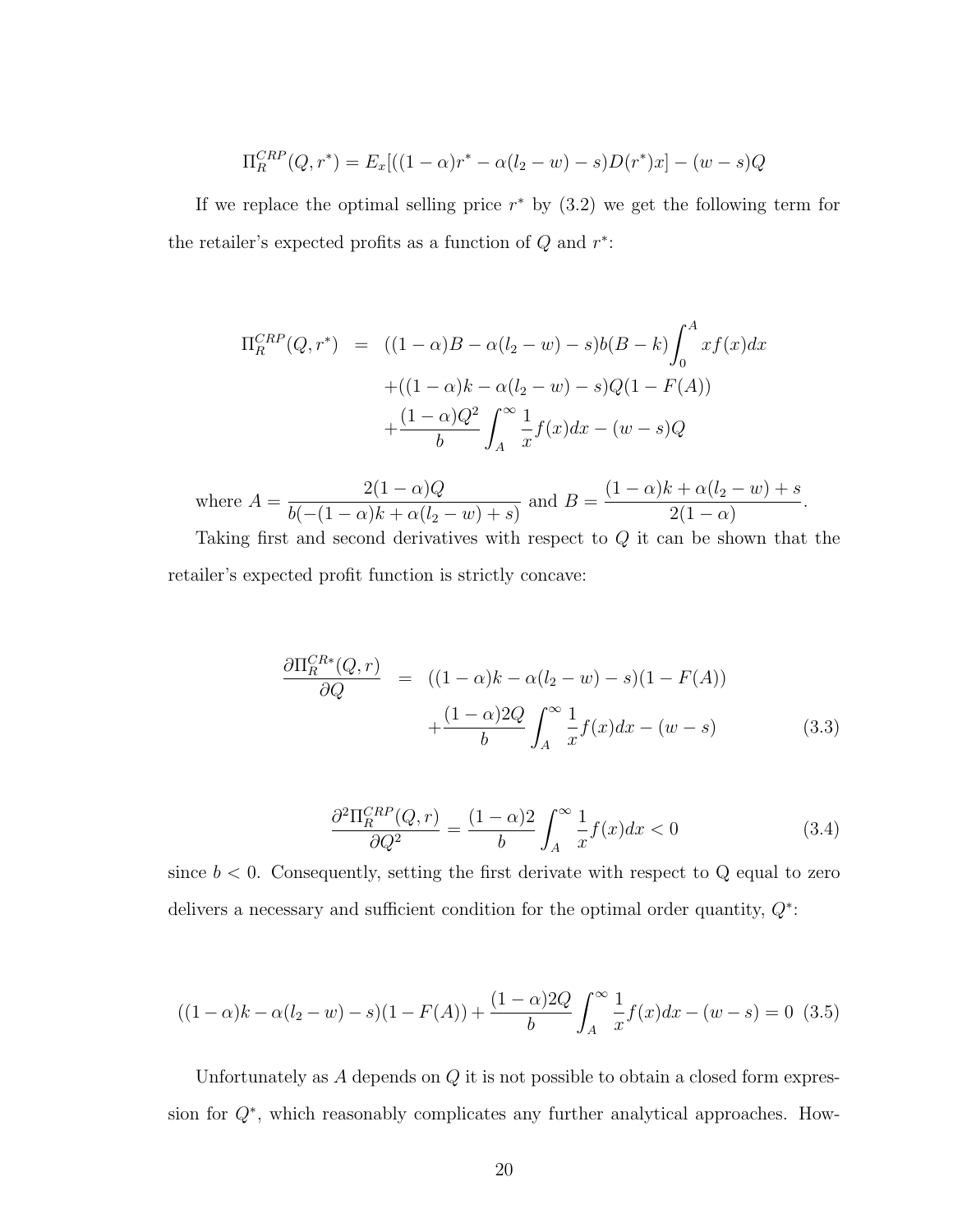$$\Pi_R^{CRP}(Q, r^*) = E_x[((1-\alpha)r^* - \alpha(l_2 - w) - s)D(r^*)x] - (w-s)Q$$

If we replace the optimal selling price $r^*$ by (3.2) we get the following term for the retailer's expected profits as a function of $Q$ and $r^*$:

$$\begin{aligned}
\Pi_R^{CRP}(Q, r^*) &= ((1-\alpha)B - \alpha(l_2 - w) - s)b(B-k)\int_0^A xf(x)dx \\
&\quad + ((1-\alpha)k - \alpha(l_2 - w) - s)Q(1 - F(A)) \\
&\quad + \frac{(1-\alpha)Q^2}{b}\int_A^\infty \frac{1}{x}f(x)dx - (w-s)Q
\end{aligned}$$

where $A = \dfrac{2(1-\alpha)Q}{b(-(1-\alpha)k + \alpha(l_2 - w) + s)}$ and $B = \dfrac{(1-\alpha)k + \alpha(l_2 - w) + s}{2(1-\alpha)}$.

Taking first and second derivatives with respect to $Q$ it can be shown that the retailer's expected profit function is strictly concave:

$$\begin{aligned}
\frac{\partial \Pi_R^{CR*}(Q, r)}{\partial Q} &= ((1-\alpha)k - \alpha(l_2 - w) - s)(1 - F(A)) \\
&\quad + \frac{(1-\alpha)2Q}{b}\int_A^\infty \frac{1}{x}f(x)dx - (w-s) \qquad (3.3)
\end{aligned}$$

$$\frac{\partial^2 \Pi_R^{CRP}(Q, r)}{\partial Q^2} = \frac{(1-\alpha)2}{b}\int_A^\infty \frac{1}{x}f(x)dx < 0 \qquad (3.4)$$

since $b < 0$. Consequently, setting the first derivate with respect to Q equal to zero delivers a necessary and sufficient condition for the optimal order quantity, $Q^*$:

$$((1-\alpha)k - \alpha(l_2 - w) - s)(1 - F(A)) + \frac{(1-\alpha)2Q}{b}\int_A^\infty \frac{1}{x}f(x)dx - (w-s) = 0 \quad (3.5)$$

Unfortunately as $A$ depends on $Q$ it is not possible to obtain a closed form expression for $Q^*$, which reasonably complicates any further analytical approaches. How-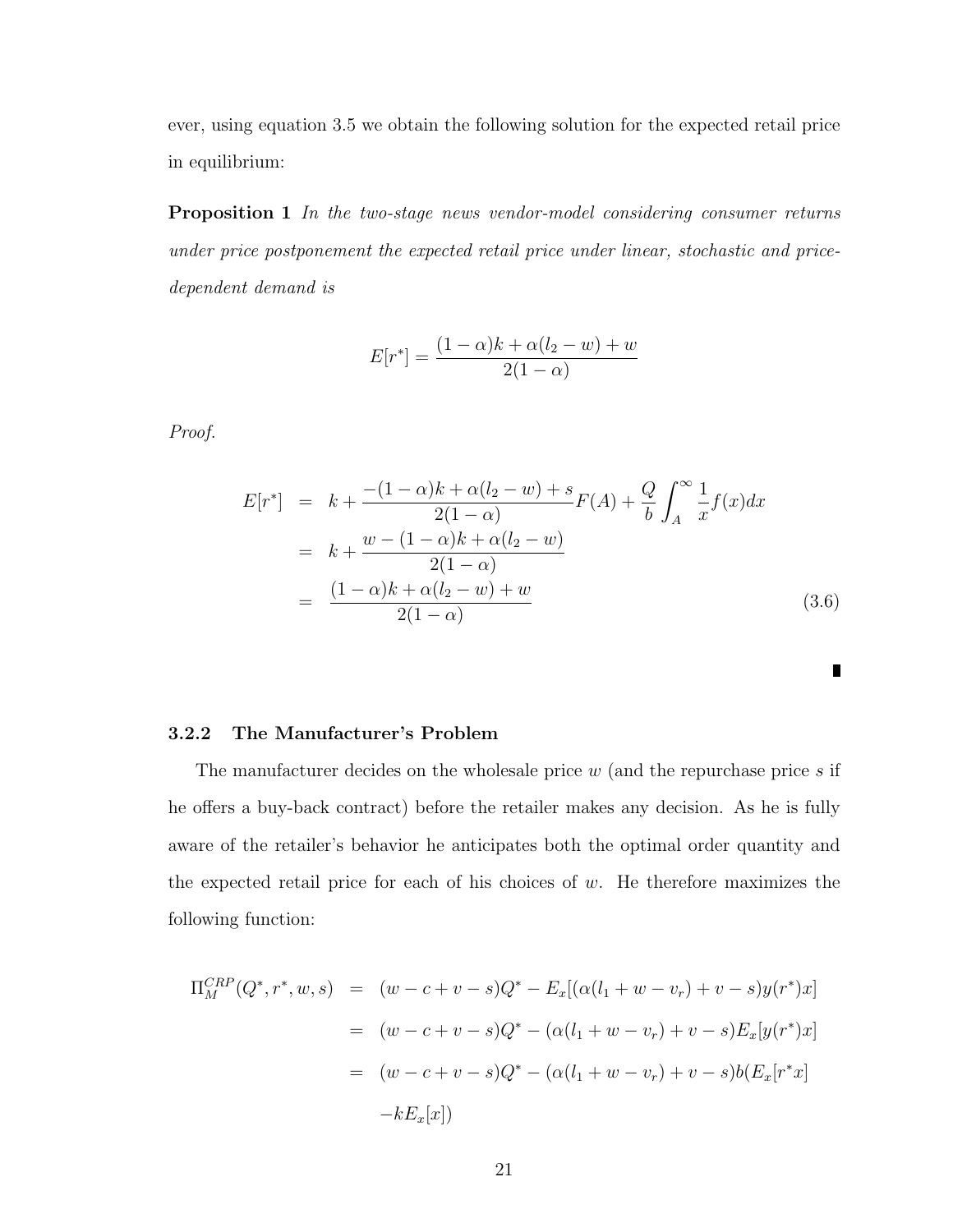ever, using equation 3.5 we obtain the following solution for the expected retail price in equilibrium:

**Proposition 1** *In the two-stage news vendor-model considering consumer returns under price postponement the expected retail price under linear, stochastic and price-dependent demand is*

$$E[r^*] = \frac{(1-\alpha)k + \alpha(l_2 - w) + w}{2(1-\alpha)}$$

*Proof.*

$$\begin{aligned}
E[r^*] &= k + \frac{-(1-\alpha)k + \alpha(l_2 - w) + s}{2(1-\alpha)} F(A) + \frac{Q}{b} \int_A^{\infty} \frac{1}{x} f(x)dx \\
&= k + \frac{w - (1-\alpha)k + \alpha(l_2 - w)}{2(1-\alpha)} \\
&= \frac{(1-\alpha)k + \alpha(l_2 - w) + w}{2(1-\alpha)} \qquad (3.6)
\end{aligned}$$

∎

### 3.2.2 The Manufacturer's Problem

The manufacturer decides on the wholesale price $w$ (and the repurchase price $s$ if he offers a buy-back contract) before the retailer makes any decision. As he is fully aware of the retailer's behavior he anticipates both the optimal order quantity and the expected retail price for each of his choices of $w$. He therefore maximizes the following function:

$$\begin{aligned}
\Pi_M^{CRP}(Q^*, r^*, w, s) &= (w - c + v - s)Q^* - E_x[(\alpha(l_1 + w - v_r) + v - s)y(r^*)x] \\
&= (w - c + v - s)Q^* - (\alpha(l_1 + w - v_r) + v - s)E_x[y(r^*)x] \\
&= (w - c + v - s)Q^* - (\alpha(l_1 + w - v_r) + v - s)b(E_x[r^*x] \\
&\quad - kE_x[x])
\end{aligned}$$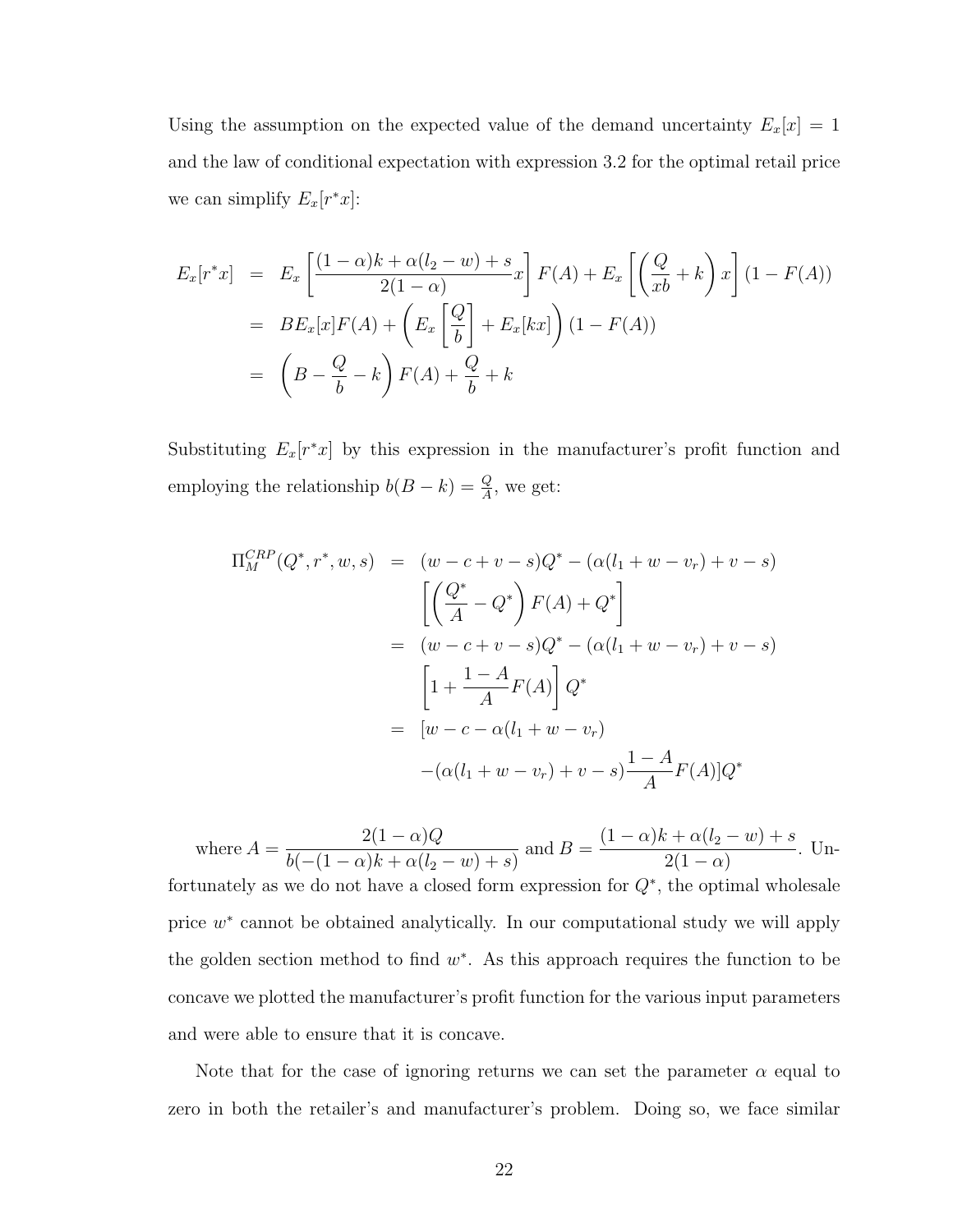Using the assumption on the expected value of the demand uncertainty $E_x[x] = 1$ and the law of conditional expectation with expression 3.2 for the optimal retail price we can simplify $E_x[r^*x]$:

$$
\begin{aligned}
E_x[r^*x] &= E_x\left[\frac{(1-\alpha)k + \alpha(l_2 - w) + s}{2(1-\alpha)}x\right]F(A) + E_x\left[\left(\frac{Q}{xb} + k\right)x\right](1 - F(A)) \\
&= BE_x[x]F(A) + \left(E_x\left[\frac{Q}{b}\right] + E_x[kx]\right)(1 - F(A)) \\
&= \left(B - \frac{Q}{b} - k\right)F(A) + \frac{Q}{b} + k
\end{aligned}
$$

Substituting $E_x[r^*x]$ by this expression in the manufacturer's profit function and employing the relationship $b(B-k) = \frac{Q}{A}$, we get:

$$
\begin{aligned}
\Pi_M^{CRP}(Q^*, r^*, w, s) &= (w - c + v - s)Q^* - (\alpha(l_1 + w - v_r) + v - s) \\
&\quad \left[\left(\frac{Q^*}{A} - Q^*\right)F(A) + Q^*\right] \\
&= (w - c + v - s)Q^* - (\alpha(l_1 + w - v_r) + v - s) \\
&\quad \left[1 + \frac{1-A}{A}F(A)\right]Q^* \\
&= [w - c - \alpha(l_1 + w - v_r) \\
&\quad -(\alpha(l_1 + w - v_r) + v - s)\frac{1-A}{A}F(A)]Q^*
\end{aligned}
$$

where $A = \dfrac{2(1-\alpha)Q}{b(-(1-\alpha)k + \alpha(l_2 - w) + s)}$ and $B = \dfrac{(1-\alpha)k + \alpha(l_2 - w) + s}{2(1-\alpha)}$. Unfortunately as we do not have a closed form expression for $Q^*$, the optimal wholesale price $w^*$ cannot be obtained analytically. In our computational study we will apply the golden section method to find $w^*$. As this approach requires the function to be concave we plotted the manufacturer's profit function for the various input parameters and were able to ensure that it is concave.

Note that for the case of ignoring returns we can set the parameter $\alpha$ equal to zero in both the retailer's and manufacturer's problem. Doing so, we face similar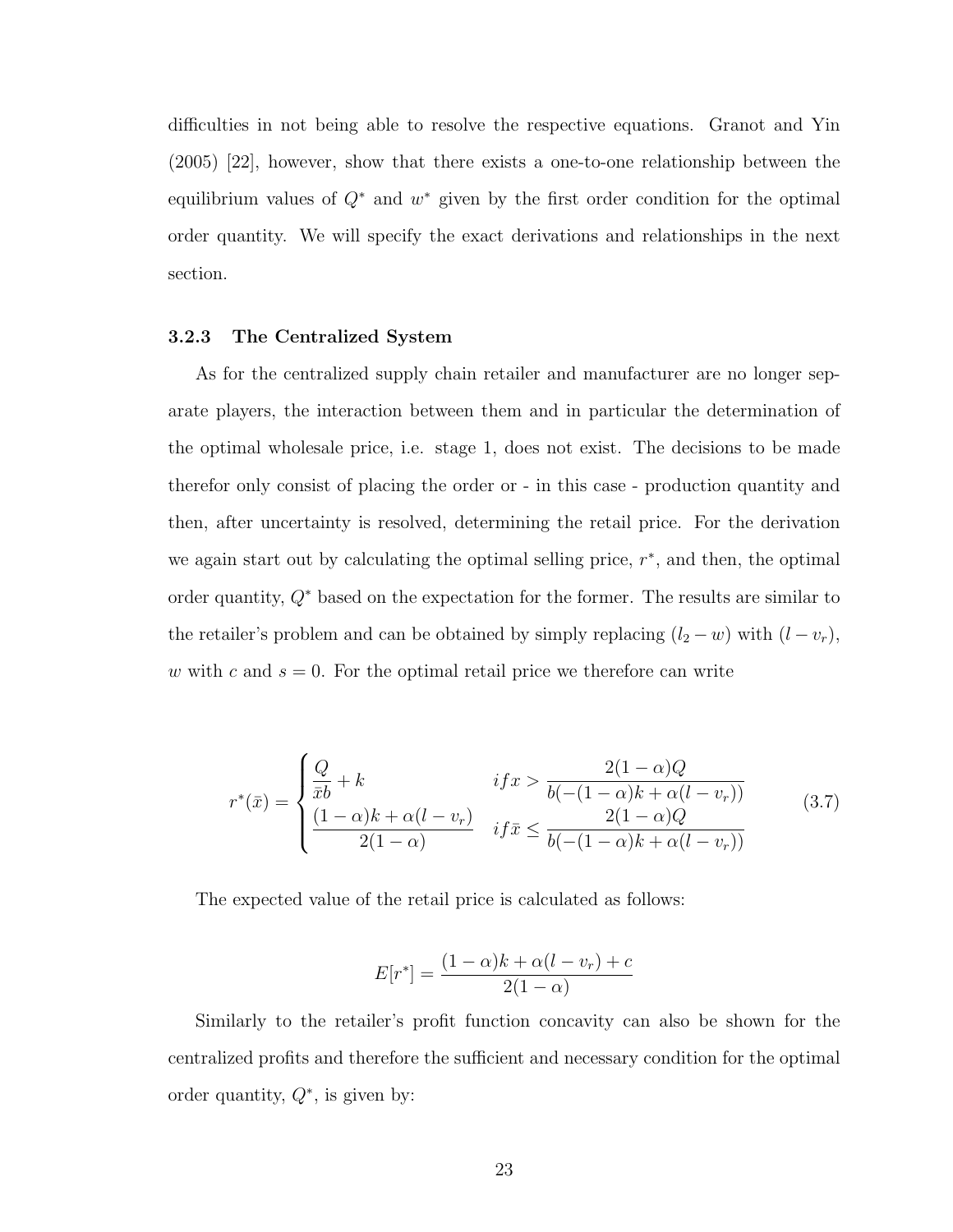difficulties in not being able to resolve the respective equations. Granot and Yin (2005) [22], however, show that there exists a one-to-one relationship between the equilibrium values of $Q^*$ and $w^*$ given by the first order condition for the optimal order quantity. We will specify the exact derivations and relationships in the next section.

### 3.2.3 The Centralized System

As for the centralized supply chain retailer and manufacturer are no longer separate players, the interaction between them and in particular the determination of the optimal wholesale price, i.e. stage 1, does not exist. The decisions to be made therefor only consist of placing the order or - in this case - production quantity and then, after uncertainty is resolved, determining the retail price. For the derivation we again start out by calculating the optimal selling price, $r^*$, and then, the optimal order quantity, $Q^*$ based on the expectation for the former. The results are similar to the retailer's problem and can be obtained by simply replacing $(l_2 - w)$ with $(l - v_r)$, $w$ with $c$ and $s = 0$. For the optimal retail price we therefore can write

$$r^*(\bar{x}) = \begin{cases} \dfrac{Q}{\bar{x}b} + k & if x > \dfrac{2(1-\alpha)Q}{b(-(1-\alpha)k + \alpha(l - v_r))} \\ \dfrac{(1-\alpha)k + \alpha(l - v_r)}{2(1-\alpha)} & if \bar{x} \leq \dfrac{2(1-\alpha)Q}{b(-(1-\alpha)k + \alpha(l - v_r))} \end{cases} \tag{3.7}$$

The expected value of the retail price is calculated as follows:

$$E[r^*] = \frac{(1-\alpha)k + \alpha(l - v_r) + c}{2(1-\alpha)}$$

Similarly to the retailer's profit function concavity can also be shown for the centralized profits and therefore the sufficient and necessary condition for the optimal order quantity, $Q^*$, is given by: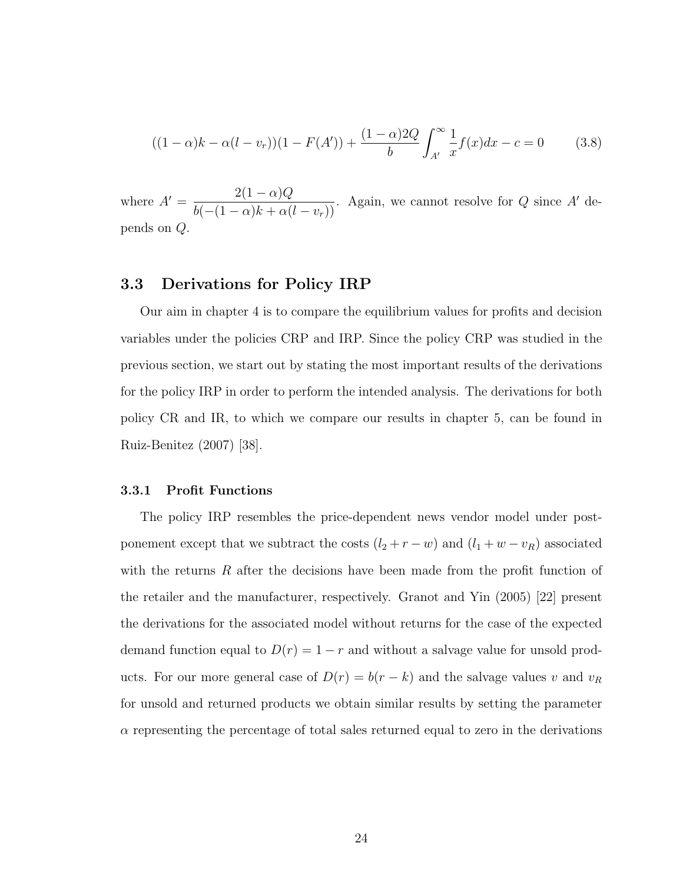$$((1-\alpha)k - \alpha(l - v_r))(1 - F(A')) + \frac{(1-\alpha)2Q}{b}\int_{A'}^{\infty}\frac{1}{x}f(x)dx - c = 0 \qquad (3.8)$$

where $A' = \dfrac{2(1-\alpha)Q}{b(-(1-\alpha)k + \alpha(l - v_r))}$. Again, we cannot resolve for $Q$ since $A'$ depends on $Q$.

## 3.3 Derivations for Policy IRP

Our aim in chapter 4 is to compare the equilibrium values for profits and decision variables under the policies CRP and IRP. Since the policy CRP was studied in the previous section, we start out by stating the most important results of the derivations for the policy IRP in order to perform the intended analysis. The derivations for both policy CR and IR, to which we compare our results in chapter 5, can be found in Ruiz-Benitez (2007) [38].

### 3.3.1 Profit Functions

The policy IRP resembles the price-dependent news vendor model under postponement except that we subtract the costs $(l_2 + r - w)$ and $(l_1 + w - v_R)$ associated with the returns $R$ after the decisions have been made from the profit function of the retailer and the manufacturer, respectively. Granot and Yin (2005) [22] present the derivations for the associated model without returns for the case of the expected demand function equal to $D(r) = 1 - r$ and without a salvage value for unsold products. For our more general case of $D(r) = b(r - k)$ and the salvage values $v$ and $v_R$ for unsold and returned products we obtain similar results by setting the parameter $\alpha$ representing the percentage of total sales returned equal to zero in the derivations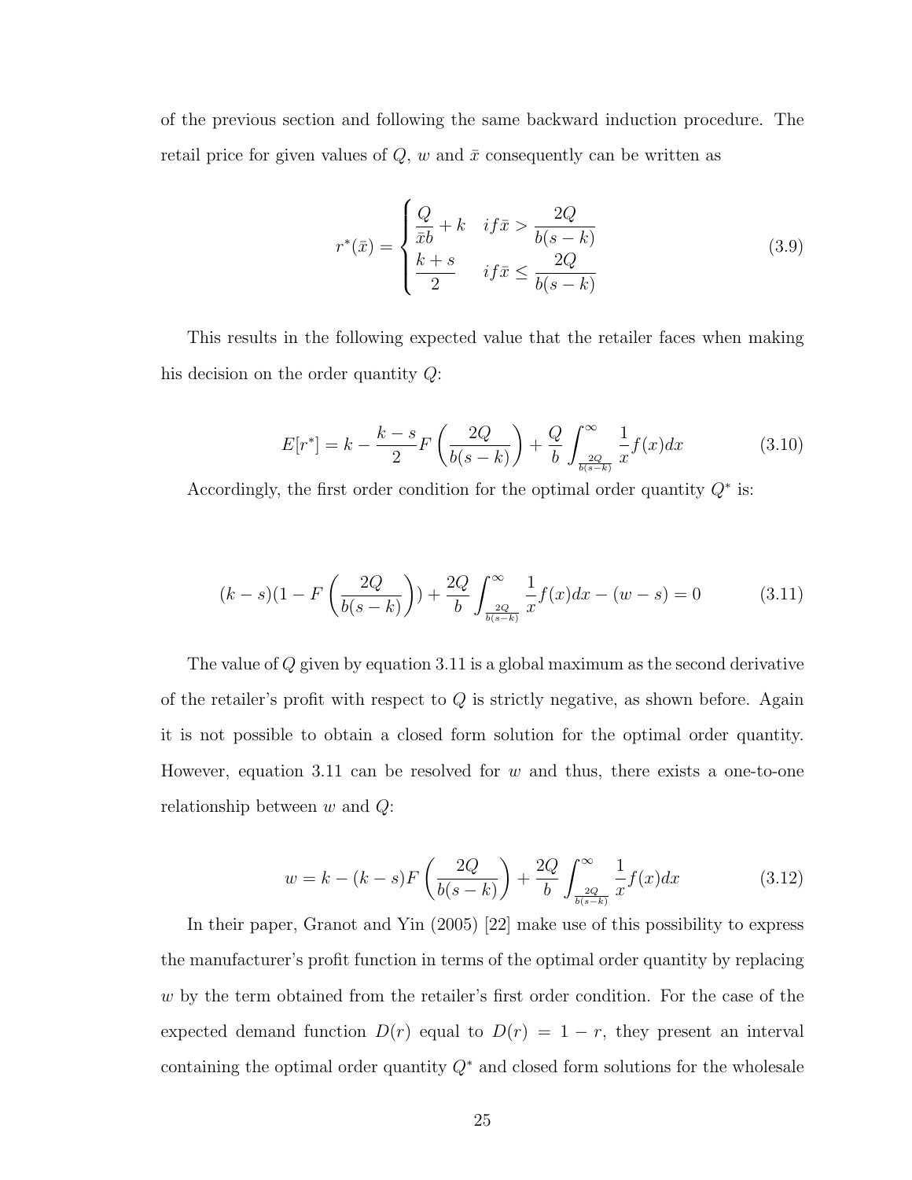of the previous section and following the same backward induction procedure. The retail price for given values of $Q$, $w$ and $\bar{x}$ consequently can be written as

$$r^*(\bar{x}) = \begin{cases} \dfrac{Q}{\bar{x}b} + k & if \bar{x} > \dfrac{2Q}{b(s-k)} \\ \dfrac{k+s}{2} & if \bar{x} \leq \dfrac{2Q}{b(s-k)} \end{cases} \tag{3.9}$$

This results in the following expected value that the retailer faces when making his decision on the order quantity $Q$:

$$E[r^*] = k - \frac{k-s}{2} F\left(\frac{2Q}{b(s-k)}\right) + \frac{Q}{b} \int_{\frac{2Q}{b(s-k)}}^{\infty} \frac{1}{x} f(x) dx \tag{3.10}$$

Accordingly, the first order condition for the optimal order quantity $Q^*$ is:

$$(k-s)(1 - F\left(\frac{2Q}{b(s-k)}\right)) + \frac{2Q}{b} \int_{\frac{2Q}{b(s-k)}}^{\infty} \frac{1}{x} f(x) dx - (w-s) = 0 \tag{3.11}$$

The value of $Q$ given by equation 3.11 is a global maximum as the second derivative of the retailer's profit with respect to $Q$ is strictly negative, as shown before. Again it is not possible to obtain a closed form solution for the optimal order quantity. However, equation 3.11 can be resolved for $w$ and thus, there exists a one-to-one relationship between $w$ and $Q$:

$$w = k - (k-s) F\left(\frac{2Q}{b(s-k)}\right) + \frac{2Q}{b} \int_{\frac{2Q}{b(s-k)}}^{\infty} \frac{1}{x} f(x) dx \tag{3.12}$$

In their paper, Granot and Yin (2005) [22] make use of this possibility to express the manufacturer's profit function in terms of the optimal order quantity by replacing $w$ by the term obtained from the retailer's first order condition. For the case of the expected demand function $D(r)$ equal to $D(r) = 1 - r$, they present an interval containing the optimal order quantity $Q^*$ and closed form solutions for the wholesale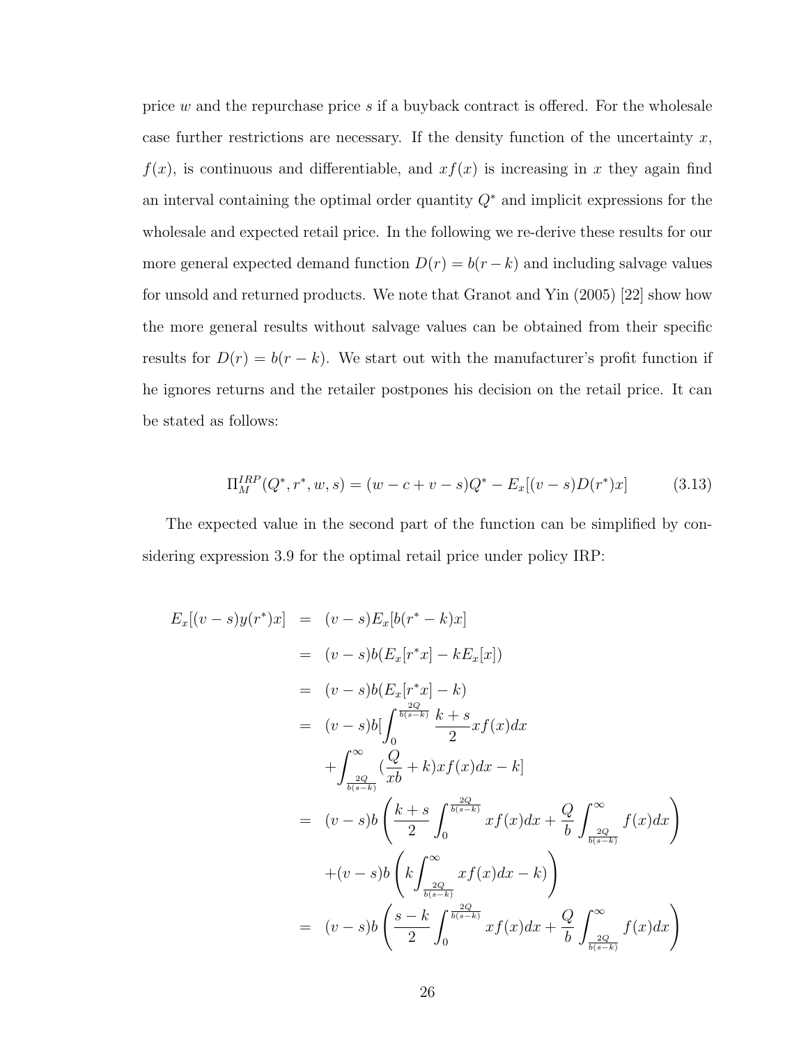price $w$ and the repurchase price $s$ if a buyback contract is offered. For the wholesale case further restrictions are necessary. If the density function of the uncertainty $x$, $f(x)$, is continuous and differentiable, and $xf(x)$ is increasing in $x$ they again find an interval containing the optimal order quantity $Q^*$ and implicit expressions for the wholesale and expected retail price. In the following we re-derive these results for our more general expected demand function $D(r) = b(r-k)$ and including salvage values for unsold and returned products. We note that Granot and Yin (2005) [22] show how the more general results without salvage values can be obtained from their specific results for $D(r) = b(r-k)$. We start out with the manufacturer's profit function if he ignores returns and the retailer postpones his decision on the retail price. It can be stated as follows:

$$\Pi_M^{IRP}(Q^*, r^*, w, s) = (w - c + v - s)Q^* - E_x[(v-s)D(r^*)x] \tag{3.13}$$

The expected value in the second part of the function can be simplified by considering expression 3.9 for the optimal retail price under policy IRP:

$$\begin{aligned}
E_x[(v-s)y(r^*)x] &= (v-s)E_x[b(r^*-k)x] \\
&= (v-s)b(E_x[r^*x] - kE_x[x]) \\
&= (v-s)b(E_x[r^*x] - k) \\
&= (v-s)b[\int_0^{\frac{2Q}{b(s-k)}} \frac{k+s}{2} xf(x)dx \\
&\quad + \int_{\frac{2Q}{b(s-k)}}^{\infty} (\frac{Q}{xb} + k)xf(x)dx - k] \\
&= (v-s)b\left(\frac{k+s}{2}\int_0^{\frac{2Q}{b(s-k)}} xf(x)dx + \frac{Q}{b}\int_{\frac{2Q}{b(s-k)}}^{\infty} f(x)dx\right) \\
&\quad + (v-s)b\left(k\int_{\frac{2Q}{b(s-k)}}^{\infty} xf(x)dx - k\right) \\
&= (v-s)b\left(\frac{s-k}{2}\int_0^{\frac{2Q}{b(s-k)}} xf(x)dx + \frac{Q}{b}\int_{\frac{2Q}{b(s-k)}}^{\infty} f(x)dx\right)
\end{aligned}$$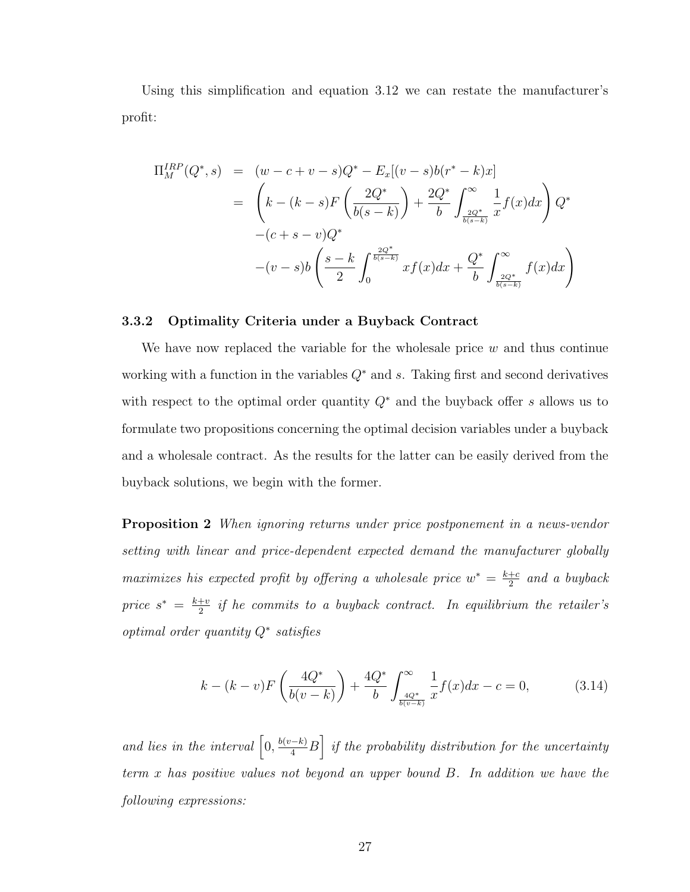Using this simplification and equation 3.12 we can restate the manufacturer's profit:

$$
\begin{aligned}
\Pi_M^{IRP}(Q^*, s) &= (w - c + v - s)Q^* - E_x[(v-s)b(r^* - k)x] \\
&= \left(k - (k-s)F\left(\frac{2Q^*}{b(s-k)}\right) + \frac{2Q^*}{b}\int_{\frac{2Q^*}{b(s-k)}}^{\infty} \frac{1}{x} f(x)dx\right) Q^* \\
&\quad -(c + s - v)Q^* \\
&\quad -(v-s)b\left(\frac{s-k}{2}\int_0^{\frac{2Q^*}{b(s-k)}} x f(x)dx + \frac{Q^*}{b}\int_{\frac{2Q^*}{b(s-k)}}^{\infty} f(x)dx\right)
\end{aligned}
$$

### 3.3.2 Optimality Criteria under a Buyback Contract

We have now replaced the variable for the wholesale price $w$ and thus continue working with a function in the variables $Q^*$ and $s$. Taking first and second derivatives with respect to the optimal order quantity $Q^*$ and the buyback offer $s$ allows us to formulate two propositions concerning the optimal decision variables under a buyback and a wholesale contract. As the results for the latter can be easily derived from the buyback solutions, we begin with the former.

**Proposition 2** *When ignoring returns under price postponement in a news-vendor setting with linear and price-dependent expected demand the manufacturer globally maximizes his expected profit by offering a wholesale price* $w^* = \frac{k+c}{2}$ *and a buyback price* $s^* = \frac{k+v}{2}$ *if he commits to a buyback contract. In equilibrium the retailer's optimal order quantity* $Q^*$ *satisfies*

$$
k - (k-v)F\left(\frac{4Q^*}{b(v-k)}\right) + \frac{4Q^*}{b}\int_{\frac{4Q^*}{b(v-k)}}^{\infty} \frac{1}{x} f(x)dx - c = 0, \tag{3.14}
$$

*and lies in the interval* $\left[0, \frac{b(v-k)}{4}B\right]$ *if the probability distribution for the uncertainty term* $x$ *has positive values not beyond an upper bound* $B$*. In addition we have the following expressions:*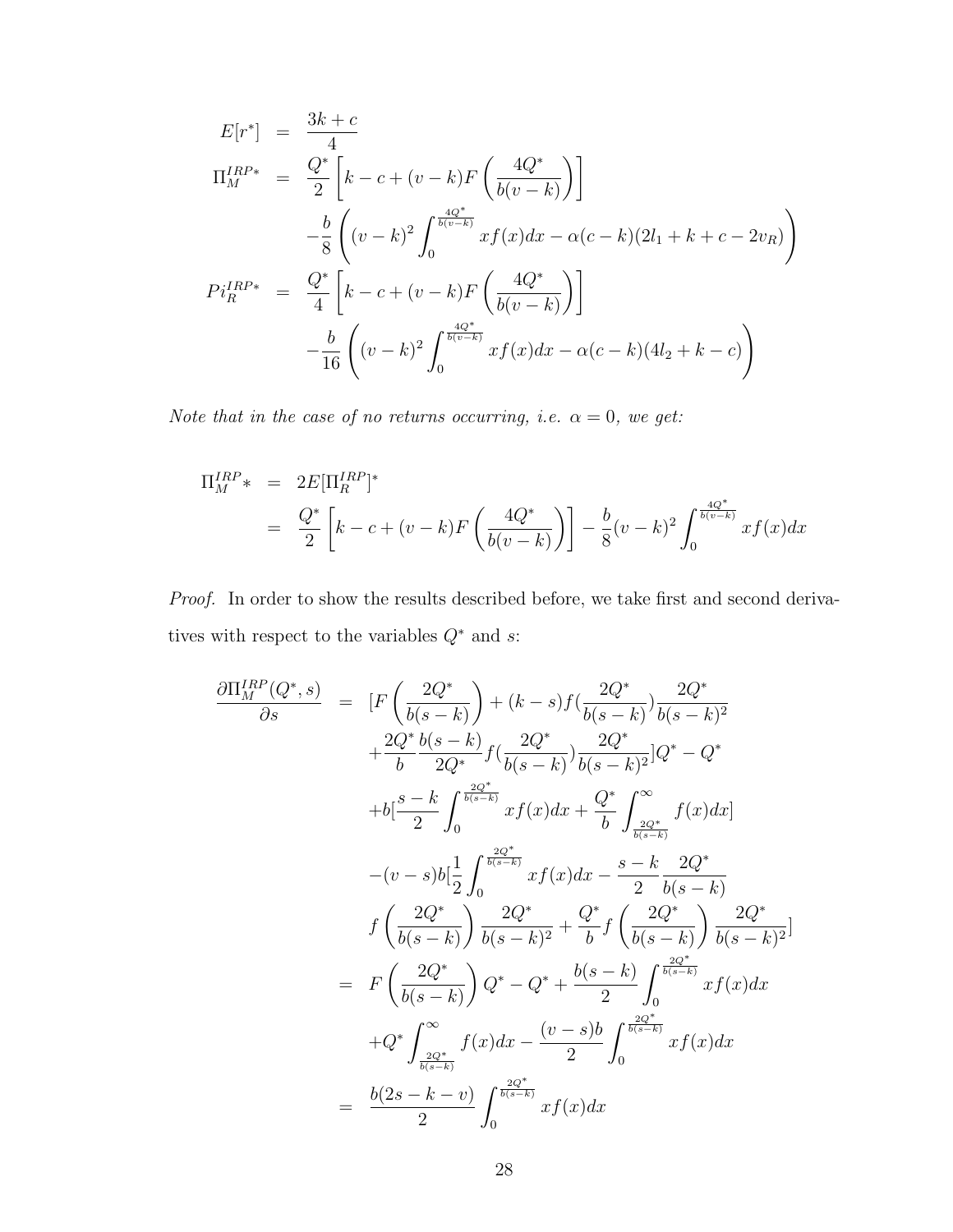$$
\begin{aligned}
E[r^*] &= \frac{3k+c}{4} \\
\Pi_M^{IRP*} &= \frac{Q^*}{2}\left[k-c+(v-k)F\left(\frac{4Q^*}{b(v-k)}\right)\right] \\
&\quad -\frac{b}{8}\left((v-k)^2\int_0^{\frac{4Q^*}{b(v-k)}} xf(x)dx-\alpha(c-k)(2l_1+k+c-2v_R)\right) \\
Pi_R^{IRP*} &= \frac{Q^*}{4}\left[k-c+(v-k)F\left(\frac{4Q^*}{b(v-k)}\right)\right] \\
&\quad -\frac{b}{16}\left((v-k)^2\int_0^{\frac{4Q^*}{b(v-k)}} xf(x)dx-\alpha(c-k)(4l_2+k-c)\right)
\end{aligned}
$$

*Note that in the case of no returns occurring, i.e. $\alpha = 0$, we get:*

$$
\begin{aligned}
\Pi_M^{IRP}* &= 2E[\Pi_R^{IRP}]^* \\
&= \frac{Q^*}{2}\left[k-c+(v-k)F\left(\frac{4Q^*}{b(v-k)}\right)\right]-\frac{b}{8}(v-k)^2\int_0^{\frac{4Q^*}{b(v-k)}} xf(x)dx
\end{aligned}
$$

*Proof.* In order to show the results described before, we take first and second derivatives with respect to the variables $Q^*$ and $s$:

$$
\begin{aligned}
\frac{\partial \Pi_M^{IRP}(Q^*,s)}{\partial s} &= [F\left(\frac{2Q^*}{b(s-k)}\right)+(k-s)f(\frac{2Q^*}{b(s-k)})\frac{2Q^*}{b(s-k)^2} \\
&\quad +\frac{2Q^*}{b}\frac{b(s-k)}{2Q^*}f(\frac{2Q^*}{b(s-k)})\frac{2Q^*}{b(s-k)^2}]Q^*-Q^* \\
&\quad +b[\frac{s-k}{2}\int_0^{\frac{2Q^*}{b(s-k)}} xf(x)dx+\frac{Q^*}{b}\int_{\frac{2Q^*}{b(s-k)}}^{\infty} f(x)dx] \\
&\quad -(v-s)b[\frac{1}{2}\int_0^{\frac{2Q^*}{b(s-k)}} xf(x)dx-\frac{s-k}{2}\frac{2Q^*}{b(s-k)} \\
&\quad f\left(\frac{2Q^*}{b(s-k)}\right)\frac{2Q^*}{b(s-k)^2}+\frac{Q^*}{b}f\left(\frac{2Q^*}{b(s-k)}\right)\frac{2Q^*}{b(s-k)^2}] \\
&= F\left(\frac{2Q^*}{b(s-k)}\right)Q^*-Q^*+\frac{b(s-k)}{2}\int_0^{\frac{2Q^*}{b(s-k)}} xf(x)dx \\
&\quad +Q^*\int_{\frac{2Q^*}{b(s-k)}}^{\infty} f(x)dx-\frac{(v-s)b}{2}\int_0^{\frac{2Q^*}{b(s-k)}} xf(x)dx \\
&= \frac{b(2s-k-v)}{2}\int_0^{\frac{2Q^*}{b(s-k)}} xf(x)dx
\end{aligned}
$$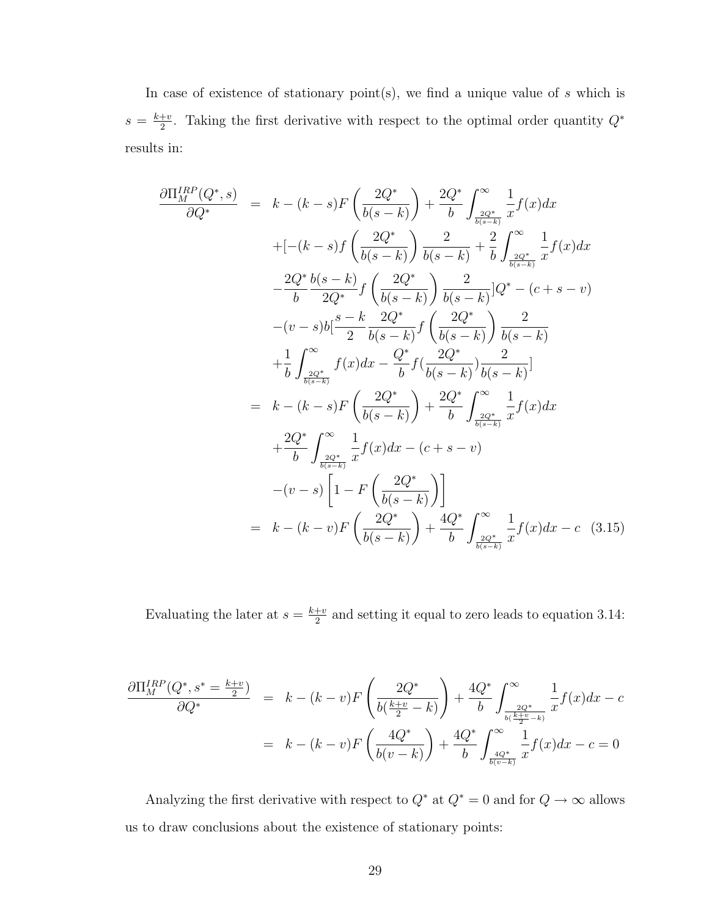In case of existence of stationary point(s), we find a unique value of $s$ which is $s = \frac{k+v}{2}$. Taking the first derivative with respect to the optimal order quantity $Q^*$ results in:

$$
\begin{aligned}
\frac{\partial \Pi_M^{IRP}(Q^*, s)}{\partial Q^*} &= k - (k-s)F\left(\frac{2Q^*}{b(s-k)}\right) + \frac{2Q^*}{b}\int_{\frac{2Q^*}{b(s-k)}}^{\infty} \frac{1}{x} f(x)dx \\
&\quad +[-(k-s)f\left(\frac{2Q^*}{b(s-k)}\right)\frac{2}{b(s-k)} + \frac{2}{b}\int_{\frac{2Q^*}{b(s-k)}}^{\infty} \frac{1}{x} f(x)dx \\
&\quad -\frac{2Q^*}{b}\frac{b(s-k)}{2Q^*} f\left(\frac{2Q^*}{b(s-k)}\right)\frac{2}{b(s-k)}]Q^* - (c+s-v) \\
&\quad -(v-s)b[\frac{s-k}{2}\frac{2Q^*}{b(s-k)} f\left(\frac{2Q^*}{b(s-k)}\right)\frac{2}{b(s-k)} \\
&\quad +\frac{1}{b}\int_{\frac{2Q^*}{b(s-k)}}^{\infty} f(x)dx - \frac{Q^*}{b} f(\frac{2Q^*}{b(s-k)})\frac{2}{b(s-k)}] \\
&= k - (k-s)F\left(\frac{2Q^*}{b(s-k)}\right) + \frac{2Q^*}{b}\int_{\frac{2Q^*}{b(s-k)}}^{\infty} \frac{1}{x} f(x)dx \\
&\quad +\frac{2Q^*}{b}\int_{\frac{2Q^*}{b(s-k)}}^{\infty} \frac{1}{x} f(x)dx - (c+s-v) \\
&\quad -(v-s)\left[1 - F\left(\frac{2Q^*}{b(s-k)}\right)\right] \\
&= k - (k-v)F\left(\frac{2Q^*}{b(s-k)}\right) + \frac{4Q^*}{b}\int_{\frac{2Q^*}{b(s-k)}}^{\infty} \frac{1}{x} f(x)dx - c \quad (3.15)
\end{aligned}
$$

Evaluating the later at $s = \frac{k+v}{2}$ and setting it equal to zero leads to equation 3.14:

$$
\begin{aligned}
\frac{\partial \Pi_M^{IRP}(Q^*, s^* = \frac{k+v}{2})}{\partial Q^*} &= k - (k-v)F\left(\frac{2Q^*}{b(\frac{k+v}{2}-k)}\right) + \frac{4Q^*}{b}\int_{\frac{2Q^*}{b(\frac{k+v}{2}-k)}}^{\infty} \frac{1}{x} f(x)dx - c \\
&= k - (k-v)F\left(\frac{4Q^*}{b(v-k)}\right) + \frac{4Q^*}{b}\int_{\frac{4Q^*}{b(v-k)}}^{\infty} \frac{1}{x} f(x)dx - c = 0
\end{aligned}
$$

Analyzing the first derivative with respect to $Q^*$ at $Q^* = 0$ and for $Q \to \infty$ allows us to draw conclusions about the existence of stationary points: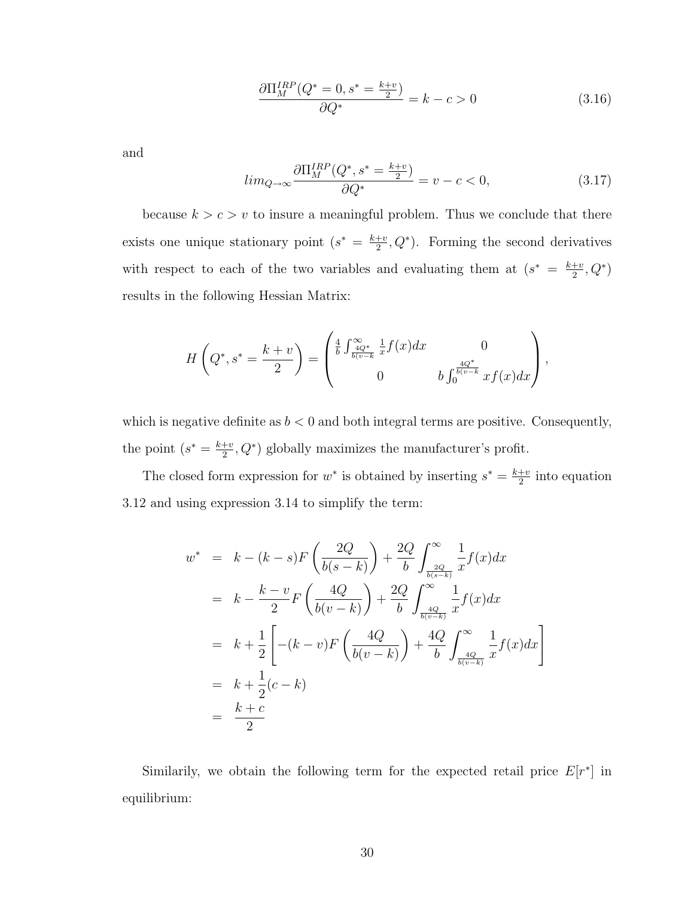$$\frac{\partial \Pi_M^{IRP}(Q^* = 0, s^* = \frac{k+v}{2})}{\partial Q^*} = k - c > 0 \tag{3.16}$$

and

$$lim_{Q \to \infty} \frac{\partial \Pi_M^{IRP}(Q^*, s^* = \frac{k+v}{2})}{\partial Q^*} = v - c < 0, \tag{3.17}$$

because $k > c > v$ to insure a meaningful problem. Thus we conclude that there exists one unique stationary point ($s^* = \frac{k+v}{2}, Q^*$). Forming the second derivatives with respect to each of the two variables and evaluating them at ($s^* = \frac{k+v}{2}, Q^*$) results in the following Hessian Matrix:

$$H\left(Q^*, s^* = \frac{k+v}{2}\right) = \begin{pmatrix} \frac{4}{b}\int_{\frac{4Q^*}{b(v-k}}^{\infty} \frac{1}{x} f(x)dx & 0 \\ 0 & b\int_0^{\frac{4Q^*}{b(v-k}} x f(x)dx \end{pmatrix},$$

which is negative definite as $b < 0$ and both integral terms are positive. Consequently, the point ($s^* = \frac{k+v}{2}, Q^*$) globally maximizes the manufacturer's profit.

The closed form expression for $w^*$ is obtained by inserting $s^* = \frac{k+v}{2}$ into equation 3.12 and using expression 3.14 to simplify the term:

$$\begin{aligned}
w^* &= k - (k-s)F\left(\frac{2Q}{b(s-k)}\right) + \frac{2Q}{b}\int_{\frac{2Q}{b(s-k)}}^{\infty} \frac{1}{x} f(x)dx \\
&= k - \frac{k-v}{2}F\left(\frac{4Q}{b(v-k)}\right) + \frac{2Q}{b}\int_{\frac{4Q}{b(v-k)}}^{\infty} \frac{1}{x} f(x)dx \\
&= k + \frac{1}{2}\left[-(k-v)F\left(\frac{4Q}{b(v-k)}\right) + \frac{4Q}{b}\int_{\frac{4Q}{b(v-k)}}^{\infty} \frac{1}{x} f(x)dx\right] \\
&= k + \frac{1}{2}(c-k) \\
&= \frac{k+c}{2}
\end{aligned}$$

Similarly, we obtain the following term for the expected retail price $E[r^*]$ in equilibrium: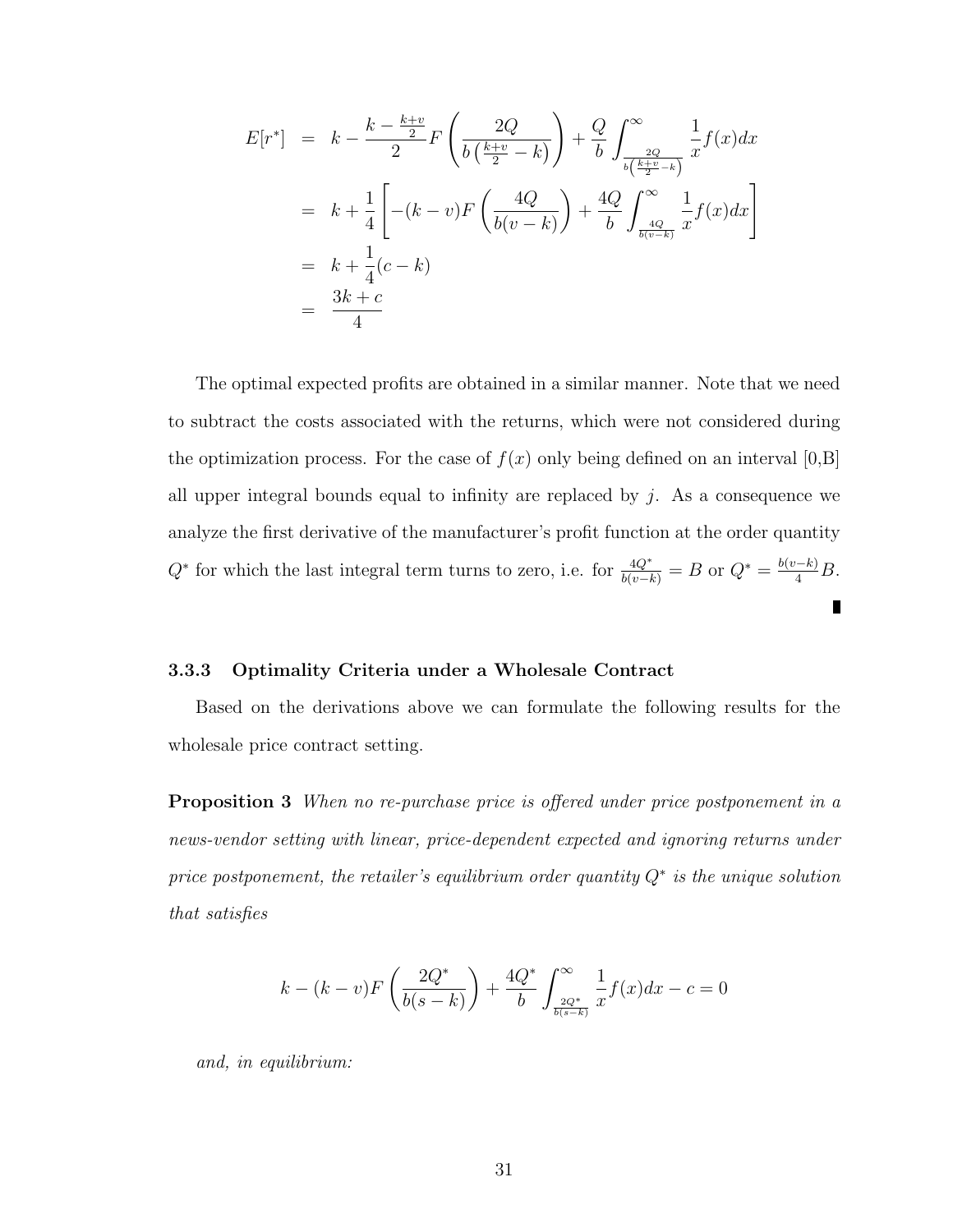$$
\begin{aligned}
E[r^*] &= k - \frac{k - \frac{k+v}{2}}{2} F\left(\frac{2Q}{b\left(\frac{k+v}{2} - k\right)}\right) + \frac{Q}{b}\int_{\frac{2Q}{b\left(\frac{k+v}{2}-k\right)}}^{\infty} \frac{1}{x} f(x)dx \\
&= k + \frac{1}{4}\left[-(k-v)F\left(\frac{4Q}{b(v-k)}\right) + \frac{4Q}{b}\int_{\frac{4Q}{b(v-k)}}^{\infty} \frac{1}{x} f(x)dx\right] \\
&= k + \frac{1}{4}(c-k) \\
&= \frac{3k+c}{4}
\end{aligned}
$$

The optimal expected profits are obtained in a similar manner. Note that we need to subtract the costs associated with the returns, which were not considered during the optimization process. For the case of $f(x)$ only being defined on an interval [0,B] all upper integral bounds equal to infinity are replaced by $j$. As a consequence we analyze the first derivative of the manufacturer's profit function at the order quantity $Q^*$ for which the last integral term turns to zero, i.e. for $\frac{4Q^*}{b(v-k)} = B$ or $Q^* = \frac{b(v-k)}{4}B$. ∎

### 3.3.3 Optimality Criteria under a Wholesale Contract

Based on the derivations above we can formulate the following results for the wholesale price contract setting.

**Proposition 3** *When no re-purchase price is offered under price postponement in a news-vendor setting with linear, price-dependent expected and ignoring returns under price postponement, the retailer's equilibrium order quantity $Q^*$ is the unique solution that satisfies*

$$
k - (k-v)F\left(\frac{2Q^*}{b(s-k)}\right) + \frac{4Q^*}{b}\int_{\frac{2Q^*}{b(s-k)}}^{\infty} \frac{1}{x} f(x)dx - c = 0
$$

*and, in equilibrium:*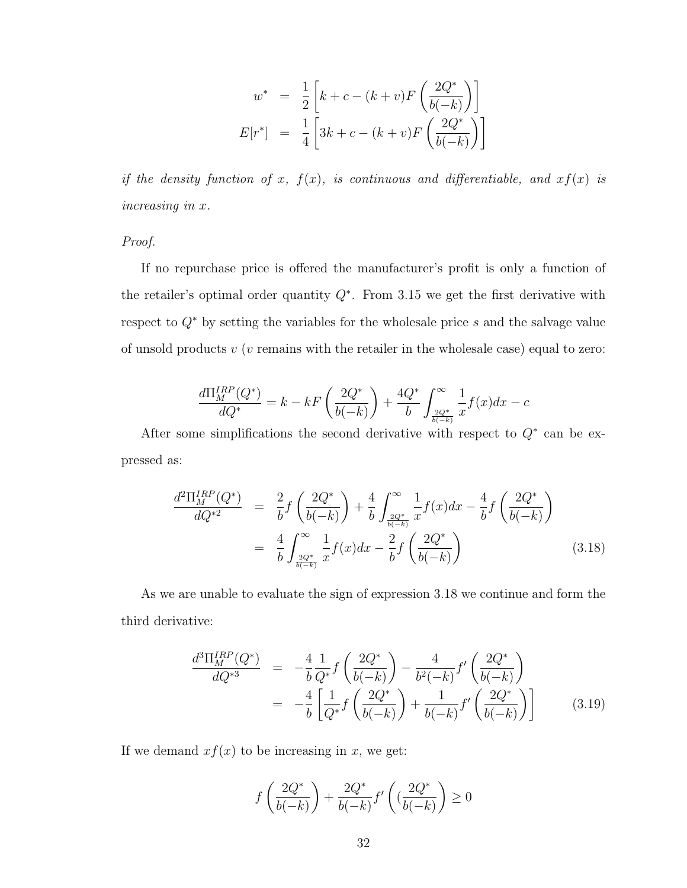$$
\begin{aligned}
w^* &= \frac{1}{2}\left[k + c - (k+v)F\left(\frac{2Q^*}{b(-k)}\right)\right] \\
E[r^*] &= \frac{1}{4}\left[3k + c - (k+v)F\left(\frac{2Q^*}{b(-k)}\right)\right]
\end{aligned}
$$

*if the density function of $x$, $f(x)$, is continuous and differentiable, and $xf(x)$ is increasing in $x$.*

*Proof.*

If no repurchase price is offered the manufacturer's profit is only a function of the retailer's optimal order quantity $Q^*$. From 3.15 we get the first derivative with respect to $Q^*$ by setting the variables for the wholesale price $s$ and the salvage value of unsold products $v$ ($v$ remains with the retailer in the wholesale case) equal to zero:

$$
\frac{d\Pi_M^{IRP}(Q^*)}{dQ^*} = k - kF\left(\frac{2Q^*}{b(-k)}\right) + \frac{4Q^*}{b}\int_{\frac{2Q^*}{b(-k)}}^{\infty} \frac{1}{x} f(x)dx - c
$$

After some simplifications the second derivative with respect to $Q^*$ can be expressed as:

$$
\begin{aligned}
\frac{d^2\Pi_M^{IRP}(Q^*)}{dQ^{*2}} &= \frac{2}{b} f\left(\frac{2Q^*}{b(-k)}\right) + \frac{4}{b}\int_{\frac{2Q^*}{b(-k)}}^{\infty} \frac{1}{x} f(x)dx - \frac{4}{b} f\left(\frac{2Q^*}{b(-k)}\right) \\
&= \frac{4}{b}\int_{\frac{2Q^*}{b(-k)}}^{\infty} \frac{1}{x} f(x)dx - \frac{2}{b} f\left(\frac{2Q^*}{b(-k)}\right) \qquad (3.18)
\end{aligned}
$$

As we are unable to evaluate the sign of expression 3.18 we continue and form the third derivative:

$$
\begin{aligned}
\frac{d^3\Pi_M^{IRP}(Q^*)}{dQ^{*3}} &= -\frac{4}{b}\frac{1}{Q^*} f\left(\frac{2Q^*}{b(-k)}\right) - \frac{4}{b^2(-k)} f'\left(\frac{2Q^*}{b(-k)}\right) \\
&= -\frac{4}{b}\left[\frac{1}{Q^*} f\left(\frac{2Q^*}{b(-k)}\right) + \frac{1}{b(-k)} f'\left(\frac{2Q^*}{b(-k)}\right)\right] \qquad (3.19)
\end{aligned}
$$

If we demand $xf(x)$ to be increasing in $x$, we get:

$$
f\left(\frac{2Q^*}{b(-k)}\right) + \frac{2Q^*}{b(-k)} f'\left((\frac{2Q^*}{b(-k)}\right) \geq 0
$$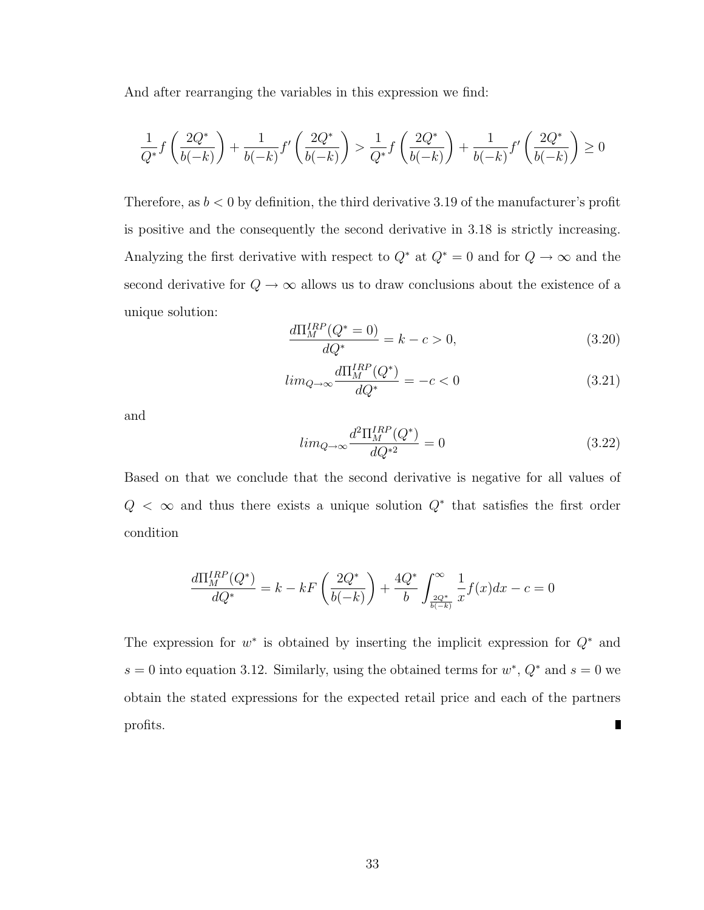And after rearranging the variables in this expression we find:

$$\frac{1}{Q^*} f\left(\frac{2Q^*}{b(-k)}\right) + \frac{1}{b(-k)} f'\left(\frac{2Q^*}{b(-k)}\right) > \frac{1}{Q^*} f\left(\frac{2Q^*}{b(-k)}\right) + \frac{1}{b(-k)} f'\left(\frac{2Q^*}{b(-k)}\right) \geq 0$$

Therefore, as $b < 0$ by definition, the third derivative 3.19 of the manufacturer's profit is positive and the consequently the second derivative in 3.18 is strictly increasing. Analyzing the first derivative with respect to $Q^*$ at $Q^* = 0$ and for $Q \to \infty$ and the second derivative for $Q \to \infty$ allows us to draw conclusions about the existence of a unique solution:

$$\frac{d\Pi_M^{IRP}(Q^* = 0)}{dQ^*} = k - c > 0, \tag{3.20}$$

$$lim_{Q \to \infty} \frac{d\Pi_M^{IRP}(Q^*)}{dQ^*} = -c < 0 \tag{3.21}$$

and

$$lim_{Q \to \infty} \frac{d^2\Pi_M^{IRP}(Q^*)}{dQ^{*2}} = 0 \tag{3.22}$$

Based on that we conclude that the second derivative is negative for all values of $Q < \infty$ and thus there exists a unique solution $Q^*$ that satisfies the first order condition

$$\frac{d\Pi_M^{IRP}(Q^*)}{dQ^*} = k - kF\left(\frac{2Q^*}{b(-k)}\right) + \frac{4Q^*}{b} \int_{\frac{2Q^*}{b(-k)}}^{\infty} \frac{1}{x} f(x)dx - c = 0$$

The expression for $w^*$ is obtained by inserting the implicit expression for $Q^*$ and $s = 0$ into equation 3.12. Similarly, using the obtained terms for $w^*$, $Q^*$ and $s = 0$ we obtain the stated expressions for the expected retail price and each of the partners profits. ∎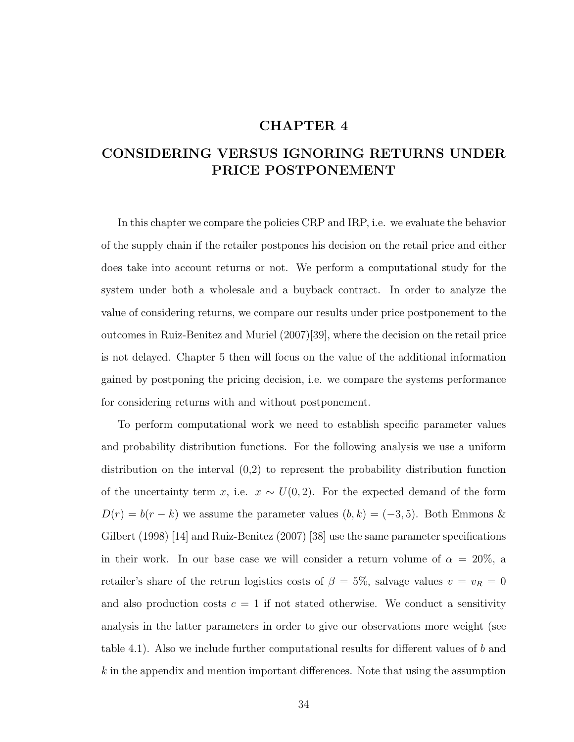# CHAPTER 4

# CONSIDERING VERSUS IGNORING RETURNS UNDER PRICE POSTPONEMENT

In this chapter we compare the policies CRP and IRP, i.e. we evaluate the behavior of the supply chain if the retailer postpones his decision on the retail price and either does take into account returns or not. We perform a computational study for the system under both a wholesale and a buyback contract. In order to analyze the value of considering returns, we compare our results under price postponement to the outcomes in Ruiz-Benitez and Muriel (2007)[39], where the decision on the retail price is not delayed. Chapter 5 then will focus on the value of the additional information gained by postponing the pricing decision, i.e. we compare the systems performance for considering returns with and without postponement.

To perform computational work we need to establish specific parameter values and probability distribution functions. For the following analysis we use a uniform distribution on the interval (0,2) to represent the probability distribution function of the uncertainty term $x$, i.e. $x \sim U(0,2)$. For the expected demand of the form $D(r) = b(r-k)$ we assume the parameter values $(b,k) = (-3,5)$. Both Emmons & Gilbert (1998) [14] and Ruiz-Benitez (2007) [38] use the same parameter specifications in their work. In our base case we will consider a return volume of $\alpha = 20\%$, a retailer's share of the retrun logistics costs of $\beta = 5\%$, salvage values $v = v_R = 0$ and also production costs $c = 1$ if not stated otherwise. We conduct a sensitivity analysis in the latter parameters in order to give our observations more weight (see table 4.1). Also we include further computational results for different values of $b$ and $k$ in the appendix and mention important differences. Note that using the assumption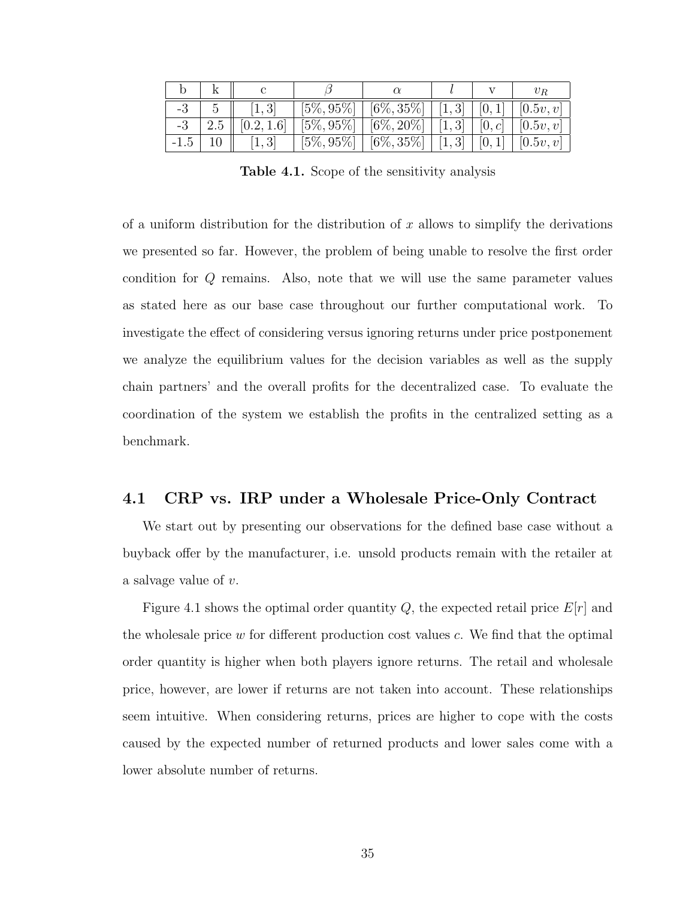| b | k | c | $\beta$ | $\alpha$ | $l$ | v | $v_R$ |
|---|---|---|---|---|---|---|---|
| -3 | 5 | $[1, 3]$ | $[5\%, 95\%]$ | $[6\%, 35\%]$ | $[1, 3]$ | $[0, 1]$ | $[0.5v, v]$ |
| -3 | 2.5 | $[0.2, 1.6]$ | $[5\%, 95\%]$ | $[6\%, 20\%]$ | $[1, 3]$ | $[0, c]$ | $[0.5v, v]$ |
| -1.5 | 10 | $[1, 3]$ | $[5\%, 95\%]$ | $[6\%, 35\%]$ | $[1, 3]$ | $[0, 1]$ | $[0.5v, v]$ |

**Table 4.1.** Scope of the sensitivity analysis

of a uniform distribution for the distribution of $x$ allows to simplify the derivations we presented so far. However, the problem of being unable to resolve the first order condition for $Q$ remains. Also, note that we will use the same parameter values as stated here as our base case throughout our further computational work. To investigate the effect of considering versus ignoring returns under price postponement we analyze the equilibrium values for the decision variables as well as the supply chain partners' and the overall profits for the decentralized case. To evaluate the coordination of the system we establish the profits in the centralized setting as a benchmark.

## 4.1 CRP vs. IRP under a Wholesale Price-Only Contract

We start out by presenting our observations for the defined base case without a buyback offer by the manufacturer, i.e. unsold products remain with the retailer at a salvage value of $v$.

Figure 4.1 shows the optimal order quantity $Q$, the expected retail price $E[r]$ and the wholesale price $w$ for different production cost values $c$. We find that the optimal order quantity is higher when both players ignore returns. The retail and wholesale price, however, are lower if returns are not taken into account. These relationships seem intuitive. When considering returns, prices are higher to cope with the costs caused by the expected number of returned products and lower sales come with a lower absolute number of returns.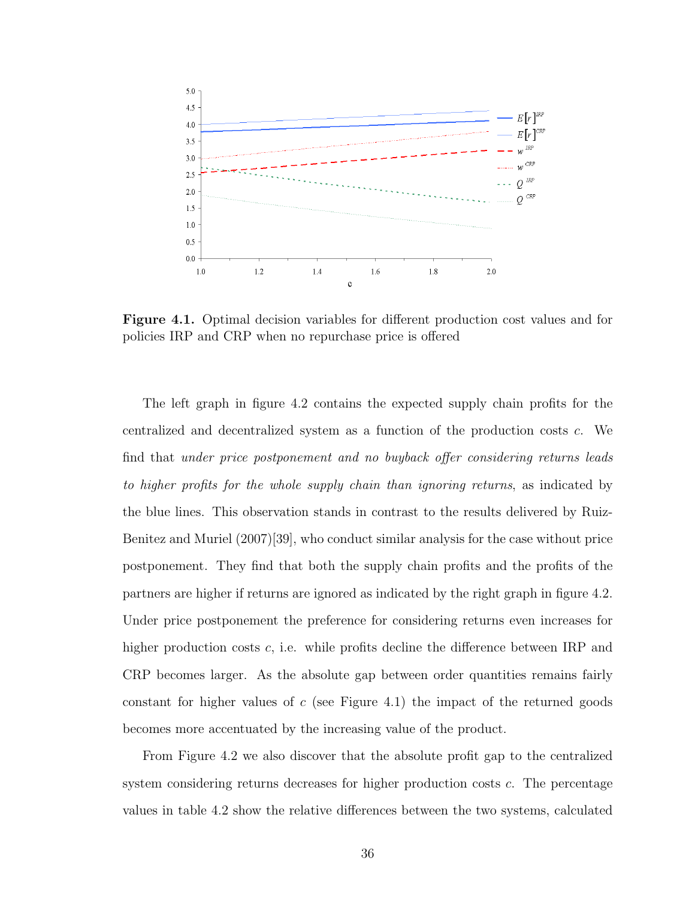**Figure 4.1.** Optimal decision variables for different production cost values and for policies IRP and CRP when no repurchase price is offered

The left graph in figure 4.2 contains the expected supply chain profits for the centralized and decentralized system as a function of the production costs $c$. We find that *under price postponement and no buyback offer considering returns leads to higher profits for the whole supply chain than ignoring returns*, as indicated by the blue lines. This observation stands in contrast to the results delivered by Ruiz-Benitez and Muriel (2007)[39], who conduct similar analysis for the case without price postponement. They find that both the supply chain profits and the profits of the partners are higher if returns are ignored as indicated by the right graph in figure 4.2. Under price postponement the preference for considering returns even increases for higher production costs $c$, i.e. while profits decline the difference between IRP and CRP becomes larger. As the absolute gap between order quantities remains fairly constant for higher values of $c$ (see Figure 4.1) the impact of the returned goods becomes more accentuated by the increasing value of the product.

From Figure 4.2 we also discover that the absolute profit gap to the centralized system considering returns decreases for higher production costs $c$. The percentage values in table 4.2 show the relative differences between the two systems, calculated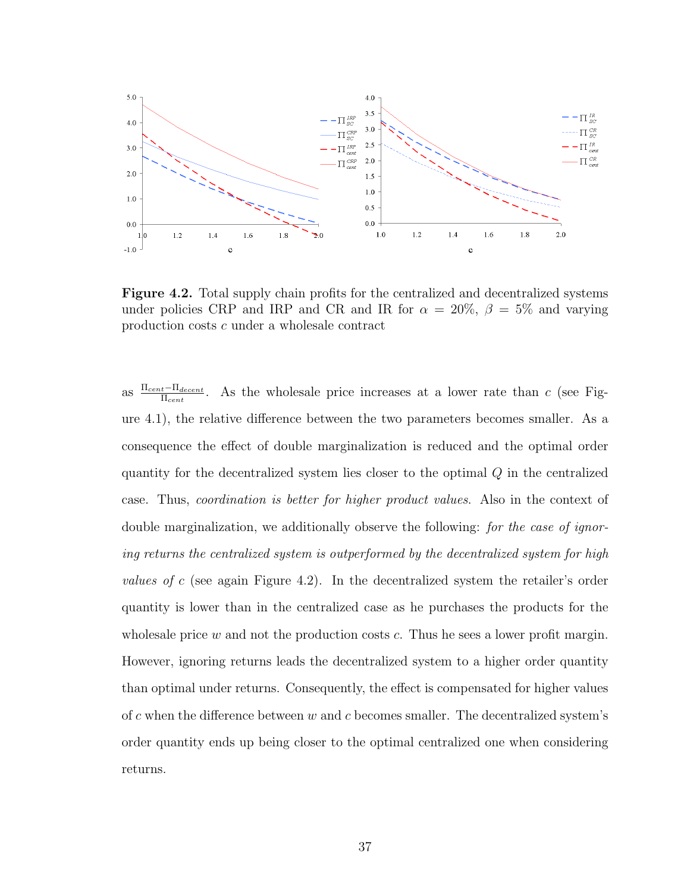**Figure 4.2.** Total supply chain profits for the centralized and decentralized systems under policies CRP and IRP and CR and IR for $\alpha = 20\%$, $\beta = 5\%$ and varying production costs $c$ under a wholesale contract

as $\frac{\Pi_{cent} - \Pi_{decent}}{\Pi_{cent}}$. As the wholesale price increases at a lower rate than $c$ (see Figure 4.1), the relative difference between the two parameters becomes smaller. As a consequence the effect of double marginalization is reduced and the optimal order quantity for the decentralized system lies closer to the optimal $Q$ in the centralized case. Thus, *coordination is better for higher product values*. Also in the context of double marginalization, we additionally observe the following: *for the case of ignoring returns the centralized system is outperformed by the decentralized system for high values of* $c$ (see again Figure 4.2). In the decentralized system the retailer's order quantity is lower than in the centralized case as he purchases the products for the wholesale price $w$ and not the production costs $c$. Thus he sees a lower profit margin. However, ignoring returns leads the decentralized system to a higher order quantity than optimal under returns. Consequently, the effect is compensated for higher values of $c$ when the difference between $w$ and $c$ becomes smaller. The decentralized system's order quantity ends up being closer to the optimal centralized one when considering returns.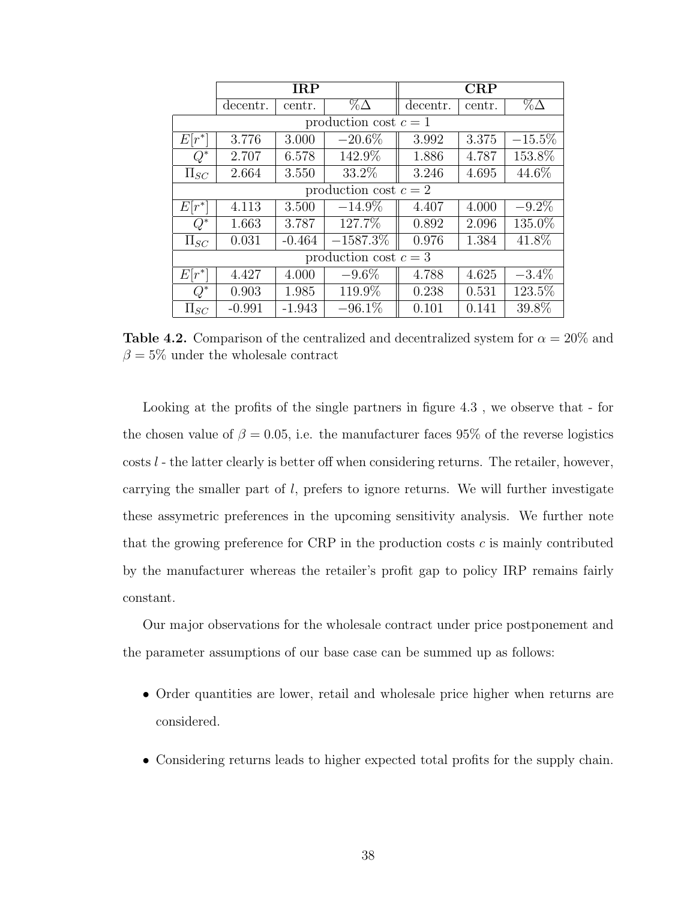| | IRP | | | CRP | | |
|---|---|---|---|---|---|---|
| | decentr. | centr. | $\%\Delta$ | decentr. | centr. | $\%\Delta$ |
| production cost $c = 1$ | | | | | | |
| $E[r^*]$ | 3.776 | 3.000 | $-20.6\%$ | 3.992 | 3.375 | $-15.5\%$ |
| $Q^*$ | 2.707 | 6.578 | 142.9% | 1.886 | 4.787 | 153.8% |
| $\Pi_{SC}$ | 2.664 | 3.550 | 33.2% | 3.246 | 4.695 | 44.6% |
| production cost $c = 2$ | | | | | | |
| $E[r^*]$ | 4.113 | 3.500 | $-14.9\%$ | 4.407 | 4.000 | $-9.2\%$ |
| $Q^*$ | 1.663 | 3.787 | 127.7% | 0.892 | 2.096 | 135.0% |
| $\Pi_{SC}$ | 0.031 | -0.464 | $-1587.3\%$ | 0.976 | 1.384 | 41.8% |
| production cost $c = 3$ | | | | | | |
| $E[r^*]$ | 4.427 | 4.000 | $-9.6\%$ | 4.788 | 4.625 | $-3.4\%$ |
| $Q^*$ | 0.903 | 1.985 | 119.9% | 0.238 | 0.531 | 123.5% |
| $\Pi_{SC}$ | -0.991 | -1.943 | $-96.1\%$ | 0.101 | 0.141 | 39.8% |

**Table 4.2.** Comparison of the centralized and decentralized system for $\alpha = 20\%$ and $\beta = 5\%$ under the wholesale contract

Looking at the profits of the single partners in figure 4.3 , we observe that - for the chosen value of $\beta = 0.05$, i.e. the manufacturer faces 95% of the reverse logistics costs $l$ - the latter clearly is better off when considering returns. The retailer, however, carrying the smaller part of $l$, prefers to ignore returns. We will further investigate these assymetric preferences in the upcoming sensitivity analysis. We further note that the growing preference for CRP in the production costs $c$ is mainly contributed by the manufacturer whereas the retailer's profit gap to policy IRP remains fairly constant.

Our major observations for the wholesale contract under price postponement and the parameter assumptions of our base case can be summed up as follows:

- Order quantities are lower, retail and wholesale price higher when returns are considered.
- Considering returns leads to higher expected total profits for the supply chain.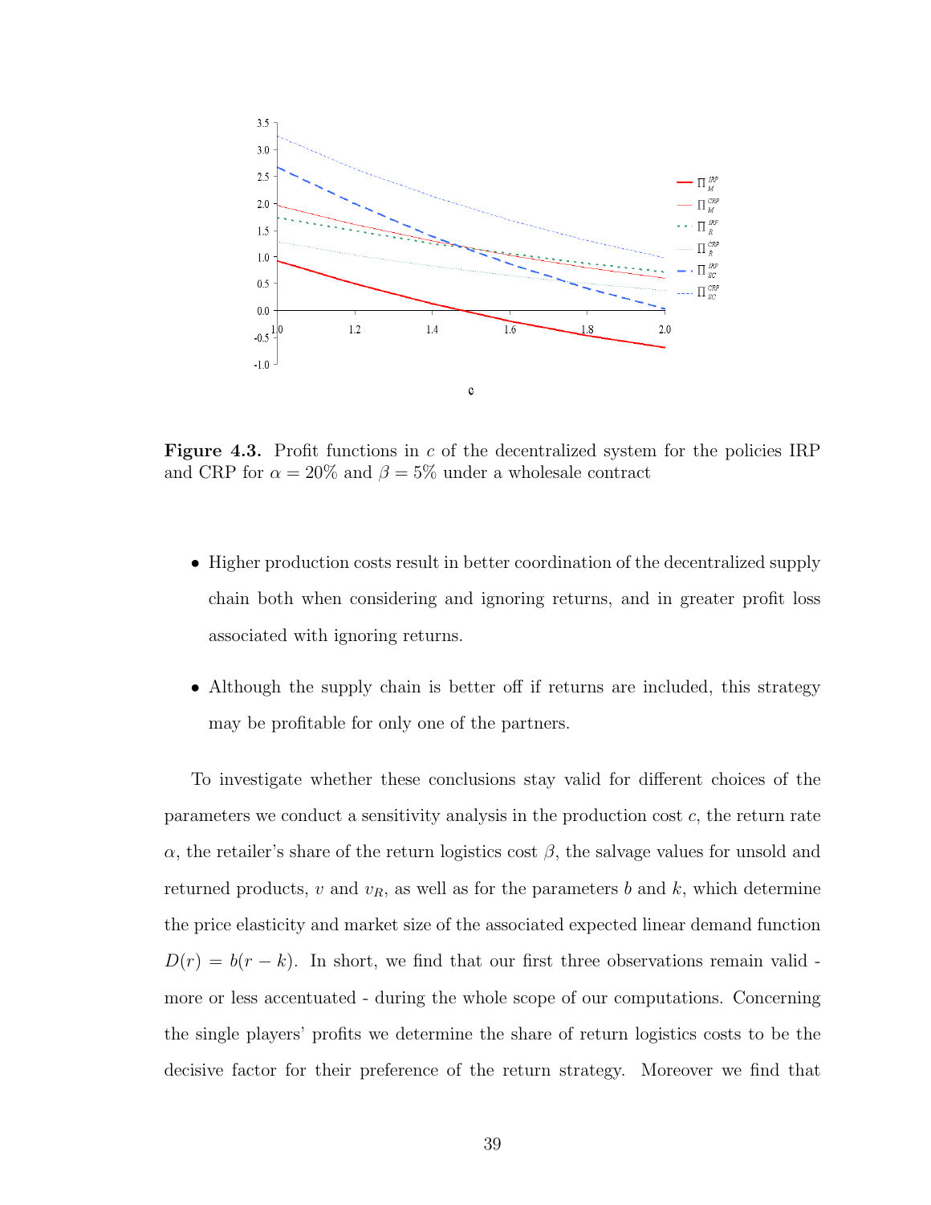**Figure 4.3.** Profit functions in $c$ of the decentralized system for the policies IRP and CRP for $\alpha = 20\%$ and $\beta = 5\%$ under a wholesale contract

- Higher production costs result in better coordination of the decentralized supply chain both when considering and ignoring returns, and in greater profit loss associated with ignoring returns.
- Although the supply chain is better off if returns are included, this strategy may be profitable for only one of the partners.

To investigate whether these conclusions stay valid for different choices of the parameters we conduct a sensitivity analysis in the production cost $c$, the return rate $\alpha$, the retailer's share of the return logistics cost $\beta$, the salvage values for unsold and returned products, $v$ and $v_R$, as well as for the parameters $b$ and $k$, which determine the price elasticity and market size of the associated expected linear demand function $D(r) = b(r - k)$. In short, we find that our first three observations remain valid - more or less accentuated - during the whole scope of our computations. Concerning the single players' profits we determine the share of return logistics costs to be the decisive factor for their preference of the return strategy. Moreover we find that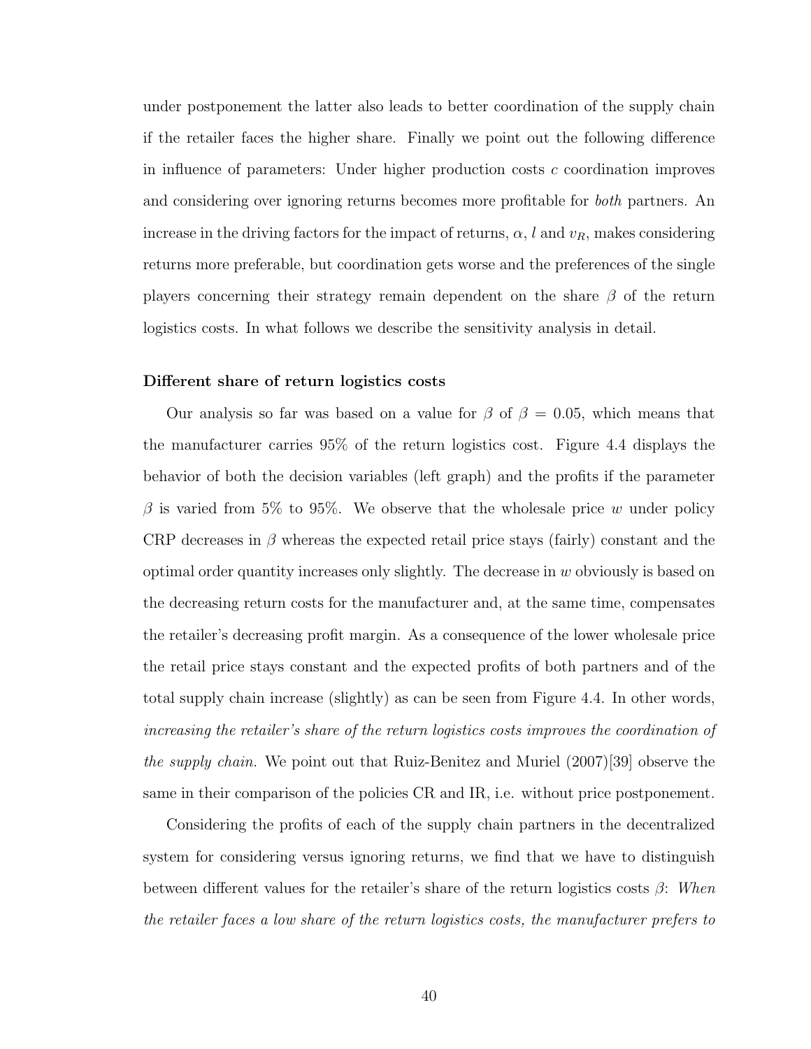under postponement the latter also leads to better coordination of the supply chain if the retailer faces the higher share. Finally we point out the following difference in influence of parameters: Under higher production costs $c$ coordination improves and considering over ignoring returns becomes more profitable for *both* partners. An increase in the driving factors for the impact of returns, $\alpha$, $l$ and $v_R$, makes considering returns more preferable, but coordination gets worse and the preferences of the single players concerning their strategy remain dependent on the share $\beta$ of the return logistics costs. In what follows we describe the sensitivity analysis in detail.

**Different share of return logistics costs**

Our analysis so far was based on a value for $\beta$ of $\beta = 0.05$, which means that the manufacturer carries 95% of the return logistics cost. Figure 4.4 displays the behavior of both the decision variables (left graph) and the profits if the parameter $\beta$ is varied from 5% to 95%. We observe that the wholesale price $w$ under policy CRP decreases in $\beta$ whereas the expected retail price stays (fairly) constant and the optimal order quantity increases only slightly. The decrease in $w$ obviously is based on the decreasing return costs for the manufacturer and, at the same time, compensates the retailer's decreasing profit margin. As a consequence of the lower wholesale price the retail price stays constant and the expected profits of both partners and of the total supply chain increase (slightly) as can be seen from Figure 4.4. In other words, *increasing the retailer's share of the return logistics costs improves the coordination of the supply chain.* We point out that Ruiz-Benitez and Muriel (2007)[39] observe the same in their comparison of the policies CR and IR, i.e. without price postponement.

Considering the profits of each of the supply chain partners in the decentralized system for considering versus ignoring returns, we find that we have to distinguish between different values for the retailer's share of the return logistics costs $\beta$: *When the retailer faces a low share of the return logistics costs, the manufacturer prefers to*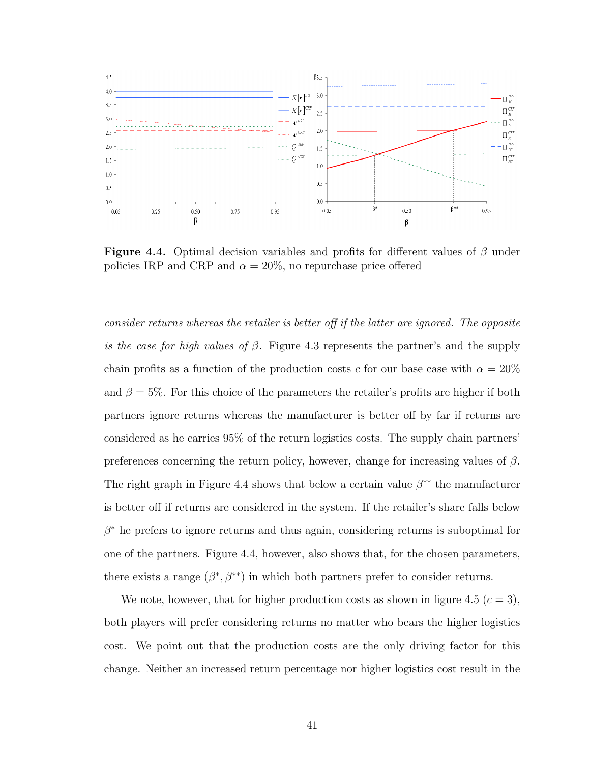**Figure 4.4.** Optimal decision variables and profits for different values of $\beta$ under policies IRP and CRP and $\alpha = 20\%$, no repurchase price offered

*consider returns whereas the retailer is better off if the latter are ignored. The opposite is the case for high values of* $\beta$. Figure 4.3 represents the partner's and the supply chain profits as a function of the production costs $c$ for our base case with $\alpha = 20\%$ and $\beta = 5\%$. For this choice of the parameters the retailer's profits are higher if both partners ignore returns whereas the manufacturer is better off by far if returns are considered as he carries 95% of the return logistics costs. The supply chain partners' preferences concerning the return policy, however, change for increasing values of $\beta$. The right graph in Figure 4.4 shows that below a certain value $\beta^{**}$ the manufacturer is better off if returns are considered in the system. If the retailer's share falls below $\beta^{*}$ he prefers to ignore returns and thus again, considering returns is suboptimal for one of the partners. Figure 4.4, however, also shows that, for the chosen parameters, there exists a range $(\beta^{*}, \beta^{**})$ in which both partners prefer to consider returns.

We note, however, that for higher production costs as shown in figure 4.5 ($c = 3$), both players will prefer considering returns no matter who bears the higher logistics cost. We point out that the production costs are the only driving factor for this change. Neither an increased return percentage nor higher logistics cost result in the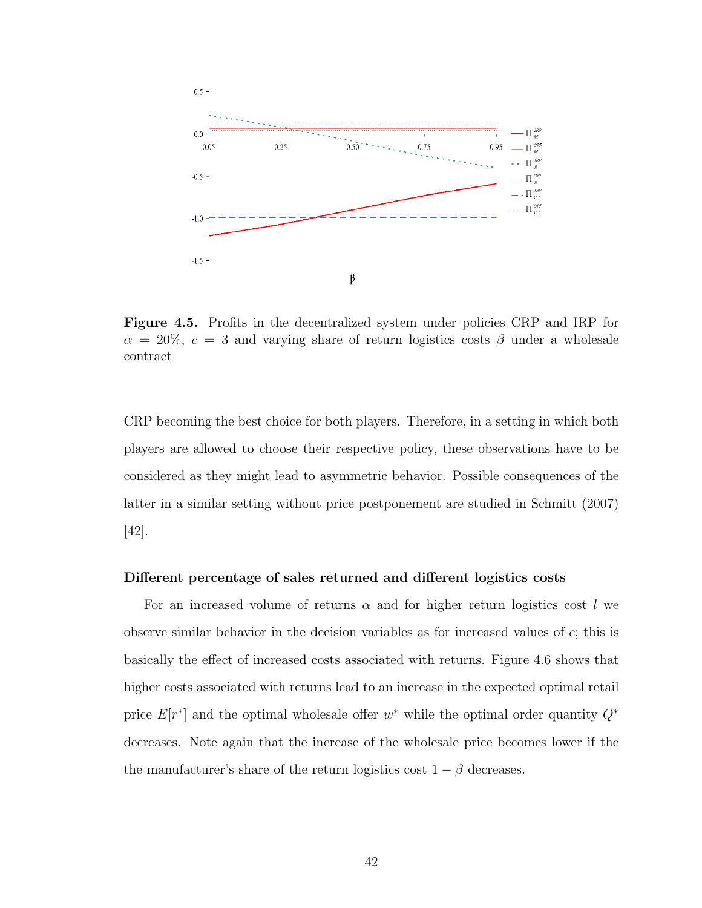Figure 4.5. Profits in the decentralized system under policies CRP and IRP for $\alpha = 20\%$, $c = 3$ and varying share of return logistics costs $\beta$ under a wholesale contract

CRP becoming the best choice for both players. Therefore, in a setting in which both players are allowed to choose their respective policy, these observations have to be considered as they might lead to asymmetric behavior. Possible consequences of the latter in a similar setting without price postponement are studied in Schmitt (2007) [42].

**Different percentage of sales returned and different logistics costs**

For an increased volume of returns $\alpha$ and for higher return logistics cost $l$ we observe similar behavior in the decision variables as for increased values of $c$; this is basically the effect of increased costs associated with returns. Figure 4.6 shows that higher costs associated with returns lead to an increase in the expected optimal retail price $E[r^*]$ and the optimal wholesale offer $w^*$ while the optimal order quantity $Q^*$ decreases. Note again that the increase of the wholesale price becomes lower if the the manufacturer's share of the return logistics cost $1 - \beta$ decreases.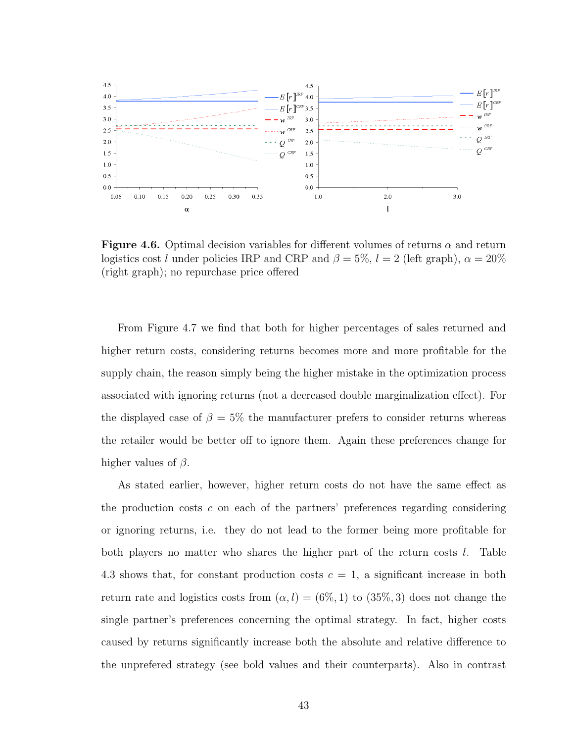**Figure 4.6.** Optimal decision variables for different volumes of returns $\alpha$ and return logistics cost $l$ under policies IRP and CRP and $\beta = 5\%$, $l = 2$ (left graph), $\alpha = 20\%$ (right graph); no repurchase price offered

From Figure 4.7 we find that both for higher percentages of sales returned and higher return costs, considering returns becomes more and more profitable for the supply chain, the reason simply being the higher mistake in the optimization process associated with ignoring returns (not a decreased double marginalization effect). For the displayed case of $\beta = 5\%$ the manufacturer prefers to consider returns whereas the retailer would be better off to ignore them. Again these preferences change for higher values of $\beta$.

As stated earlier, however, higher return costs do not have the same effect as the production costs $c$ on each of the partners' preferences regarding considering or ignoring returns, i.e. they do not lead to the former being more profitable for both players no matter who shares the higher part of the return costs $l$. Table 4.3 shows that, for constant production costs $c = 1$, a significant increase in both return rate and logistics costs from $(\alpha, l) = (6\%, 1)$ to $(35\%, 3)$ does not change the single partner's preferences concerning the optimal strategy. In fact, higher costs caused by returns significantly increase both the absolute and relative difference to the unprefered strategy (see bold values and their counterparts). Also in contrast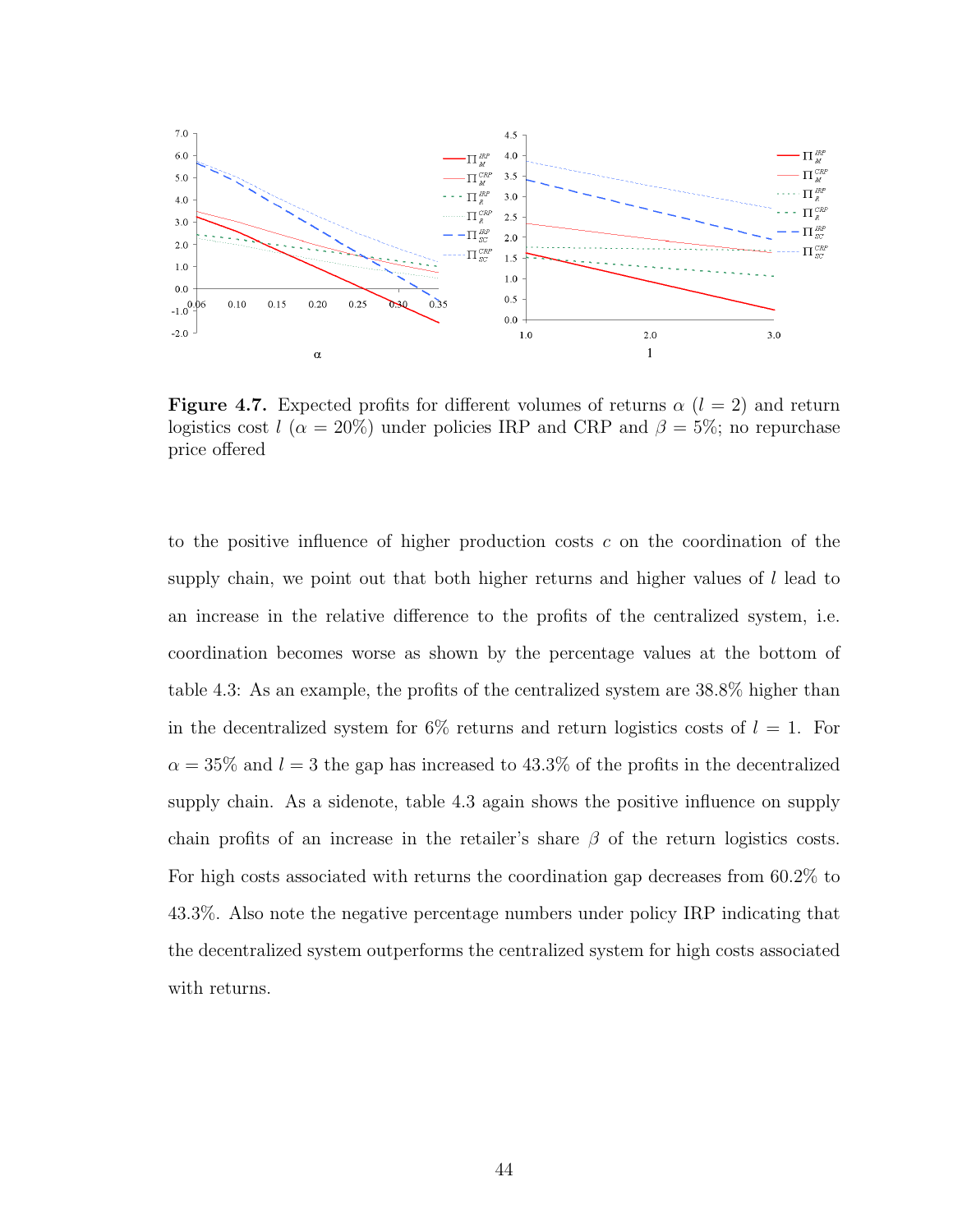**Figure 4.7.** Expected profits for different volumes of returns $\alpha$ ($l = 2$) and return logistics cost $l$ ($\alpha = 20\%$) under policies IRP and CRP and $\beta = 5\%$; no repurchase price offered

to the positive influence of higher production costs $c$ on the coordination of the supply chain, we point out that both higher returns and higher values of $l$ lead to an increase in the relative difference to the profits of the centralized system, i.e. coordination becomes worse as shown by the percentage values at the bottom of table 4.3: As an example, the profits of the centralized system are 38.8% higher than in the decentralized system for 6% returns and return logistics costs of $l = 1$. For $\alpha = 35\%$ and $l = 3$ the gap has increased to 43.3% of the profits in the decentralized supply chain. As a sidenote, table 4.3 again shows the positive influence on supply chain profits of an increase in the retailer's share $\beta$ of the return logistics costs. For high costs associated with returns the coordination gap decreases from 60.2% to 43.3%. Also note the negative percentage numbers under policy IRP indicating that the decentralized system outperforms the centralized system for high costs associated with returns.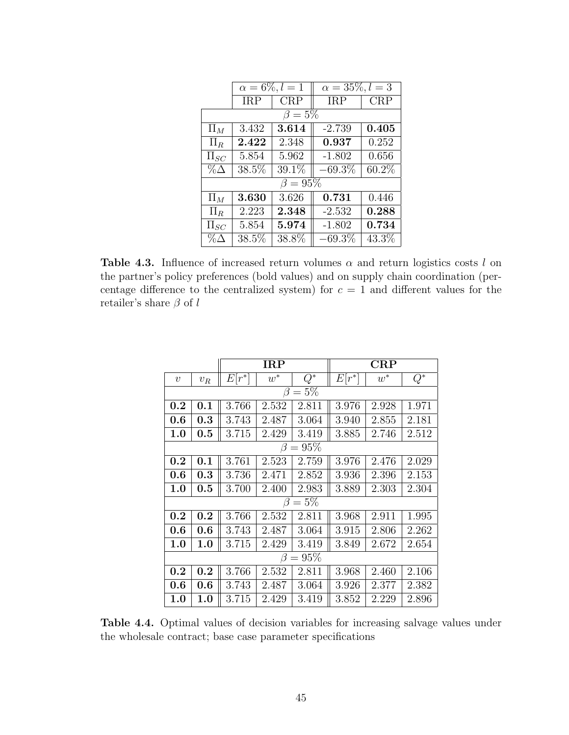| | $\alpha = 6\%, l = 1$ | | $\alpha = 35\%, l = 3$ | |
|---|---|---|---|---|
| | IRP | CRP | IRP | CRP |
| $\beta = 5\%$ | | | | |
| $\Pi_M$ | 3.432 | **3.614** | -2.739 | **0.405** |
| $\Pi_R$ | **2.422** | 2.348 | **0.937** | 0.252 |
| $\Pi_{SC}$ | 5.854 | 5.962 | -1.802 | 0.656 |
| $\%\Delta$ | 38.5% | 39.1% | −69.3% | 60.2% |
| $\beta = 95\%$ | | | | |
| $\Pi_M$ | **3.630** | 3.626 | **0.731** | 0.446 |
| $\Pi_R$ | 2.223 | **2.348** | -2.532 | **0.288** |
| $\Pi_{SC}$ | 5.854 | **5.974** | -1.802 | **0.734** |
| $\%\Delta$ | 38.5% | 38.8% | −69.3% | 43.3% |

**Table 4.3.** Influence of increased return volumes $\alpha$ and return logistics costs $l$ on the partner's policy preferences (bold values) and on supply chain coordination (percentage difference to the centralized system) for $c = 1$ and different values for the retailer's share $\beta$ of $l$

| | | **IRP** | | | **CRP** | | |
|---|---|---|---|---|---|---|---|
| $v$ | $v_R$ | $E[r^*]$ | $w^*$ | $Q^*$ | $E[r^*]$ | $w^*$ | $Q^*$ |
| $\beta = 5\%$ | | | | | | | |
| **0.2** | **0.1** | 3.766 | 2.532 | 2.811 | 3.976 | 2.928 | 1.971 |
| **0.6** | **0.3** | 3.743 | 2.487 | 3.064 | 3.940 | 2.855 | 2.181 |
| **1.0** | **0.5** | 3.715 | 2.429 | 3.419 | 3.885 | 2.746 | 2.512 |
| $\beta = 95\%$ | | | | | | | |
| **0.2** | **0.1** | 3.761 | 2.523 | 2.759 | 3.976 | 2.476 | 2.029 |
| **0.6** | **0.3** | 3.736 | 2.471 | 2.852 | 3.936 | 2.396 | 2.153 |
| **1.0** | **0.5** | 3.700 | 2.400 | 2.983 | 3.889 | 2.303 | 2.304 |
| $\beta = 5\%$ | | | | | | | |
| **0.2** | **0.2** | 3.766 | 2.532 | 2.811 | 3.968 | 2.911 | 1.995 |
| **0.6** | **0.6** | 3.743 | 2.487 | 3.064 | 3.915 | 2.806 | 2.262 |
| **1.0** | **1.0** | 3.715 | 2.429 | 3.419 | 3.849 | 2.672 | 2.654 |
| $\beta = 95\%$ | | | | | | | |
| **0.2** | **0.2** | 3.766 | 2.532 | 2.811 | 3.968 | 2.460 | 2.106 |
| **0.6** | **0.6** | 3.743 | 2.487 | 3.064 | 3.926 | 2.377 | 2.382 |
| **1.0** | **1.0** | 3.715 | 2.429 | 3.419 | 3.852 | 2.229 | 2.896 |

**Table 4.4.** Optimal values of decision variables for increasing salvage values under the wholesale contract; base case parameter specifications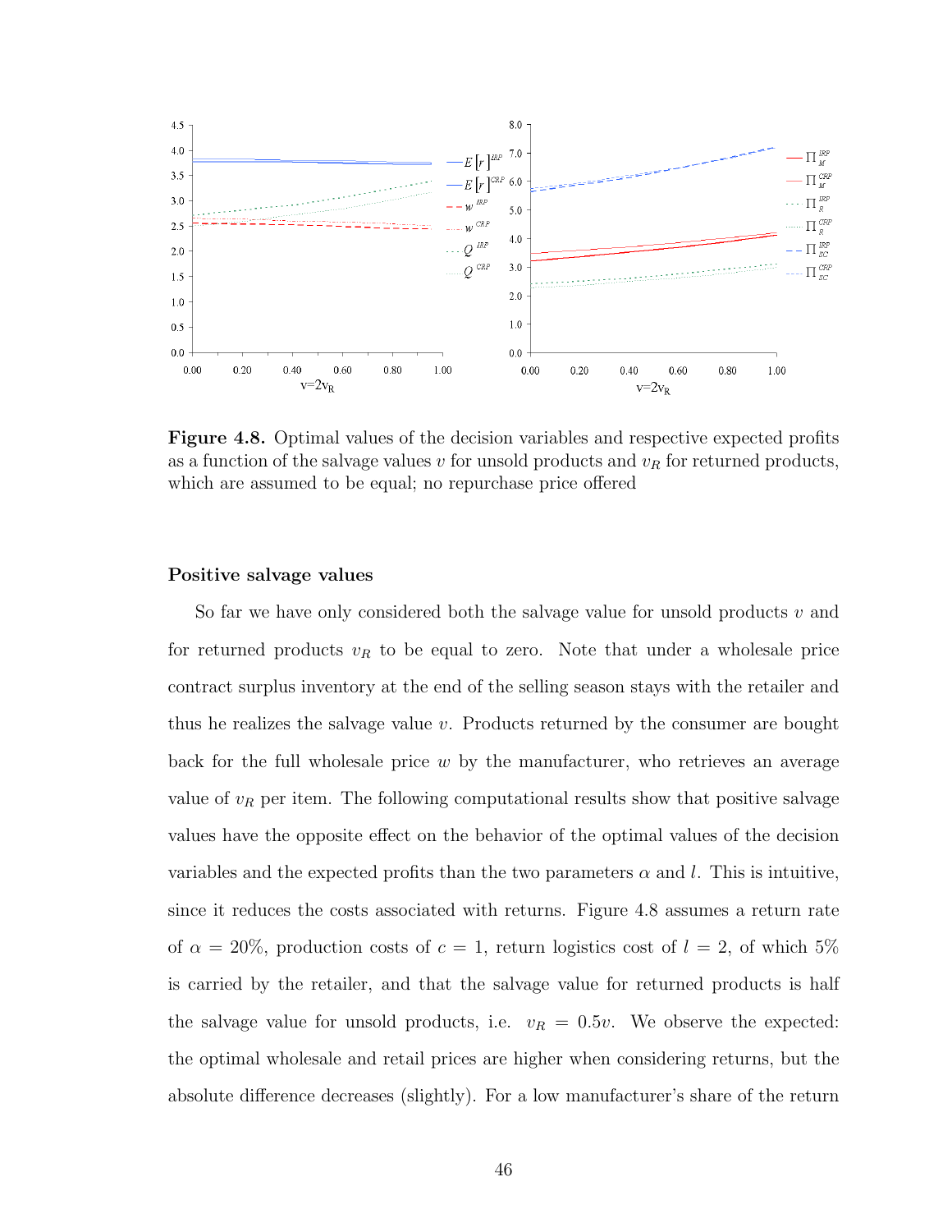**Figure 4.8.** Optimal values of the decision variables and respective expected profits as a function of the salvage values $v$ for unsold products and $v_R$ for returned products, which are assumed to be equal; no repurchase price offered

### Positive salvage values

So far we have only considered both the salvage value for unsold products $v$ and for returned products $v_R$ to be equal to zero. Note that under a wholesale price contract surplus inventory at the end of the selling season stays with the retailer and thus he realizes the salvage value $v$. Products returned by the consumer are bought back for the full wholesale price $w$ by the manufacturer, who retrieves an average value of $v_R$ per item. The following computational results show that positive salvage values have the opposite effect on the behavior of the optimal values of the decision variables and the expected profits than the two parameters $\alpha$ and $l$. This is intuitive, since it reduces the costs associated with returns. Figure 4.8 assumes a return rate of $\alpha = 20\%$, production costs of $c = 1$, return logistics cost of $l = 2$, of which 5% is carried by the retailer, and that the salvage value for returned products is half the salvage value for unsold products, i.e. $v_R = 0.5v$. We observe the expected: the optimal wholesale and retail prices are higher when considering returns, but the absolute difference decreases (slightly). For a low manufacturer's share of the return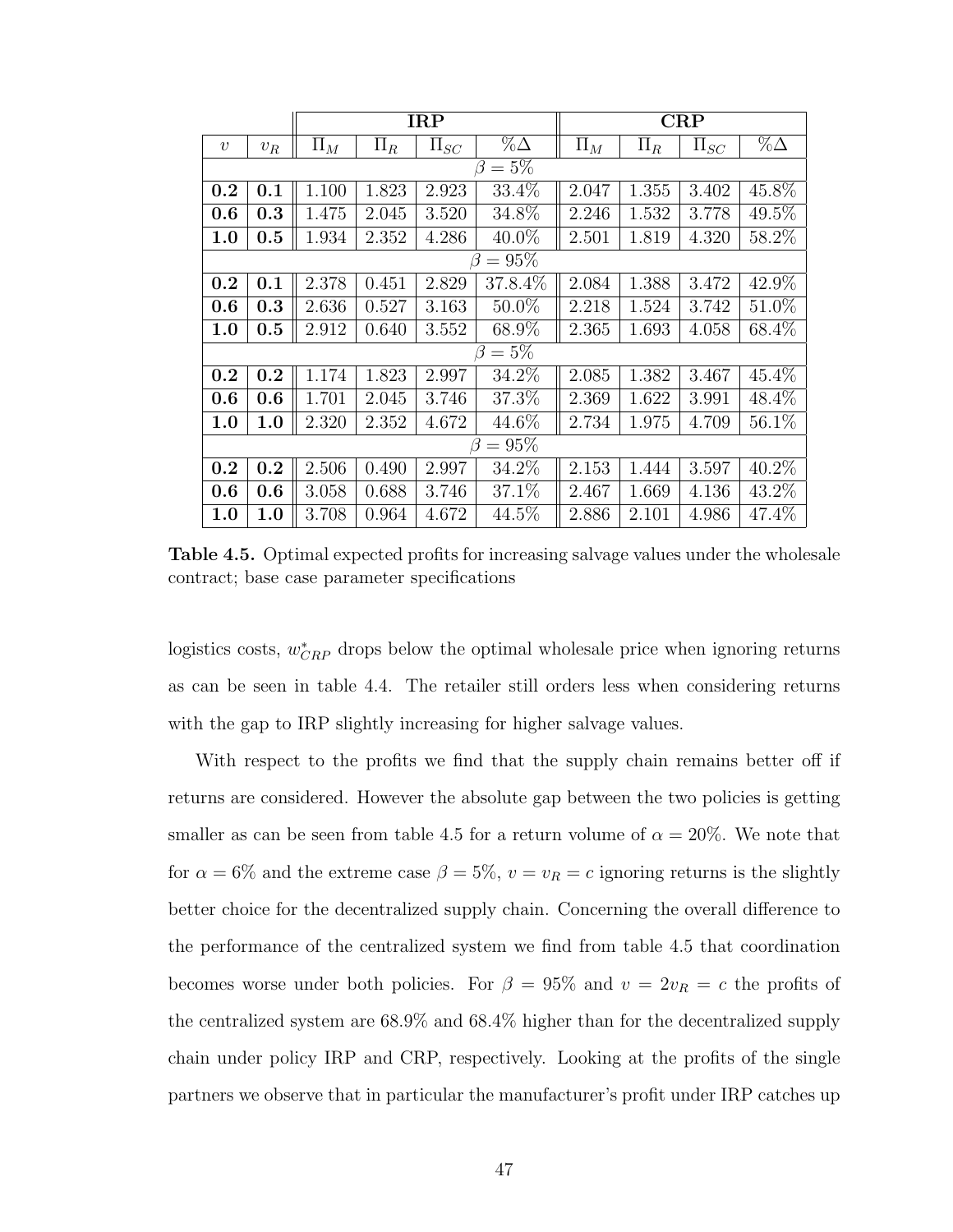| | | IRP | | | | CRP | | | |
|---|---|---|---|---|---|---|---|---|---|
| $v$ | $v_R$ | $\Pi_M$ | $\Pi_R$ | $\Pi_{SC}$ | $\%\Delta$ | $\Pi_M$ | $\Pi_R$ | $\Pi_{SC}$ | $\%\Delta$ |
| | | | | | $\beta = 5\%$ | | | | |
| **0.2** | **0.1** | 1.100 | 1.823 | 2.923 | 33.4% | 2.047 | 1.355 | 3.402 | 45.8% |
| **0.6** | **0.3** | 1.475 | 2.045 | 3.520 | 34.8% | 2.246 | 1.532 | 3.778 | 49.5% |
| **1.0** | **0.5** | 1.934 | 2.352 | 4.286 | 40.0% | 2.501 | 1.819 | 4.320 | 58.2% |
| | | | | | $\beta = 95\%$ | | | | |
| **0.2** | **0.1** | 2.378 | 0.451 | 2.829 | 37.8.4% | 2.084 | 1.388 | 3.472 | 42.9% |
| **0.6** | **0.3** | 2.636 | 0.527 | 3.163 | 50.0% | 2.218 | 1.524 | 3.742 | 51.0% |
| **1.0** | **0.5** | 2.912 | 0.640 | 3.552 | 68.9% | 2.365 | 1.693 | 4.058 | 68.4% |
| | | | | | $\beta = 5\%$ | | | | |
| **0.2** | **0.2** | 1.174 | 1.823 | 2.997 | 34.2% | 2.085 | 1.382 | 3.467 | 45.4% |
| **0.6** | **0.6** | 1.701 | 2.045 | 3.746 | 37.3% | 2.369 | 1.622 | 3.991 | 48.4% |
| **1.0** | **1.0** | 2.320 | 2.352 | 4.672 | 44.6% | 2.734 | 1.975 | 4.709 | 56.1% |
| | | | | | $\beta = 95\%$ | | | | |
| **0.2** | **0.2** | 2.506 | 0.490 | 2.997 | 34.2% | 2.153 | 1.444 | 3.597 | 40.2% |
| **0.6** | **0.6** | 3.058 | 0.688 | 3.746 | 37.1% | 2.467 | 1.669 | 4.136 | 43.2% |
| **1.0** | **1.0** | 3.708 | 0.964 | 4.672 | 44.5% | 2.886 | 2.101 | 4.986 | 47.4% |

**Table 4.5.** Optimal expected profits for increasing salvage values under the wholesale contract; base case parameter specifications

logistics costs, $w^*_{CRP}$ drops below the optimal wholesale price when ignoring returns as can be seen in table 4.4. The retailer still orders less when considering returns with the gap to IRP slightly increasing for higher salvage values.

With respect to the profits we find that the supply chain remains better off if returns are considered. However the absolute gap between the two policies is getting smaller as can be seen from table 4.5 for a return volume of $\alpha = 20\%$. We note that for $\alpha = 6\%$ and the extreme case $\beta = 5\%$, $v = v_R = c$ ignoring returns is the slightly better choice for the decentralized supply chain. Concerning the overall difference to the performance of the centralized system we find from table 4.5 that coordination becomes worse under both policies. For $\beta = 95\%$ and $v = 2v_R = c$ the profits of the centralized system are 68.9% and 68.4% higher than for the decentralized supply chain under policy IRP and CRP, respectively. Looking at the profits of the single partners we observe that in particular the manufacturer's profit under IRP catches up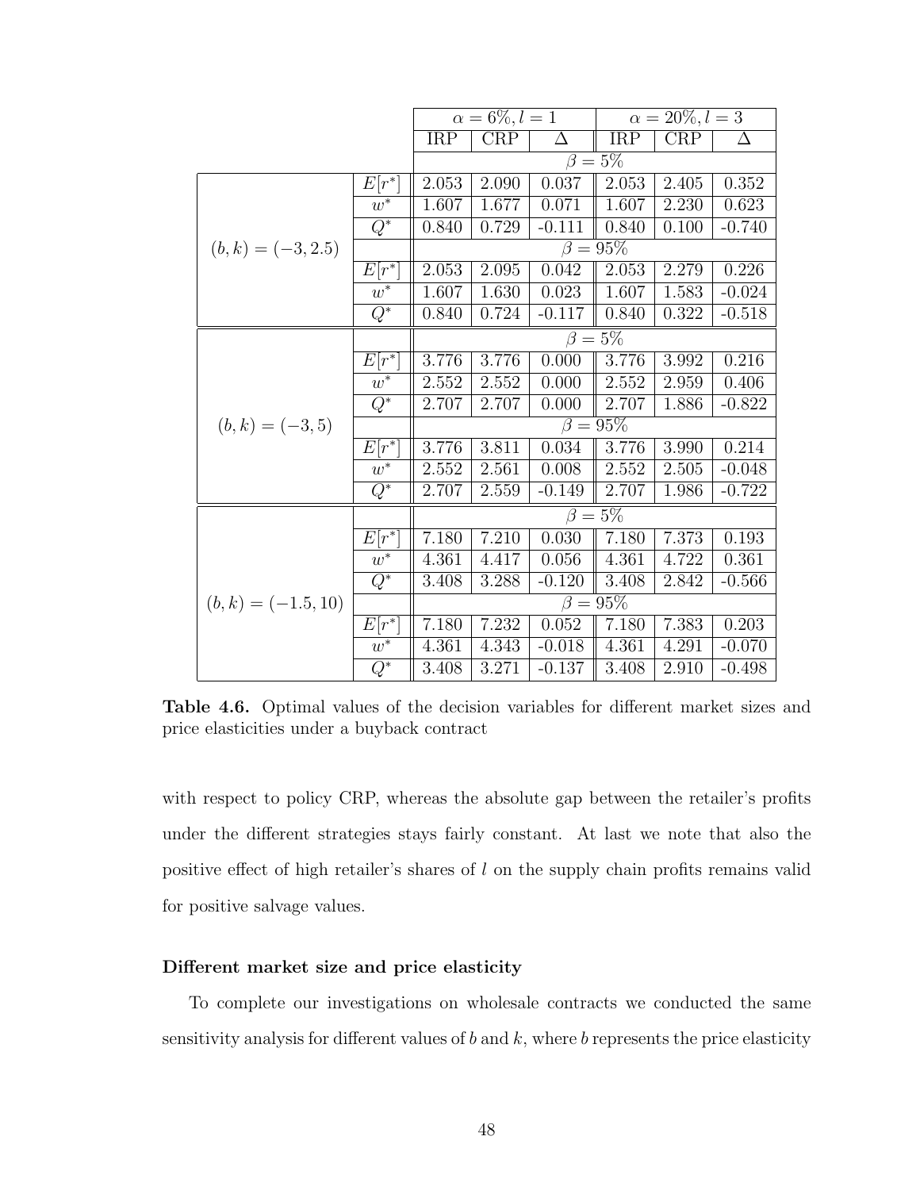| | | $\alpha = 6\%, l = 1$ | | | $\alpha = 20\%, l = 3$ | | |
|---|---|---|---|---|---|---|---|
| | | IRP | CRP | $\Delta$ | IRP | CRP | $\Delta$ |
| $(b, k) = (-3, 2.5)$ | | $\beta = 5\%$ | | | | | |
| | $E[r^*]$ | 2.053 | 2.090 | 0.037 | 2.053 | 2.405 | 0.352 |
| | $w^*$ | 1.607 | 1.677 | 0.071 | 1.607 | 2.230 | 0.623 |
| | $Q^*$ | 0.840 | 0.729 | -0.111 | 0.840 | 0.100 | -0.740 |
| | | $\beta = 95\%$ | | | | | |
| | $E[r^*]$ | 2.053 | 2.095 | 0.042 | 2.053 | 2.279 | 0.226 |
| | $w^*$ | 1.607 | 1.630 | 0.023 | 1.607 | 1.583 | -0.024 |
| | $Q^*$ | 0.840 | 0.724 | -0.117 | 0.840 | 0.322 | -0.518 |
| $(b, k) = (-3, 5)$ | | $\beta = 5\%$ | | | | | |
| | $E[r^*]$ | 3.776 | 3.776 | 0.000 | 3.776 | 3.992 | 0.216 |
| | $w^*$ | 2.552 | 2.552 | 0.000 | 2.552 | 2.959 | 0.406 |
| | $Q^*$ | 2.707 | 2.707 | 0.000 | 2.707 | 1.886 | -0.822 |
| | | $\beta = 95\%$ | | | | | |
| | $E[r^*]$ | 3.776 | 3.811 | 0.034 | 3.776 | 3.990 | 0.214 |
| | $w^*$ | 2.552 | 2.561 | 0.008 | 2.552 | 2.505 | -0.048 |
| | $Q^*$ | 2.707 | 2.559 | -0.149 | 2.707 | 1.986 | -0.722 |
| $(b, k) = (-1.5, 10)$ | | $\beta = 5\%$ | | | | | |
| | $E[r^*]$ | 7.180 | 7.210 | 0.030 | 7.180 | 7.373 | 0.193 |
| | $w^*$ | 4.361 | 4.417 | 0.056 | 4.361 | 4.722 | 0.361 |
| | $Q^*$ | 3.408 | 3.288 | -0.120 | 3.408 | 2.842 | -0.566 |
| | | $\beta = 95\%$ | | | | | |
| | $E[r^*]$ | 7.180 | 7.232 | 0.052 | 7.180 | 7.383 | 0.203 |
| | $w^*$ | 4.361 | 4.343 | -0.018 | 4.361 | 4.291 | -0.070 |
| | $Q^*$ | 3.408 | 3.271 | -0.137 | 3.408 | 2.910 | -0.498 |

**Table 4.6.** Optimal values of the decision variables for different market sizes and price elasticities under a buyback contract

with respect to policy CRP, whereas the absolute gap between the retailer's profits under the different strategies stays fairly constant. At last we note that also the positive effect of high retailer's shares of $l$ on the supply chain profits remains valid for positive salvage values.

#### Different market size and price elasticity

To complete our investigations on wholesale contracts we conducted the same sensitivity analysis for different values of $b$ and $k$, where $b$ represents the price elasticity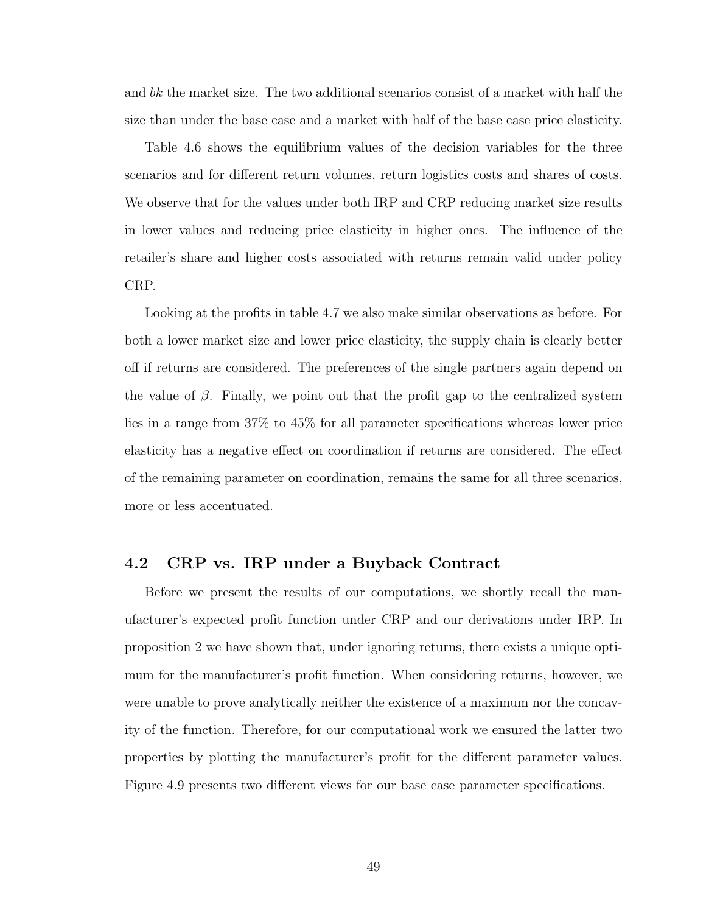and $bk$ the market size. The two additional scenarios consist of a market with half the size than under the base case and a market with half of the base case price elasticity.

Table 4.6 shows the equilibrium values of the decision variables for the three scenarios and for different return volumes, return logistics costs and shares of costs. We observe that for the values under both IRP and CRP reducing market size results in lower values and reducing price elasticity in higher ones. The influence of the retailer's share and higher costs associated with returns remain valid under policy CRP.

Looking at the profits in table 4.7 we also make similar observations as before. For both a lower market size and lower price elasticity, the supply chain is clearly better off if returns are considered. The preferences of the single partners again depend on the value of $\beta$. Finally, we point out that the profit gap to the centralized system lies in a range from 37% to 45% for all parameter specifications whereas lower price elasticity has a negative effect on coordination if returns are considered. The effect of the remaining parameter on coordination, remains the same for all three scenarios, more or less accentuated.

## 4.2 CRP vs. IRP under a Buyback Contract

Before we present the results of our computations, we shortly recall the manufacturer's expected profit function under CRP and our derivations under IRP. In proposition 2 we have shown that, under ignoring returns, there exists a unique optimum for the manufacturer's profit function. When considering returns, however, we were unable to prove analytically neither the existence of a maximum nor the concavity of the function. Therefore, for our computational work we ensured the latter two properties by plotting the manufacturer's profit for the different parameter values. Figure 4.9 presents two different views for our base case parameter specifications.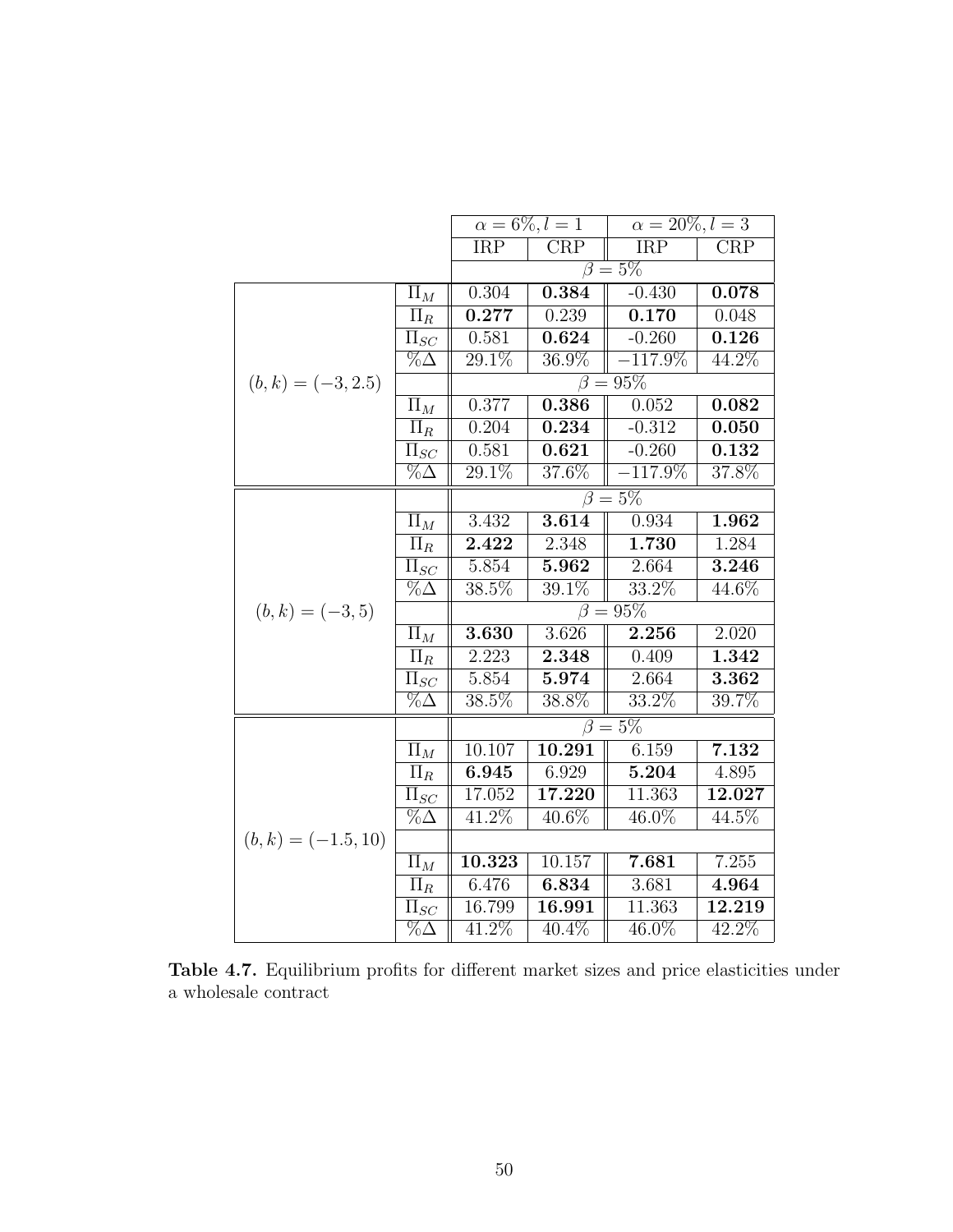|  |  | $\alpha = 6\%, l = 1$ |  | $\alpha = 20\%, l = 3$ |  |
|---|---|---|---|---|---|
|  |  | IRP | CRP | IRP | CRP |
|  |  | $\beta = 5\%$ |  |  |  |
| $(b, k) = (-3, 2.5)$ | $\Pi_M$ | 0.304 | **0.384** | -0.430 | **0.078** |
|  | $\Pi_R$ | **0.277** | 0.239 | **0.170** | 0.048 |
|  | $\Pi_{SC}$ | 0.581 | **0.624** | -0.260 | **0.126** |
|  | $\%\Delta$ | 29.1% | 36.9% | $-117.9\%$ | 44.2% |
|  |  | $\beta = 95\%$ |  |  |  |
|  | $\Pi_M$ | 0.377 | **0.386** | 0.052 | **0.082** |
|  | $\Pi_R$ | 0.204 | **0.234** | -0.312 | **0.050** |
|  | $\Pi_{SC}$ | 0.581 | **0.621** | -0.260 | **0.132** |
|  | $\%\Delta$ | 29.1% | 37.6% | $-117.9\%$ | 37.8% |
|  |  | $\beta = 5\%$ |  |  |  |
| $(b, k) = (-3, 5)$ | $\Pi_M$ | 3.432 | **3.614** | 0.934 | **1.962** |
|  | $\Pi_R$ | **2.422** | 2.348 | **1.730** | 1.284 |
|  | $\Pi_{SC}$ | 5.854 | **5.962** | 2.664 | **3.246** |
|  | $\%\Delta$ | 38.5% | 39.1% | 33.2% | 44.6% |
|  |  | $\beta = 95\%$ |  |  |  |
|  | $\Pi_M$ | **3.630** | 3.626 | **2.256** | 2.020 |
|  | $\Pi_R$ | 2.223 | **2.348** | 0.409 | **1.342** |
|  | $\Pi_{SC}$ | 5.854 | **5.974** | 2.664 | **3.362** |
|  | $\%\Delta$ | 38.5% | 38.8% | 33.2% | 39.7% |
|  |  | $\beta = 5\%$ |  |  |  |
| $(b, k) = (-1.5, 10)$ | $\Pi_M$ | 10.107 | **10.291** | 6.159 | **7.132** |
|  | $\Pi_R$ | **6.945** | 6.929 | **5.204** | 4.895 |
|  | $\Pi_{SC}$ | 17.052 | **17.220** | 11.363 | **12.027** |
|  | $\%\Delta$ | 41.2% | 40.6% | 46.0% | 44.5% |
|  |  |  |  |  |  |
|  | $\Pi_M$ | **10.323** | 10.157 | **7.681** | 7.255 |
|  | $\Pi_R$ | 6.476 | **6.834** | 3.681 | **4.964** |
|  | $\Pi_{SC}$ | 16.799 | **16.991** | 11.363 | **12.219** |
|  | $\%\Delta$ | 41.2% | 40.4% | 46.0% | 42.2% |

**Table 4.7.** Equilibrium profits for different market sizes and price elasticities under a wholesale contract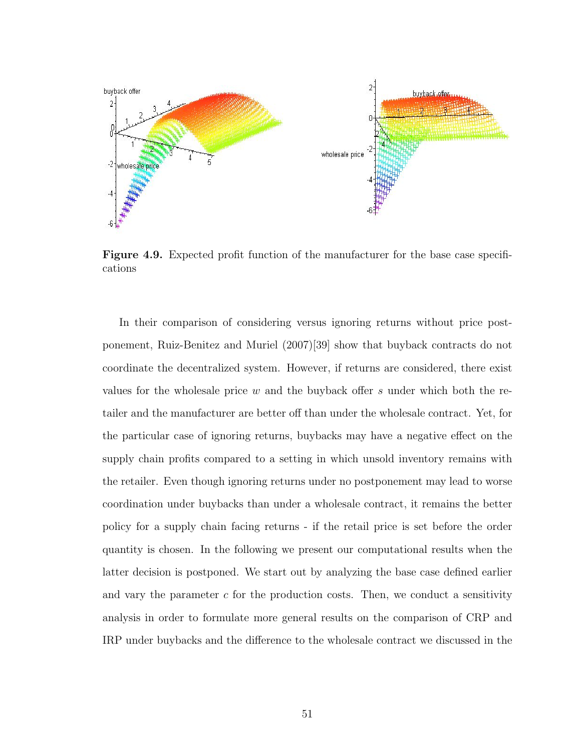**Figure 4.9.** Expected profit function of the manufacturer for the base case specifications

In their comparison of considering versus ignoring returns without price postponement, Ruiz-Benitez and Muriel (2007)[39] show that buyback contracts do not coordinate the decentralized system. However, if returns are considered, there exist values for the wholesale price $w$ and the buyback offer $s$ under which both the retailer and the manufacturer are better off than under the wholesale contract. Yet, for the particular case of ignoring returns, buybacks may have a negative effect on the supply chain profits compared to a setting in which unsold inventory remains with the retailer. Even though ignoring returns under no postponement may lead to worse coordination under buybacks than under a wholesale contract, it remains the better policy for a supply chain facing returns - if the retail price is set before the order quantity is chosen. In the following we present our computational results when the latter decision is postponed. We start out by analyzing the base case defined earlier and vary the parameter $c$ for the production costs. Then, we conduct a sensitivity analysis in order to formulate more general results on the comparison of CRP and IRP under buybacks and the difference to the wholesale contract we discussed in the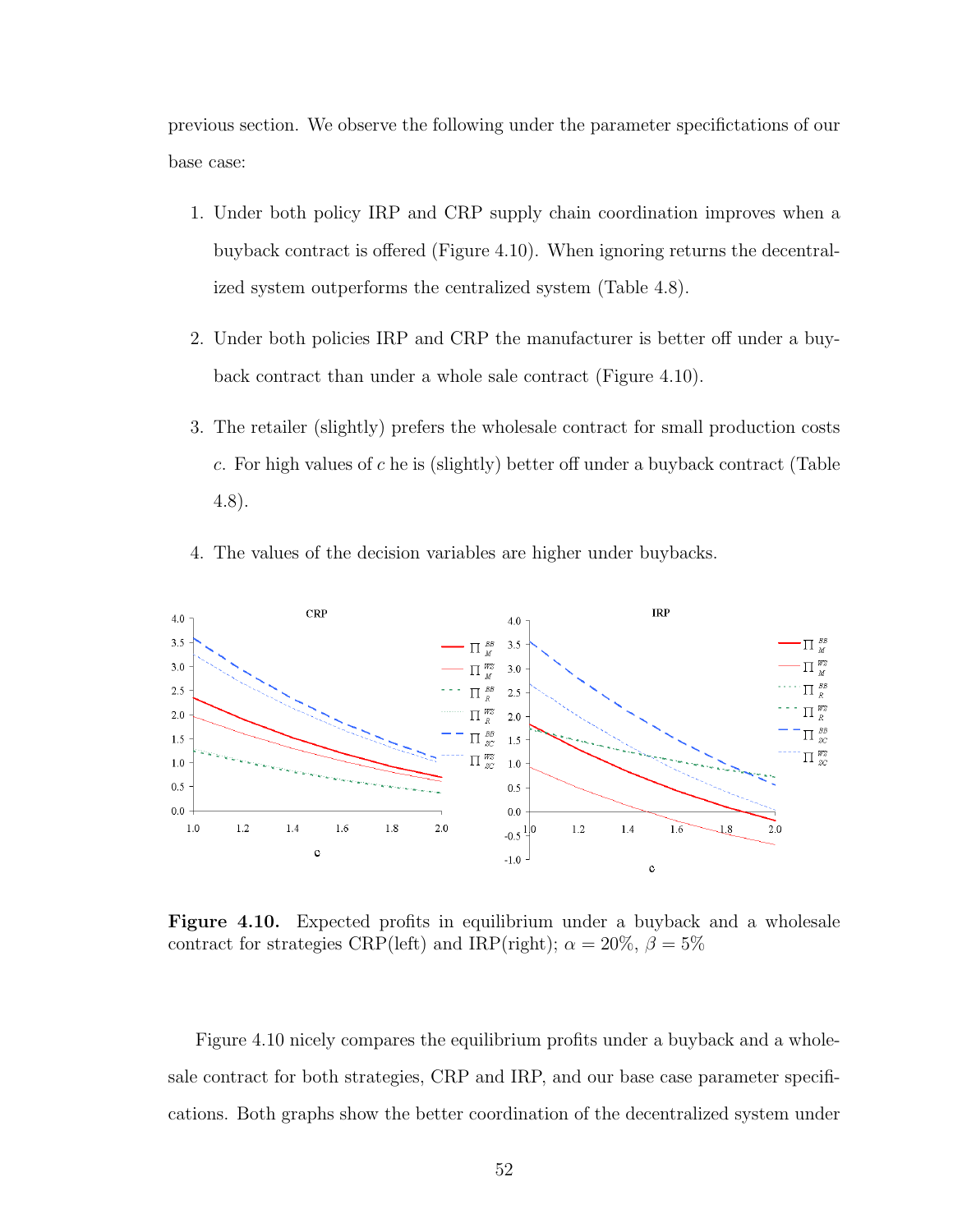previous section. We observe the following under the parameter specifictations of our base case:

1. Under both policy IRP and CRP supply chain coordination improves when a buyback contract is offered (Figure 4.10). When ignoring returns the decentralized system outperforms the centralized system (Table 4.8).

2. Under both policies IRP and CRP the manufacturer is better off under a buyback contract than under a whole sale contract (Figure 4.10).

3. The retailer (slightly) prefers the wholesale contract for small production costs $c$. For high values of $c$ he is (slightly) better off under a buyback contract (Table 4.8).

4. The values of the decision variables are higher under buybacks.

**Figure 4.10.** Expected profits in equilibrium under a buyback and a wholesale contract for strategies CRP(left) and IRP(right); $\alpha = 20\%$, $\beta = 5\%$

Figure 4.10 nicely compares the equilibrium profits under a buyback and a wholesale contract for both strategies, CRP and IRP, and our base case parameter specifications. Both graphs show the better coordination of the decentralized system under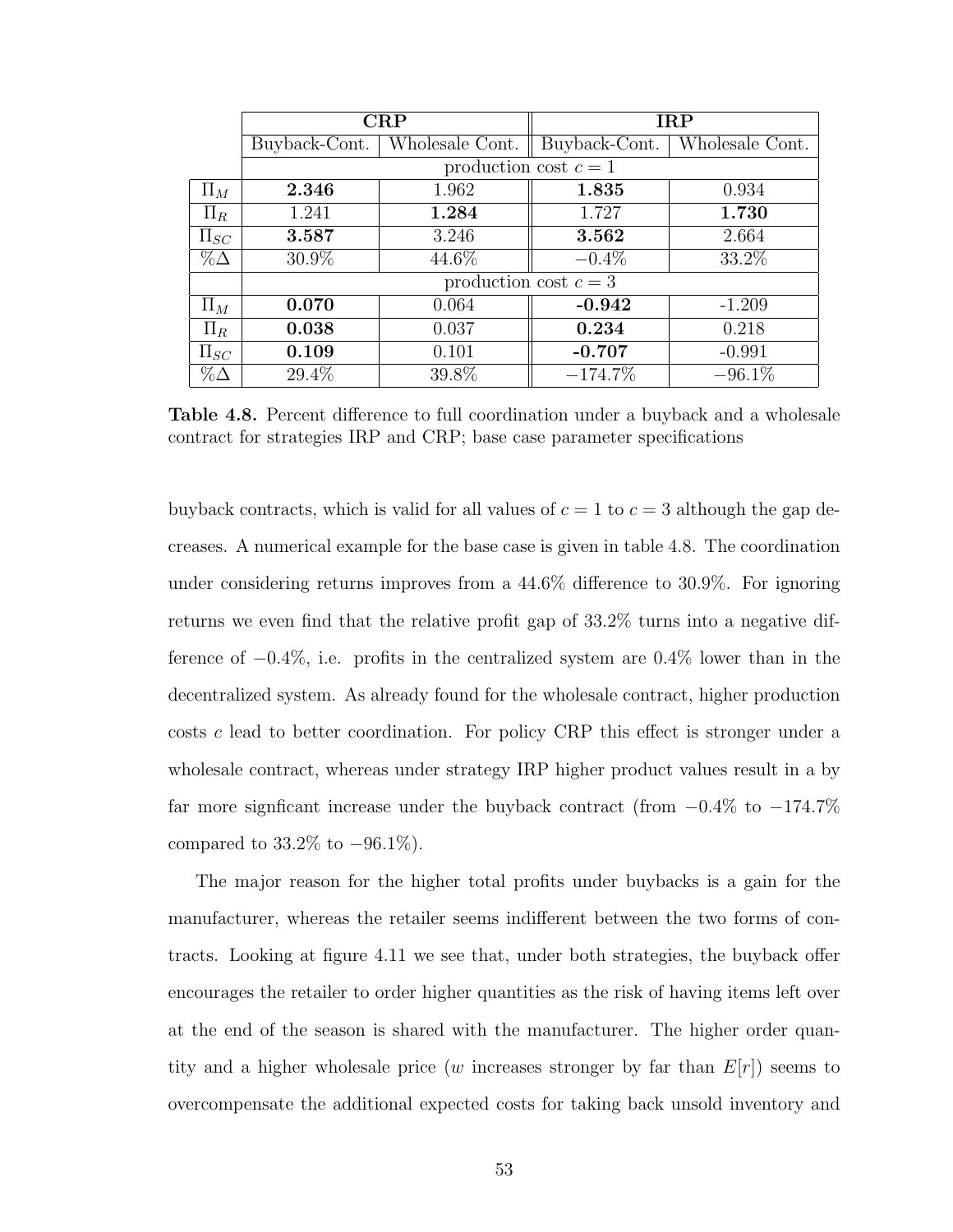| | **CRP** | | **IRP** | |
|---|---|---|---|---|
| | Buyback-Cont. | Wholesale Cont. | Buyback-Cont. | Wholesale Cont. |
| | production cost $c = 1$ | | | |
| $\Pi_M$ | **2.346** | 1.962 | **1.835** | 0.934 |
| $\Pi_R$ | 1.241 | **1.284** | 1.727 | **1.730** |
| $\Pi_{SC}$ | **3.587** | 3.246 | **3.562** | 2.664 |
| $\%\Delta$ | 30.9% | 44.6% | $-0.4\%$ | 33.2% |
| | production cost $c = 3$ | | | |
| $\Pi_M$ | **0.070** | 0.064 | **-0.942** | -1.209 |
| $\Pi_R$ | **0.038** | 0.037 | **0.234** | 0.218 |
| $\Pi_{SC}$ | **0.109** | 0.101 | **-0.707** | -0.991 |
| $\%\Delta$ | 29.4% | 39.8% | $-174.7\%$ | $-96.1\%$ |

**Table 4.8.** Percent difference to full coordination under a buyback and a wholesale contract for strategies IRP and CRP; base case parameter specifications

buyback contracts, which is valid for all values of $c = 1$ to $c = 3$ although the gap decreases. A numerical example for the base case is given in table 4.8. The coordination under considering returns improves from a 44.6% difference to 30.9%. For ignoring returns we even find that the relative profit gap of 33.2% turns into a negative difference of $-0.4\%$, i.e. profits in the centralized system are 0.4% lower than in the decentralized system. As already found for the wholesale contract, higher production costs $c$ lead to better coordination. For policy CRP this effect is stronger under a wholesale contract, whereas under strategy IRP higher product values result in a by far more signficant increase under the buyback contract (from $-0.4\%$ to $-174.7\%$ compared to 33.2% to $-96.1\%$).

The major reason for the higher total profits under buybacks is a gain for the manufacturer, whereas the retailer seems indifferent between the two forms of contracts. Looking at figure 4.11 we see that, under both strategies, the buyback offer encourages the retailer to order higher quantities as the risk of having items left over at the end of the season is shared with the manufacturer. The higher order quantity and a higher wholesale price ($w$ increases stronger by far than $E[r]$) seems to overcompensate the additional expected costs for taking back unsold inventory and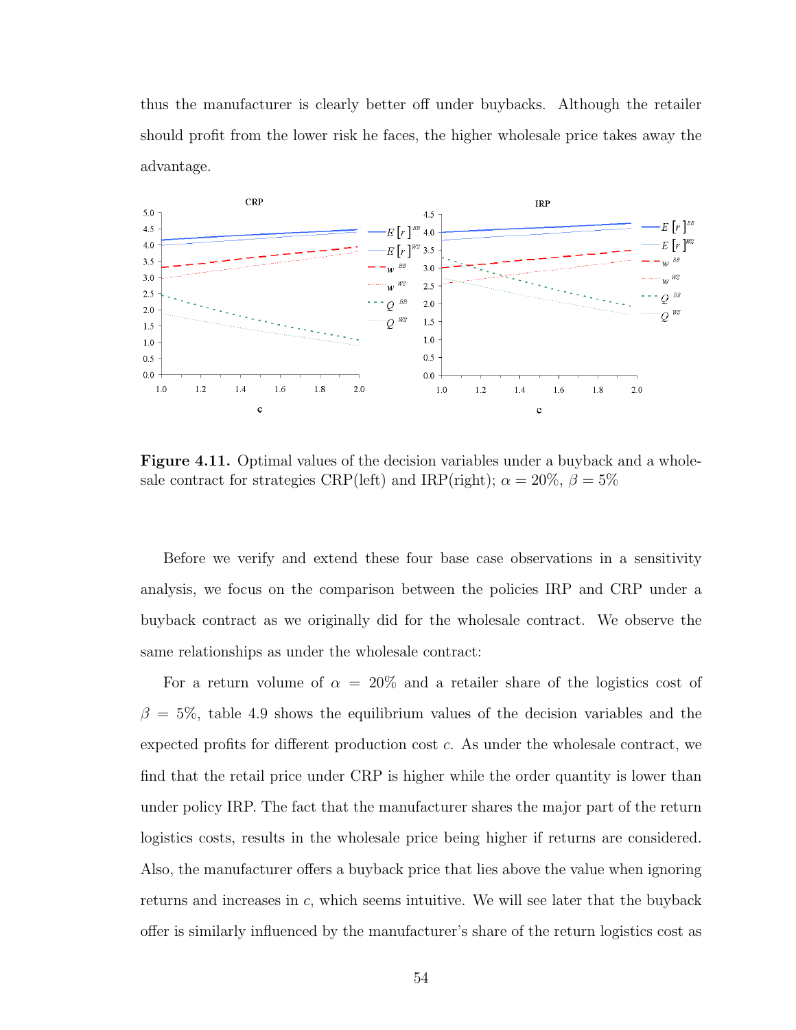thus the manufacturer is clearly better off under buybacks. Although the retailer should profit from the lower risk he faces, the higher wholesale price takes away the advantage.

**Figure 4.11.** Optimal values of the decision variables under a buyback and a wholesale contract for strategies CRP(left) and IRP(right); $\alpha = 20\%$, $\beta = 5\%$

Before we verify and extend these four base case observations in a sensitivity analysis, we focus on the comparison between the policies IRP and CRP under a buyback contract as we originally did for the wholesale contract. We observe the same relationships as under the wholesale contract:

For a return volume of $\alpha = 20\%$ and a retailer share of the logistics cost of $\beta = 5\%$, table 4.9 shows the equilibrium values of the decision variables and the expected profits for different production cost $c$. As under the wholesale contract, we find that the retail price under CRP is higher while the order quantity is lower than under policy IRP. The fact that the manufacturer shares the major part of the return logistics costs, results in the wholesale price being higher if returns are considered. Also, the manufacturer offers a buyback price that lies above the value when ignoring returns and increases in $c$, which seems intuitive. We will see later that the buyback offer is similarly influenced by the manufacturer's share of the return logistics cost as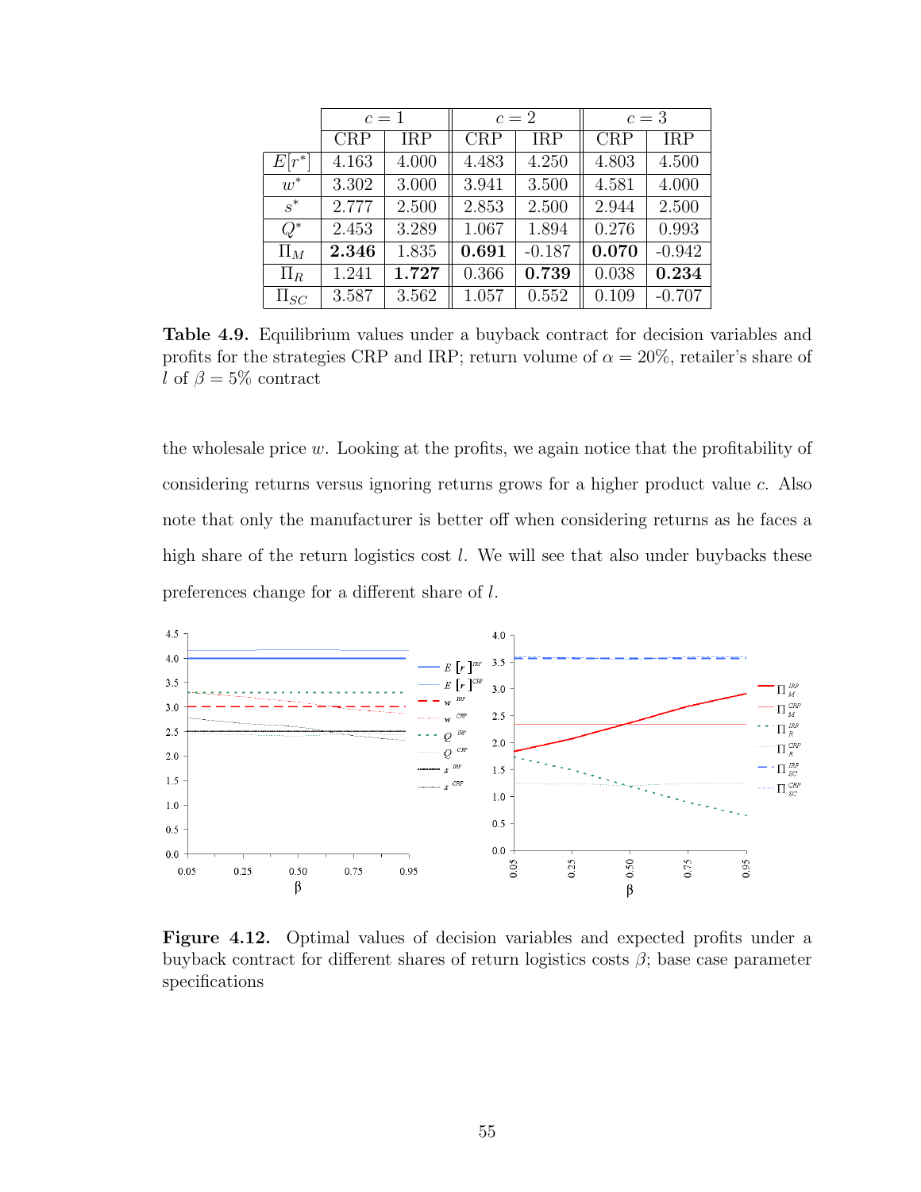| | $c = 1$ | | $c = 2$ | | $c = 3$ | |
|---|---|---|---|---|---|---|
| | CRP | IRP | CRP | IRP | CRP | IRP |
| $E[r^*]$ | 4.163 | 4.000 | 4.483 | 4.250 | 4.803 | 4.500 |
| $w^*$ | 3.302 | 3.000 | 3.941 | 3.500 | 4.581 | 4.000 |
| $s^*$ | 2.777 | 2.500 | 2.853 | 2.500 | 2.944 | 2.500 |
| $Q^*$ | 2.453 | 3.289 | 1.067 | 1.894 | 0.276 | 0.993 |
| $\Pi_M$ | **2.346** | 1.835 | **0.691** | -0.187 | **0.070** | -0.942 |
| $\Pi_R$ | 1.241 | **1.727** | 0.366 | **0.739** | 0.038 | **0.234** |
| $\Pi_{SC}$ | 3.587 | 3.562 | 1.057 | 0.552 | 0.109 | -0.707 |

**Table 4.9.** Equilibrium values under a buyback contract for decision variables and profits for the strategies CRP and IRP; return volume of $\alpha = 20\%$, retailer's share of $l$ of $\beta = 5\%$ contract

the wholesale price $w$. Looking at the profits, we again notice that the profitability of considering returns versus ignoring returns grows for a higher product value $c$. Also note that only the manufacturer is better off when considering returns as he faces a high share of the return logistics cost $l$. We will see that also under buybacks these preferences change for a different share of $l$.

**Figure 4.12.** Optimal values of decision variables and expected profits under a buyback contract for different shares of return logistics costs $\beta$; base case parameter specifications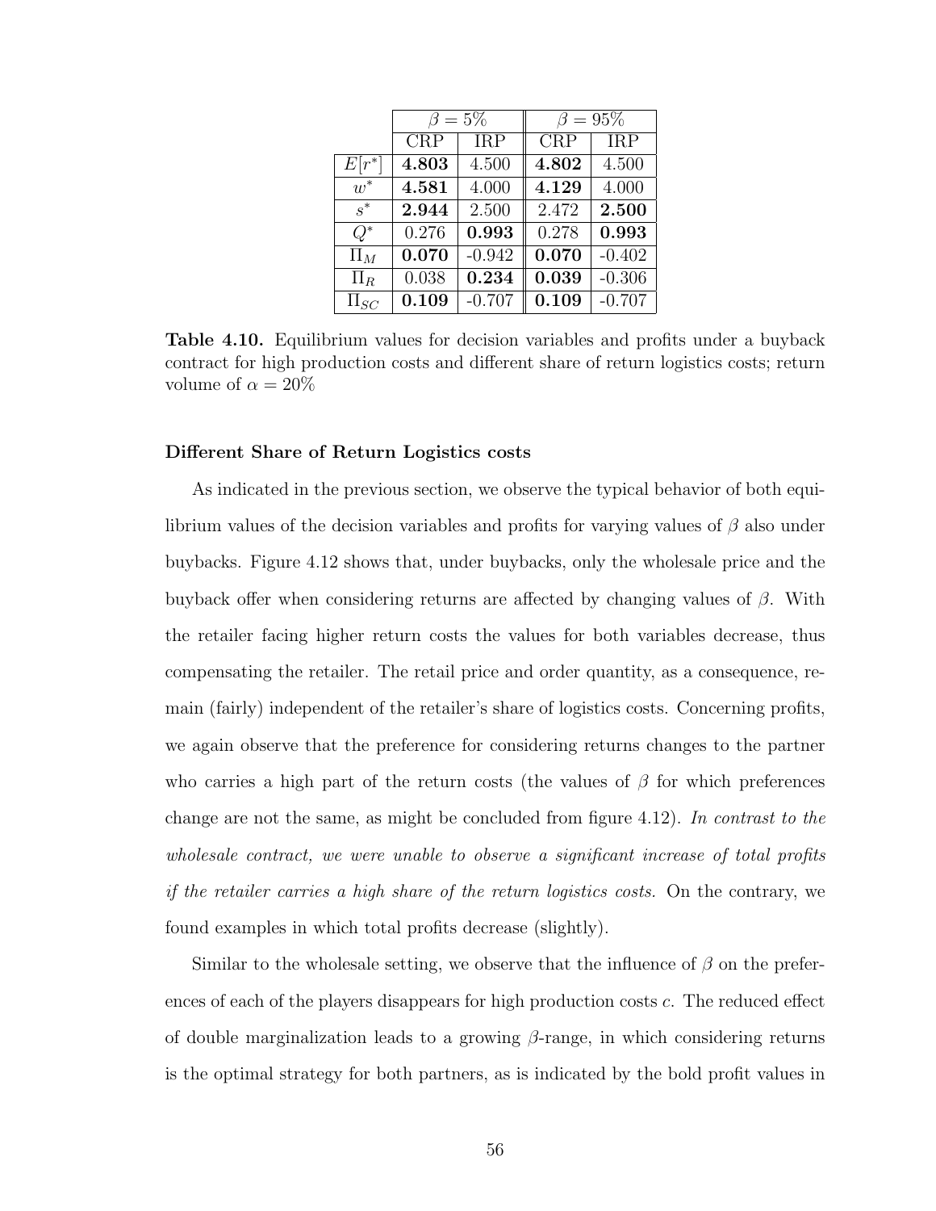| | $\beta = 5\%$ | | $\beta = 95\%$ | |
|---|---|---|---|---|
| | CRP | IRP | CRP | IRP |
| $E[r^*]$ | **4.803** | 4.500 | **4.802** | 4.500 |
| $w^*$ | **4.581** | 4.000 | **4.129** | 4.000 |
| $s^*$ | **2.944** | 2.500 | 2.472 | **2.500** |
| $Q^*$ | 0.276 | **0.993** | 0.278 | **0.993** |
| $\Pi_M$ | **0.070** | -0.942 | **0.070** | -0.402 |
| $\Pi_R$ | 0.038 | **0.234** | **0.039** | -0.306 |
| $\Pi_{SC}$ | **0.109** | -0.707 | **0.109** | -0.707 |

**Table 4.10.** Equilibrium values for decision variables and profits under a buyback contract for high production costs and different share of return logistics costs; return volume of $\alpha = 20\%$

**Different Share of Return Logistics costs**

As indicated in the previous section, we observe the typical behavior of both equilibrium values of the decision variables and profits for varying values of $\beta$ also under buybacks. Figure 4.12 shows that, under buybacks, only the wholesale price and the buyback offer when considering returns are affected by changing values of $\beta$. With the retailer facing higher return costs the values for both variables decrease, thus compensating the retailer. The retail price and order quantity, as a consequence, remain (fairly) independent of the retailer's share of logistics costs. Concerning profits, we again observe that the preference for considering returns changes to the partner who carries a high part of the return costs (the values of $\beta$ for which preferences change are not the same, as might be concluded from figure 4.12). *In contrast to the wholesale contract, we were unable to observe a significant increase of total profits if the retailer carries a high share of the return logistics costs.* On the contrary, we found examples in which total profits decrease (slightly).

Similar to the wholesale setting, we observe that the influence of $\beta$ on the preferences of each of the players disappears for high production costs $c$. The reduced effect of double marginalization leads to a growing $\beta$-range, in which considering returns is the optimal strategy for both partners, as is indicated by the bold profit values in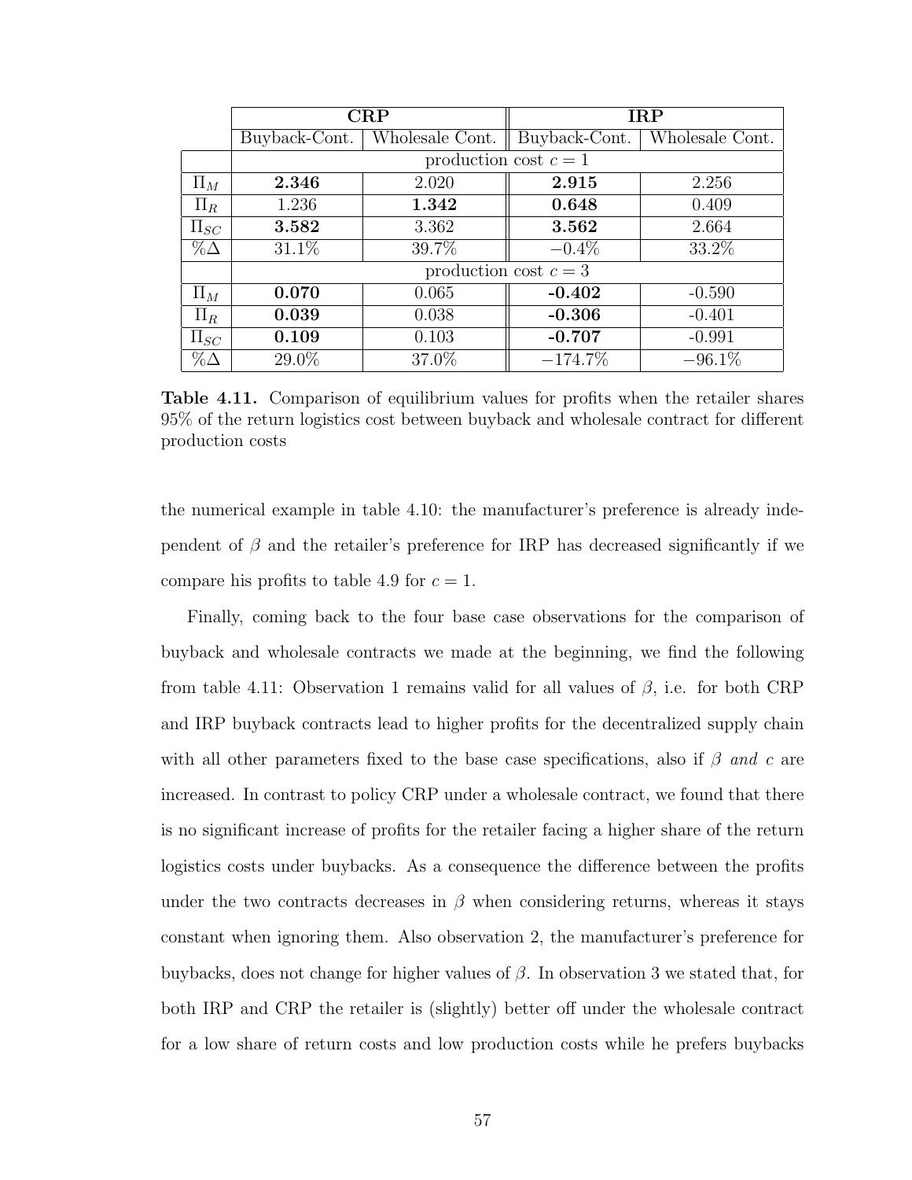| | **CRP** | | **IRP** | |
|---|---|---|---|---|
| | Buyback-Cont. | Wholesale Cont. | Buyback-Cont. | Wholesale Cont. |
| | production cost $c = 1$ | | | |
| $\Pi_M$ | **2.346** | 2.020 | **2.915** | 2.256 |
| $\Pi_R$ | 1.236 | **1.342** | **0.648** | 0.409 |
| $\Pi_{SC}$ | **3.582** | 3.362 | **3.562** | 2.664 |
| $\%\Delta$ | 31.1% | 39.7% | $-0.4\%$ | 33.2% |
| | production cost $c = 3$ | | | |
| $\Pi_M$ | **0.070** | 0.065 | **-0.402** | -0.590 |
| $\Pi_R$ | **0.039** | 0.038 | **-0.306** | -0.401 |
| $\Pi_{SC}$ | **0.109** | 0.103 | **-0.707** | -0.991 |
| $\%\Delta$ | 29.0% | 37.0% | $-174.7\%$ | $-96.1\%$ |

**Table 4.11.** Comparison of equilibrium values for profits when the retailer shares 95% of the return logistics cost between buyback and wholesale contract for different production costs

the numerical example in table 4.10: the manufacturer's preference is already independent of $\beta$ and the retailer's preference for IRP has decreased significantly if we compare his profits to table 4.9 for $c = 1$.

Finally, coming back to the four base case observations for the comparison of buyback and wholesale contracts we made at the beginning, we find the following from table 4.11: Observation 1 remains valid for all values of $\beta$, i.e. for both CRP and IRP buyback contracts lead to higher profits for the decentralized supply chain with all other parameters fixed to the base case specifications, also if $\beta$ *and* $c$ are increased. In contrast to policy CRP under a wholesale contract, we found that there is no significant increase of profits for the retailer facing a higher share of the return logistics costs under buybacks. As a consequence the difference between the profits under the two contracts decreases in $\beta$ when considering returns, whereas it stays constant when ignoring them. Also observation 2, the manufacturer's preference for buybacks, does not change for higher values of $\beta$. In observation 3 we stated that, for both IRP and CRP the retailer is (slightly) better off under the wholesale contract for a low share of return costs and low production costs while he prefers buybacks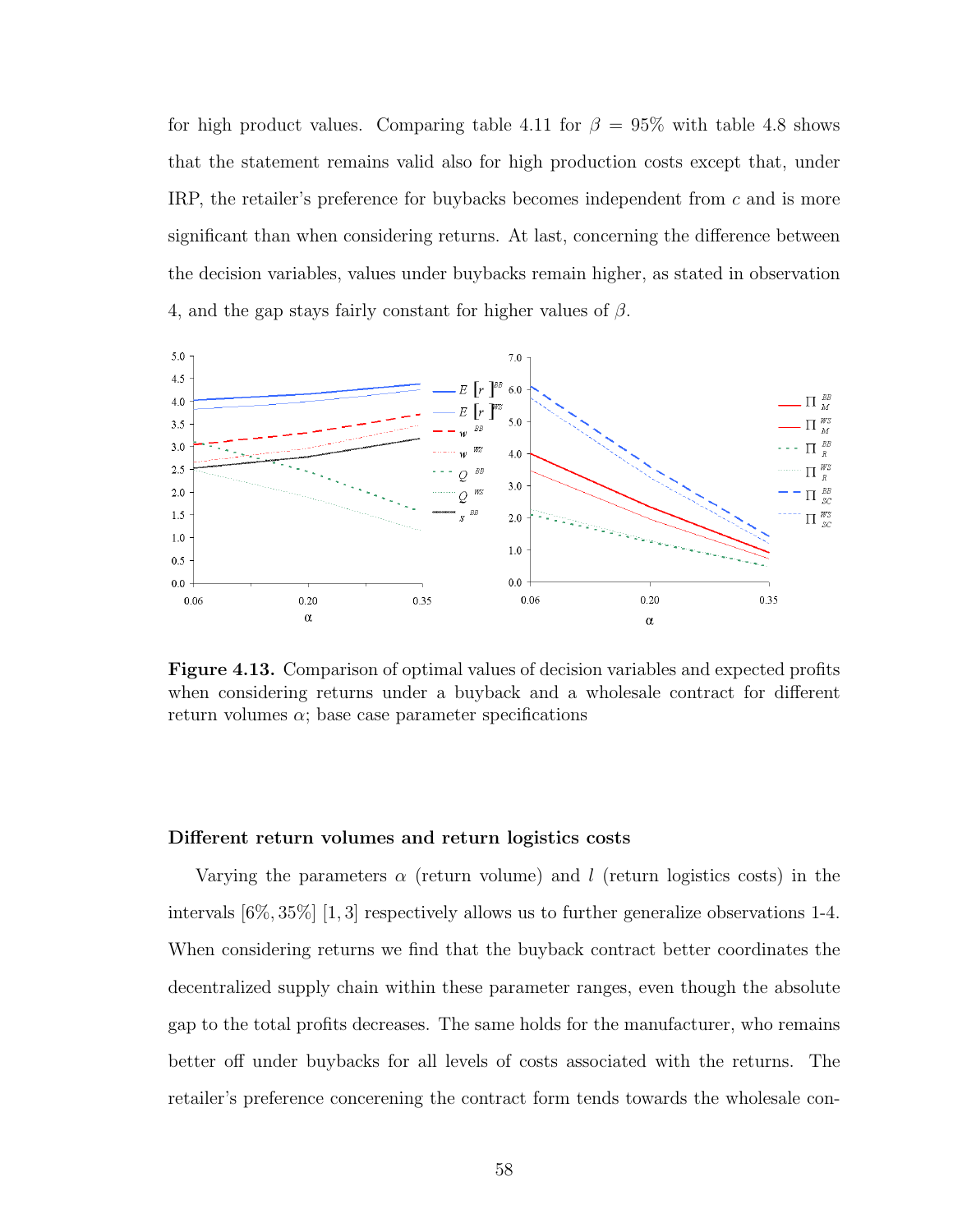for high product values. Comparing table 4.11 for $\beta = 95\%$ with table 4.8 shows that the statement remains valid also for high production costs except that, under IRP, the retailer's preference for buybacks becomes independent from $c$ and is more significant than when considering returns. At last, concerning the difference between the decision variables, values under buybacks remain higher, as stated in observation 4, and the gap stays fairly constant for higher values of $\beta$.

**Figure 4.13.** Comparison of optimal values of decision variables and expected profits when considering returns under a buyback and a wholesale contract for different return volumes $\alpha$; base case parameter specifications

### Different return volumes and return logistics costs

Varying the parameters $\alpha$ (return volume) and $l$ (return logistics costs) in the intervals $[6\%, 35\%]$ $[1, 3]$ respectively allows us to further generalize observations 1-4. When considering returns we find that the buyback contract better coordinates the decentralized supply chain within these parameter ranges, even though the absolute gap to the total profits decreases. The same holds for the manufacturer, who remains better off under buybacks for all levels of costs associated with the returns. The retailer's preference concerening the contract form tends towards the wholesale con-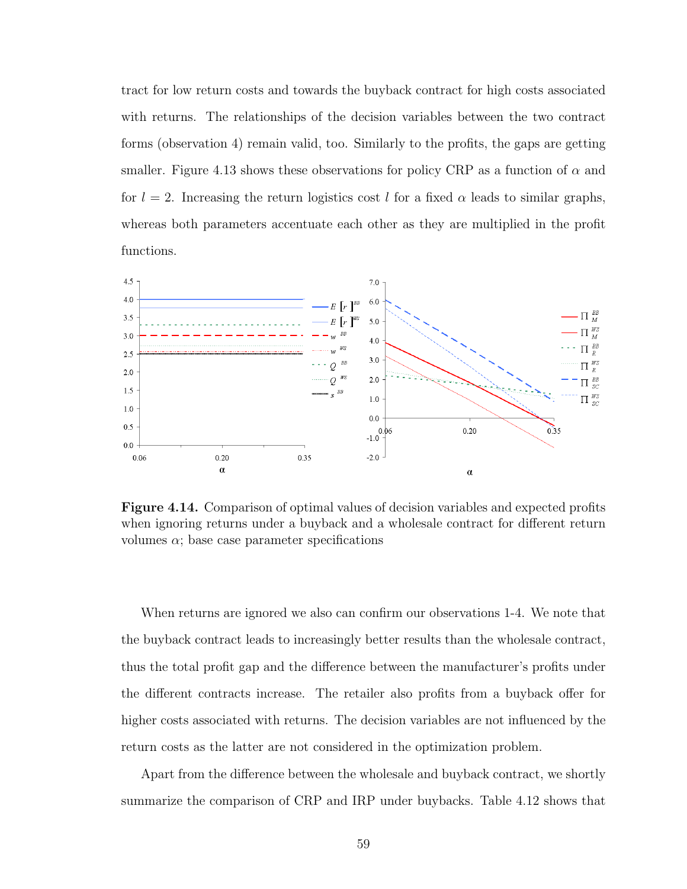tract for low return costs and towards the buyback contract for high costs associated with returns. The relationships of the decision variables between the two contract forms (observation 4) remain valid, too. Similarly to the profits, the gaps are getting smaller. Figure 4.13 shows these observations for policy CRP as a function of $\alpha$ and for $l = 2$. Increasing the return logistics cost $l$ for a fixed $\alpha$ leads to similar graphs, whereas both parameters accentuate each other as they are multiplied in the profit functions.

**Figure 4.14.** Comparison of optimal values of decision variables and expected profits when ignoring returns under a buyback and a wholesale contract for different return volumes $\alpha$; base case parameter specifications

When returns are ignored we also can confirm our observations 1-4. We note that the buyback contract leads to increasingly better results than the wholesale contract, thus the total profit gap and the difference between the manufacturer's profits under the different contracts increase. The retailer also profits from a buyback offer for higher costs associated with returns. The decision variables are not influenced by the return costs as the latter are not considered in the optimization problem.

Apart from the difference between the wholesale and buyback contract, we shortly summarize the comparison of CRP and IRP under buybacks. Table 4.12 shows that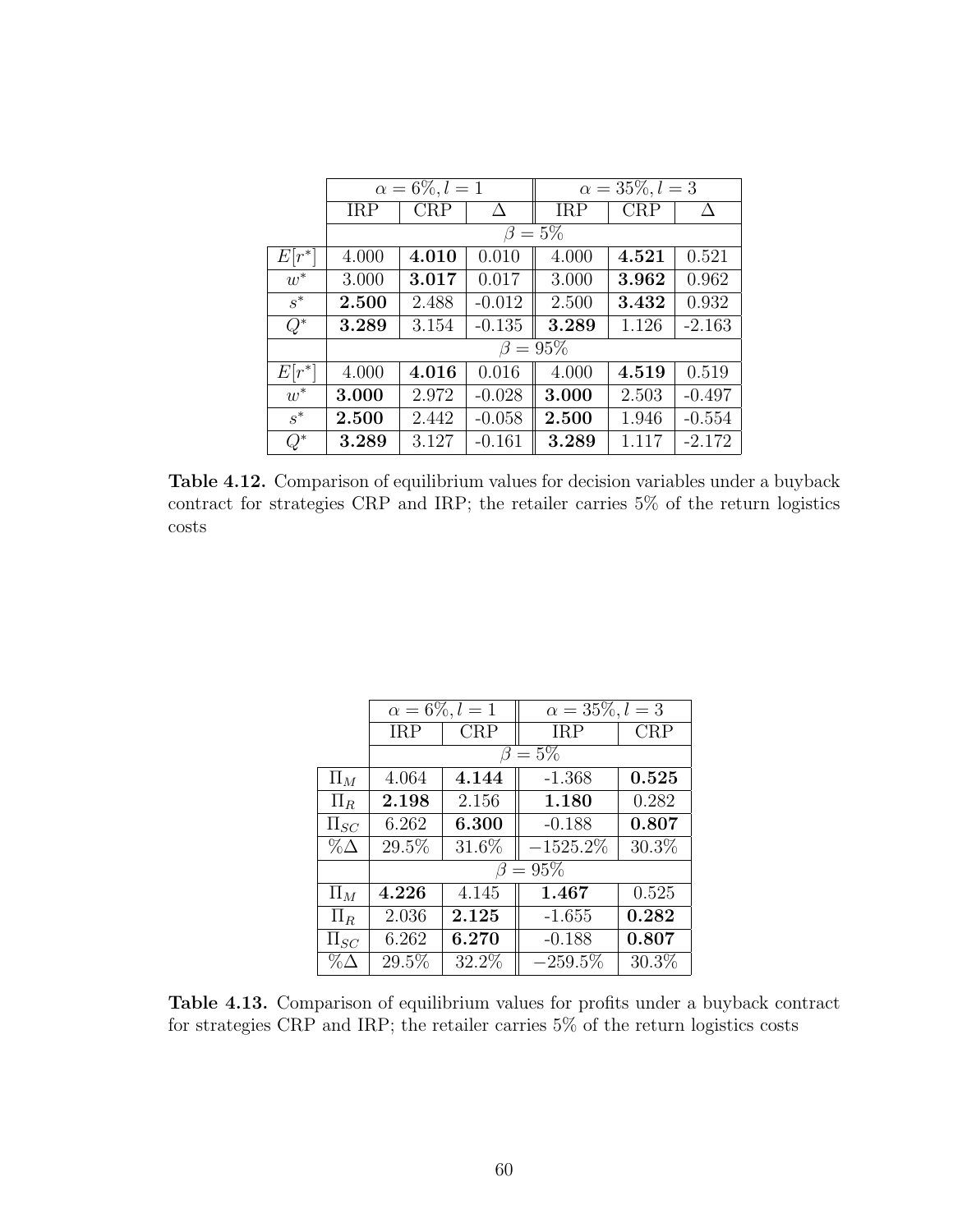| | $\alpha = 6\%, l = 1$ | | | $\alpha = 35\%, l = 3$ | | |
|---|---|---|---|---|---|---|
| | IRP | CRP | $\Delta$ | IRP | CRP | $\Delta$ |
| | $\beta = 5\%$ | | | | | |
| $E[r^*]$ | 4.000 | **4.010** | 0.010 | 4.000 | **4.521** | 0.521 |
| $w^*$ | 3.000 | **3.017** | 0.017 | 3.000 | **3.962** | 0.962 |
| $s^*$ | **2.500** | 2.488 | -0.012 | 2.500 | **3.432** | 0.932 |
| $Q^*$ | **3.289** | 3.154 | -0.135 | **3.289** | 1.126 | -2.163 |
| | $\beta = 95\%$ | | | | | |
| $E[r^*]$ | 4.000 | **4.016** | 0.016 | 4.000 | **4.519** | 0.519 |
| $w^*$ | **3.000** | 2.972 | -0.028 | **3.000** | 2.503 | -0.497 |
| $s^*$ | **2.500** | 2.442 | -0.058 | **2.500** | 1.946 | -0.554 |
| $Q^*$ | **3.289** | 3.127 | -0.161 | **3.289** | 1.117 | -2.172 |

**Table 4.12.** Comparison of equilibrium values for decision variables under a buyback contract for strategies CRP and IRP; the retailer carries 5% of the return logistics costs

| | $\alpha = 6\%, l = 1$ | | $\alpha = 35\%, l = 3$ | |
|---|---|---|---|---|
| | IRP | CRP | IRP | CRP |
| | $\beta = 5\%$ | | | |
| $\Pi_M$ | 4.064 | **4.144** | -1.368 | **0.525** |
| $\Pi_R$ | **2.198** | 2.156 | **1.180** | 0.282 |
| $\Pi_{SC}$ | 6.262 | **6.300** | -0.188 | **0.807** |
| $\%\Delta$ | 29.5% | 31.6% | $-1525.2\%$ | 30.3% |
| | $\beta = 95\%$ | | | |
| $\Pi_M$ | **4.226** | 4.145 | **1.467** | 0.525 |
| $\Pi_R$ | 2.036 | **2.125** | -1.655 | **0.282** |
| $\Pi_{SC}$ | 6.262 | **6.270** | -0.188 | **0.807** |
| $\%\Delta$ | 29.5% | 32.2% | $-259.5\%$ | 30.3% |

**Table 4.13.** Comparison of equilibrium values for profits under a buyback contract for strategies CRP and IRP; the retailer carries 5% of the return logistics costs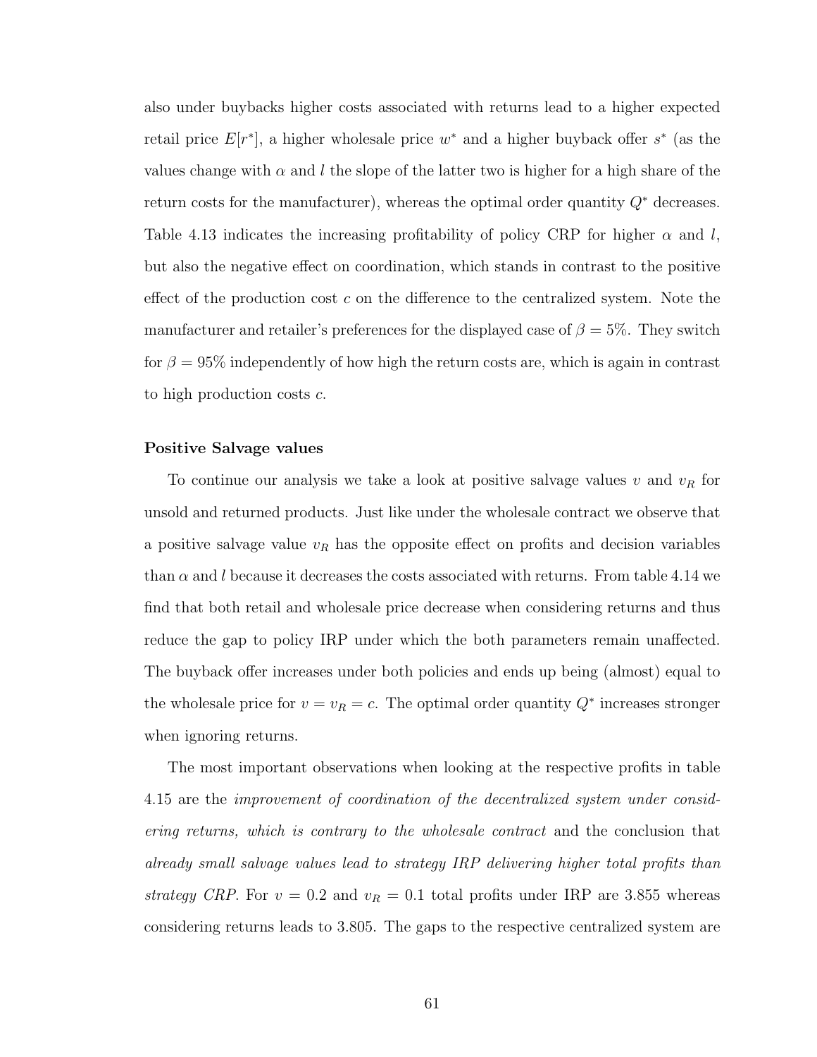also under buybacks higher costs associated with returns lead to a higher expected retail price $E[r^*]$, a higher wholesale price $w^*$ and a higher buyback offer $s^*$ (as the values change with $\alpha$ and $l$ the slope of the latter two is higher for a high share of the return costs for the manufacturer), whereas the optimal order quantity $Q^*$ decreases. Table 4.13 indicates the increasing profitability of policy CRP for higher $\alpha$ and $l$, but also the negative effect on coordination, which stands in contrast to the positive effect of the production cost $c$ on the difference to the centralized system. Note the manufacturer and retailer's preferences for the displayed case of $\beta = 5\%$. They switch for $\beta = 95\%$ independently of how high the return costs are, which is again in contrast to high production costs $c$.

**Positive Salvage values**

To continue our analysis we take a look at positive salvage values $v$ and $v_R$ for unsold and returned products. Just like under the wholesale contract we observe that a positive salvage value $v_R$ has the opposite effect on profits and decision variables than $\alpha$ and $l$ because it decreases the costs associated with returns. From table 4.14 we find that both retail and wholesale price decrease when considering returns and thus reduce the gap to policy IRP under which the both parameters remain unaffected. The buyback offer increases under both policies and ends up being (almost) equal to the wholesale price for $v = v_R = c$. The optimal order quantity $Q^*$ increases stronger when ignoring returns.

The most important observations when looking at the respective profits in table 4.15 are the *improvement of coordination of the decentralized system under considering returns, which is contrary to the wholesale contract* and the conclusion that *already small salvage values lead to strategy IRP delivering higher total profits than strategy CRP*. For $v = 0.2$ and $v_R = 0.1$ total profits under IRP are 3.855 whereas considering returns leads to 3.805. The gaps to the respective centralized system are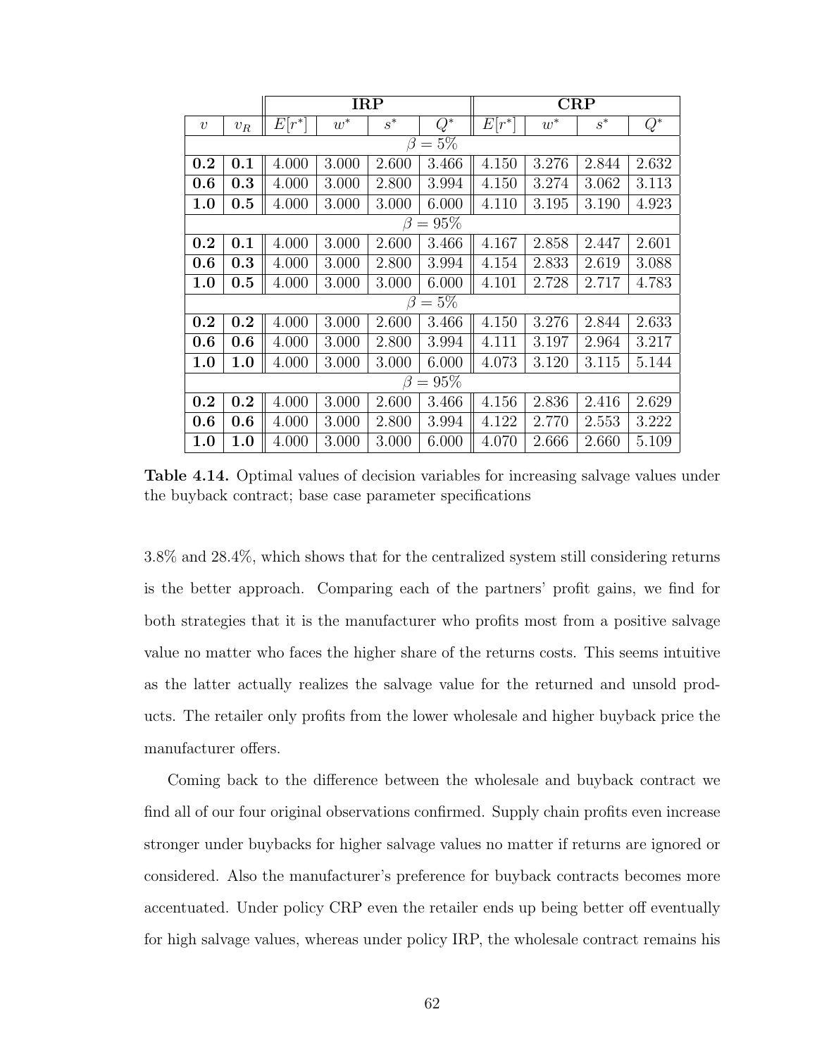| | | **IRP** | | | | **CRP** | | | |
|---|---|---|---|---|---|---|---|---|---|
| $v$ | $v_R$ | $E[r^*]$ | $w^*$ | $s^*$ | $Q^*$ | $E[r^*]$ | $w^*$ | $s^*$ | $Q^*$ |
| | | | | | $\beta = 5\%$ | | | | |
| **0.2** | **0.1** | 4.000 | 3.000 | 2.600 | 3.466 | 4.150 | 3.276 | 2.844 | 2.632 |
| **0.6** | **0.3** | 4.000 | 3.000 | 2.800 | 3.994 | 4.150 | 3.274 | 3.062 | 3.113 |
| **1.0** | **0.5** | 4.000 | 3.000 | 3.000 | 6.000 | 4.110 | 3.195 | 3.190 | 4.923 |
| | | | | | $\beta = 95\%$ | | | | |
| **0.2** | **0.1** | 4.000 | 3.000 | 2.600 | 3.466 | 4.167 | 2.858 | 2.447 | 2.601 |
| **0.6** | **0.3** | 4.000 | 3.000 | 2.800 | 3.994 | 4.154 | 2.833 | 2.619 | 3.088 |
| **1.0** | **0.5** | 4.000 | 3.000 | 3.000 | 6.000 | 4.101 | 2.728 | 2.717 | 4.783 |
| | | | | | $\beta = 5\%$ | | | | |
| **0.2** | **0.2** | 4.000 | 3.000 | 2.600 | 3.466 | 4.150 | 3.276 | 2.844 | 2.633 |
| **0.6** | **0.6** | 4.000 | 3.000 | 2.800 | 3.994 | 4.111 | 3.197 | 2.964 | 3.217 |
| **1.0** | **1.0** | 4.000 | 3.000 | 3.000 | 6.000 | 4.073 | 3.120 | 3.115 | 5.144 |
| | | | | | $\beta = 95\%$ | | | | |
| **0.2** | **0.2** | 4.000 | 3.000 | 2.600 | 3.466 | 4.156 | 2.836 | 2.416 | 2.629 |
| **0.6** | **0.6** | 4.000 | 3.000 | 2.800 | 3.994 | 4.122 | 2.770 | 2.553 | 3.222 |
| **1.0** | **1.0** | 4.000 | 3.000 | 3.000 | 6.000 | 4.070 | 2.666 | 2.660 | 5.109 |

**Table 4.14.** Optimal values of decision variables for increasing salvage values under the buyback contract; base case parameter specifications

3.8% and 28.4%, which shows that for the centralized system still considering returns is the better approach. Comparing each of the partners' profit gains, we find for both strategies that it is the manufacturer who profits most from a positive salvage value no matter who faces the higher share of the returns costs. This seems intuitive as the latter actually realizes the salvage value for the returned and unsold products. The retailer only profits from the lower wholesale and higher buyback price the manufacturer offers.

Coming back to the difference between the wholesale and buyback contract we find all of our four original observations confirmed. Supply chain profits even increase stronger under buybacks for higher salvage values no matter if returns are ignored or considered. Also the manufacturer's preference for buyback contracts becomes more accentuated. Under policy CRP even the retailer ends up being better off eventually for high salvage values, whereas under policy IRP, the wholesale contract remains his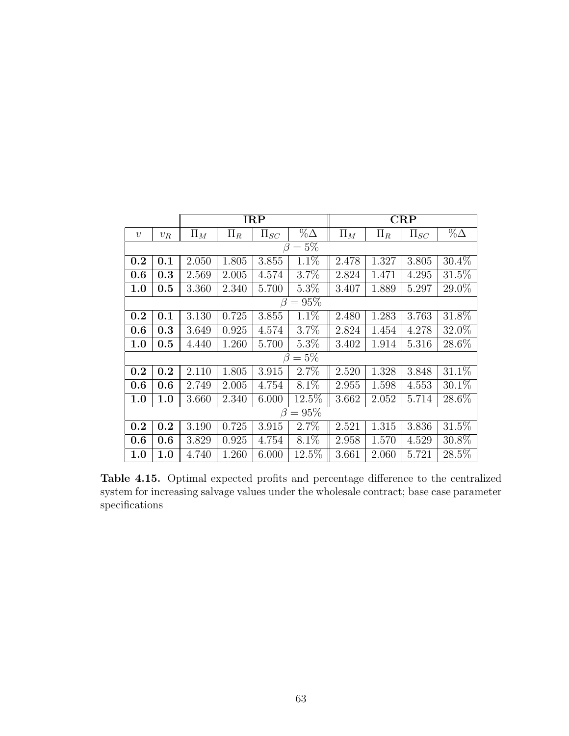|  |  | **IRP** |  |  |  | **CRP** |  |  |  |
|---|---|---|---|---|---|---|---|---|---|
| $v$ | $v_R$ | $\Pi_M$ | $\Pi_R$ | $\Pi_{SC}$ | $\%\Delta$ | $\Pi_M$ | $\Pi_R$ | $\Pi_{SC}$ | $\%\Delta$ |
| $\beta = 5\%$ |  |  |  |  |  |  |  |  |  |
| **0.2** | **0.1** | 2.050 | 1.805 | 3.855 | 1.1% | 2.478 | 1.327 | 3.805 | 30.4% |
| **0.6** | **0.3** | 2.569 | 2.005 | 4.574 | 3.7% | 2.824 | 1.471 | 4.295 | 31.5% |
| **1.0** | **0.5** | 3.360 | 2.340 | 5.700 | 5.3% | 3.407 | 1.889 | 5.297 | 29.0% |
| $\beta = 95\%$ |  |  |  |  |  |  |  |  |  |
| **0.2** | **0.1** | 3.130 | 0.725 | 3.855 | 1.1% | 2.480 | 1.283 | 3.763 | 31.8% |
| **0.6** | **0.3** | 3.649 | 0.925 | 4.574 | 3.7% | 2.824 | 1.454 | 4.278 | 32.0% |
| **1.0** | **0.5** | 4.440 | 1.260 | 5.700 | 5.3% | 3.402 | 1.914 | 5.316 | 28.6% |
| $\beta = 5\%$ |  |  |  |  |  |  |  |  |  |
| **0.2** | **0.2** | 2.110 | 1.805 | 3.915 | 2.7% | 2.520 | 1.328 | 3.848 | 31.1% |
| **0.6** | **0.6** | 2.749 | 2.005 | 4.754 | 8.1% | 2.955 | 1.598 | 4.553 | 30.1% |
| **1.0** | **1.0** | 3.660 | 2.340 | 6.000 | 12.5% | 3.662 | 2.052 | 5.714 | 28.6% |
| $\beta = 95\%$ |  |  |  |  |  |  |  |  |  |
| **0.2** | **0.2** | 3.190 | 0.725 | 3.915 | 2.7% | 2.521 | 1.315 | 3.836 | 31.5% |
| **0.6** | **0.6** | 3.829 | 0.925 | 4.754 | 8.1% | 2.958 | 1.570 | 4.529 | 30.8% |
| **1.0** | **1.0** | 4.740 | 1.260 | 6.000 | 12.5% | 3.661 | 2.060 | 5.721 | 28.5% |

**Table 4.15.** Optimal expected profits and percentage difference to the centralized system for increasing salvage values under the wholesale contract; base case parameter specifications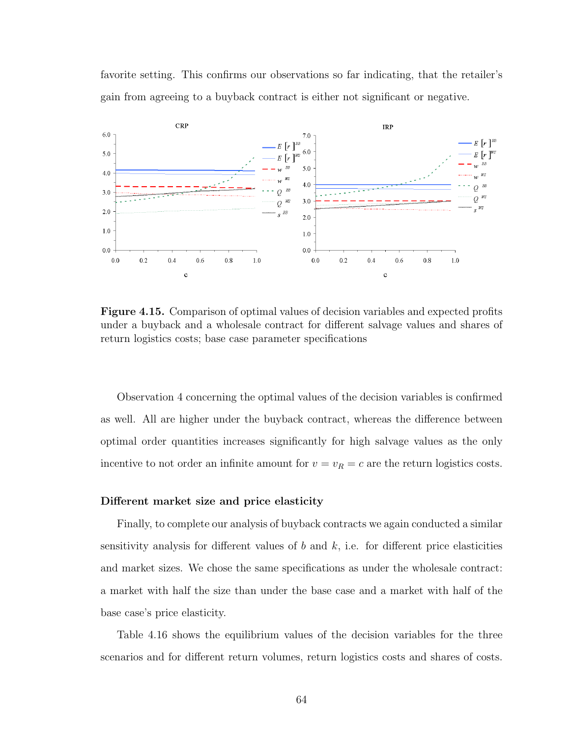favorite setting. This confirms our observations so far indicating, that the retailer's gain from agreeing to a buyback contract is either not significant or negative.

**Figure 4.15.** Comparison of optimal values of decision variables and expected profits under a buyback and a wholesale contract for different salvage values and shares of return logistics costs; base case parameter specifications

Observation 4 concerning the optimal values of the decision variables is confirmed as well. All are higher under the buyback contract, whereas the difference between optimal order quantities increases significantly for high salvage values as the only incentive to not order an infinite amount for $v = v_R = c$ are the return logistics costs.

### Different market size and price elasticity

Finally, to complete our analysis of buyback contracts we again conducted a similar sensitivity analysis for different values of $b$ and $k$, i.e. for different price elasticities and market sizes. We chose the same specifications as under the wholesale contract: a market with half the size than under the base case and a market with half of the base case's price elasticity.

Table 4.16 shows the equilibrium values of the decision variables for the three scenarios and for different return volumes, return logistics costs and shares of costs.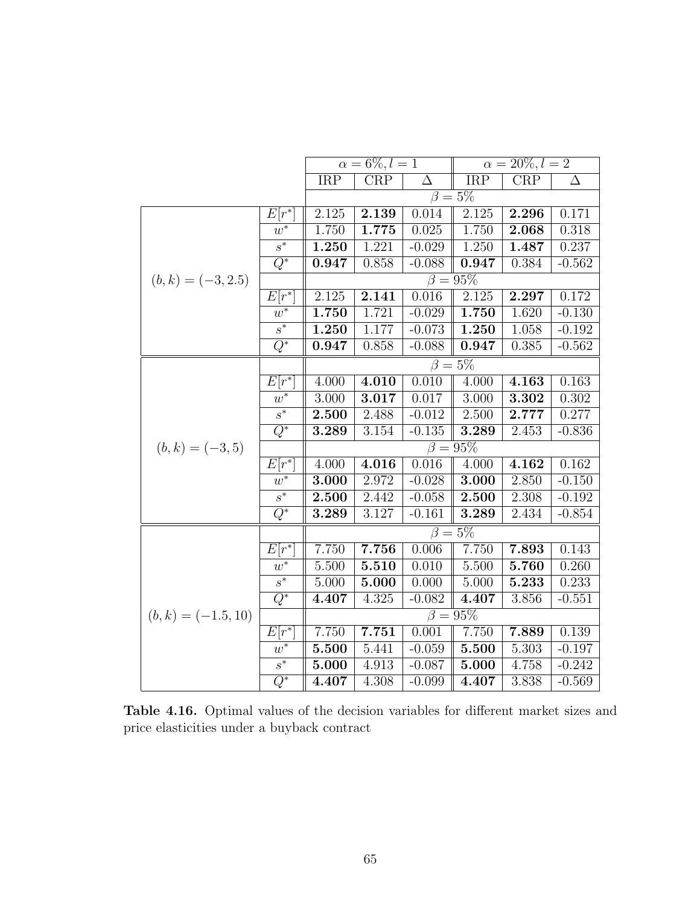| | | $\alpha = 6\%, l = 1$ | | | $\alpha = 20\%, l = 2$ | | |
|---|---|---|---|---|---|---|---|
| | | IRP | CRP | $\Delta$ | IRP | CRP | $\Delta$ |
| $(b,k) = (-3, 2.5)$ | | $\beta = 5\%$ | | | | | |
| | $E[r^*]$ | 2.125 | **2.139** | 0.014 | 2.125 | **2.296** | 0.171 |
| | $w^*$ | 1.750 | **1.775** | 0.025 | 1.750 | **2.068** | 0.318 |
| | $s^*$ | **1.250** | 1.221 | -0.029 | 1.250 | **1.487** | 0.237 |
| | $Q^*$ | **0.947** | 0.858 | -0.088 | **0.947** | 0.384 | -0.562 |
| | | $\beta = 95\%$ | | | | | |
| | $E[r^*]$ | 2.125 | **2.141** | 0.016 | 2.125 | **2.297** | 0.172 |
| | $w^*$ | **1.750** | 1.721 | -0.029 | **1.750** | 1.620 | -0.130 |
| | $s^*$ | **1.250** | 1.177 | -0.073 | **1.250** | 1.058 | -0.192 |
| | $Q^*$ | **0.947** | 0.858 | -0.088 | **0.947** | 0.385 | -0.562 |
| $(b,k) = (-3, 5)$ | | $\beta = 5\%$ | | | | | |
| | $E[r^*]$ | 4.000 | **4.010** | 0.010 | 4.000 | **4.163** | 0.163 |
| | $w^*$ | 3.000 | **3.017** | 0.017 | 3.000 | **3.302** | 0.302 |
| | $s^*$ | **2.500** | 2.488 | -0.012 | 2.500 | **2.777** | 0.277 |
| | $Q^*$ | **3.289** | 3.154 | -0.135 | **3.289** | 2.453 | -0.836 |
| | | $\beta = 95\%$ | | | | | |
| | $E[r^*]$ | 4.000 | **4.016** | 0.016 | 4.000 | **4.162** | 0.162 |
| | $w^*$ | **3.000** | 2.972 | -0.028 | **3.000** | 2.850 | -0.150 |
| | $s^*$ | **2.500** | 2.442 | -0.058 | **2.500** | 2.308 | -0.192 |
| | $Q^*$ | **3.289** | 3.127 | -0.161 | **3.289** | 2.434 | -0.854 |
| $(b,k) = (-1.5, 10)$ | | $\beta = 5\%$ | | | | | |
| | $E[r^*]$ | 7.750 | **7.756** | 0.006 | 7.750 | **7.893** | 0.143 |
| | $w^*$ | 5.500 | **5.510** | 0.010 | 5.500 | **5.760** | 0.260 |
| | $s^*$ | 5.000 | **5.000** | 0.000 | 5.000 | **5.233** | 0.233 |
| | $Q^*$ | **4.407** | 4.325 | -0.082 | **4.407** | 3.856 | -0.551 |
| | | $\beta = 95\%$ | | | | | |
| | $E[r^*]$ | 7.750 | **7.751** | 0.001 | 7.750 | **7.889** | 0.139 |
| | $w^*$ | **5.500** | 5.441 | -0.059 | **5.500** | 5.303 | -0.197 |
| | $s^*$ | **5.000** | 4.913 | -0.087 | **5.000** | 4.758 | -0.242 |
| | $Q^*$ | **4.407** | 4.308 | -0.099 | **4.407** | 3.838 | -0.569 |

**Table 4.16.** Optimal values of the decision variables for different market sizes and price elasticities under a buyback contract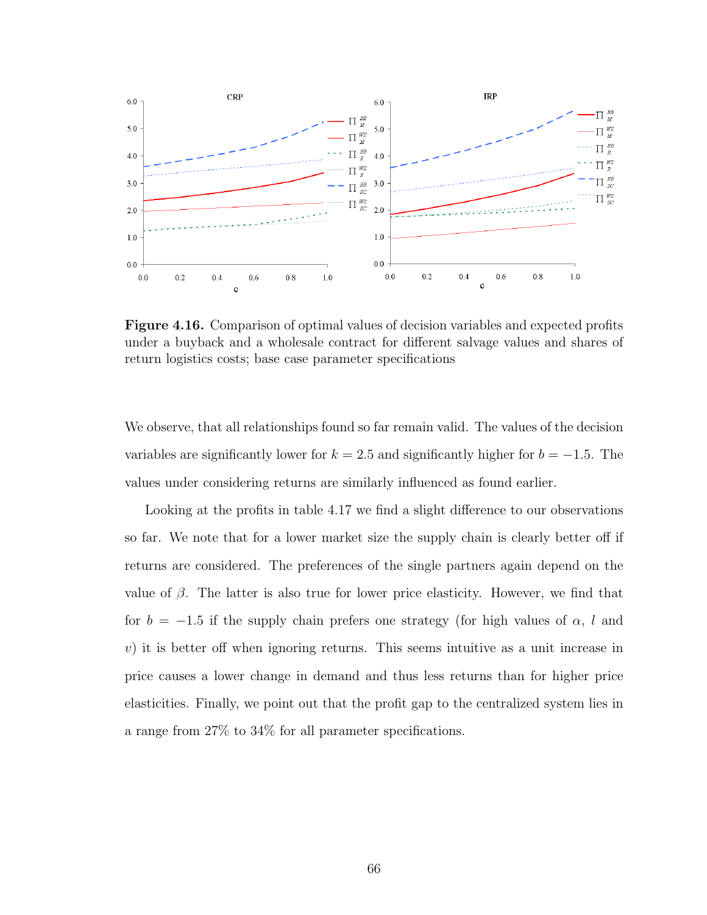**Figure 4.16.** Comparison of optimal values of decision variables and expected profits under a buyback and a wholesale contract for different salvage values and shares of return logistics costs; base case parameter specifications

We observe, that all relationships found so far remain valid. The values of the decision variables are significantly lower for $k = 2.5$ and significantly higher for $b = -1.5$. The values under considering returns are similarly influenced as found earlier.

Looking at the profits in table 4.17 we find a slight difference to our observations so far. We note that for a lower market size the supply chain is clearly better off if returns are considered. The preferences of the single partners again depend on the value of $\beta$. The latter is also true for lower price elasticity. However, we find that for $b = -1.5$ if the supply chain prefers one strategy (for high values of $\alpha$, $l$ and $v$) it is better off when ignoring returns. This seems intuitive as a unit increase in price causes a lower change in demand and thus less returns than for higher price elasticities. Finally, we point out that the profit gap to the centralized system lies in a range from 27% to 34% for all parameter specifications.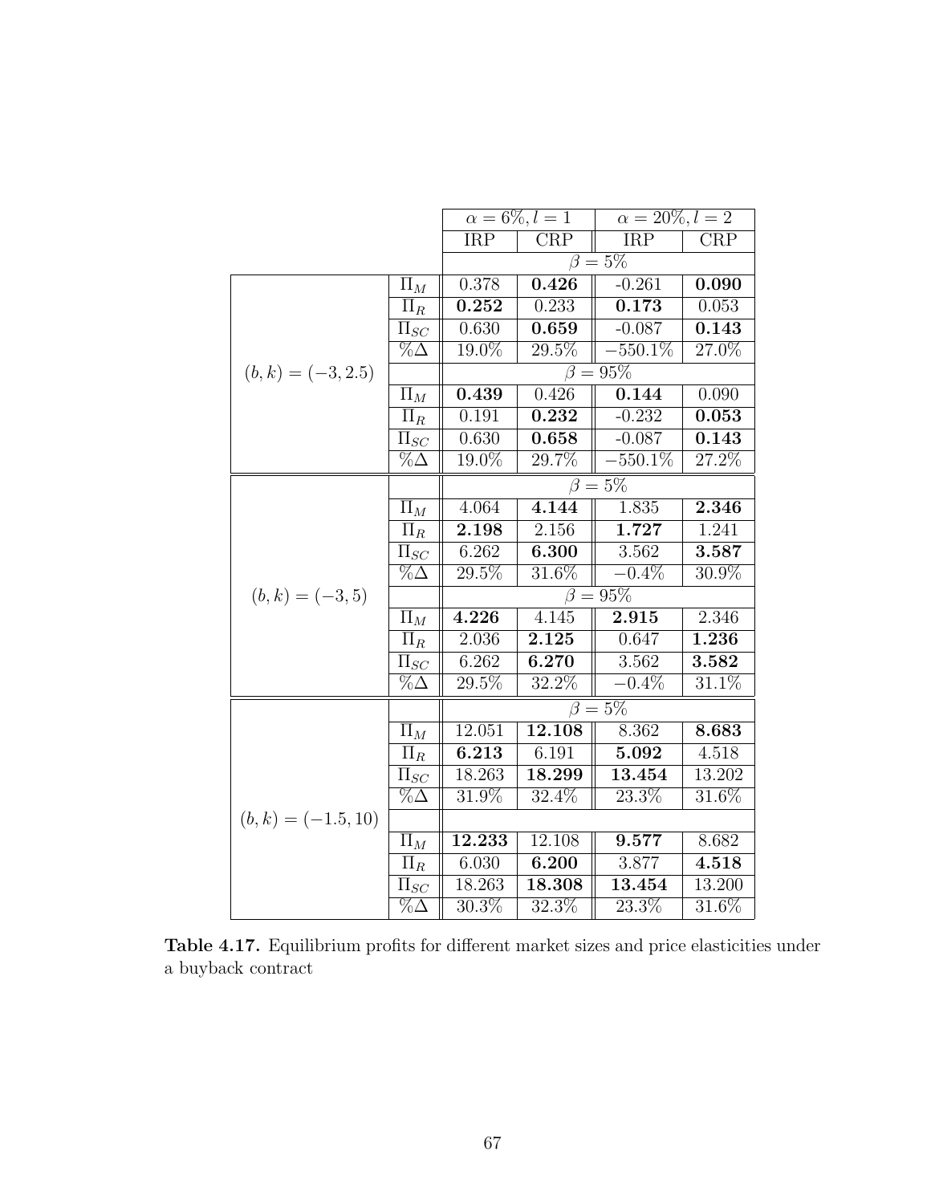| | | $\alpha = 6\%, l = 1$ | | $\alpha = 20\%, l = 2$ | |
|---|---|---|---|---|---|
| | | IRP | CRP | IRP | CRP |
| | | $\beta = 5\%$ | | | |
| $(b, k) = (-3, 2.5)$ | $\Pi_M$ | 0.378 | **0.426** | -0.261 | **0.090** |
| | $\Pi_R$ | **0.252** | 0.233 | **0.173** | 0.053 |
| | $\Pi_{SC}$ | 0.630 | **0.659** | -0.087 | **0.143** |
| | $\%\Delta$ | 19.0% | 29.5% | $-550.1\%$ | 27.0% |
| | | $\beta = 95\%$ | | | |
| | $\Pi_M$ | **0.439** | 0.426 | **0.144** | 0.090 |
| | $\Pi_R$ | 0.191 | **0.232** | -0.232 | **0.053** |
| | $\Pi_{SC}$ | 0.630 | **0.658** | -0.087 | **0.143** |
| | $\%\Delta$ | 19.0% | 29.7% | $-550.1\%$ | 27.2% |
| $(b, k) = (-3, 5)$ | | $\beta = 5\%$ | | | |
| | $\Pi_M$ | 4.064 | **4.144** | 1.835 | **2.346** |
| | $\Pi_R$ | **2.198** | 2.156 | **1.727** | 1.241 |
| | $\Pi_{SC}$ | 6.262 | **6.300** | 3.562 | **3.587** |
| | $\%\Delta$ | 29.5% | 31.6% | $-0.4\%$ | 30.9% |
| | | $\beta = 95\%$ | | | |
| | $\Pi_M$ | **4.226** | 4.145 | **2.915** | 2.346 |
| | $\Pi_R$ | 2.036 | **2.125** | 0.647 | **1.236** |
| | $\Pi_{SC}$ | 6.262 | **6.270** | 3.562 | **3.582** |
| | $\%\Delta$ | 29.5% | 32.2% | $-0.4\%$ | 31.1% |
| $(b, k) = (-1.5, 10)$ | | $\beta = 5\%$ | | | |
| | $\Pi_M$ | 12.051 | **12.108** | 8.362 | **8.683** |
| | $\Pi_R$ | **6.213** | 6.191 | **5.092** | 4.518 |
| | $\Pi_{SC}$ | 18.263 | **18.299** | **13.454** | 13.202 |
| | $\%\Delta$ | 31.9% | 32.4% | 23.3% | 31.6% |
| | | | | | |
| | $\Pi_M$ | **12.233** | 12.108 | **9.577** | 8.682 |
| | $\Pi_R$ | 6.030 | **6.200** | 3.877 | **4.518** |
| | $\Pi_{SC}$ | 18.263 | **18.308** | **13.454** | 13.200 |
| | $\%\Delta$ | 30.3% | 32.3% | 23.3% | 31.6% |

**Table 4.17.** Equilibrium profits for different market sizes and price elasticities under a buyback contract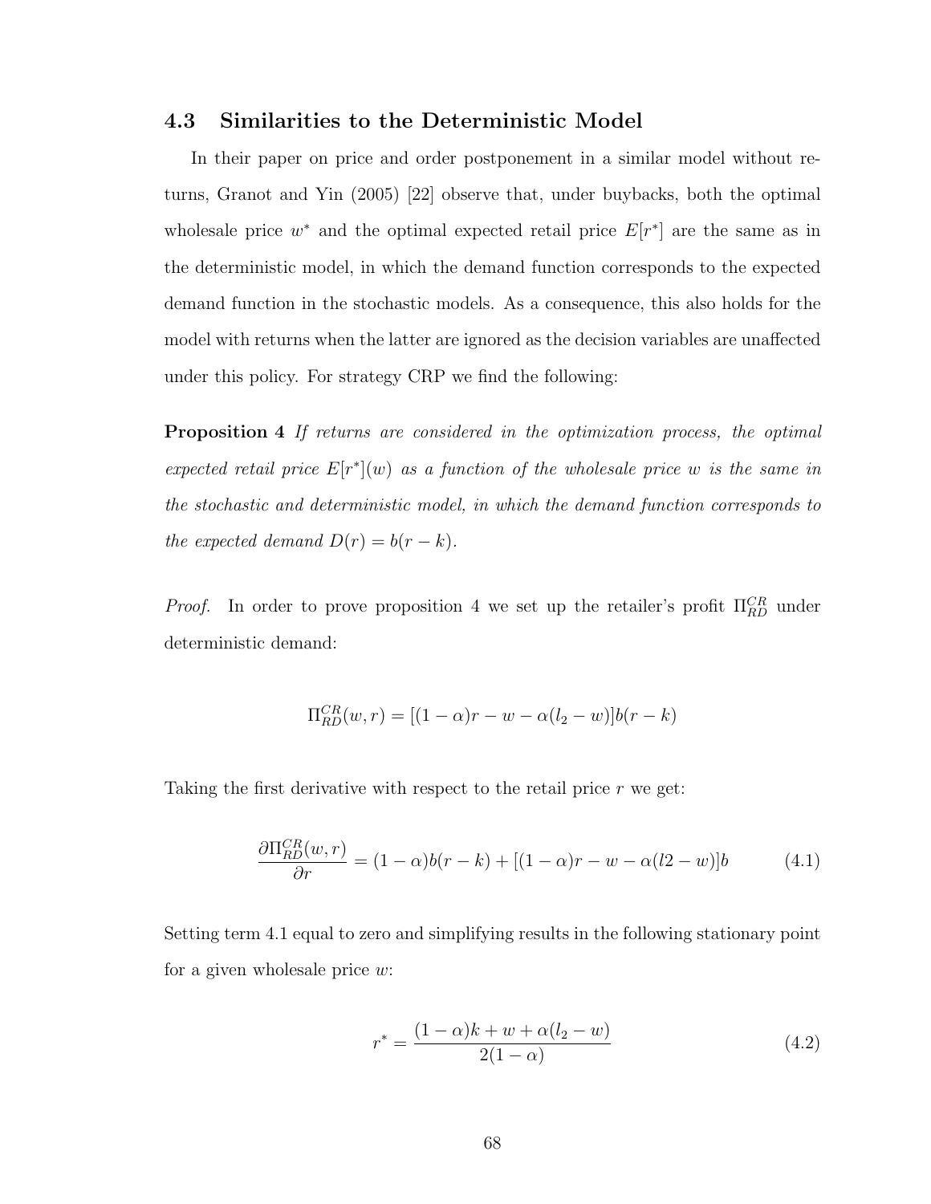### 4.3 Similarities to the Deterministic Model

In their paper on price and order postponement in a similar model without returns, Granot and Yin (2005) [22] observe that, under buybacks, both the optimal wholesale price $w^*$ and the optimal expected retail price $E[r^*]$ are the same as in the deterministic model, in which the demand function corresponds to the expected demand function in the stochastic models. As a consequence, this also holds for the model with returns when the latter are ignored as the decision variables are unaffected under this policy. For strategy CRP we find the following:

**Proposition 4** *If returns are considered in the optimization process, the optimal expected retail price $E[r^*](w)$ as a function of the wholesale price $w$ is the same in the stochastic and deterministic model, in which the demand function corresponds to the expected demand $D(r) = b(r - k)$.*

*Proof.* In order to prove proposition 4 we set up the retailer's profit $\Pi_{RD}^{CR}$ under deterministic demand:

$$\Pi_{RD}^{CR}(w, r) = [(1 - \alpha)r - w - \alpha(l_2 - w)]b(r - k)$$

Taking the first derivative with respect to the retail price $r$ we get:

$$\frac{\partial \Pi_{RD}^{CR}(w, r)}{\partial r} = (1 - \alpha)b(r - k) + [(1 - \alpha)r - w - \alpha(l2 - w)]b \tag{4.1}$$

Setting term 4.1 equal to zero and simplifying results in the following stationary point for a given wholesale price $w$:

$$r^* = \frac{(1 - \alpha)k + w + \alpha(l_2 - w)}{2(1 - \alpha)} \tag{4.2}$$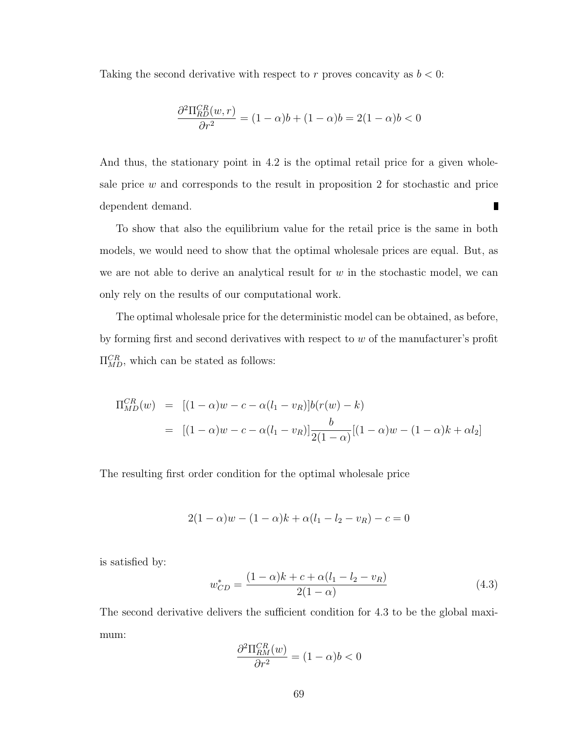Taking the second derivative with respect to $r$ proves concavity as $b < 0$:

$$\frac{\partial^2 \Pi_{RD}^{CR}(w, r)}{\partial r^2} = (1 - \alpha)b + (1 - \alpha)b = 2(1 - \alpha)b < 0$$

And thus, the stationary point in 4.2 is the optimal retail price for a given wholesale price $w$ and corresponds to the result in proposition 2 for stochastic and price dependent demand. ∎

To show that also the equilibrium value for the retail price is the same in both models, we would need to show that the optimal wholesale prices are equal. But, as we are not able to derive an analytical result for $w$ in the stochastic model, we can only rely on the results of our computational work.

The optimal wholesale price for the deterministic model can be obtained, as before, by forming first and second derivatives with respect to $w$ of the manufacturer's profit $\Pi_{MD}^{CR}$, which can be stated as follows:

$$\begin{aligned}
\Pi_{MD}^{CR}(w) &= [(1 - \alpha)w - c - \alpha(l_1 - v_R)]b(r(w) - k) \\
&= [(1 - \alpha)w - c - \alpha(l_1 - v_R)]\frac{b}{2(1 - \alpha)}[(1 - \alpha)w - (1 - \alpha)k + \alpha l_2]
\end{aligned}$$

The resulting first order condition for the optimal wholesale price

$$2(1 - \alpha)w - (1 - \alpha)k + \alpha(l_1 - l_2 - v_R) - c = 0$$

is satisfied by:

$$w_{CD}^{*} = \frac{(1 - \alpha)k + c + \alpha(l_1 - l_2 - v_R)}{2(1 - \alpha)} \tag{4.3}$$

The second derivative delivers the sufficient condition for 4.3 to be the global maximum:

$$\frac{\partial^2 \Pi_{RM}^{CR}(w)}{\partial r^2} = (1 - \alpha)b < 0$$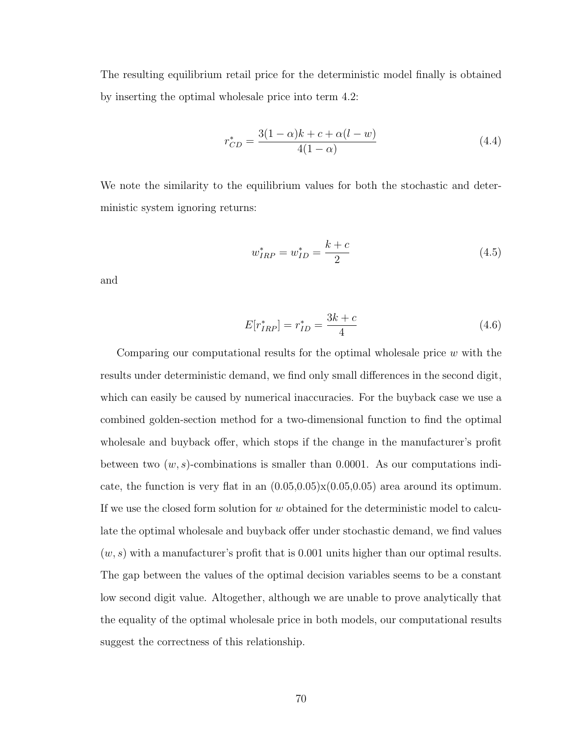The resulting equilibrium retail price for the deterministic model finally is obtained by inserting the optimal wholesale price into term 4.2:

$$r^*_{CD} = \frac{3(1-\alpha)k + c + \alpha(l-w)}{4(1-\alpha)} \tag{4.4}$$

We note the similarity to the equilibrium values for both the stochastic and deterministic system ignoring returns:

$$w^*_{IRP} = w^*_{ID} = \frac{k+c}{2} \tag{4.5}$$

and

$$E[r^*_{IRP}] = r^*_{ID} = \frac{3k+c}{4} \tag{4.6}$$

Comparing our computational results for the optimal wholesale price $w$ with the results under deterministic demand, we find only small differences in the second digit, which can easily be caused by numerical inaccuracies. For the buyback case we use a combined golden-section method for a two-dimensional function to find the optimal wholesale and buyback offer, which stops if the change in the manufacturer's profit between two $(w, s)$-combinations is smaller than 0.0001. As our computations indicate, the function is very flat in an (0.05,0.05)x(0.05,0.05) area around its optimum. If we use the closed form solution for $w$ obtained for the deterministic model to calculate the optimal wholesale and buyback offer under stochastic demand, we find values $(w, s)$ with a manufacturer's profit that is 0.001 units higher than our optimal results. The gap between the values of the optimal decision variables seems to be a constant low second digit value. Altogether, although we are unable to prove analytically that the equality of the optimal wholesale price in both models, our computational results suggest the correctness of this relationship.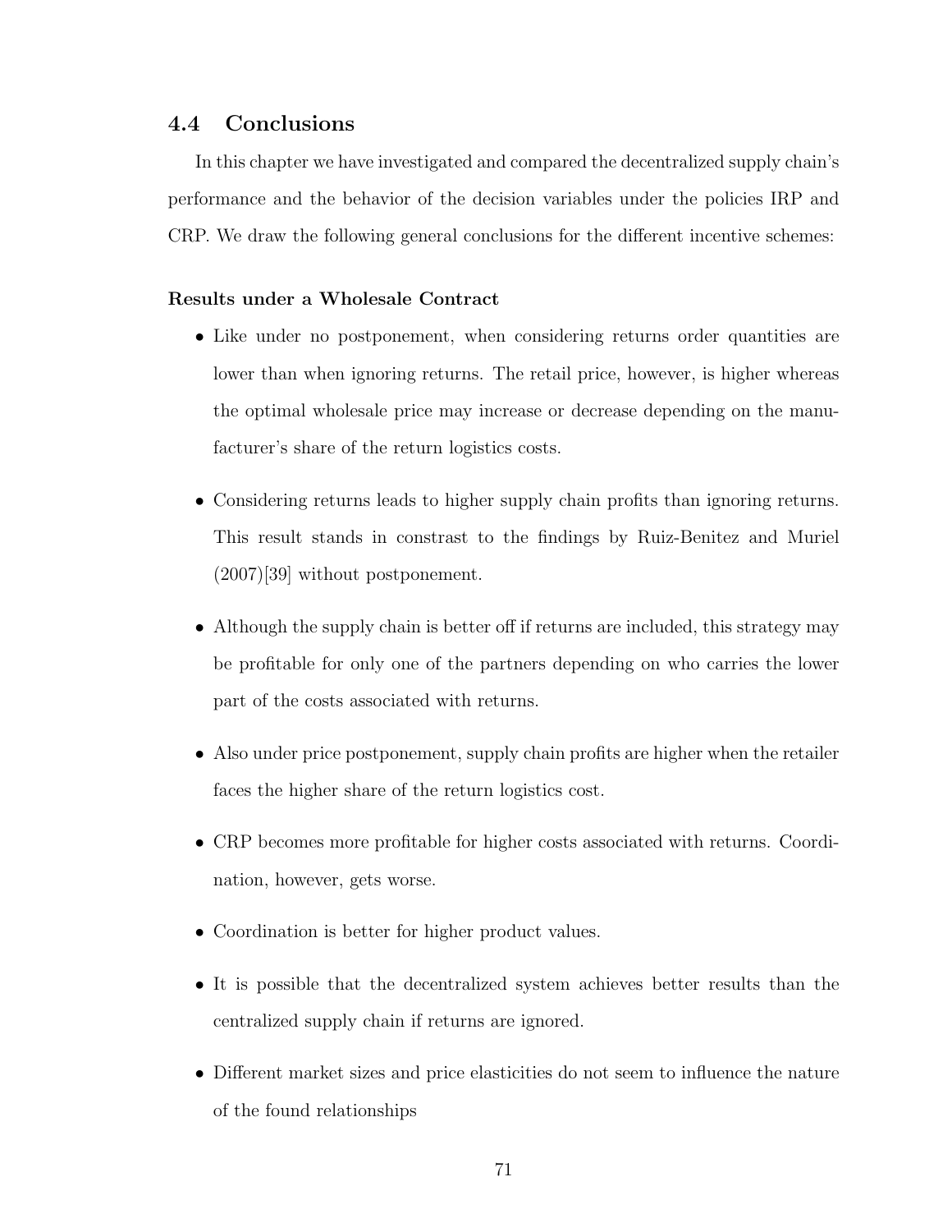## 4.4 Conclusions

In this chapter we have investigated and compared the decentralized supply chain's performance and the behavior of the decision variables under the policies IRP and CRP. We draw the following general conclusions for the different incentive schemes:

**Results under a Wholesale Contract**

- Like under no postponement, when considering returns order quantities are lower than when ignoring returns. The retail price, however, is higher whereas the optimal wholesale price may increase or decrease depending on the manufacturer's share of the return logistics costs.
- Considering returns leads to higher supply chain profits than ignoring returns. This result stands in constrast to the findings by Ruiz-Benitez and Muriel (2007)[39] without postponement.
- Although the supply chain is better off if returns are included, this strategy may be profitable for only one of the partners depending on who carries the lower part of the costs associated with returns.
- Also under price postponement, supply chain profits are higher when the retailer faces the higher share of the return logistics cost.
- CRP becomes more profitable for higher costs associated with returns. Coordination, however, gets worse.
- Coordination is better for higher product values.
- It is possible that the decentralized system achieves better results than the centralized supply chain if returns are ignored.
- Different market sizes and price elasticities do not seem to influence the nature of the found relationships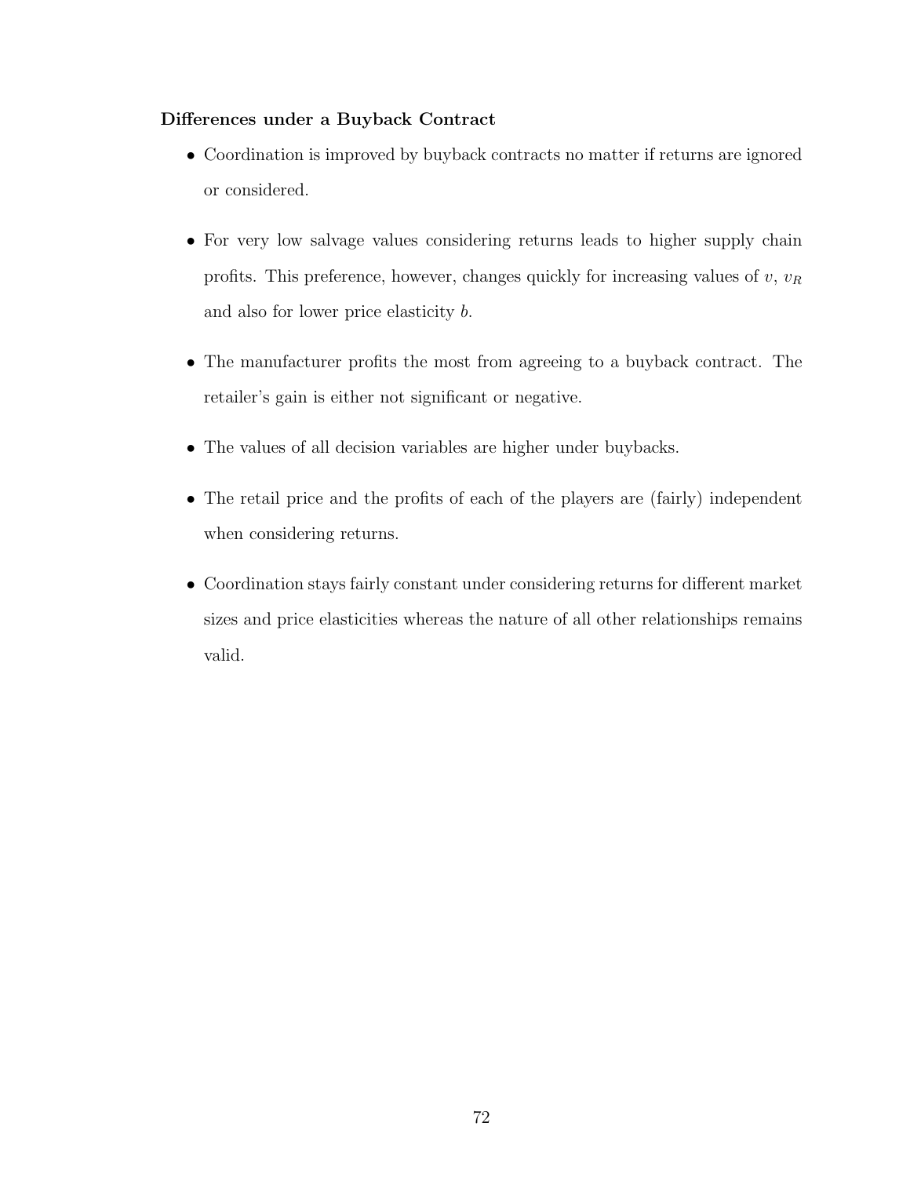**Differences under a Buyback Contract**

- Coordination is improved by buyback contracts no matter if returns are ignored or considered.
- For very low salvage values considering returns leads to higher supply chain profits. This preference, however, changes quickly for increasing values of $v$, $v_R$ and also for lower price elasticity $b$.
- The manufacturer profits the most from agreeing to a buyback contract. The retailer's gain is either not significant or negative.
- The values of all decision variables are higher under buybacks.
- The retail price and the profits of each of the players are (fairly) independent when considering returns.
- Coordination stays fairly constant under considering returns for different market sizes and price elasticities whereas the nature of all other relationships remains valid.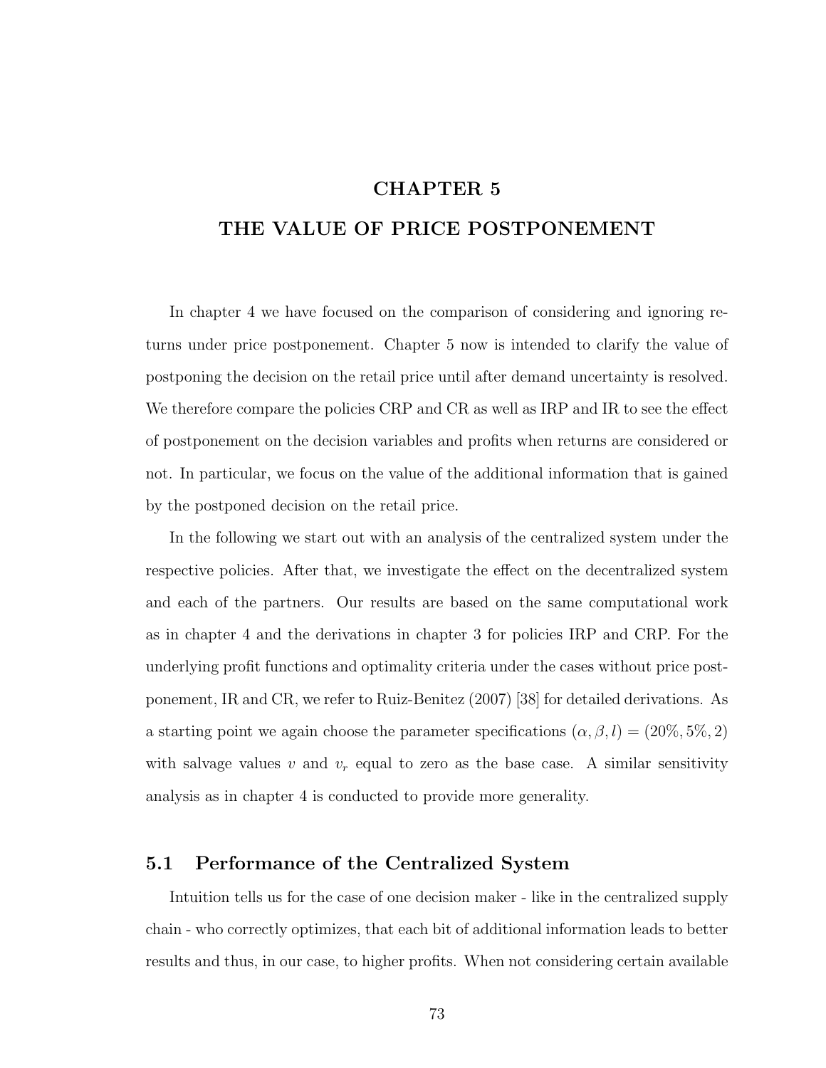# CHAPTER 5

# THE VALUE OF PRICE POSTPONEMENT

In chapter 4 we have focused on the comparison of considering and ignoring returns under price postponement. Chapter 5 now is intended to clarify the value of postponing the decision on the retail price until after demand uncertainty is resolved. We therefore compare the policies CRP and CR as well as IRP and IR to see the effect of postponement on the decision variables and profits when returns are considered or not. In particular, we focus on the value of the additional information that is gained by the postponed decision on the retail price.

In the following we start out with an analysis of the centralized system under the respective policies. After that, we investigate the effect on the decentralized system and each of the partners. Our results are based on the same computational work as in chapter 4 and the derivations in chapter 3 for policies IRP and CRP. For the underlying profit functions and optimality criteria under the cases without price postponement, IR and CR, we refer to Ruiz-Benitez (2007) [38] for detailed derivations. As a starting point we again choose the parameter specifications $(\alpha, \beta, l) = (20\%, 5\%, 2)$ with salvage values $v$ and $v_r$ equal to zero as the base case. A similar sensitivity analysis as in chapter 4 is conducted to provide more generality.

## 5.1 Performance of the Centralized System

Intuition tells us for the case of one decision maker - like in the centralized supply chain - who correctly optimizes, that each bit of additional information leads to better results and thus, in our case, to higher profits. When not considering certain available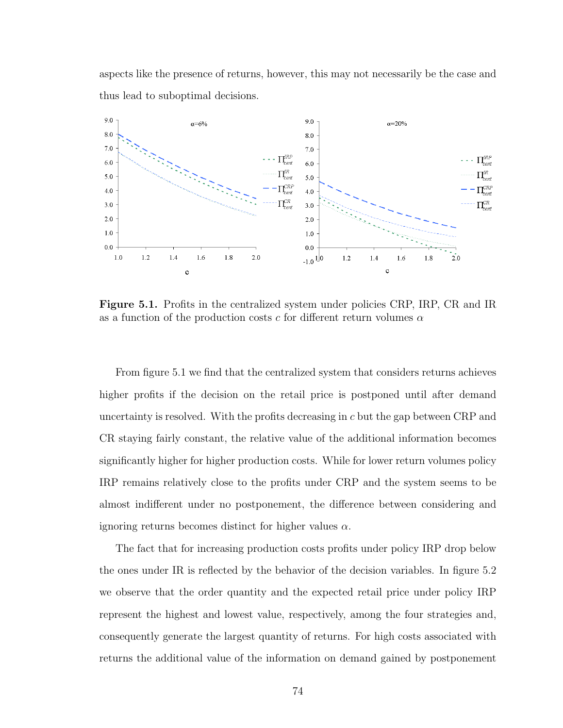aspects like the presence of returns, however, this may not necessarily be the case and thus lead to suboptimal decisions.

**Figure 5.1.** Profits in the centralized system under policies CRP, IRP, CR and IR as a function of the production costs $c$ for different return volumes $\alpha$

From figure 5.1 we find that the centralized system that considers returns achieves higher profits if the decision on the retail price is postponed until after demand uncertainty is resolved. With the profits decreasing in $c$ but the gap between CRP and CR staying fairly constant, the relative value of the additional information becomes significantly higher for higher production costs. While for lower return volumes policy IRP remains relatively close to the profits under CRP and the system seems to be almost indifferent under no postponement, the difference between considering and ignoring returns becomes distinct for higher values $\alpha$.

The fact that for increasing production costs profits under policy IRP drop below the ones under IR is reflected by the behavior of the decision variables. In figure 5.2 we observe that the order quantity and the expected retail price under policy IRP represent the highest and lowest value, respectively, among the four strategies and, consequently generate the largest quantity of returns. For high costs associated with returns the additional value of the information on demand gained by postponement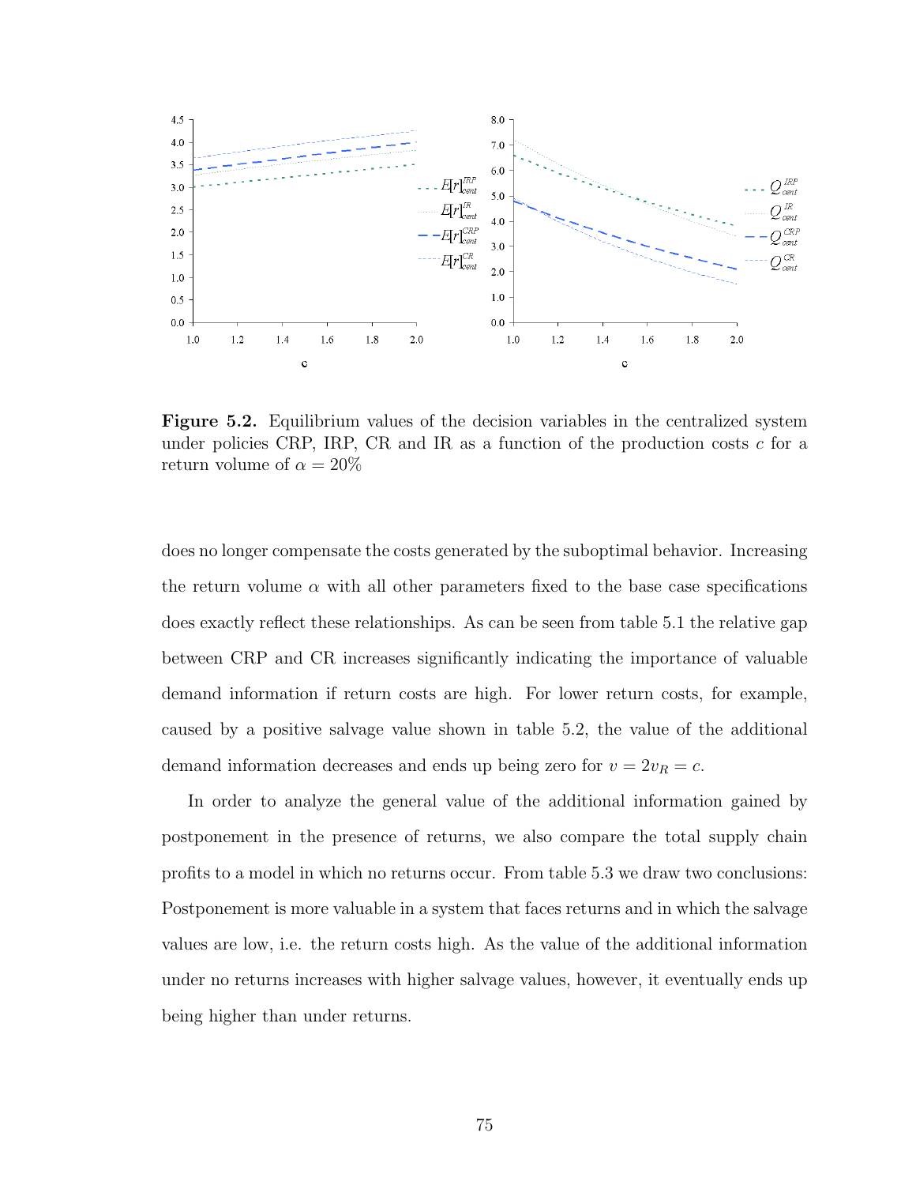**Figure 5.2.** Equilibrium values of the decision variables in the centralized system under policies CRP, IRP, CR and IR as a function of the production costs $c$ for a return volume of $\alpha = 20\%$

does no longer compensate the costs generated by the suboptimal behavior. Increasing the return volume $\alpha$ with all other parameters fixed to the base case specifications does exactly reflect these relationships. As can be seen from table 5.1 the relative gap between CRP and CR increases significantly indicating the importance of valuable demand information if return costs are high. For lower return costs, for example, caused by a positive salvage value shown in table 5.2, the value of the additional demand information decreases and ends up being zero for $v = 2v_R = c$.

In order to analyze the general value of the additional information gained by postponement in the presence of returns, we also compare the total supply chain profits to a model in which no returns occur. From table 5.3 we draw two conclusions: Postponement is more valuable in a system that faces returns and in which the salvage values are low, i.e. the return costs high. As the value of the additional information under no returns increases with higher salvage values, however, it eventually ends up being higher than under returns.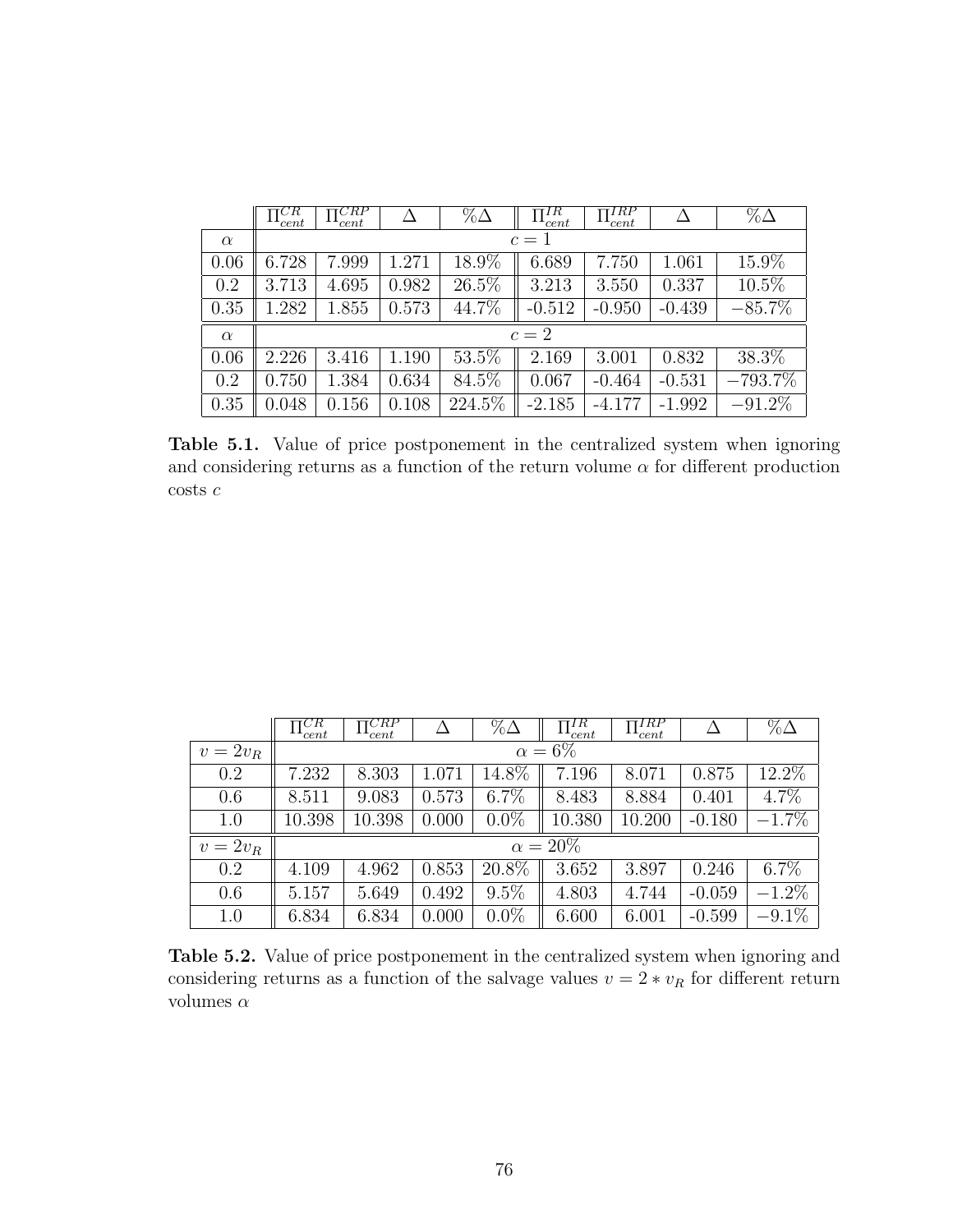| | $\Pi_{cent}^{CR}$ | $\Pi_{cent}^{CRP}$ | $\Delta$ | $\%\Delta$ | $\Pi_{cent}^{IR}$ | $\Pi_{cent}^{IRP}$ | $\Delta$ | $\%\Delta$ |
|---|---|---|---|---|---|---|---|---|
| $\alpha$ | $c = 1$ | | | | | | | |
| 0.06 | 6.728 | 7.999 | 1.271 | 18.9% | 6.689 | 7.750 | 1.061 | 15.9% |
| 0.2 | 3.713 | 4.695 | 0.982 | 26.5% | 3.213 | 3.550 | 0.337 | 10.5% |
| 0.35 | 1.282 | 1.855 | 0.573 | 44.7% | -0.512 | -0.950 | -0.439 | −85.7% |
| $\alpha$ | $c = 2$ | | | | | | | |
| 0.06 | 2.226 | 3.416 | 1.190 | 53.5% | 2.169 | 3.001 | 0.832 | 38.3% |
| 0.2 | 0.750 | 1.384 | 0.634 | 84.5% | 0.067 | -0.464 | -0.531 | −793.7% |
| 0.35 | 0.048 | 0.156 | 0.108 | 224.5% | -2.185 | -4.177 | -1.992 | −91.2% |

**Table 5.1.** Value of price postponement in the centralized system when ignoring and considering returns as a function of the return volume $\alpha$ for different production costs $c$

| | $\Pi_{cent}^{CR}$ | $\Pi_{cent}^{CRP}$ | $\Delta$ | $\%\Delta$ | $\Pi_{cent}^{IR}$ | $\Pi_{cent}^{IRP}$ | $\Delta$ | $\%\Delta$ |
|---|---|---|---|---|---|---|---|---|
| $v = 2v_R$ | $\alpha = 6\%$ | | | | | | | |
| 0.2 | 7.232 | 8.303 | 1.071 | 14.8% | 7.196 | 8.071 | 0.875 | 12.2% |
| 0.6 | 8.511 | 9.083 | 0.573 | 6.7% | 8.483 | 8.884 | 0.401 | 4.7% |
| 1.0 | 10.398 | 10.398 | 0.000 | 0.0% | 10.380 | 10.200 | -0.180 | −1.7% |
| $v = 2v_R$ | $\alpha = 20\%$ | | | | | | | |
| 0.2 | 4.109 | 4.962 | 0.853 | 20.8% | 3.652 | 3.897 | 0.246 | 6.7% |
| 0.6 | 5.157 | 5.649 | 0.492 | 9.5% | 4.803 | 4.744 | -0.059 | −1.2% |
| 1.0 | 6.834 | 6.834 | 0.000 | 0.0% | 6.600 | 6.001 | -0.599 | −9.1% |

**Table 5.2.** Value of price postponement in the centralized system when ignoring and considering returns as a function of the salvage values $v = 2 * v_R$ for different return volumes $\alpha$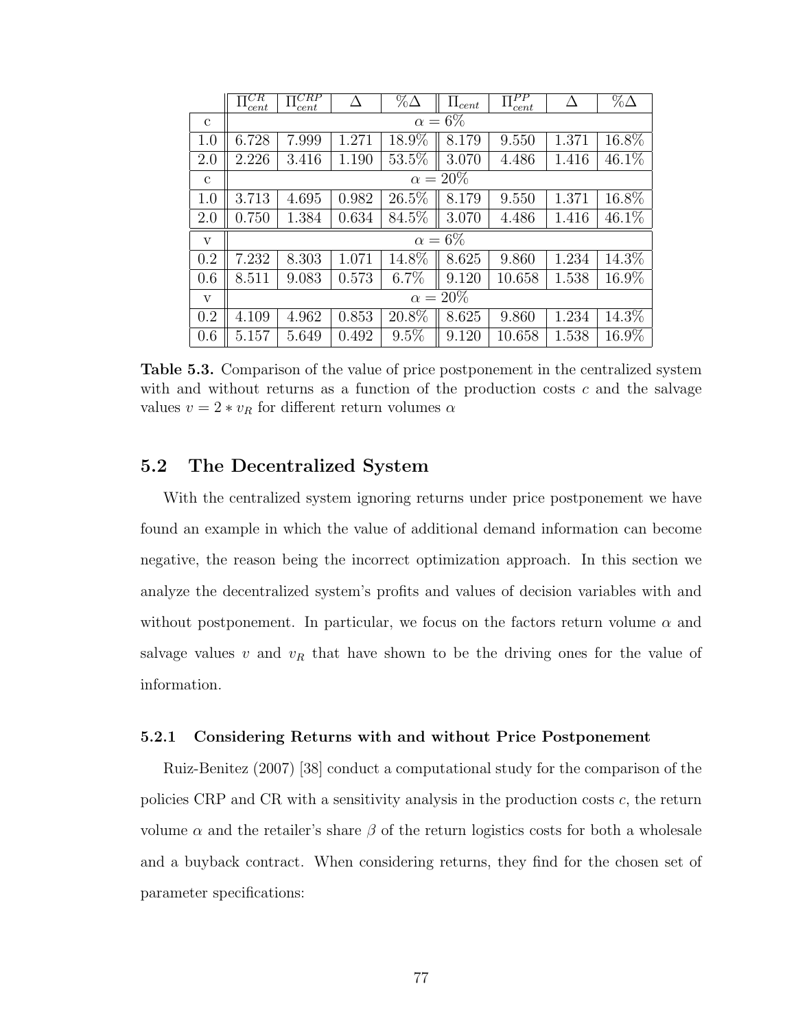| | $\Pi_{cent}^{CR}$ | $\Pi_{cent}^{CRP}$ | $\Delta$ | $\%\Delta$ | $\Pi_{cent}$ | $\Pi_{cent}^{PP}$ | $\Delta$ | $\%\Delta$ |
|---|---|---|---|---|---|---|---|---|
| c | $\alpha = 6\%$ | | | | | | | |
| 1.0 | 6.728 | 7.999 | 1.271 | 18.9% | 8.179 | 9.550 | 1.371 | 16.8% |
| 2.0 | 2.226 | 3.416 | 1.190 | 53.5% | 3.070 | 4.486 | 1.416 | 46.1% |
| c | $\alpha = 20\%$ | | | | | | | |
| 1.0 | 3.713 | 4.695 | 0.982 | 26.5% | 8.179 | 9.550 | 1.371 | 16.8% |
| 2.0 | 0.750 | 1.384 | 0.634 | 84.5% | 3.070 | 4.486 | 1.416 | 46.1% |
| v | $\alpha = 6\%$ | | | | | | | |
| 0.2 | 7.232 | 8.303 | 1.071 | 14.8% | 8.625 | 9.860 | 1.234 | 14.3% |
| 0.6 | 8.511 | 9.083 | 0.573 | 6.7% | 9.120 | 10.658 | 1.538 | 16.9% |
| v | $\alpha = 20\%$ | | | | | | | |
| 0.2 | 4.109 | 4.962 | 0.853 | 20.8% | 8.625 | 9.860 | 1.234 | 14.3% |
| 0.6 | 5.157 | 5.649 | 0.492 | 9.5% | 9.120 | 10.658 | 1.538 | 16.9% |

**Table 5.3.** Comparison of the value of price postponement in the centralized system with and without returns as a function of the production costs $c$ and the salvage values $v = 2 * v_R$ for different return volumes $\alpha$

## 5.2 The Decentralized System

With the centralized system ignoring returns under price postponement we have found an example in which the value of additional demand information can become negative, the reason being the incorrect optimization approach. In this section we analyze the decentralized system's profits and values of decision variables with and without postponement. In particular, we focus on the factors return volume $\alpha$ and salvage values $v$ and $v_R$ that have shown to be the driving ones for the value of information.

### 5.2.1 Considering Returns with and without Price Postponement

Ruiz-Benitez (2007) [38] conduct a computational study for the comparison of the policies CRP and CR with a sensitivity analysis in the production costs $c$, the return volume $\alpha$ and the retailer's share $\beta$ of the return logistics costs for both a wholesale and a buyback contract. When considering returns, they find for the chosen set of parameter specifications: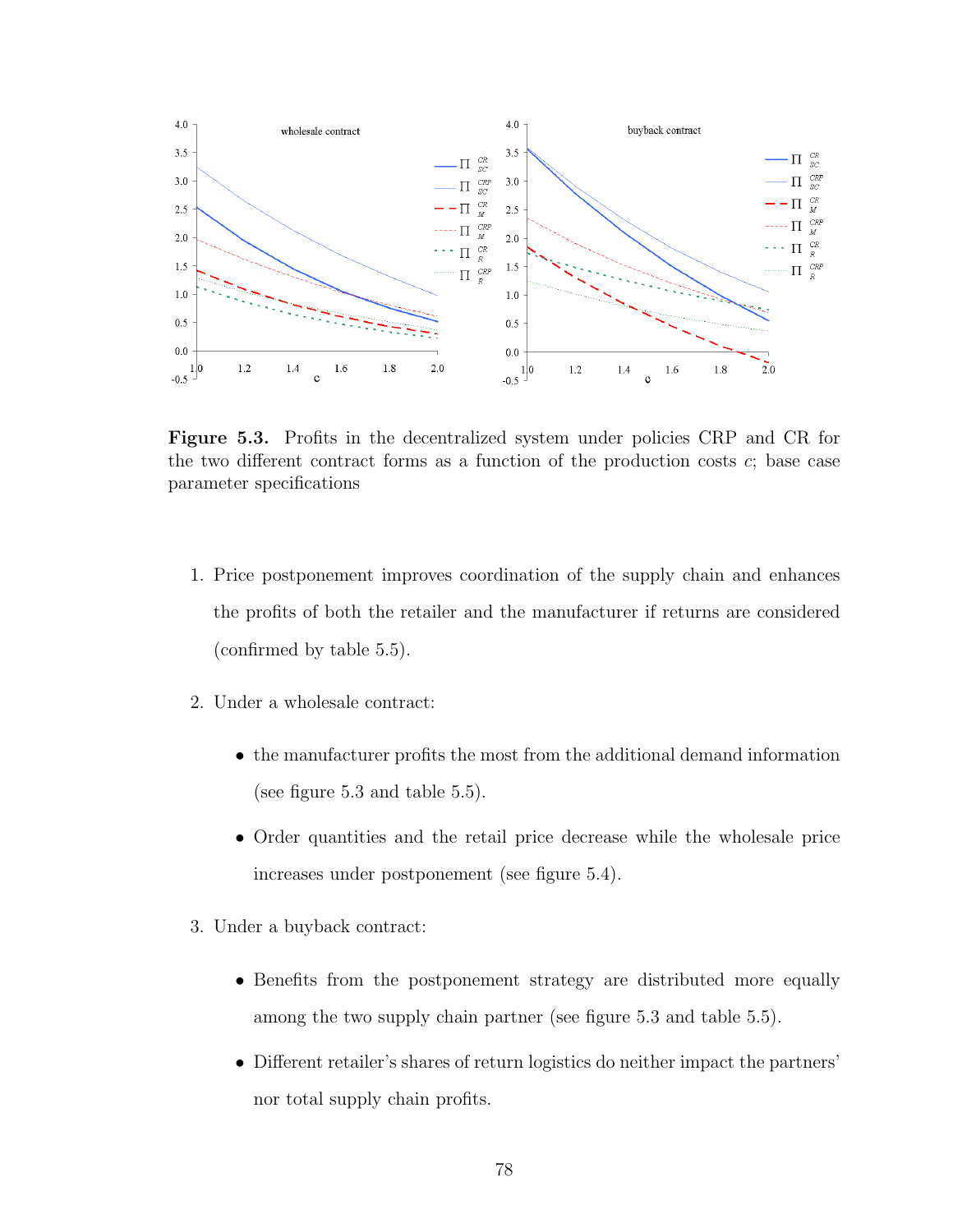**Figure 5.3.** Profits in the decentralized system under policies CRP and CR for the two different contract forms as a function of the production costs $c$; base case parameter specifications

1. Price postponement improves coordination of the supply chain and enhances the profits of both the retailer and the manufacturer if returns are considered (confirmed by table 5.5).

2. Under a wholesale contract:

   - the manufacturer profits the most from the additional demand information (see figure 5.3 and table 5.5).
   - Order quantities and the retail price decrease while the wholesale price increases under postponement (see figure 5.4).

3. Under a buyback contract:

   - Benefits from the postponement strategy are distributed more equally among the two supply chain partner (see figure 5.3 and table 5.5).
   - Different retailer's shares of return logistics do neither impact the partners' nor total supply chain profits.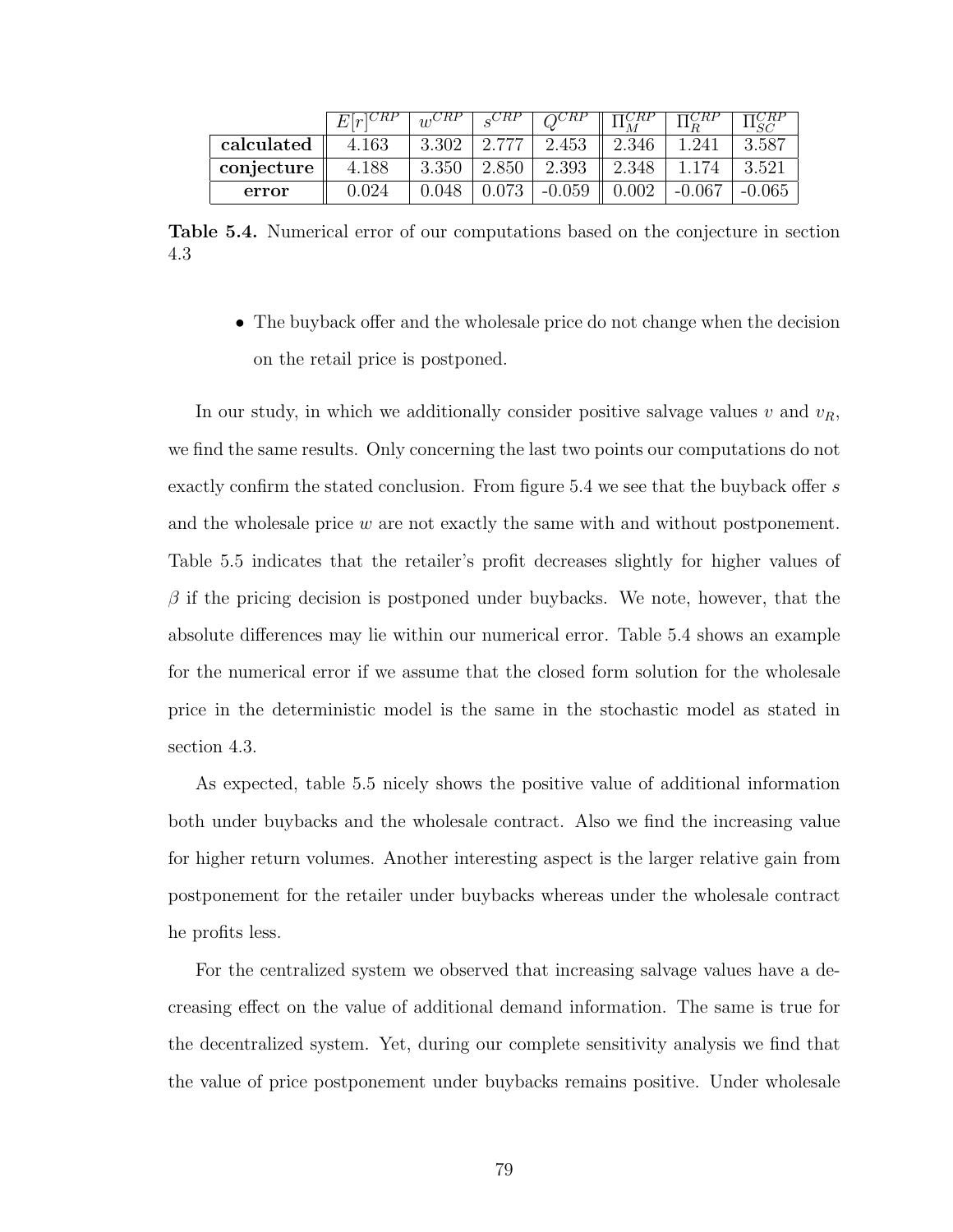| | $E[r]^{CRP}$ | $w^{CRP}$ | $s^{CRP}$ | $Q^{CRP}$ | $\Pi_M^{CRP}$ | $\Pi_R^{CRP}$ | $\Pi_{SC}^{CRP}$ |
|---|---|---|---|---|---|---|---|
| **calculated** | 4.163 | 3.302 | 2.777 | 2.453 | 2.346 | 1.241 | 3.587 |
| **conjecture** | 4.188 | 3.350 | 2.850 | 2.393 | 2.348 | 1.174 | 3.521 |
| **error** | 0.024 | 0.048 | 0.073 | -0.059 | 0.002 | -0.067 | -0.065 |

**Table 5.4.** Numerical error of our computations based on the conjecture in section 4.3

- The buyback offer and the wholesale price do not change when the decision on the retail price is postponed.

In our study, in which we additionally consider positive salvage values $v$ and $v_R$, we find the same results. Only concerning the last two points our computations do not exactly confirm the stated conclusion. From figure 5.4 we see that the buyback offer $s$ and the wholesale price $w$ are not exactly the same with and without postponement. Table 5.5 indicates that the retailer's profit decreases slightly for higher values of $\beta$ if the pricing decision is postponed under buybacks. We note, however, that the absolute differences may lie within our numerical error. Table 5.4 shows an example for the numerical error if we assume that the closed form solution for the wholesale price in the deterministic model is the same in the stochastic model as stated in section 4.3.

As expected, table 5.5 nicely shows the positive value of additional information both under buybacks and the wholesale contract. Also we find the increasing value for higher return volumes. Another interesting aspect is the larger relative gain from postponement for the retailer under buybacks whereas under the wholesale contract he profits less.

For the centralized system we observed that increasing salvage values have a decreasing effect on the value of additional demand information. The same is true for the decentralized system. Yet, during our complete sensitivity analysis we find that the value of price postponement under buybacks remains positive. Under wholesale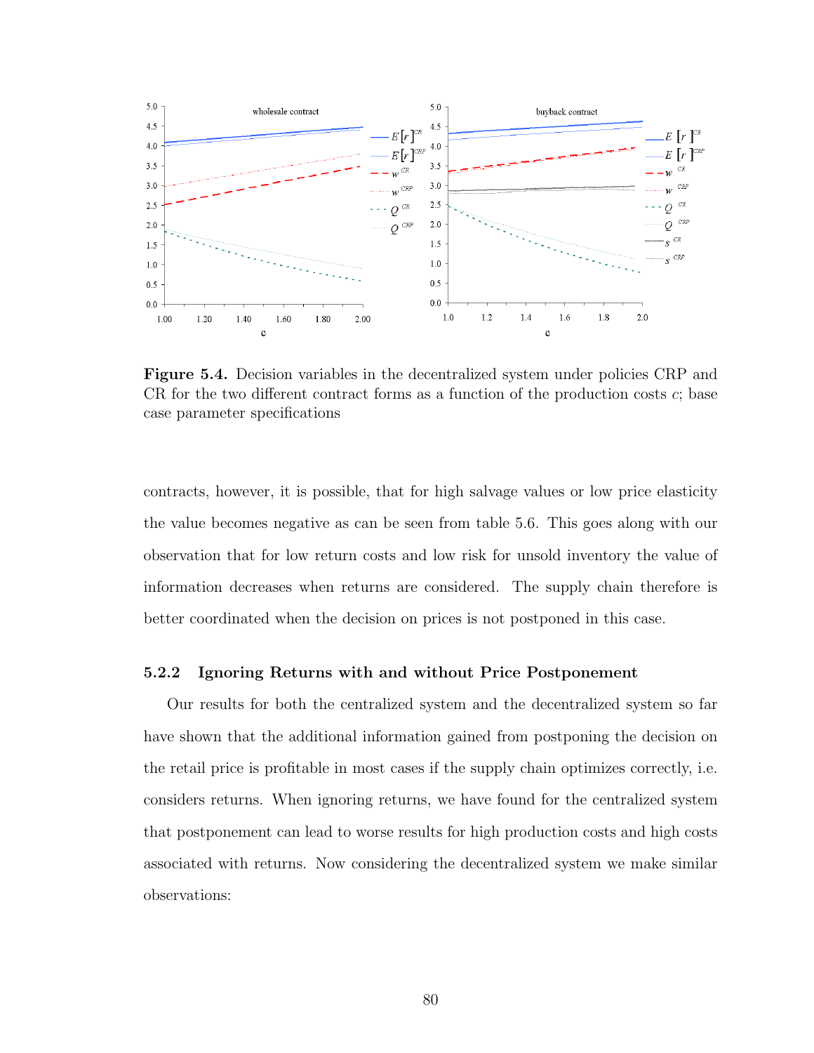**Figure 5.4.** Decision variables in the decentralized system under policies CRP and CR for the two different contract forms as a function of the production costs $c$; base case parameter specifications

contracts, however, it is possible, that for high salvage values or low price elasticity the value becomes negative as can be seen from table 5.6. This goes along with our observation that for low return costs and low risk for unsold inventory the value of information decreases when returns are considered. The supply chain therefore is better coordinated when the decision on prices is not postponed in this case.

### 5.2.2 Ignoring Returns with and without Price Postponement

Our results for both the centralized system and the decentralized system so far have shown that the additional information gained from postponing the decision on the retail price is profitable in most cases if the supply chain optimizes correctly, i.e. considers returns. When ignoring returns, we have found for the centralized system that postponement can lead to worse results for high production costs and high costs associated with returns. Now considering the decentralized system we make similar observations: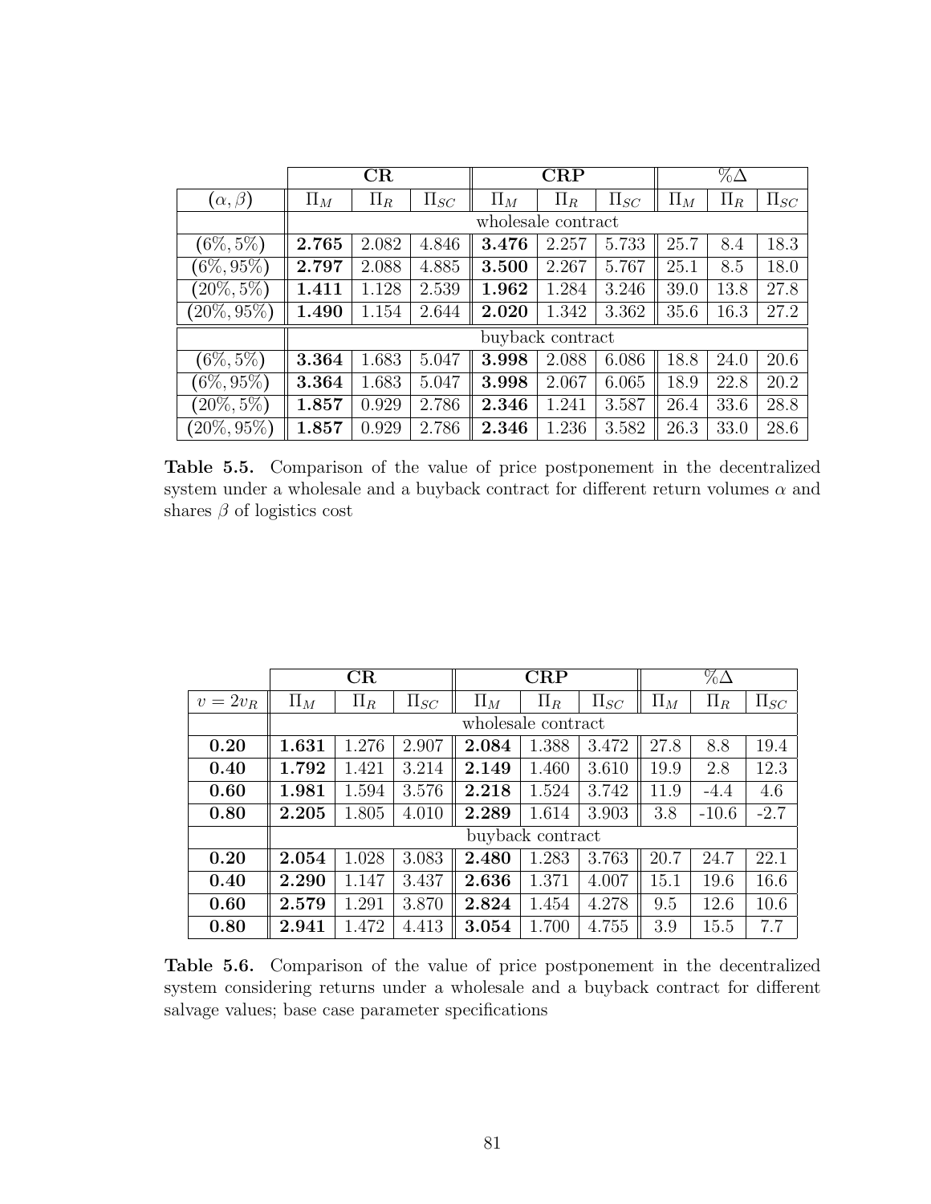| | **CR** | | | **CRP** | | | %Δ | | |
|---|---|---|---|---|---|---|---|---|---|
| $(\alpha, \beta)$ | $\Pi_M$ | $\Pi_R$ | $\Pi_{SC}$ | $\Pi_M$ | $\Pi_R$ | $\Pi_{SC}$ | $\Pi_M$ | $\Pi_R$ | $\Pi_{SC}$ |
| | wholesale contract | | | | | | | | |
| $(6\%, 5\%)$ | **2.765** | 2.082 | 4.846 | **3.476** | 2.257 | 5.733 | 25.7 | 8.4 | 18.3 |
| $(6\%, 95\%)$ | **2.797** | 2.088 | 4.885 | **3.500** | 2.267 | 5.767 | 25.1 | 8.5 | 18.0 |
| $(20\%, 5\%)$ | **1.411** | 1.128 | 2.539 | **1.962** | 1.284 | 3.246 | 39.0 | 13.8 | 27.8 |
| $(20\%, 95\%)$ | **1.490** | 1.154 | 2.644 | **2.020** | 1.342 | 3.362 | 35.6 | 16.3 | 27.2 |
| | buyback contract | | | | | | | | |
| $(6\%, 5\%)$ | **3.364** | 1.683 | 5.047 | **3.998** | 2.088 | 6.086 | 18.8 | 24.0 | 20.6 |
| $(6\%, 95\%)$ | **3.364** | 1.683 | 5.047 | **3.998** | 2.067 | 6.065 | 18.9 | 22.8 | 20.2 |
| $(20\%, 5\%)$ | **1.857** | 0.929 | 2.786 | **2.346** | 1.241 | 3.587 | 26.4 | 33.6 | 28.8 |
| $(20\%, 95\%)$ | **1.857** | 0.929 | 2.786 | **2.346** | 1.236 | 3.582 | 26.3 | 33.0 | 28.6 |

**Table 5.5.** Comparison of the value of price postponement in the decentralized system under a wholesale and a buyback contract for different return volumes $\alpha$ and shares $\beta$ of logistics cost

| | **CR** | | | **CRP** | | | %Δ | | |
|---|---|---|---|---|---|---|---|---|---|
| $v = 2v_R$ | $\Pi_M$ | $\Pi_R$ | $\Pi_{SC}$ | $\Pi_M$ | $\Pi_R$ | $\Pi_{SC}$ | $\Pi_M$ | $\Pi_R$ | $\Pi_{SC}$ |
| | wholesale contract | | | | | | | | |
| **0.20** | **1.631** | 1.276 | 2.907 | **2.084** | 1.388 | 3.472 | 27.8 | 8.8 | 19.4 |
| **0.40** | **1.792** | 1.421 | 3.214 | **2.149** | 1.460 | 3.610 | 19.9 | 2.8 | 12.3 |
| **0.60** | **1.981** | 1.594 | 3.576 | **2.218** | 1.524 | 3.742 | 11.9 | -4.4 | 4.6 |
| **0.80** | **2.205** | 1.805 | 4.010 | **2.289** | 1.614 | 3.903 | 3.8 | -10.6 | -2.7 |
| | buyback contract | | | | | | | | |
| **0.20** | **2.054** | 1.028 | 3.083 | **2.480** | 1.283 | 3.763 | 20.7 | 24.7 | 22.1 |
| **0.40** | **2.290** | 1.147 | 3.437 | **2.636** | 1.371 | 4.007 | 15.1 | 19.6 | 16.6 |
| **0.60** | **2.579** | 1.291 | 3.870 | **2.824** | 1.454 | 4.278 | 9.5 | 12.6 | 10.6 |
| **0.80** | **2.941** | 1.472 | 4.413 | **3.054** | 1.700 | 4.755 | 3.9 | 15.5 | 7.7 |

**Table 5.6.** Comparison of the value of price postponement in the decentralized system considering returns under a wholesale and a buyback contract for different salvage values; base case parameter specifications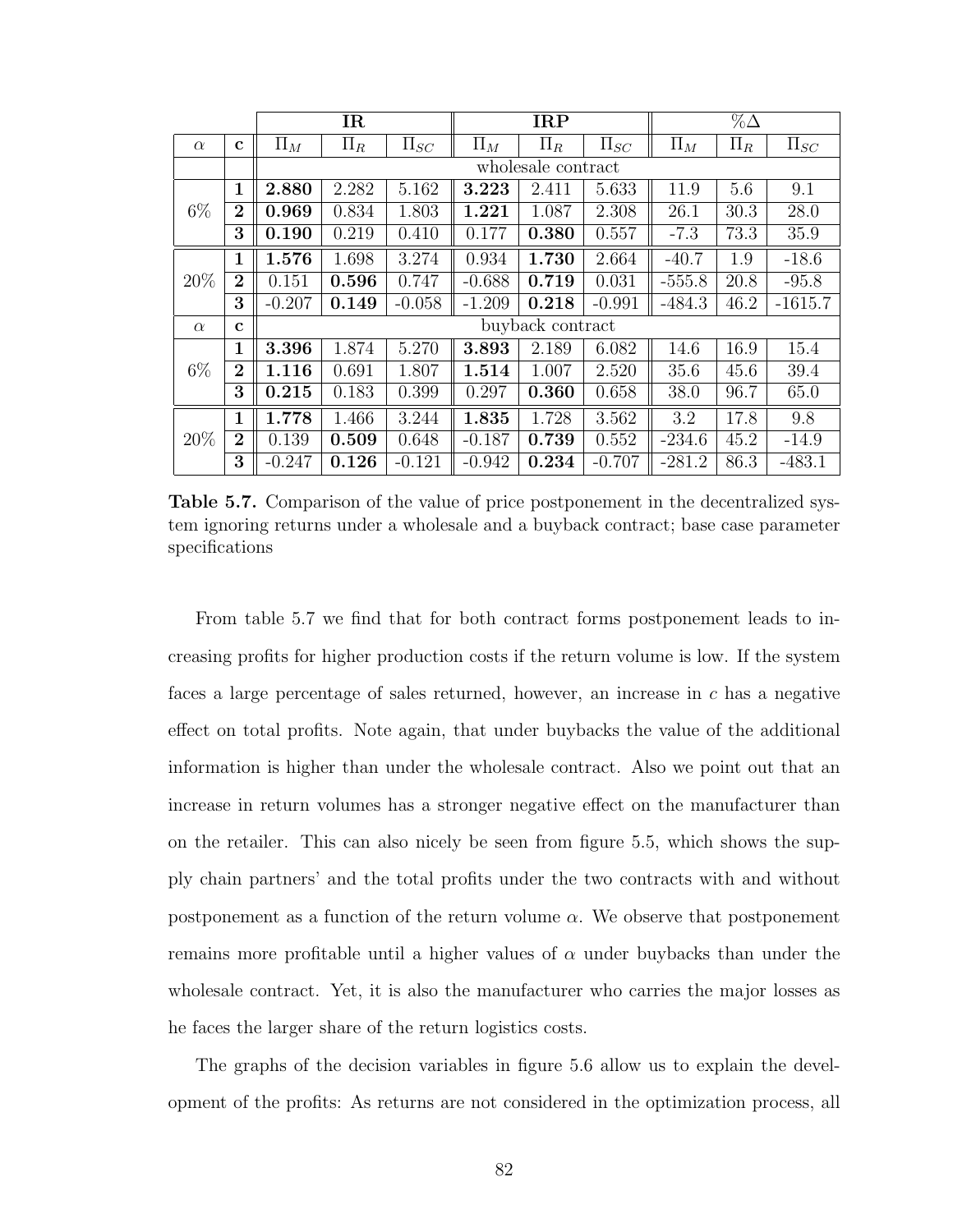| | | **IR** | | | **IRP** | | | %Δ | | |
|---|---|---|---|---|---|---|---|---|---|---|
| $\alpha$ | **c** | $\Pi_M$ | $\Pi_R$ | $\Pi_{SC}$ | $\Pi_M$ | $\Pi_R$ | $\Pi_{SC}$ | $\Pi_M$ | $\Pi_R$ | $\Pi_{SC}$ |
| | | wholesale contract | | | | | | | | |
| 6% | **1** | **2.880** | 2.282 | 5.162 | **3.223** | 2.411 | 5.633 | 11.9 | 5.6 | 9.1 |
| | **2** | **0.969** | 0.834 | 1.803 | **1.221** | 1.087 | 2.308 | 26.1 | 30.3 | 28.0 |
| | **3** | **0.190** | 0.219 | 0.410 | 0.177 | **0.380** | 0.557 | -7.3 | 73.3 | 35.9 |
| 20% | **1** | **1.576** | 1.698 | 3.274 | 0.934 | **1.730** | 2.664 | -40.7 | 1.9 | -18.6 |
| | **2** | 0.151 | **0.596** | 0.747 | -0.688 | **0.719** | 0.031 | -555.8 | 20.8 | -95.8 |
| | **3** | -0.207 | **0.149** | -0.058 | -1.209 | **0.218** | -0.991 | -484.3 | 46.2 | -1615.7 |
| $\alpha$ | **c** | buyback contract | | | | | | | | |
| 6% | **1** | **3.396** | 1.874 | 5.270 | **3.893** | 2.189 | 6.082 | 14.6 | 16.9 | 15.4 |
| | **2** | **1.116** | 0.691 | 1.807 | **1.514** | 1.007 | 2.520 | 35.6 | 45.6 | 39.4 |
| | **3** | **0.215** | 0.183 | 0.399 | 0.297 | **0.360** | 0.658 | 38.0 | 96.7 | 65.0 |
| 20% | **1** | **1.778** | 1.466 | 3.244 | **1.835** | 1.728 | 3.562 | 3.2 | 17.8 | 9.8 |
| | **2** | 0.139 | **0.509** | 0.648 | -0.187 | **0.739** | 0.552 | -234.6 | 45.2 | -14.9 |
| | **3** | -0.247 | **0.126** | -0.121 | -0.942 | **0.234** | -0.707 | -281.2 | 86.3 | -483.1 |

**Table 5.7.** Comparison of the value of price postponement in the decentralized system ignoring returns under a wholesale and a buyback contract; base case parameter specifications

From table 5.7 we find that for both contract forms postponement leads to increasing profits for higher production costs if the return volume is low. If the system faces a large percentage of sales returned, however, an increase in $c$ has a negative effect on total profits. Note again, that under buybacks the value of the additional information is higher than under the wholesale contract. Also we point out that an increase in return volumes has a stronger negative effect on the manufacturer than on the retailer. This can also nicely be seen from figure 5.5, which shows the supply chain partners' and the total profits under the two contracts with and without postponement as a function of the return volume $\alpha$. We observe that postponement remains more profitable until a higher values of $\alpha$ under buybacks than under the wholesale contract. Yet, it is also the manufacturer who carries the major losses as he faces the larger share of the return logistics costs.

The graphs of the decision variables in figure 5.6 allow us to explain the development of the profits: As returns are not considered in the optimization process, all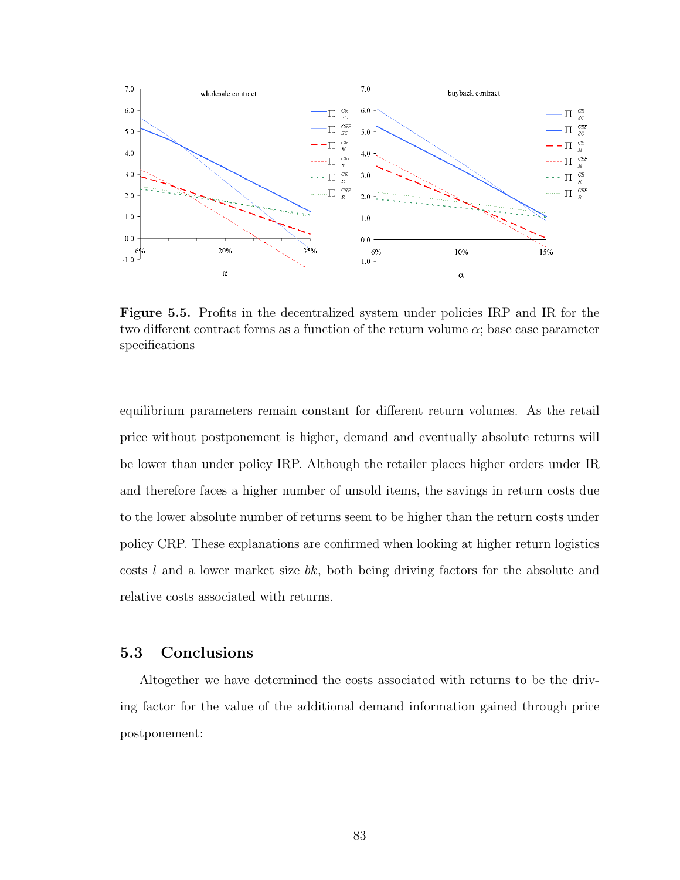**Figure 5.5.** Profits in the decentralized system under policies IRP and IR for the two different contract forms as a function of the return volume $\alpha$; base case parameter specifications

equilibrium parameters remain constant for different return volumes. As the retail price without postponement is higher, demand and eventually absolute returns will be lower than under policy IRP. Although the retailer places higher orders under IR and therefore faces a higher number of unsold items, the savings in return costs due to the lower absolute number of returns seem to be higher than the return costs under policy CRP. These explanations are confirmed when looking at higher return logistics costs $l$ and a lower market size $bk$, both being driving factors for the absolute and relative costs associated with returns.

## 5.3 Conclusions

Altogether we have determined the costs associated with returns to be the driving factor for the value of the additional demand information gained through price postponement: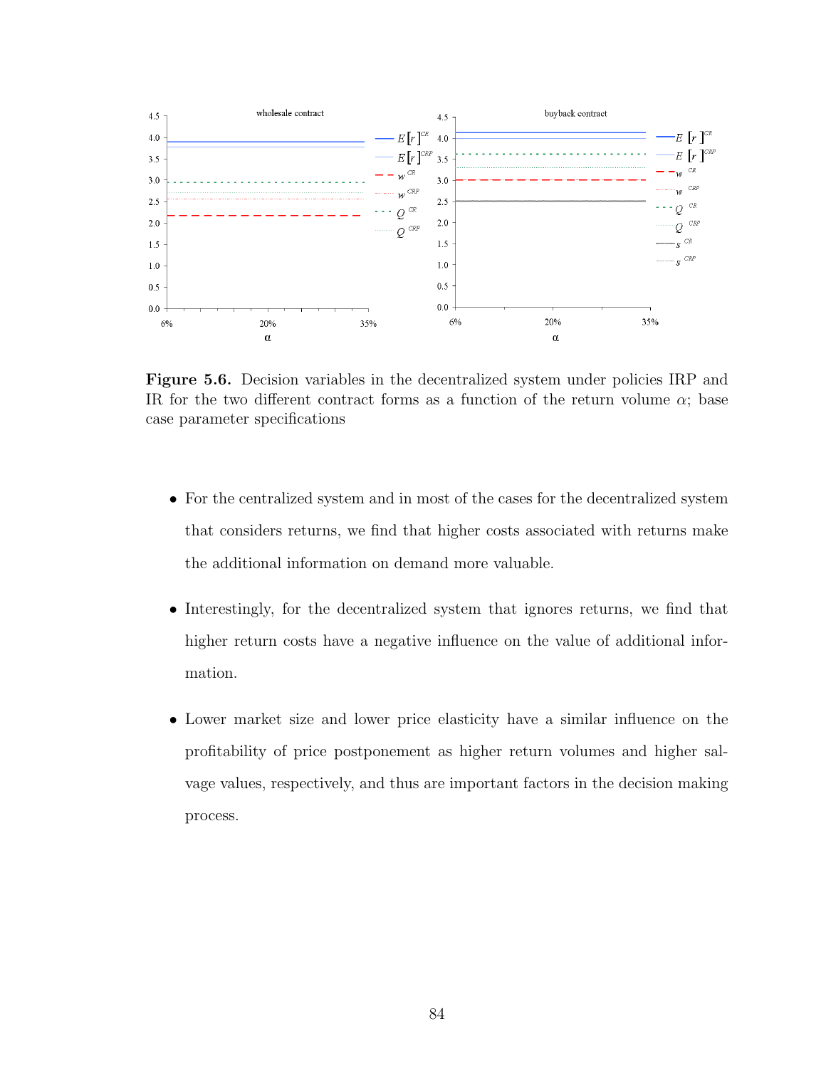**Figure 5.6.** Decision variables in the decentralized system under policies IRP and IR for the two different contract forms as a function of the return volume $\alpha$; base case parameter specifications

- For the centralized system and in most of the cases for the decentralized system that considers returns, we find that higher costs associated with returns make the additional information on demand more valuable.

- Interestingly, for the decentralized system that ignores returns, we find that higher return costs have a negative influence on the value of additional information.

- Lower market size and lower price elasticity have a similar influence on the profitability of price postponement as higher return volumes and higher salvage values, respectively, and thus are important factors in the decision making process.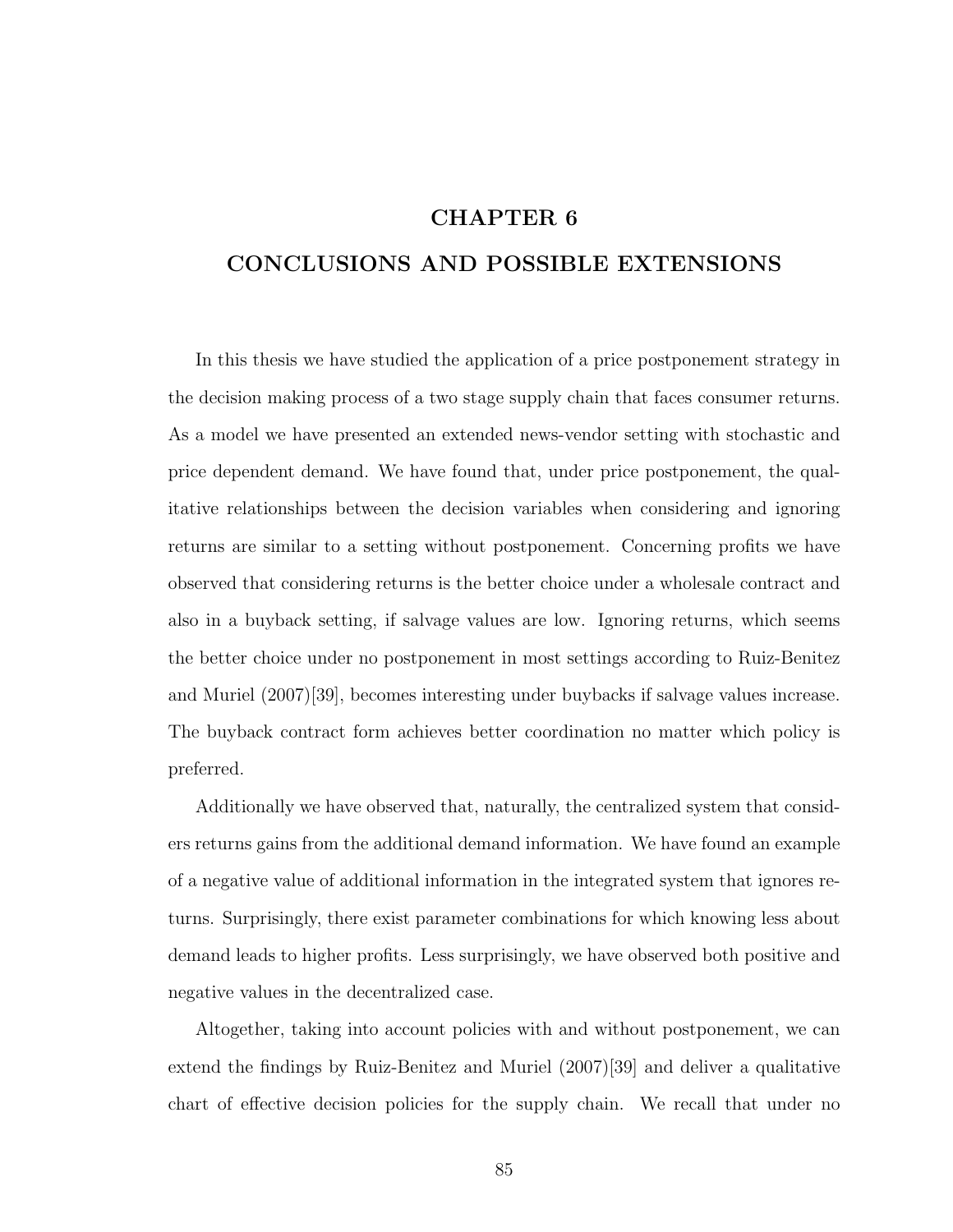# CHAPTER 6

# CONCLUSIONS AND POSSIBLE EXTENSIONS

In this thesis we have studied the application of a price postponement strategy in the decision making process of a two stage supply chain that faces consumer returns. As a model we have presented an extended news-vendor setting with stochastic and price dependent demand. We have found that, under price postponement, the qualitative relationships between the decision variables when considering and ignoring returns are similar to a setting without postponement. Concerning profits we have observed that considering returns is the better choice under a wholesale contract and also in a buyback setting, if salvage values are low. Ignoring returns, which seems the better choice under no postponement in most settings according to Ruiz-Benitez and Muriel (2007)[39], becomes interesting under buybacks if salvage values increase. The buyback contract form achieves better coordination no matter which policy is preferred.

Additionally we have observed that, naturally, the centralized system that considers returns gains from the additional demand information. We have found an example of a negative value of additional information in the integrated system that ignores returns. Surprisingly, there exist parameter combinations for which knowing less about demand leads to higher profits. Less surprisingly, we have observed both positive and negative values in the decentralized case.

Altogether, taking into account policies with and without postponement, we can extend the findings by Ruiz-Benitez and Muriel (2007)[39] and deliver a qualitative chart of effective decision policies for the supply chain. We recall that under no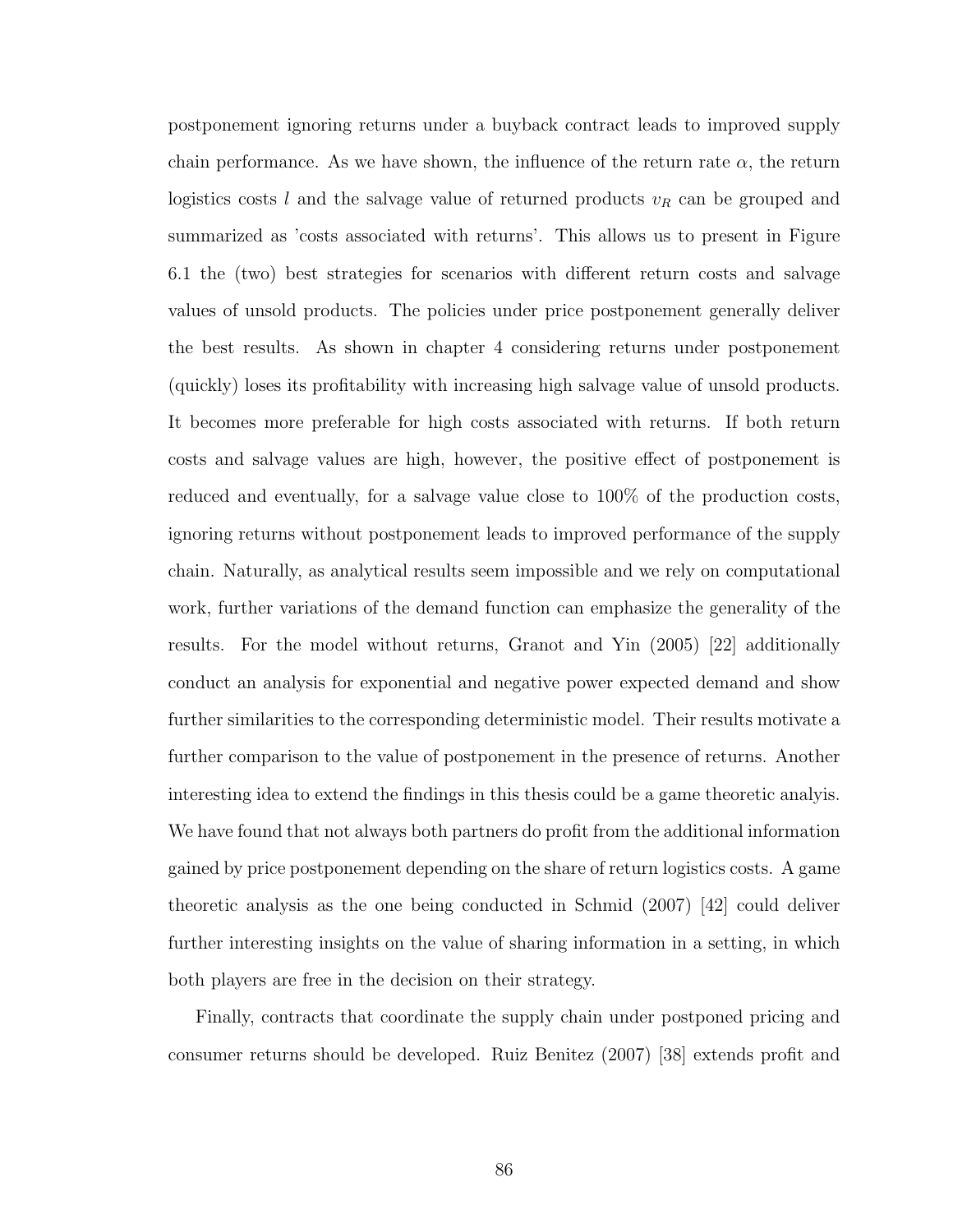postponement ignoring returns under a buyback contract leads to improved supply chain performance. As we have shown, the influence of the return rate $\alpha$, the return logistics costs $l$ and the salvage value of returned products $v_R$ can be grouped and summarized as 'costs associated with returns'. This allows us to present in Figure 6.1 the (two) best strategies for scenarios with different return costs and salvage values of unsold products. The policies under price postponement generally deliver the best results. As shown in chapter 4 considering returns under postponement (quickly) loses its profitability with increasing high salvage value of unsold products. It becomes more preferable for high costs associated with returns. If both return costs and salvage values are high, however, the positive effect of postponement is reduced and eventually, for a salvage value close to 100% of the production costs, ignoring returns without postponement leads to improved performance of the supply chain. Naturally, as analytical results seem impossible and we rely on computational work, further variations of the demand function can emphasize the generality of the results. For the model without returns, Granot and Yin (2005) [22] additionally conduct an analysis for exponential and negative power expected demand and show further similarities to the corresponding deterministic model. Their results motivate a further comparison to the value of postponement in the presence of returns. Another interesting idea to extend the findings in this thesis could be a game theoretic analyis. We have found that not always both partners do profit from the additional information gained by price postponement depending on the share of return logistics costs. A game theoretic analysis as the one being conducted in Schmid (2007) [42] could deliver further interesting insights on the value of sharing information in a setting, in which both players are free in the decision on their strategy.

Finally, contracts that coordinate the supply chain under postponed pricing and consumer returns should be developed. Ruiz Benitez (2007) [38] extends profit and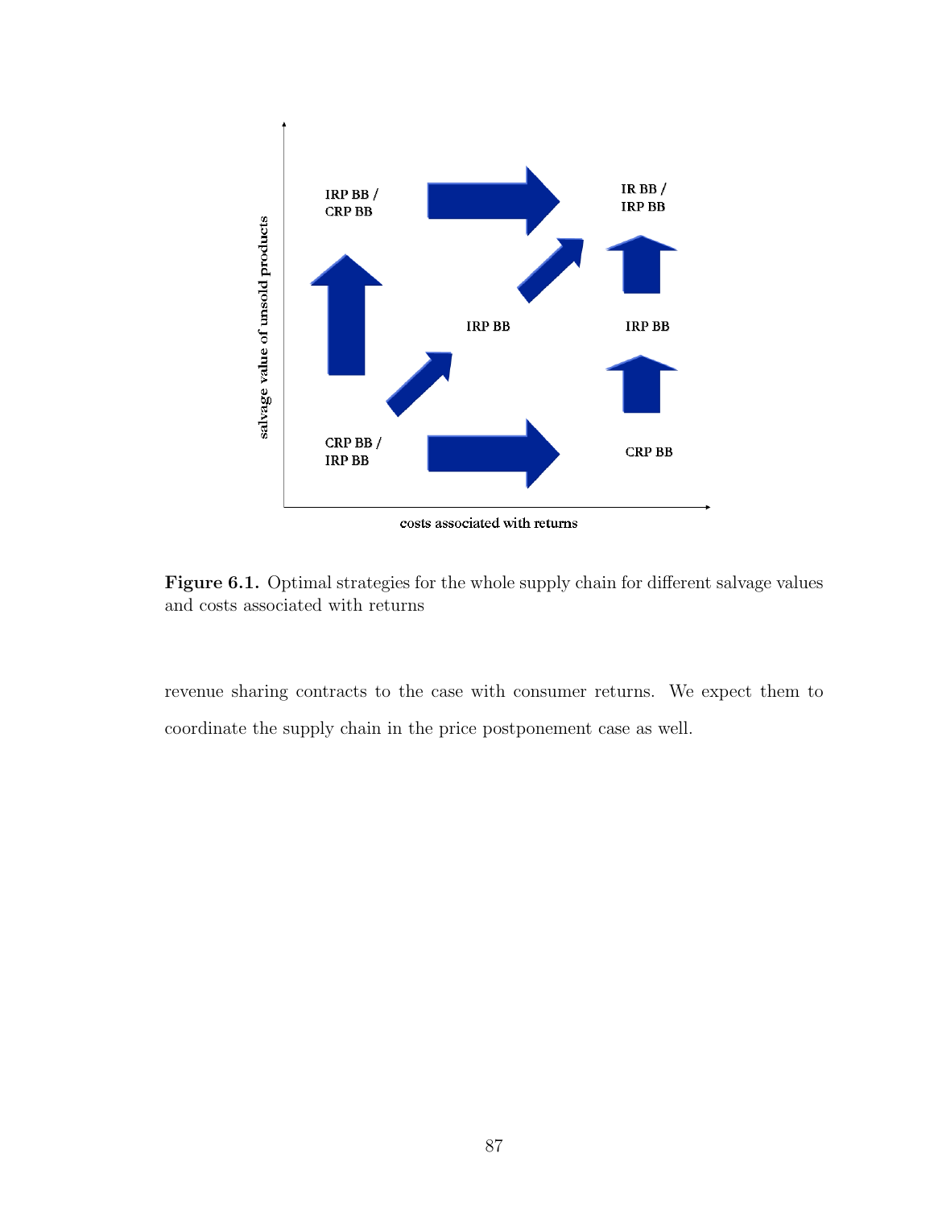salvage value of unsold products

IRP BB / CRP BB

IR BB / IRP BB

IRP BB

IRP BB

CRP BB / IRP BB

CRP BB

costs associated with returns

**Figure 6.1.** Optimal strategies for the whole supply chain for different salvage values and costs associated with returns

revenue sharing contracts to the case with consumer returns. We expect them to coordinate the supply chain in the price postponement case as well.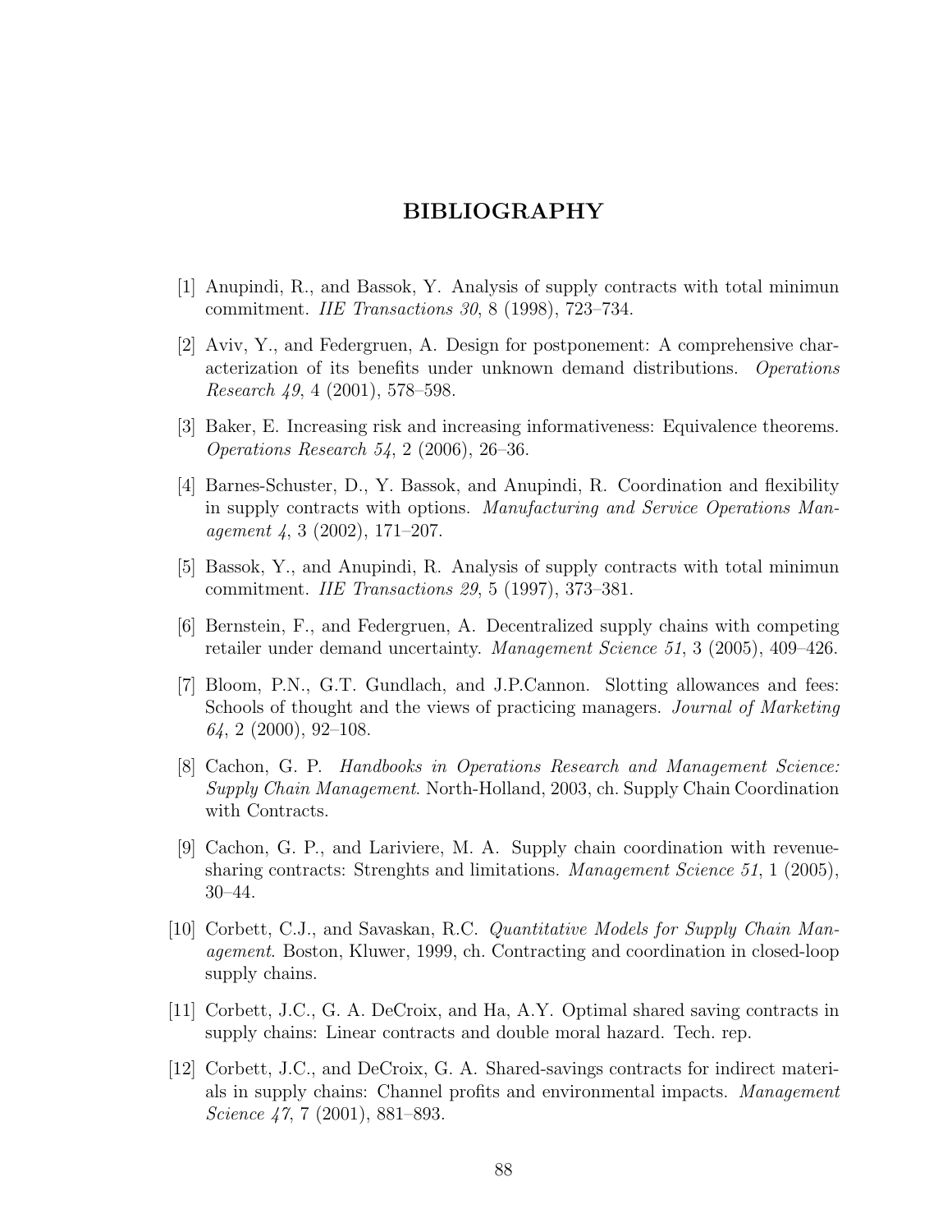# BIBLIOGRAPHY

[1] Anupindi, R., and Bassok, Y. Analysis of supply contracts with total minimun commitment. *IIE Transactions 30*, 8 (1998), 723–734.

[2] Aviv, Y., and Federgruen, A. Design for postponement: A comprehensive characterization of its benefits under unknown demand distributions. *Operations Research 49*, 4 (2001), 578–598.

[3] Baker, E. Increasing risk and increasing informativeness: Equivalence theorems. *Operations Research 54*, 2 (2006), 26–36.

[4] Barnes-Schuster, D., Y. Bassok, and Anupindi, R. Coordination and flexibility in supply contracts with options. *Manufacturing and Service Operations Management 4*, 3 (2002), 171–207.

[5] Bassok, Y., and Anupindi, R. Analysis of supply contracts with total minimun commitment. *IIE Transactions 29*, 5 (1997), 373–381.

[6] Bernstein, F., and Federgruen, A. Decentralized supply chains with competing retailer under demand uncertainty. *Management Science 51*, 3 (2005), 409–426.

[7] Bloom, P.N., G.T. Gundlach, and J.P.Cannon. Slotting allowances and fees: Schools of thought and the views of practicing managers. *Journal of Marketing 64*, 2 (2000), 92–108.

[8] Cachon, G. P. *Handbooks in Operations Research and Management Science: Supply Chain Management*. North-Holland, 2003, ch. Supply Chain Coordination with Contracts.

[9] Cachon, G. P., and Lariviere, M. A. Supply chain coordination with revenue-sharing contracts: Strenghts and limitations. *Management Science 51*, 1 (2005), 30–44.

[10] Corbett, C.J., and Savaskan, R.C. *Quantitative Models for Supply Chain Management*. Boston, Kluwer, 1999, ch. Contracting and coordination in closed-loop supply chains.

[11] Corbett, J.C., G. A. DeCroix, and Ha, A.Y. Optimal shared saving contracts in supply chains: Linear contracts and double moral hazard. Tech. rep.

[12] Corbett, J.C., and DeCroix, G. A. Shared-savings contracts for indirect materials in supply chains: Channel profits and environmental impacts. *Management Science 47*, 7 (2001), 881–893.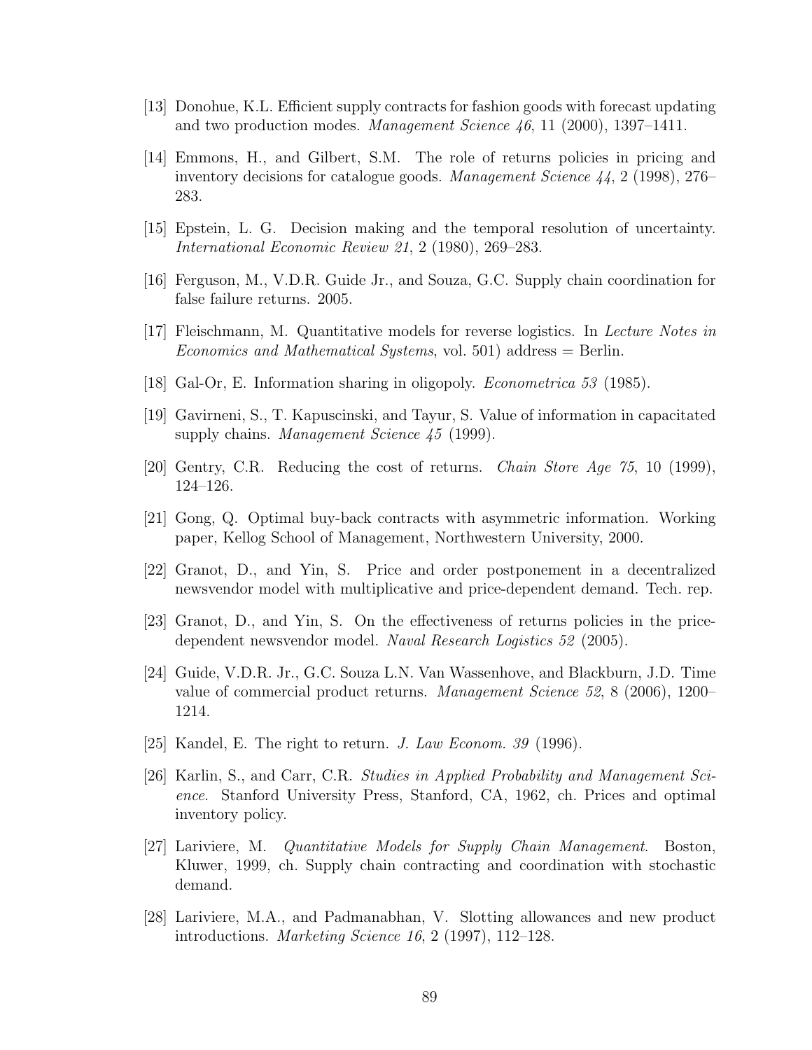[13] Donohue, K.L. Efficient supply contracts for fashion goods with forecast updating and two production modes. *Management Science 46*, 11 (2000), 1397–1411.

[14] Emmons, H., and Gilbert, S.M. The role of returns policies in pricing and inventory decisions for catalogue goods. *Management Science 44*, 2 (1998), 276–283.

[15] Epstein, L. G. Decision making and the temporal resolution of uncertainty. *International Economic Review 21*, 2 (1980), 269–283.

[16] Ferguson, M., V.D.R. Guide Jr., and Souza, G.C. Supply chain coordination for false failure returns. 2005.

[17] Fleischmann, M. Quantitative models for reverse logistics. In *Lecture Notes in Economics and Mathematical Systems*, vol. 501) address = Berlin.

[18] Gal-Or, E. Information sharing in oligopoly. *Econometrica 53* (1985).

[19] Gavirneni, S., T. Kapuscinski, and Tayur, S. Value of information in capacitated supply chains. *Management Science 45* (1999).

[20] Gentry, C.R. Reducing the cost of returns. *Chain Store Age 75*, 10 (1999), 124–126.

[21] Gong, Q. Optimal buy-back contracts with asymmetric information. Working paper, Kellog School of Management, Northwestern University, 2000.

[22] Granot, D., and Yin, S. Price and order postponement in a decentralized newsvendor model with multiplicative and price-dependent demand. Tech. rep.

[23] Granot, D., and Yin, S. On the effectiveness of returns policies in the price-dependent newsvendor model. *Naval Research Logistics 52* (2005).

[24] Guide, V.D.R. Jr., G.C. Souza L.N. Van Wassenhove, and Blackburn, J.D. Time value of commercial product returns. *Management Science 52*, 8 (2006), 1200–1214.

[25] Kandel, E. The right to return. *J. Law Econom. 39* (1996).

[26] Karlin, S., and Carr, C.R. *Studies in Applied Probability and Management Science*. Stanford University Press, Stanford, CA, 1962, ch. Prices and optimal inventory policy.

[27] Lariviere, M. *Quantitative Models for Supply Chain Management*. Boston, Kluwer, 1999, ch. Supply chain contracting and coordination with stochastic demand.

[28] Lariviere, M.A., and Padmanabhan, V. Slotting allowances and new product introductions. *Marketing Science 16*, 2 (1997), 112–128.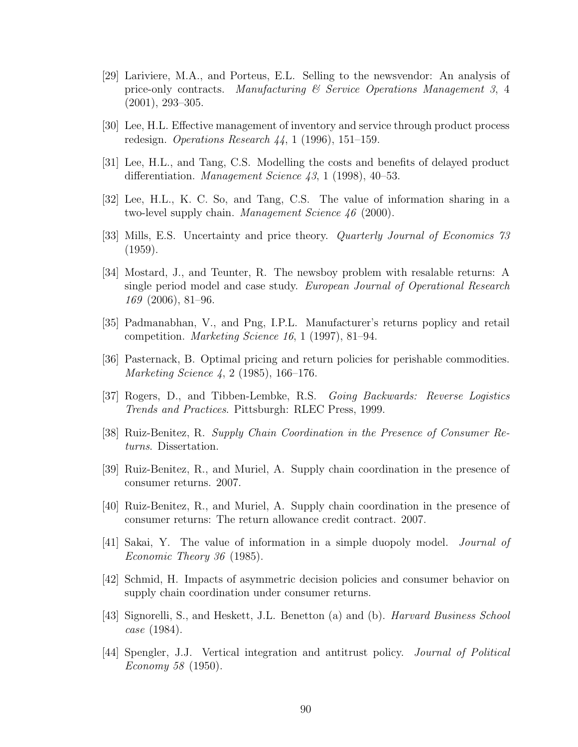[29] Lariviere, M.A., and Porteus, E.L. Selling to the newsvendor: An analysis of price-only contracts. *Manufacturing & Service Operations Management 3*, 4 (2001), 293–305.

[30] Lee, H.L. Effective management of inventory and service through product process redesign. *Operations Research 44*, 1 (1996), 151–159.

[31] Lee, H.L., and Tang, C.S. Modelling the costs and benefits of delayed product differentiation. *Management Science 43*, 1 (1998), 40–53.

[32] Lee, H.L., K. C. So, and Tang, C.S. The value of information sharing in a two-level supply chain. *Management Science 46* (2000).

[33] Mills, E.S. Uncertainty and price theory. *Quarterly Journal of Economics 73* (1959).

[34] Mostard, J., and Teunter, R. The newsboy problem with resalable returns: A single period model and case study. *European Journal of Operational Research 169* (2006), 81–96.

[35] Padmanabhan, V., and Png, I.P.L. Manufacturer's returns poplicy and retail competition. *Marketing Science 16*, 1 (1997), 81–94.

[36] Pasternack, B. Optimal pricing and return policies for perishable commodities. *Marketing Science 4*, 2 (1985), 166–176.

[37] Rogers, D., and Tibben-Lembke, R.S. *Going Backwards: Reverse Logistics Trends and Practices*. Pittsburgh: RLEC Press, 1999.

[38] Ruiz-Benitez, R. *Supply Chain Coordination in the Presence of Consumer Returns*. Dissertation.

[39] Ruiz-Benitez, R., and Muriel, A. Supply chain coordination in the presence of consumer returns. 2007.

[40] Ruiz-Benitez, R., and Muriel, A. Supply chain coordination in the presence of consumer returns: The return allowance credit contract. 2007.

[41] Sakai, Y. The value of information in a simple duopoly model. *Journal of Economic Theory 36* (1985).

[42] Schmid, H. Impacts of asymmetric decision policies and consumer behavior on supply chain coordination under consumer returns.

[43] Signorelli, S., and Heskett, J.L. Benetton (a) and (b). *Harvard Business School case* (1984).

[44] Spengler, J.J. Vertical integration and antitrust policy. *Journal of Political Economy 58* (1950).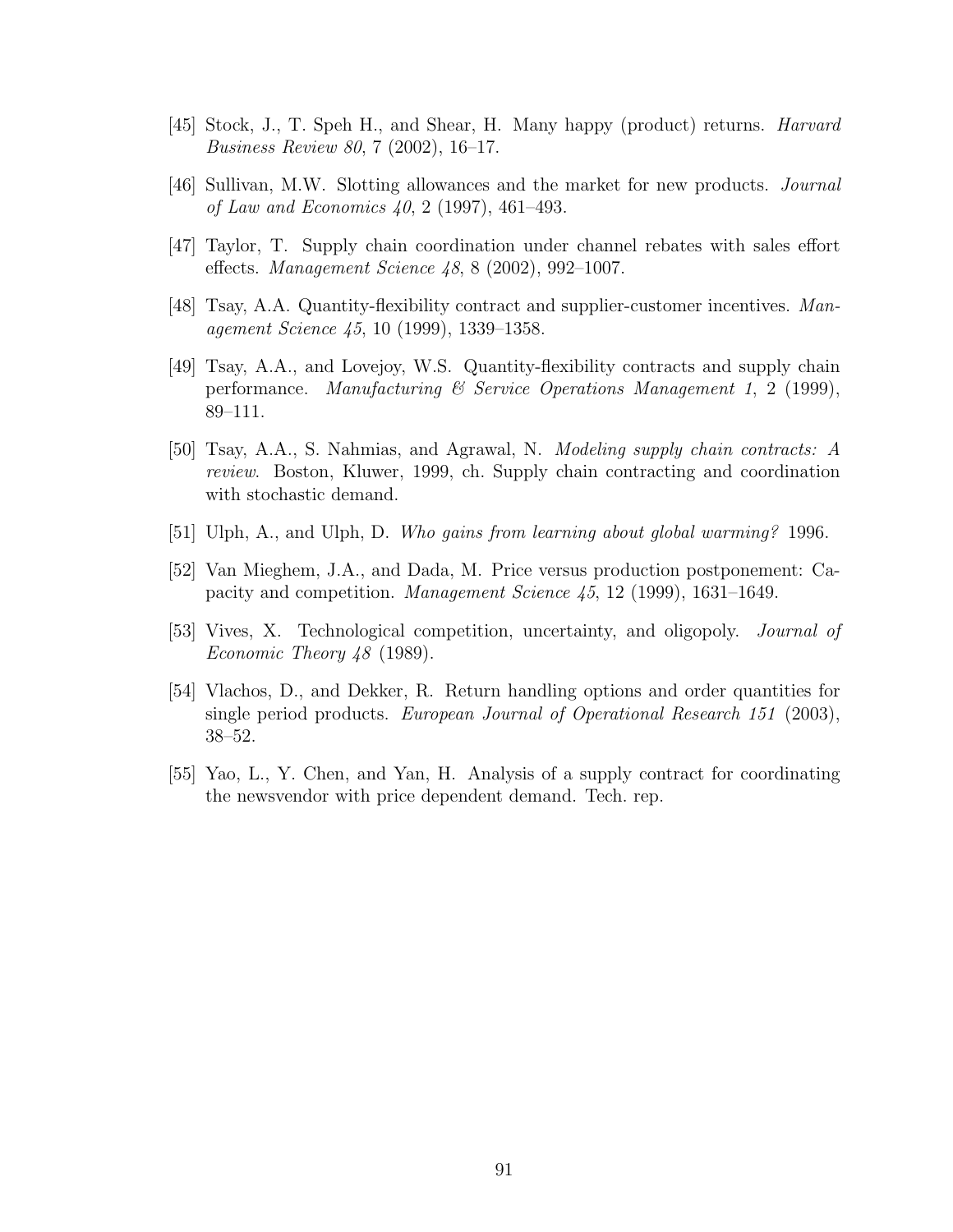[45] Stock, J., T. Speh H., and Shear, H. Many happy (product) returns. *Harvard Business Review 80*, 7 (2002), 16–17.

[46] Sullivan, M.W. Slotting allowances and the market for new products. *Journal of Law and Economics 40*, 2 (1997), 461–493.

[47] Taylor, T. Supply chain coordination under channel rebates with sales effort effects. *Management Science 48*, 8 (2002), 992–1007.

[48] Tsay, A.A. Quantity-flexibility contract and supplier-customer incentives. *Management Science 45*, 10 (1999), 1339–1358.

[49] Tsay, A.A., and Lovejoy, W.S. Quantity-flexibility contracts and supply chain performance. *Manufacturing & Service Operations Management 1*, 2 (1999), 89–111.

[50] Tsay, A.A., S. Nahmias, and Agrawal, N. *Modeling supply chain contracts: A review*. Boston, Kluwer, 1999, ch. Supply chain contracting and coordination with stochastic demand.

[51] Ulph, A., and Ulph, D. *Who gains from learning about global warming?* 1996.

[52] Van Mieghem, J.A., and Dada, M. Price versus production postponement: Capacity and competition. *Management Science 45*, 12 (1999), 1631–1649.

[53] Vives, X. Technological competition, uncertainty, and oligopoly. *Journal of Economic Theory 48* (1989).

[54] Vlachos, D., and Dekker, R. Return handling options and order quantities for single period products. *European Journal of Operational Research 151* (2003), 38–52.

[55] Yao, L., Y. Chen, and Yan, H. Analysis of a supply contract for coordinating the newsvendor with price dependent demand. Tech. rep.